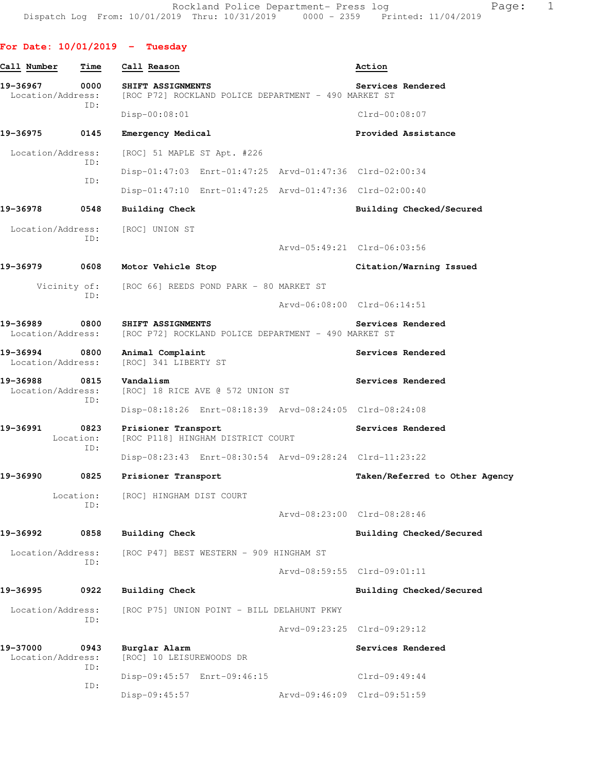Rockland Police Department- Press log
Dispatch Log From: 10/01/2019 Thru: 10/31/2019 0000 - 2359 Printed: 11/04/2019

## For Date: 10/01/2019 - Tuesday

| Call Number | Time | Call Reason | Action |
|---|---|---|---|
| 19-36967 | 0000 | SHIFT ASSIGNMENTS | Services Rendered |
| Location/Address: | | [ROC P72] ROCKLAND POLICE DEPARTMENT - 490 MARKET ST | |
| ID: | | Disp-00:08:01 | Clrd-00:08:07 |
| 19-36975 | 0145 | Emergency Medical | Provided Assistance |
| Location/Address: | | [ROC] 51 MAPLE ST Apt. #226 | |
| ID: | | Disp-01:47:03 Enrt-01:47:25 Arvd-01:47:36 | Clrd-02:00:34 |
| ID: | | Disp-01:47:10 Enrt-01:47:25 Arvd-01:47:36 | Clrd-02:00:40 |
| 19-36978 | 0548 | Building Check | Building Checked/Secured |
| Location/Address: | | [ROC] UNION ST | |
| ID: | | Arvd-05:49:21 | Clrd-06:03:56 |
| 19-36979 | 0608 | Motor Vehicle Stop | Citation/Warning Issued |
| Vicinity of: | | [ROC 66] REEDS POND PARK - 80 MARKET ST | |
| ID: | | Arvd-06:08:00 | Clrd-06:14:51 |
| 19-36989 | 0800 | SHIFT ASSIGNMENTS | Services Rendered |
| Location/Address: | | [ROC P72] ROCKLAND POLICE DEPARTMENT - 490 MARKET ST | |
| 19-36994 | 0800 | Animal Complaint | Services Rendered |
| Location/Address: | | [ROC] 341 LIBERTY ST | |
| 19-36988 | 0815 | Vandalism | Services Rendered |
| Location/Address: | | [ROC] 18 RICE AVE @ 572 UNION ST | |
| ID: | | Disp-08:18:26 Enrt-08:18:39 Arvd-08:24:05 | Clrd-08:24:08 |
| 19-36991 | 0823 | Prisioner Transport | Services Rendered |
| Location: | | [ROC P118] HINGHAM DISTRICT COURT | |
| ID: | | Disp-08:23:43 Enrt-08:30:54 Arvd-09:28:24 | Clrd-11:23:22 |
| 19-36990 | 0825 | Prisioner Transport | Taken/Referred to Other Agency |
| Location: | | [ROC] HINGHAM DIST COURT | |
| ID: | | Arvd-08:23:00 | Clrd-08:28:46 |
| 19-36992 | 0858 | Building Check | Building Checked/Secured |
| Location/Address: | | [ROC P47] BEST WESTERN - 909 HINGHAM ST | |
| ID: | | Arvd-08:59:55 | Clrd-09:01:11 |
| 19-36995 | 0922 | Building Check | Building Checked/Secured |
| Location/Address: | | [ROC P75] UNION POINT - BILL DELAHUNT PKWY | |
| ID: | | Arvd-09:23:25 | Clrd-09:29:12 |
| 19-37000 | 0943 | Burglar Alarm | Services Rendered |
| Location/Address: | | [ROC] 10 LEISUREWOODS DR | |
| ID: | | Disp-09:45:57 Enrt-09:46:15 | Clrd-09:49:44 |
| ID: | | Disp-09:45:57 Arvd-09:46:09 | Clrd-09:51:59 |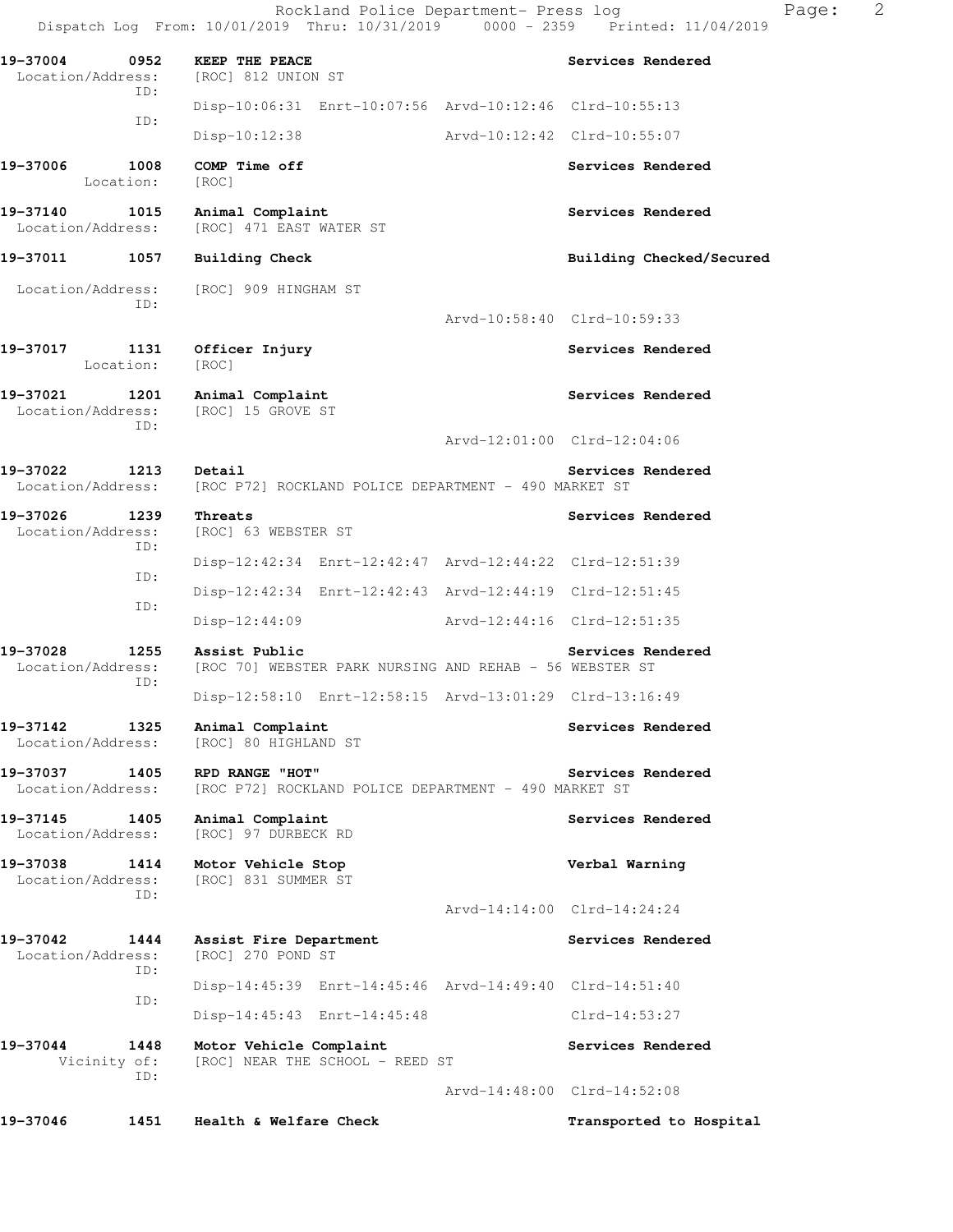**19-37004 0952 KEEP THE PEACE** — **Services Rendered**
Location/Address: [ROC] 812 UNION ST
ID:
Disp-10:06:31 Enrt-10:07:56 Arvd-10:12:46 Clrd-10:55:13
ID:
Disp-10:12:38 Arvd-10:12:42 Clrd-10:55:07

**19-37006 1008 COMP Time off** — **Services Rendered**
Location: [ROC]

**19-37140 1015 Animal Complaint** — **Services Rendered**
Location/Address: [ROC] 471 EAST WATER ST

**19-37011 1057 Building Check** — **Building Checked/Secured**
Location/Address: [ROC] 909 HINGHAM ST
ID:
Arvd-10:58:40 Clrd-10:59:33

**19-37017 1131 Officer Injury** — **Services Rendered**
Location: [ROC]

**19-37021 1201 Animal Complaint** — **Services Rendered**
Location/Address: [ROC] 15 GROVE ST
ID:
Arvd-12:01:00 Clrd-12:04:06

**19-37022 1213 Detail** — **Services Rendered**
Location/Address: [ROC P72] ROCKLAND POLICE DEPARTMENT - 490 MARKET ST

**19-37026 1239 Threats** — **Services Rendered**
Location/Address: [ROC] 63 WEBSTER ST
ID:
Disp-12:42:34 Enrt-12:42:47 Arvd-12:44:22 Clrd-12:51:39
ID:
Disp-12:42:34 Enrt-12:42:43 Arvd-12:44:19 Clrd-12:51:45
ID:
Disp-12:44:09 Arvd-12:44:16 Clrd-12:51:35

**19-37028 1255 Assist Public** — **Services Rendered**
Location/Address: [ROC 70] WEBSTER PARK NURSING AND REHAB - 56 WEBSTER ST
ID:
Disp-12:58:10 Enrt-12:58:15 Arvd-13:01:29 Clrd-13:16:49

**19-37142 1325 Animal Complaint** — **Services Rendered**
Location/Address: [ROC] 80 HIGHLAND ST

**19-37037 1405 RPD RANGE "HOT"** — **Services Rendered**
Location/Address: [ROC P72] ROCKLAND POLICE DEPARTMENT - 490 MARKET ST

**19-37145 1405 Animal Complaint** — **Services Rendered**
Location/Address: [ROC] 97 DURBECK RD

**19-37038 1414 Motor Vehicle Stop** — **Verbal Warning**
Location/Address: [ROC] 831 SUMMER ST
ID:
Arvd-14:14:00 Clrd-14:24:24

**19-37042 1444 Assist Fire Department** — **Services Rendered**
Location/Address: [ROC] 270 POND ST
ID:
Disp-14:45:39 Enrt-14:45:46 Arvd-14:49:40 Clrd-14:51:40
ID:
Disp-14:45:43 Enrt-14:45:48 Clrd-14:53:27

**19-37044 1448 Motor Vehicle Complaint** — **Services Rendered**
Vicinity of: [ROC] NEAR THE SCHOOL - REED ST
ID:
Arvd-14:48:00 Clrd-14:52:08

**19-37046 1451 Health & Welfare Check** — **Transported to Hospital**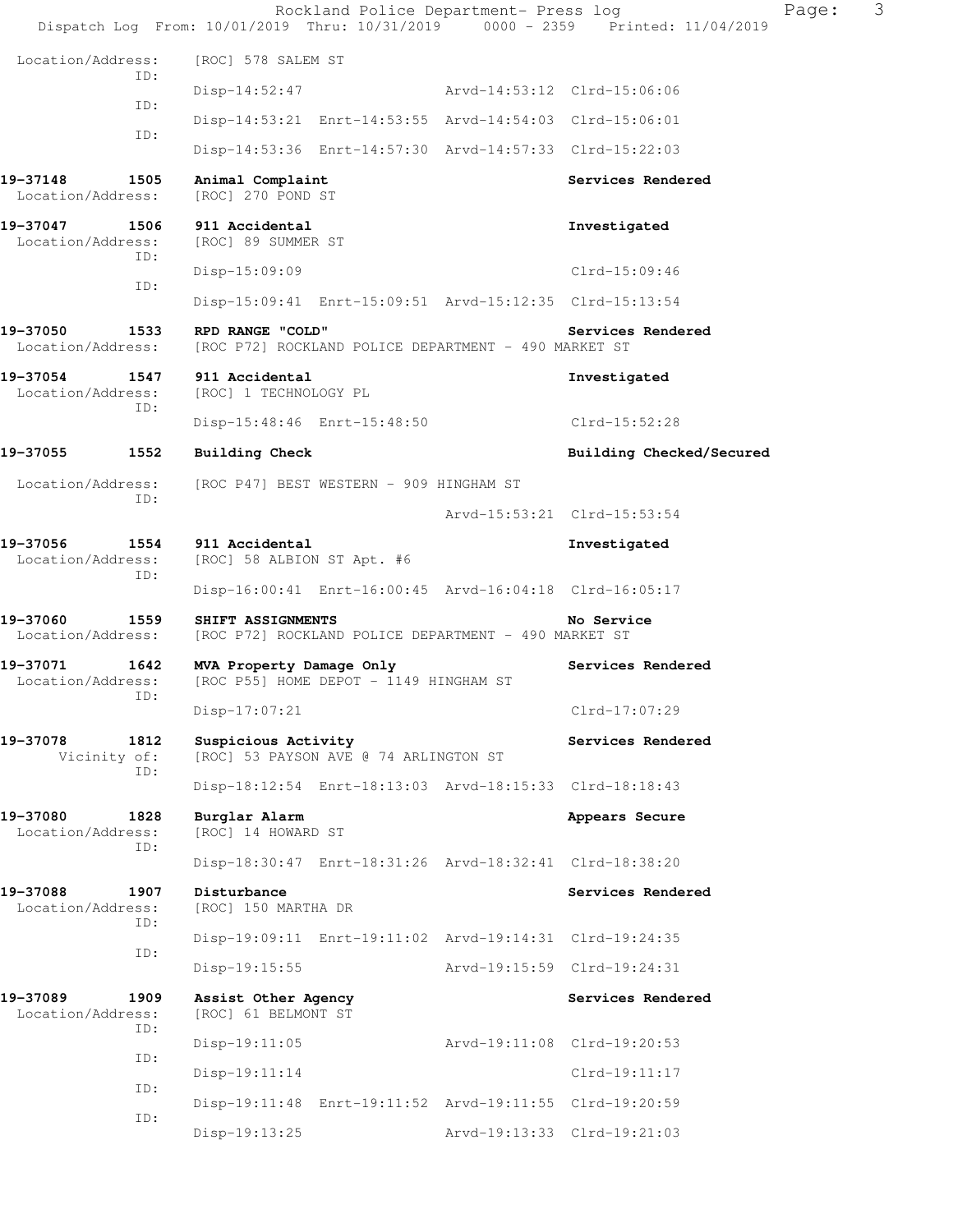Location/Address: [ROC] 578 SALEM ST
ID: Disp-14:52:47 Arvd-14:53:12 Clrd-15:06:06
ID: Disp-14:53:21 Enrt-14:53:55 Arvd-14:54:03 Clrd-15:06:01
ID: Disp-14:53:36 Enrt-14:57:30 Arvd-14:57:33 Clrd-15:22:03

**19-37148 1505 Animal Complaint** **Services Rendered**
Location/Address: [ROC] 270 POND ST

**19-37047 1506 911 Accidental** **Investigated**
Location/Address: [ROC] 89 SUMMER ST
ID: Disp-15:09:09 Clrd-15:09:46
ID: Disp-15:09:41 Enrt-15:09:51 Arvd-15:12:35 Clrd-15:13:54

**19-37050 1533 RPD RANGE "COLD"** **Services Rendered**
Location/Address: [ROC P72] ROCKLAND POLICE DEPARTMENT - 490 MARKET ST

**19-37054 1547 911 Accidental** **Investigated**
Location/Address: [ROC] 1 TECHNOLOGY PL
ID: Disp-15:48:46 Enrt-15:48:50 Clrd-15:52:28

**19-37055 1552 Building Check** **Building Checked/Secured**
Location/Address: [ROC P47] BEST WESTERN - 909 HINGHAM ST
ID: Arvd-15:53:21 Clrd-15:53:54

**19-37056 1554 911 Accidental** **Investigated**
Location/Address: [ROC] 58 ALBION ST Apt. #6
ID: Disp-16:00:41 Enrt-16:00:45 Arvd-16:04:18 Clrd-16:05:17

**19-37060 1559 SHIFT ASSIGNMENTS** **No Service**
Location/Address: [ROC P72] ROCKLAND POLICE DEPARTMENT - 490 MARKET ST

**19-37071 1642 MVA Property Damage Only** **Services Rendered**
Location/Address: [ROC P55] HOME DEPOT - 1149 HINGHAM ST
ID: Disp-17:07:21 Clrd-17:07:29

**19-37078 1812 Suspicious Activity** **Services Rendered**
Vicinity of: [ROC] 53 PAYSON AVE @ 74 ARLINGTON ST
ID: Disp-18:12:54 Enrt-18:13:03 Arvd-18:15:33 Clrd-18:18:43

**19-37080 1828 Burglar Alarm** **Appears Secure**
Location/Address: [ROC] 14 HOWARD ST
ID: Disp-18:30:47 Enrt-18:31:26 Arvd-18:32:41 Clrd-18:38:20

**19-37088 1907 Disturbance** **Services Rendered**
Location/Address: [ROC] 150 MARTHA DR
ID: Disp-19:09:11 Enrt-19:11:02 Arvd-19:14:31 Clrd-19:24:35
ID: Disp-19:15:55 Arvd-19:15:59 Clrd-19:24:31

**19-37089 1909 Assist Other Agency** **Services Rendered**
Location/Address: [ROC] 61 BELMONT ST
ID: Disp-19:11:05 Arvd-19:11:08 Clrd-19:20:53
ID: Disp-19:11:14 Clrd-19:11:17
ID: Disp-19:11:48 Enrt-19:11:52 Arvd-19:11:55 Clrd-19:20:59
ID: Disp-19:13:25 Arvd-19:13:33 Clrd-19:21:03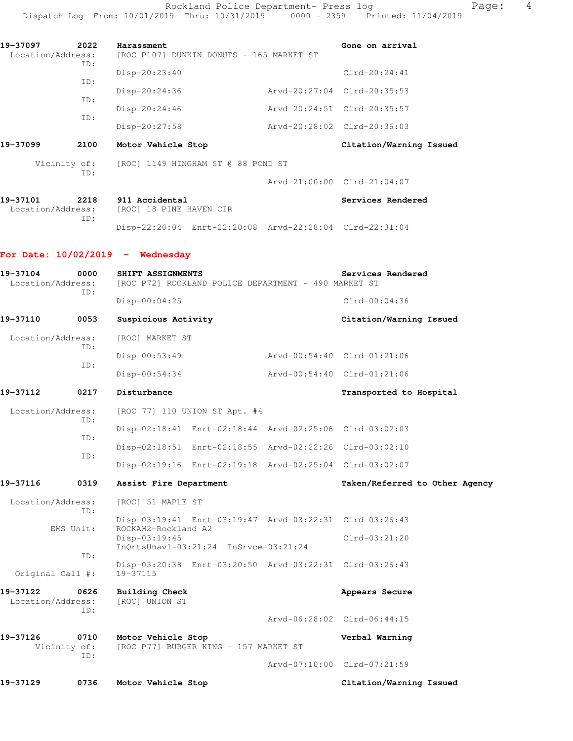| | | | | |
|---|---|---|---|---|
| **19-37097** | **2022** | **Harassment** | | **Gone on arrival** |
| Location/Address: | | [ROC P107] DUNKIN DONUTS - 165 MARKET ST | | |
| ID: | | Disp-20:23:40 | | Clrd-20:24:41 |
| ID: | | Disp-20:24:36 | Arvd-20:27:04 | Clrd-20:35:53 |
| ID: | | Disp-20:24:46 | Arvd-20:24:51 | Clrd-20:35:57 |
| ID: | | Disp-20:27:58 | Arvd-20:28:02 | Clrd-20:36:03 |
| **19-37099** | **2100** | **Motor Vehicle Stop** | | **Citation/Warning Issued** |
| Vicinity of: | | [ROC] 1149 HINGHAM ST @ 88 POND ST | | |
| ID: | | | Arvd-21:00:00 | Clrd-21:04:07 |
| **19-37101** | **2218** | **911 Accidental** | | **Services Rendered** |
| Location/Address: | | [ROC] 18 PINE HAVEN CIR | | |
| ID: | | Disp-22:20:04 Enrt-22:20:08 | Arvd-22:28:04 | Clrd-22:31:04 |

## For Date: 10/02/2019 - Wednesday

| | | | | |
|---|---|---|---|---|
| **19-37104** | **0000** | **SHIFT ASSIGNMENTS** | | **Services Rendered** |
| Location/Address: | | [ROC P72] ROCKLAND POLICE DEPARTMENT - 490 MARKET ST | | |
| ID: | | Disp-00:04:25 | | Clrd-00:04:36 |
| **19-37110** | **0053** | **Suspicious Activity** | | **Citation/Warning Issued** |
| Location/Address: | | [ROC] MARKET ST | | |
| ID: | | Disp-00:53:49 | Arvd-00:54:40 | Clrd-01:21:06 |
| ID: | | Disp-00:54:34 | Arvd-00:54:40 | Clrd-01:21:06 |
| **19-37112** | **0217** | **Disturbance** | | **Transported to Hospital** |
| Location/Address: | | [ROC 77] 110 UNION ST Apt. #4 | | |
| ID: | | Disp-02:18:41 Enrt-02:18:44 | Arvd-02:25:06 | Clrd-03:02:03 |
| ID: | | Disp-02:18:51 Enrt-02:18:55 | Arvd-02:22:26 | Clrd-03:02:10 |
| ID: | | Disp-02:19:16 Enrt-02:19:18 | Arvd-02:25:04 | Clrd-03:02:07 |
| **19-37116** | **0319** | **Assist Fire Department** | | **Taken/Referred to Other Agency** |
| Location/Address: | | [ROC] 51 MAPLE ST | | |
| ID: | | Disp-03:19:41 Enrt-03:19:47 | Arvd-03:22:31 | Clrd-03:26:43 |
| EMS Unit: | | ROCKAM2-Rockland A2 | | |
| | | Disp-03:19:45 | | Clrd-03:21:20 |
| | | InQrtsUnavl-03:21:24 InSrvce-03:21:24 | | |
| ID: | | Disp-03:20:38 Enrt-03:20:50 | Arvd-03:22:31 | Clrd-03:26:43 |
| Original Call #: | | 19-37115 | | |
| **19-37122** | **0626** | **Building Check** | | **Appears Secure** |
| Location/Address: | | [ROC] UNION ST | | |
| ID: | | | Arvd-06:28:02 | Clrd-06:44:15 |
| **19-37126** | **0710** | **Motor Vehicle Stop** | | **Verbal Warning** |
| Vicinity of: | | [ROC P77] BURGER KING - 157 MARKET ST | | |
| ID: | | | Arvd-07:10:00 | Clrd-07:21:59 |
| **19-37129** | **0736** | **Motor Vehicle Stop** | | **Citation/Warning Issued** |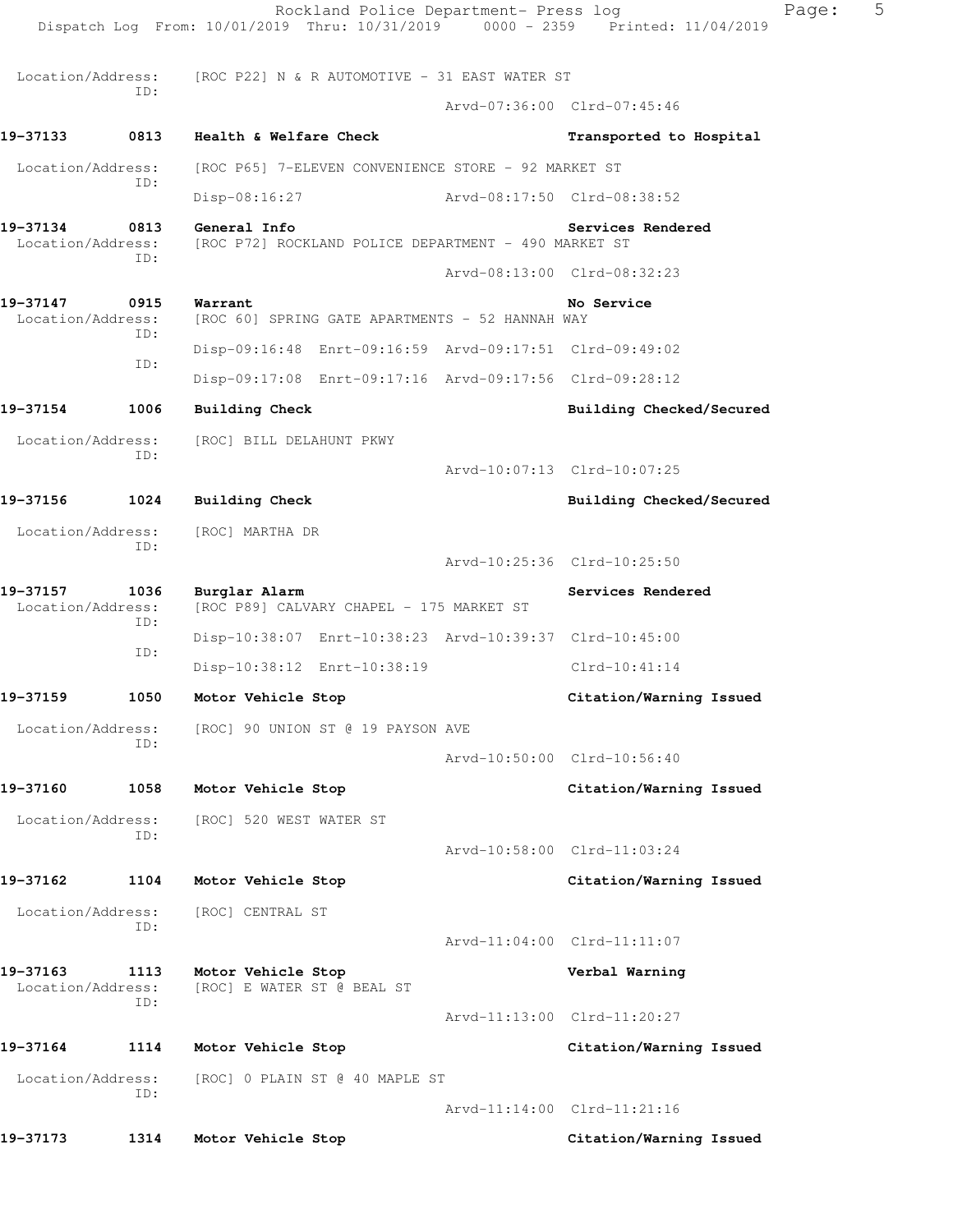```
 Location/Address:    [ROC P22] N & R AUTOMOTIVE - 31 EAST WATER ST
                ID:
                                                 Arvd-07:36:00 Clrd-07:45:46

19-37133        0813   Health & Welfare Check                      Transported to Hospital

 Location/Address:    [ROC P65] 7-ELEVEN CONVENIENCE STORE - 92 MARKET ST
                ID:
                      Disp-08:16:27              Arvd-08:17:50 Clrd-08:38:52

19-37134        0813   General Info                                Services Rendered
 Location/Address:    [ROC P72] ROCKLAND POLICE DEPARTMENT - 490 MARKET ST
                ID:
                                                 Arvd-08:13:00 Clrd-08:32:23

19-37147        0915   Warrant                                     No Service
 Location/Address:    [ROC 60] SPRING GATE APARTMENTS - 52 HANNAH WAY
                ID:
                      Disp-09:16:48  Enrt-09:16:59  Arvd-09:17:51 Clrd-09:49:02
                ID:
                      Disp-09:17:08  Enrt-09:17:16  Arvd-09:17:56 Clrd-09:28:12

19-37154        1006   Building Check                              Building Checked/Secured

 Location/Address:    [ROC] BILL DELAHUNT PKWY
                ID:
                                                 Arvd-10:07:13 Clrd-10:07:25

19-37156        1024   Building Check                              Building Checked/Secured

 Location/Address:    [ROC] MARTHA DR
                ID:
                                                 Arvd-10:25:36 Clrd-10:25:50

19-37157        1036   Burglar Alarm                               Services Rendered
 Location/Address:    [ROC P89] CALVARY CHAPEL - 175 MARKET ST
                ID:
                      Disp-10:38:07  Enrt-10:38:23  Arvd-10:39:37 Clrd-10:45:00
                ID:
                      Disp-10:38:12  Enrt-10:38:19                Clrd-10:41:14

19-37159        1050   Motor Vehicle Stop                          Citation/Warning Issued

 Location/Address:    [ROC] 90 UNION ST @ 19 PAYSON AVE
                ID:
                                                 Arvd-10:50:00 Clrd-10:56:40

19-37160        1058   Motor Vehicle Stop                          Citation/Warning Issued

 Location/Address:    [ROC] 520 WEST WATER ST
                ID:
                                                 Arvd-10:58:00 Clrd-11:03:24

19-37162        1104   Motor Vehicle Stop                          Citation/Warning Issued

 Location/Address:    [ROC] CENTRAL ST
                ID:
                                                 Arvd-11:04:00 Clrd-11:11:07

19-37163        1113   Motor Vehicle Stop                          Verbal Warning
 Location/Address:    [ROC] E WATER ST @ BEAL ST
                ID:
                                                 Arvd-11:13:00 Clrd-11:20:27

19-37164        1114   Motor Vehicle Stop                          Citation/Warning Issued

 Location/Address:    [ROC] 0 PLAIN ST @ 40 MAPLE ST
                ID:
                                                 Arvd-11:14:00 Clrd-11:21:16

19-37173        1314   Motor Vehicle Stop                          Citation/Warning Issued
```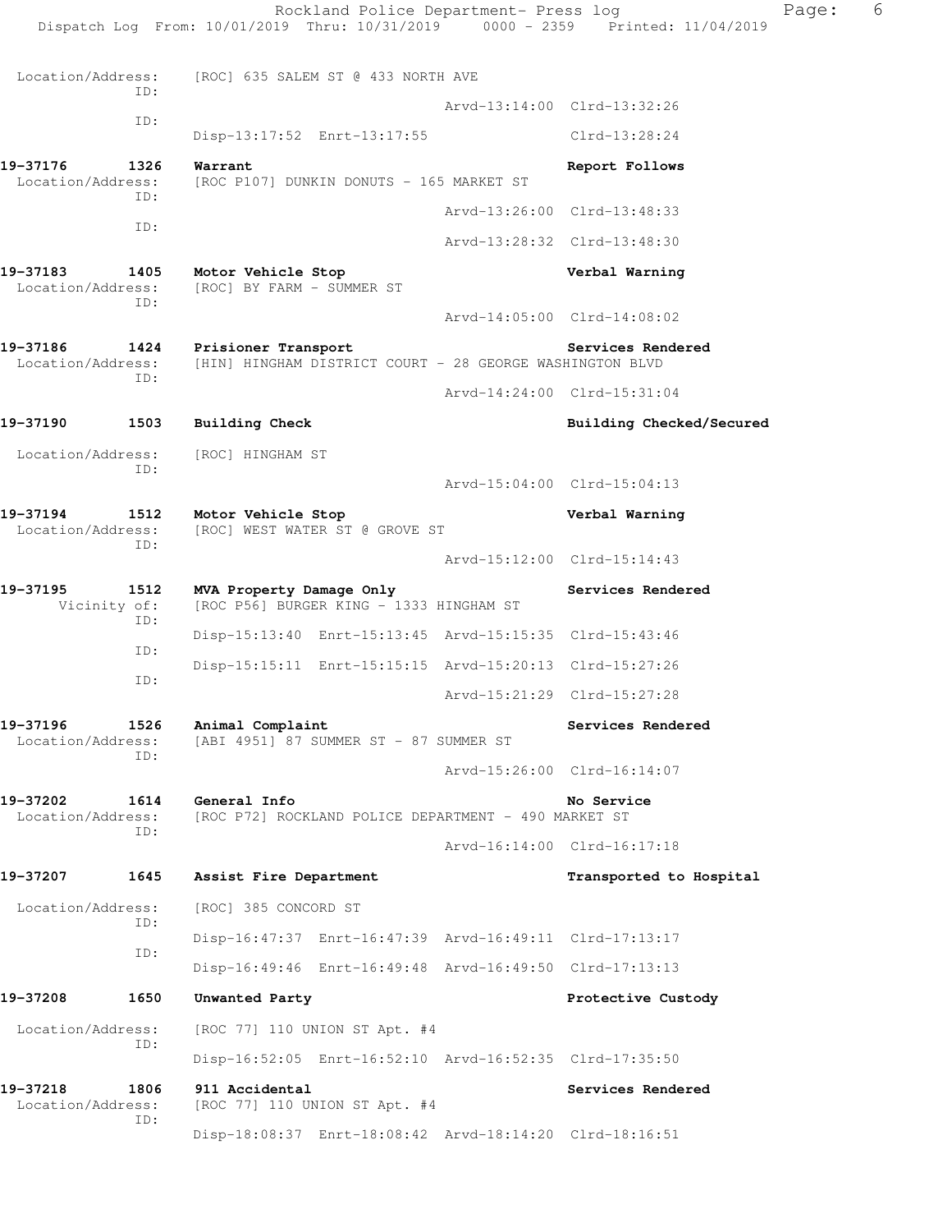Location/Address: [ROC] 635 SALEM ST @ 433 NORTH AVE
ID:
Arvd-13:14:00 Clrd-13:32:26
ID:
Disp-13:17:52 Enrt-13:17:55 Clrd-13:28:24

**19-37176 1326 Warrant** **Report Follows**
Location/Address: [ROC P107] DUNKIN DONUTS - 165 MARKET ST
ID:
Arvd-13:26:00 Clrd-13:48:33
ID:
Arvd-13:28:32 Clrd-13:48:30

**19-37183 1405 Motor Vehicle Stop** **Verbal Warning**
Location/Address: [ROC] BY FARM - SUMMER ST
ID:
Arvd-14:05:00 Clrd-14:08:02

**19-37186 1424 Prisioner Transport** **Services Rendered**
Location/Address: [HIN] HINGHAM DISTRICT COURT - 28 GEORGE WASHINGTON BLVD
ID:
Arvd-14:24:00 Clrd-15:31:04

**19-37190 1503 Building Check** **Building Checked/Secured**
Location/Address: [ROC] HINGHAM ST
ID:
Arvd-15:04:00 Clrd-15:04:13

**19-37194 1512 Motor Vehicle Stop** **Verbal Warning**
Location/Address: [ROC] WEST WATER ST @ GROVE ST
ID:
Arvd-15:12:00 Clrd-15:14:43

**19-37195 1512 MVA Property Damage Only** **Services Rendered**
Vicinity of: [ROC P56] BURGER KING - 1333 HINGHAM ST
ID:
Disp-15:13:40 Enrt-15:13:45 Arvd-15:15:35 Clrd-15:43:46
ID:
Disp-15:15:11 Enrt-15:15:15 Arvd-15:20:13 Clrd-15:27:26
ID:
Arvd-15:21:29 Clrd-15:27:28

**19-37196 1526 Animal Complaint** **Services Rendered**
Location/Address: [ABI 4951] 87 SUMMER ST - 87 SUMMER ST
ID:
Arvd-15:26:00 Clrd-16:14:07

**19-37202 1614 General Info** **No Service**
Location/Address: [ROC P72] ROCKLAND POLICE DEPARTMENT - 490 MARKET ST
ID:
Arvd-16:14:00 Clrd-16:17:18

**19-37207 1645 Assist Fire Department** **Transported to Hospital**
Location/Address: [ROC] 385 CONCORD ST
ID:
Disp-16:47:37 Enrt-16:47:39 Arvd-16:49:11 Clrd-17:13:17
ID:
Disp-16:49:46 Enrt-16:49:48 Arvd-16:49:50 Clrd-17:13:13

**19-37208 1650 Unwanted Party** **Protective Custody**
Location/Address: [ROC 77] 110 UNION ST Apt. #4
ID:
Disp-16:52:05 Enrt-16:52:10 Arvd-16:52:35 Clrd-17:35:50

**19-37218 1806 911 Accidental** **Services Rendered**
Location/Address: [ROC 77] 110 UNION ST Apt. #4
ID:
Disp-18:08:37 Enrt-18:08:42 Arvd-18:14:20 Clrd-18:16:51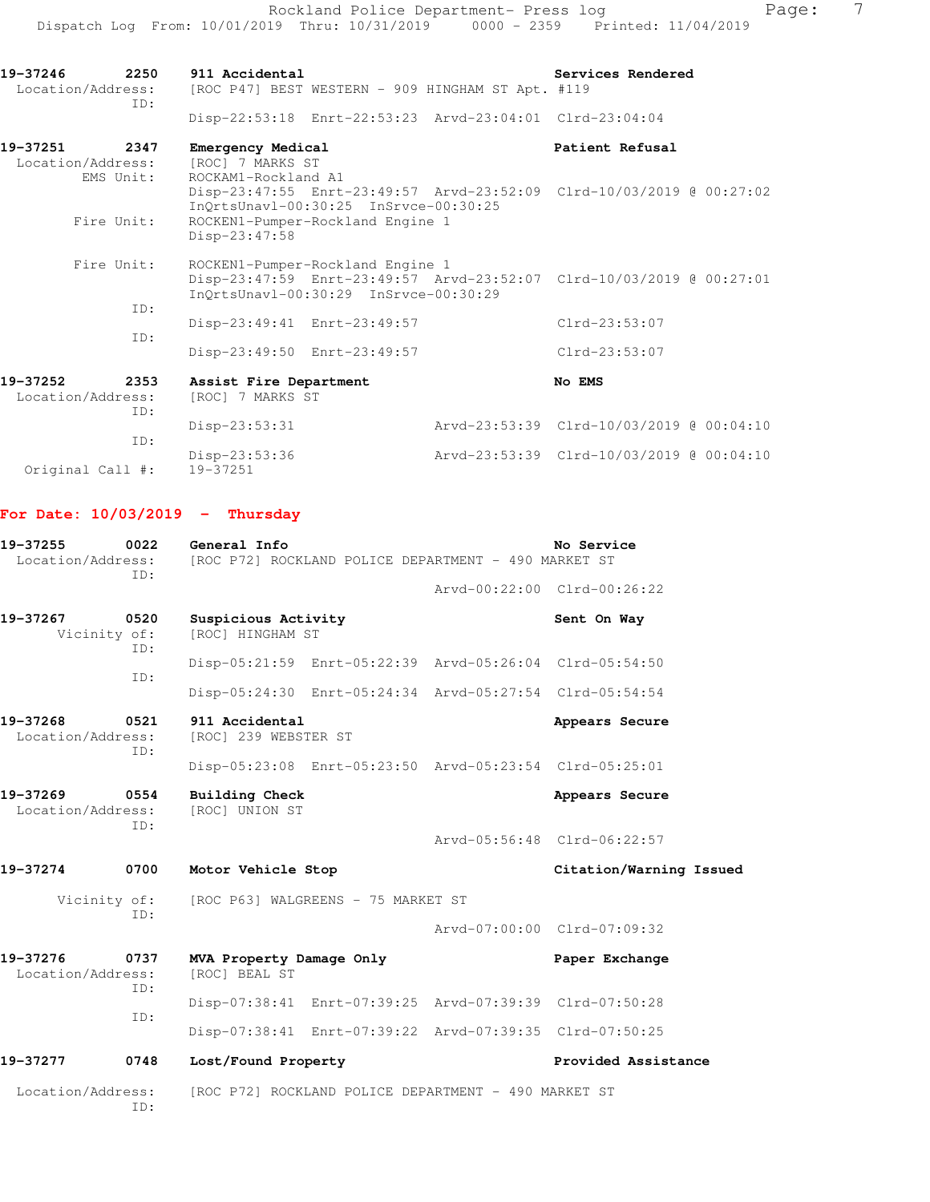| | | | |
|---|---|---|---|
| **19-37246** | **2250** | **911 Accidental** | **Services Rendered** |
| Location/Address: | | [ROC P47] BEST WESTERN - 909 HINGHAM ST Apt. #119 | |
| ID: | | Disp-22:53:18 Enrt-22:53:23 Arvd-23:04:01 | Clrd-23:04:04 |
| **19-37251** | **2347** | **Emergency Medical** | **Patient Refusal** |
| Location/Address: | | [ROC] 7 MARKS ST | |
| EMS Unit: | | ROCKAM1-Rockland A1 | |
| | | Disp-23:47:55 Enrt-23:49:57 Arvd-23:52:09 InQrtsUnavl-00:30:25 InSrvce-00:30:25 | Clrd-10/03/2019 @ 00:27:02 |
| Fire Unit: | | ROCKEN1-Pumper-Rockland Engine 1 | |
| | | Disp-23:47:58 | |
| Fire Unit: | | ROCKEN1-Pumper-Rockland Engine 1 | |
| | | Disp-23:47:59 Enrt-23:49:57 Arvd-23:52:07 InQrtsUnavl-00:30:29 InSrvce-00:30:29 | Clrd-10/03/2019 @ 00:27:01 |
| ID: | | Disp-23:49:41 Enrt-23:49:57 | Clrd-23:53:07 |
| ID: | | Disp-23:49:50 Enrt-23:49:57 | Clrd-23:53:07 |
| **19-37252** | **2353** | **Assist Fire Department** | **No EMS** |
| Location/Address: | | [ROC] 7 MARKS ST | |
| ID: | | Disp-23:53:31 Arvd-23:53:39 | Clrd-10/03/2019 @ 00:04:10 |
| ID: | | Disp-23:53:36 Arvd-23:53:39 | Clrd-10/03/2019 @ 00:04:10 |
| Original Call #: | | 19-37251 | |

## For Date: 10/03/2019 - Thursday

| | | | |
|---|---|---|---|
| **19-37255** | **0022** | **General Info** | **No Service** |
| Location/Address: | | [ROC P72] ROCKLAND POLICE DEPARTMENT - 490 MARKET ST | |
| ID: | | Arvd-00:22:00 | Clrd-00:26:22 |
| **19-37267** | **0520** | **Suspicious Activity** | **Sent On Way** |
| Vicinity of: | | [ROC] HINGHAM ST | |
| ID: | | Disp-05:21:59 Enrt-05:22:39 Arvd-05:26:04 | Clrd-05:54:50 |
| ID: | | Disp-05:24:30 Enrt-05:24:34 Arvd-05:27:54 | Clrd-05:54:54 |
| **19-37268** | **0521** | **911 Accidental** | **Appears Secure** |
| Location/Address: | | [ROC] 239 WEBSTER ST | |
| ID: | | Disp-05:23:08 Enrt-05:23:50 Arvd-05:23:54 | Clrd-05:25:01 |
| **19-37269** | **0554** | **Building Check** | **Appears Secure** |
| Location/Address: | | [ROC] UNION ST | |
| ID: | | Arvd-05:56:48 | Clrd-06:22:57 |
| **19-37274** | **0700** | **Motor Vehicle Stop** | **Citation/Warning Issued** |
| Vicinity of: | | [ROC P63] WALGREENS - 75 MARKET ST | |
| ID: | | Arvd-07:00:00 | Clrd-07:09:32 |
| **19-37276** | **0737** | **MVA Property Damage Only** | **Paper Exchange** |
| Location/Address: | | [ROC] BEAL ST | |
| ID: | | Disp-07:38:41 Enrt-07:39:25 Arvd-07:39:39 | Clrd-07:50:28 |
| ID: | | Disp-07:38:41 Enrt-07:39:22 Arvd-07:39:35 | Clrd-07:50:25 |
| **19-37277** | **0748** | **Lost/Found Property** | **Provided Assistance** |
| Location/Address: | | [ROC P72] ROCKLAND POLICE DEPARTMENT - 490 MARKET ST | |
| ID: | | | |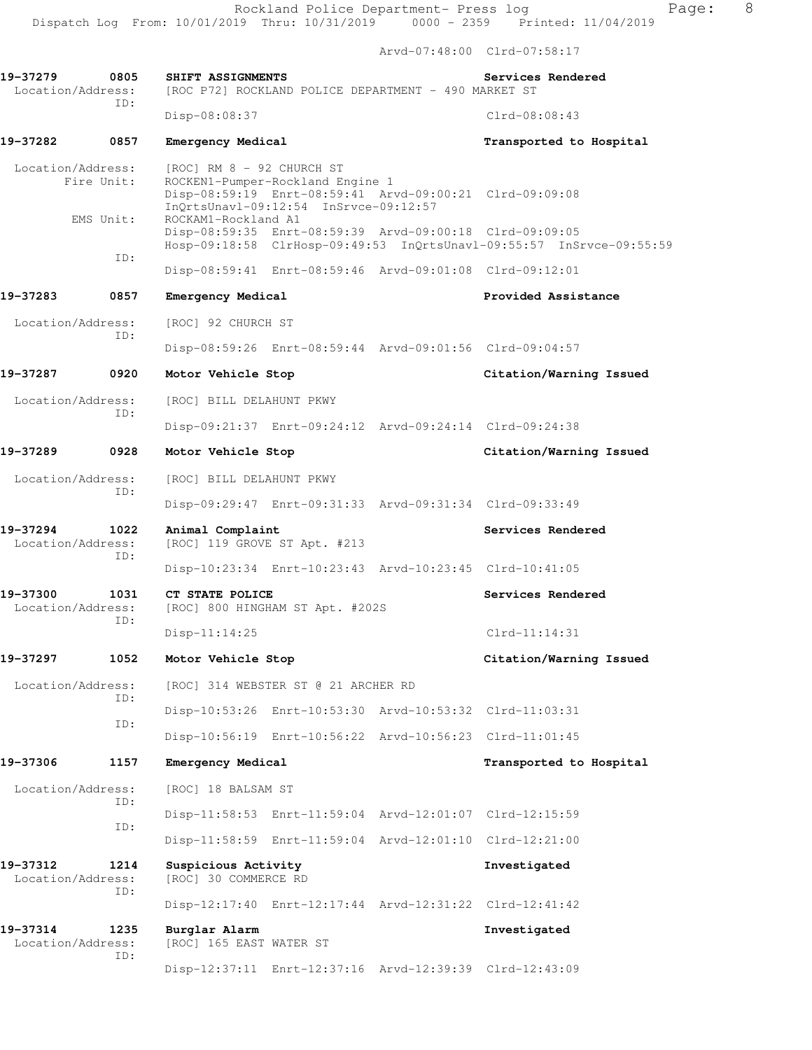Arvd-07:48:00 Clrd-07:58:17

**19-37279 0805 SHIFT ASSIGNMENTS** — Services Rendered
Location/Address: [ROC P72] ROCKLAND POLICE DEPARTMENT - 490 MARKET ST
ID:
Disp-08:08:37 Clrd-08:08:43

**19-37282 0857 Emergency Medical** — Transported to Hospital
Location/Address: [ROC] RM 8 - 92 CHURCH ST
Fire Unit: ROCKEN1-Pumper-Rockland Engine 1
Disp-08:59:19 Enrt-08:59:41 Arvd-09:00:21 Clrd-09:09:08
InQrtsUnavl-09:12:54 InSrvce-09:12:57
EMS Unit: ROCKAM1-Rockland A1
Disp-08:59:35 Enrt-08:59:39 Arvd-09:00:18 Clrd-09:09:05
Hosp-09:18:58 ClrHosp-09:49:53 InQrtsUnavl-09:55:57 InSrvce-09:55:59
ID:
Disp-08:59:41 Enrt-08:59:46 Arvd-09:01:08 Clrd-09:12:01

**19-37283 0857 Emergency Medical** — Provided Assistance
Location/Address: [ROC] 92 CHURCH ST
ID:
Disp-08:59:26 Enrt-08:59:44 Arvd-09:01:56 Clrd-09:04:57

**19-37287 0920 Motor Vehicle Stop** — Citation/Warning Issued
Location/Address: [ROC] BILL DELAHUNT PKWY
ID:
Disp-09:21:37 Enrt-09:24:12 Arvd-09:24:14 Clrd-09:24:38

**19-37289 0928 Motor Vehicle Stop** — Citation/Warning Issued
Location/Address: [ROC] BILL DELAHUNT PKWY
ID:
Disp-09:29:47 Enrt-09:31:33 Arvd-09:31:34 Clrd-09:33:49

**19-37294 1022 Animal Complaint** — Services Rendered
Location/Address: [ROC] 119 GROVE ST Apt. #213
ID:
Disp-10:23:34 Enrt-10:23:43 Arvd-10:23:45 Clrd-10:41:05

**19-37300 1031 CT STATE POLICE** — Services Rendered
Location/Address: [ROC] 800 HINGHAM ST Apt. #202S
ID:
Disp-11:14:25 Clrd-11:14:31

**19-37297 1052 Motor Vehicle Stop** — Citation/Warning Issued
Location/Address: [ROC] 314 WEBSTER ST @ 21 ARCHER RD
ID:
Disp-10:53:26 Enrt-10:53:30 Arvd-10:53:32 Clrd-11:03:31
ID:
Disp-10:56:19 Enrt-10:56:22 Arvd-10:56:23 Clrd-11:01:45

**19-37306 1157 Emergency Medical** — Transported to Hospital
Location/Address: [ROC] 18 BALSAM ST
ID:
Disp-11:58:53 Enrt-11:59:04 Arvd-12:01:07 Clrd-12:15:59
ID:
Disp-11:58:59 Enrt-11:59:04 Arvd-12:01:10 Clrd-12:21:00

**19-37312 1214 Suspicious Activity** — Investigated
Location/Address: [ROC] 30 COMMERCE RD
ID:
Disp-12:17:40 Enrt-12:17:44 Arvd-12:31:22 Clrd-12:41:42

**19-37314 1235 Burglar Alarm** — Investigated
Location/Address: [ROC] 165 EAST WATER ST
ID:
Disp-12:37:11 Enrt-12:37:16 Arvd-12:39:39 Clrd-12:43:09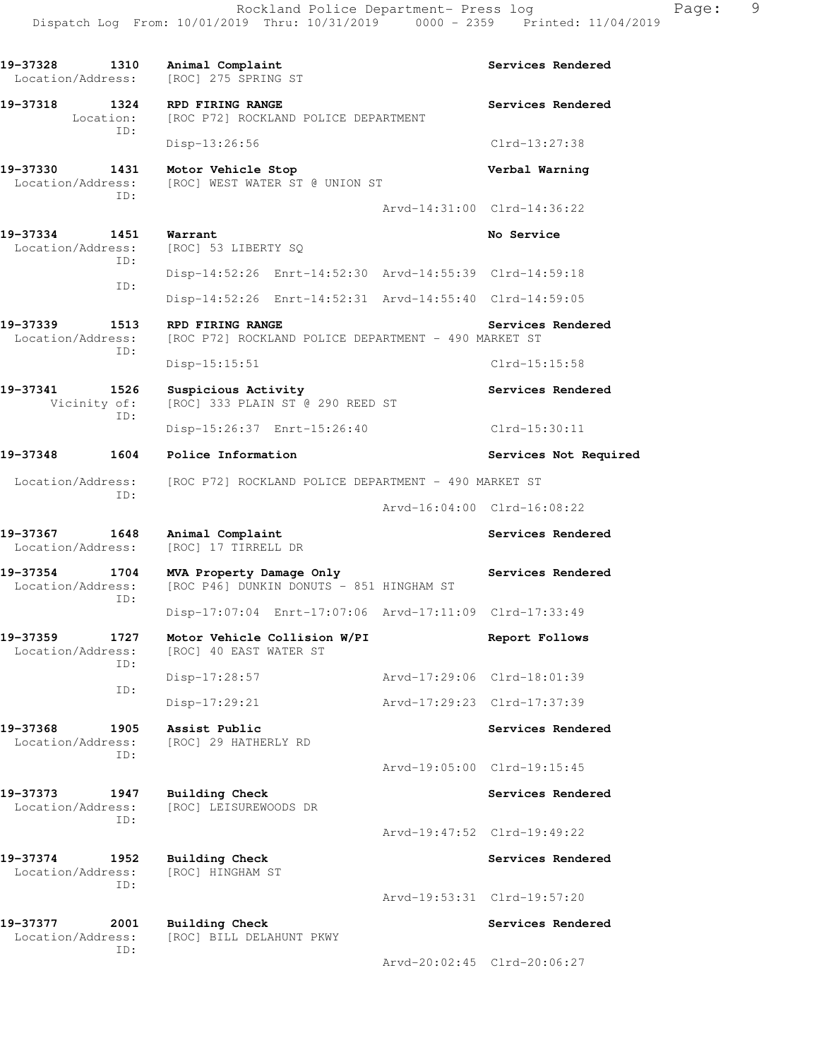**19-37328 1310 Animal Complaint** — **Services Rendered**
Location/Address: [ROC] 275 SPRING ST

**19-37318 1324 RPD FIRING RANGE** — **Services Rendered**
Location: [ROC P72] ROCKLAND POLICE DEPARTMENT
ID:
Disp-13:26:56 Clrd-13:27:38

**19-37330 1431 Motor Vehicle Stop** — **Verbal Warning**
Location/Address: [ROC] WEST WATER ST @ UNION ST
ID:
Arvd-14:31:00 Clrd-14:36:22

**19-37334 1451 Warrant** — **No Service**
Location/Address: [ROC] 53 LIBERTY SQ
ID:
Disp-14:52:26 Enrt-14:52:30 Arvd-14:55:39 Clrd-14:59:18
ID:
Disp-14:52:26 Enrt-14:52:31 Arvd-14:55:40 Clrd-14:59:05

**19-37339 1513 RPD FIRING RANGE** — **Services Rendered**
Location/Address: [ROC P72] ROCKLAND POLICE DEPARTMENT - 490 MARKET ST
ID:
Disp-15:15:51 Clrd-15:15:58

**19-37341 1526 Suspicious Activity** — **Services Rendered**
Vicinity of: [ROC] 333 PLAIN ST @ 290 REED ST
ID:
Disp-15:26:37 Enrt-15:26:40 Clrd-15:30:11

**19-37348 1604 Police Information** — **Services Not Required**
Location/Address: [ROC P72] ROCKLAND POLICE DEPARTMENT - 490 MARKET ST
ID:
Arvd-16:04:00 Clrd-16:08:22

**19-37367 1648 Animal Complaint** — **Services Rendered**
Location/Address: [ROC] 17 TIRRELL DR

**19-37354 1704 MVA Property Damage Only** — **Services Rendered**
Location/Address: [ROC P46] DUNKIN DONUTS - 851 HINGHAM ST
ID:
Disp-17:07:04 Enrt-17:07:06 Arvd-17:11:09 Clrd-17:33:49

**19-37359 1727 Motor Vehicle Collision W/PI** — **Report Follows**
Location/Address: [ROC] 40 EAST WATER ST
ID:
Disp-17:28:57 Arvd-17:29:06 Clrd-18:01:39
ID:
Disp-17:29:21 Arvd-17:29:23 Clrd-17:37:39

**19-37368 1905 Assist Public** — **Services Rendered**
Location/Address: [ROC] 29 HATHERLY RD
ID:
Arvd-19:05:00 Clrd-19:15:45

**19-37373 1947 Building Check** — **Services Rendered**
Location/Address: [ROC] LEISUREWOODS DR
ID:
Arvd-19:47:52 Clrd-19:49:22

**19-37374 1952 Building Check** — **Services Rendered**
Location/Address: [ROC] HINGHAM ST
ID:
Arvd-19:53:31 Clrd-19:57:20

**19-37377 2001 Building Check** — **Services Rendered**
Location/Address: [ROC] BILL DELAHUNT PKWY
ID:
Arvd-20:02:45 Clrd-20:06:27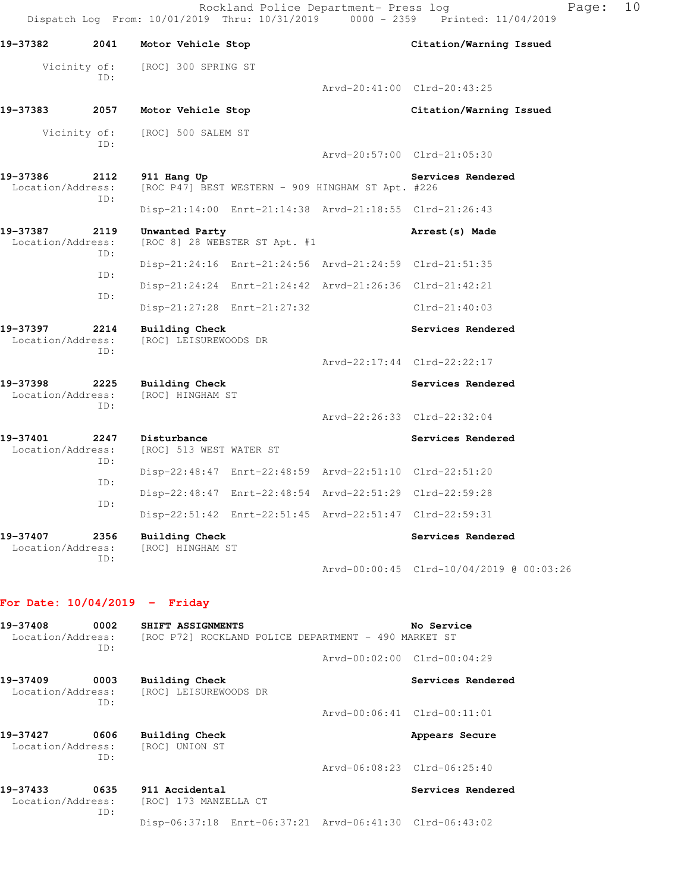19-37382 2041 Motor Vehicle Stop Citation/Warning Issued

Vicinity of: [ROC] 300 SPRING ST
ID:
Arvd-20:41:00 Clrd-20:43:25

19-37383 2057 Motor Vehicle Stop Citation/Warning Issued

Vicinity of: [ROC] 500 SALEM ST
ID:
Arvd-20:57:00 Clrd-21:05:30

19-37386 2112 911 Hang Up Services Rendered
Location/Address: [ROC P47] BEST WESTERN - 909 HINGHAM ST Apt. #226
ID:
Disp-21:14:00 Enrt-21:14:38 Arvd-21:18:55 Clrd-21:26:43

19-37387 2119 Unwanted Party Arrest(s) Made
Location/Address: [ROC 8] 28 WEBSTER ST Apt. #1
ID:
Disp-21:24:16 Enrt-21:24:56 Arvd-21:24:59 Clrd-21:51:35
ID:
Disp-21:24:24 Enrt-21:24:42 Arvd-21:26:36 Clrd-21:42:21
ID:
Disp-21:27:28 Enrt-21:27:32 Clrd-21:40:03

19-37397 2214 Building Check Services Rendered
Location/Address: [ROC] LEISUREWOODS DR
ID:
Arvd-22:17:44 Clrd-22:22:17

19-37398 2225 Building Check Services Rendered
Location/Address: [ROC] HINGHAM ST
ID:
Arvd-22:26:33 Clrd-22:32:04

19-37401 2247 Disturbance Services Rendered
Location/Address: [ROC] 513 WEST WATER ST
ID:
Disp-22:48:47 Enrt-22:48:59 Arvd-22:51:10 Clrd-22:51:20
ID:
Disp-22:48:47 Enrt-22:48:54 Arvd-22:51:29 Clrd-22:59:28
ID:
Disp-22:51:42 Enrt-22:51:45 Arvd-22:51:47 Clrd-22:59:31

19-37407 2356 Building Check Services Rendered
Location/Address: [ROC] HINGHAM ST
ID:
Arvd-00:00:45 Clrd-10/04/2019 @ 00:03:26

## For Date: 10/04/2019 - Friday

19-37408 0002 SHIFT ASSIGNMENTS No Service
Location/Address: [ROC P72] ROCKLAND POLICE DEPARTMENT - 490 MARKET ST
ID:
Arvd-00:02:00 Clrd-00:04:29

19-37409 0003 Building Check Services Rendered
Location/Address: [ROC] LEISUREWOODS DR
ID:
Arvd-00:06:41 Clrd-00:11:01

19-37427 0606 Building Check Appears Secure
Location/Address: [ROC] UNION ST
ID:
Arvd-06:08:23 Clrd-06:25:40

19-37433 0635 911 Accidental Services Rendered
Location/Address: [ROC] 173 MANZELLA CT
ID:
Disp-06:37:18 Enrt-06:37:21 Arvd-06:41:30 Clrd-06:43:02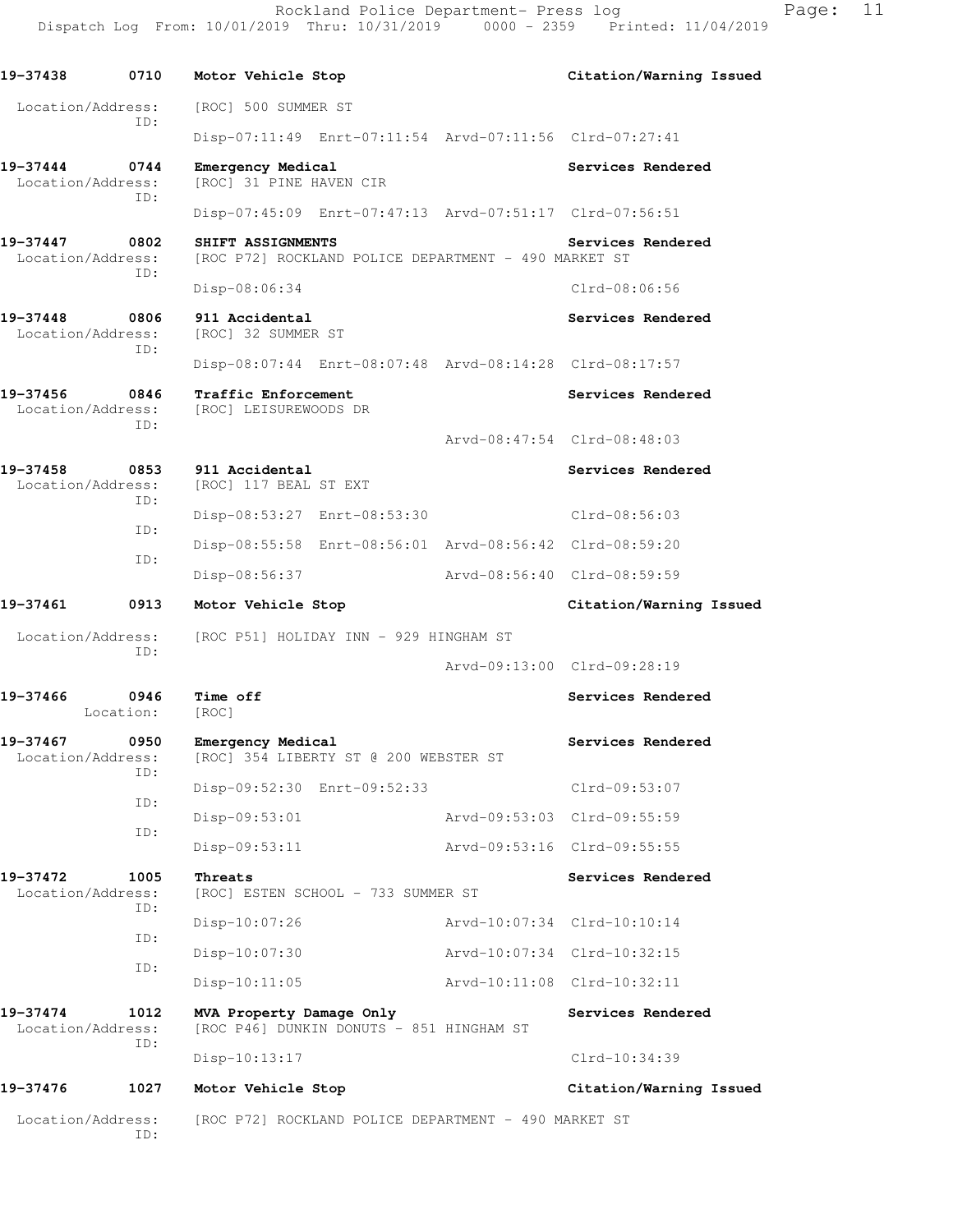19-37438 0710 Motor Vehicle Stop Citation/Warning Issued

Location/Address: [ROC] 500 SUMMER ST
ID:
Disp-07:11:49 Enrt-07:11:54 Arvd-07:11:56 Clrd-07:27:41

19-37444 0744 Emergency Medical Services Rendered
Location/Address: [ROC] 31 PINE HAVEN CIR
ID:
Disp-07:45:09 Enrt-07:47:13 Arvd-07:51:17 Clrd-07:56:51

19-37447 0802 SHIFT ASSIGNMENTS Services Rendered
Location/Address: [ROC P72] ROCKLAND POLICE DEPARTMENT - 490 MARKET ST
ID:
Disp-08:06:34 Clrd-08:06:56

19-37448 0806 911 Accidental Services Rendered
Location/Address: [ROC] 32 SUMMER ST
ID:
Disp-08:07:44 Enrt-08:07:48 Arvd-08:14:28 Clrd-08:17:57

19-37456 0846 Traffic Enforcement Services Rendered
Location/Address: [ROC] LEISUREWOODS DR
ID:
Arvd-08:47:54 Clrd-08:48:03

19-37458 0853 911 Accidental Services Rendered
Location/Address: [ROC] 117 BEAL ST EXT
ID:
Disp-08:53:27 Enrt-08:53:30 Clrd-08:56:03
ID:
Disp-08:55:58 Enrt-08:56:01 Arvd-08:56:42 Clrd-08:59:20
ID:
Disp-08:56:37 Arvd-08:56:40 Clrd-08:59:59

19-37461 0913 Motor Vehicle Stop Citation/Warning Issued

Location/Address: [ROC P51] HOLIDAY INN - 929 HINGHAM ST
ID:
Arvd-09:13:00 Clrd-09:28:19

19-37466 0946 Time off Services Rendered
Location: [ROC]

19-37467 0950 Emergency Medical Services Rendered
Location/Address: [ROC] 354 LIBERTY ST @ 200 WEBSTER ST
ID:
Disp-09:52:30 Enrt-09:52:33 Clrd-09:53:07
ID:
Disp-09:53:01 Arvd-09:53:03 Clrd-09:55:59
ID:
Disp-09:53:11 Arvd-09:53:16 Clrd-09:55:55

19-37472 1005 Threats Services Rendered
Location/Address: [ROC] ESTEN SCHOOL - 733 SUMMER ST
ID:
Disp-10:07:26 Arvd-10:07:34 Clrd-10:10:14
ID:
Disp-10:07:30 Arvd-10:07:34 Clrd-10:32:15
ID:
Disp-10:11:05 Arvd-10:11:08 Clrd-10:32:11

19-37474 1012 MVA Property Damage Only Services Rendered
Location/Address: [ROC P46] DUNKIN DONUTS - 851 HINGHAM ST
ID:
Disp-10:13:17 Clrd-10:34:39

19-37476 1027 Motor Vehicle Stop Citation/Warning Issued

Location/Address: [ROC P72] ROCKLAND POLICE DEPARTMENT - 490 MARKET ST
ID: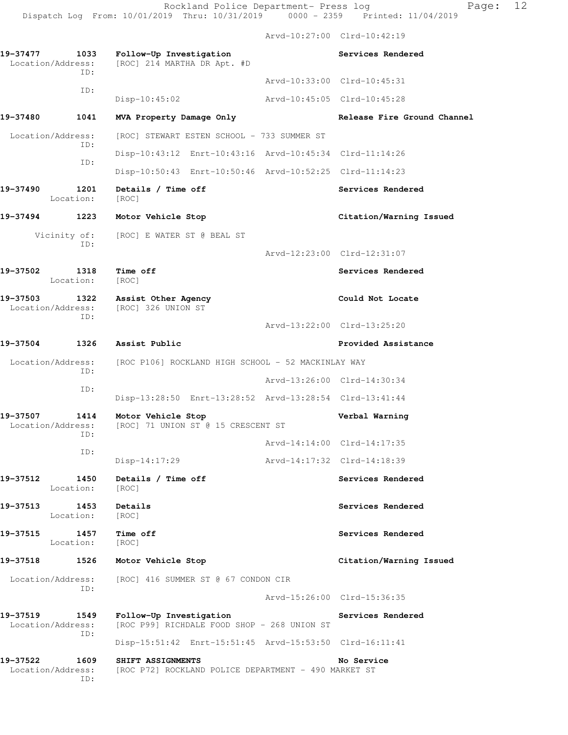Arvd-10:27:00 Clrd-10:42:19

**19-37477 1033 Follow-Up Investigation** — **Services Rendered**
Location/Address: [ROC] 214 MARTHA DR Apt. #D
ID:
Arvd-10:33:00 Clrd-10:45:31
ID:
Disp-10:45:02 Arvd-10:45:05 Clrd-10:45:28

**19-37480 1041 MVA Property Damage Only** — **Release Fire Ground Channel**
Location/Address: [ROC] STEWART ESTEN SCHOOL - 733 SUMMER ST
ID:
Disp-10:43:12 Enrt-10:43:16 Arvd-10:45:34 Clrd-11:14:26
ID:
Disp-10:50:43 Enrt-10:50:46 Arvd-10:52:25 Clrd-11:14:23

**19-37490 1201 Details / Time off** — **Services Rendered**
Location: [ROC]

**19-37494 1223 Motor Vehicle Stop** — **Citation/Warning Issued**
Vicinity of: [ROC] E WATER ST @ BEAL ST
ID:
Arvd-12:23:00 Clrd-12:31:07

**19-37502 1318 Time off** — **Services Rendered**
Location: [ROC]

**19-37503 1322 Assist Other Agency** — **Could Not Locate**
Location/Address: [ROC] 326 UNION ST
ID:
Arvd-13:22:00 Clrd-13:25:20

**19-37504 1326 Assist Public** — **Provided Assistance**
Location/Address: [ROC P106] ROCKLAND HIGH SCHOOL - 52 MACKINLAY WAY
ID:
Arvd-13:26:00 Clrd-14:30:34
ID:
Disp-13:28:50 Enrt-13:28:52 Arvd-13:28:54 Clrd-13:41:44

**19-37507 1414 Motor Vehicle Stop** — **Verbal Warning**
Location/Address: [ROC] 71 UNION ST @ 15 CRESCENT ST
ID:
Arvd-14:14:00 Clrd-14:17:35
ID:
Disp-14:17:29 Arvd-14:17:32 Clrd-14:18:39

**19-37512 1450 Details / Time off** — **Services Rendered**
Location: [ROC]

**19-37513 1453 Details** — **Services Rendered**
Location: [ROC]

**19-37515 1457 Time off** — **Services Rendered**
Location: [ROC]

**19-37518 1526 Motor Vehicle Stop** — **Citation/Warning Issued**
Location/Address: [ROC] 416 SUMMER ST @ 67 CONDON CIR
ID:
Arvd-15:26:00 Clrd-15:36:35

**19-37519 1549 Follow-Up Investigation** — **Services Rendered**
Location/Address: [ROC P99] RICHDALE FOOD SHOP - 268 UNION ST
ID:
Disp-15:51:42 Enrt-15:51:45 Arvd-15:53:50 Clrd-16:11:41

**19-37522 1609 SHIFT ASSIGNMENTS** — **No Service**
Location/Address: [ROC P72] ROCKLAND POLICE DEPARTMENT - 490 MARKET ST
ID: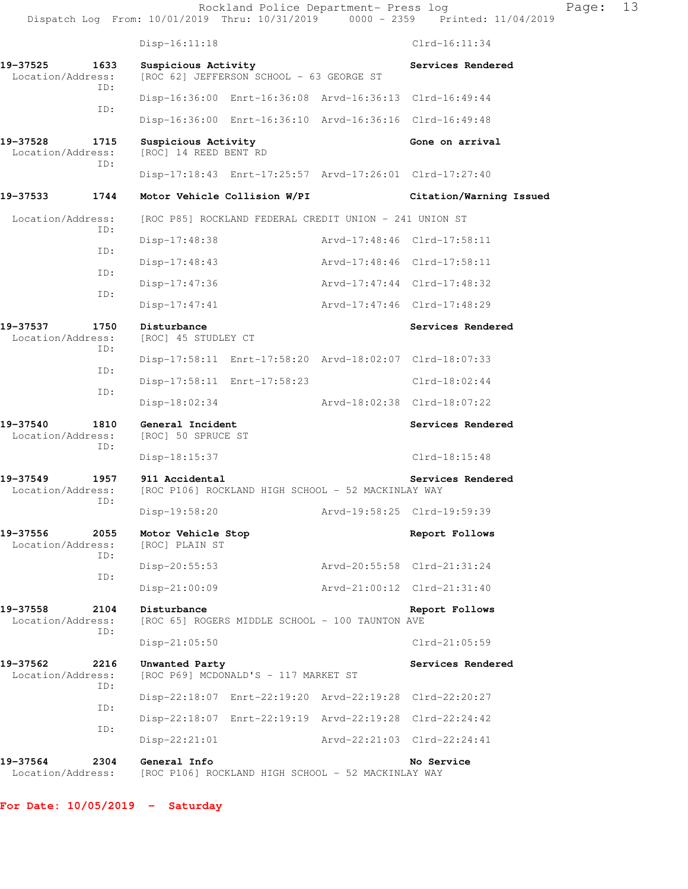Disp-16:11:18 Clrd-16:11:34

**19-37525 1633 Suspicious Activity** **Services Rendered**
Location/Address: [ROC 62] JEFFERSON SCHOOL - 63 GEORGE ST
ID:
Disp-16:36:00 Enrt-16:36:08 Arvd-16:36:13 Clrd-16:49:44
ID:
Disp-16:36:00 Enrt-16:36:10 Arvd-16:36:16 Clrd-16:49:48

**19-37528 1715 Suspicious Activity** **Gone on arrival**
Location/Address: [ROC] 14 REED BENT RD
ID:
Disp-17:18:43 Enrt-17:25:57 Arvd-17:26:01 Clrd-17:27:40

**19-37533 1744 Motor Vehicle Collision W/PI** **Citation/Warning Issued**
Location/Address: [ROC P85] ROCKLAND FEDERAL CREDIT UNION - 241 UNION ST
ID:
Disp-17:48:38 Arvd-17:48:46 Clrd-17:58:11
ID:
Disp-17:48:43 Arvd-17:48:46 Clrd-17:58:11
ID:
Disp-17:47:36 Arvd-17:47:44 Clrd-17:48:32
ID:
Disp-17:47:41 Arvd-17:47:46 Clrd-17:48:29

**19-37537 1750 Disturbance** **Services Rendered**
Location/Address: [ROC] 45 STUDLEY CT
ID:
Disp-17:58:11 Enrt-17:58:20 Arvd-18:02:07 Clrd-18:07:33
ID:
Disp-17:58:11 Enrt-17:58:23 Clrd-18:02:44
ID:
Disp-18:02:34 Arvd-18:02:38 Clrd-18:07:22

**19-37540 1810 General Incident** **Services Rendered**
Location/Address: [ROC] 50 SPRUCE ST
ID:
Disp-18:15:37 Clrd-18:15:48

**19-37549 1957 911 Accidental** **Services Rendered**
Location/Address: [ROC P106] ROCKLAND HIGH SCHOOL - 52 MACKINLAY WAY
ID:
Disp-19:58:20 Arvd-19:58:25 Clrd-19:59:39

**19-37556 2055 Motor Vehicle Stop** **Report Follows**
Location/Address: [ROC] PLAIN ST
ID:
Disp-20:55:53 Arvd-20:55:58 Clrd-21:31:24
ID:
Disp-21:00:09 Arvd-21:00:12 Clrd-21:31:40

**19-37558 2104 Disturbance** **Report Follows**
Location/Address: [ROC 65] ROGERS MIDDLE SCHOOL - 100 TAUNTON AVE
ID:
Disp-21:05:50 Clrd-21:05:59

**19-37562 2216 Unwanted Party** **Services Rendered**
Location/Address: [ROC P69] MCDONALD'S - 117 MARKET ST
ID:
Disp-22:18:07 Enrt-22:19:20 Arvd-22:19:28 Clrd-22:20:27
ID:
Disp-22:18:07 Enrt-22:19:19 Arvd-22:19:28 Clrd-22:24:42
ID:
Disp-22:21:01 Arvd-22:21:03 Clrd-22:24:41

**19-37564 2304 General Info** **No Service**
Location/Address: [ROC P106] ROCKLAND HIGH SCHOOL - 52 MACKINLAY WAY

**For Date: 10/05/2019 - Saturday**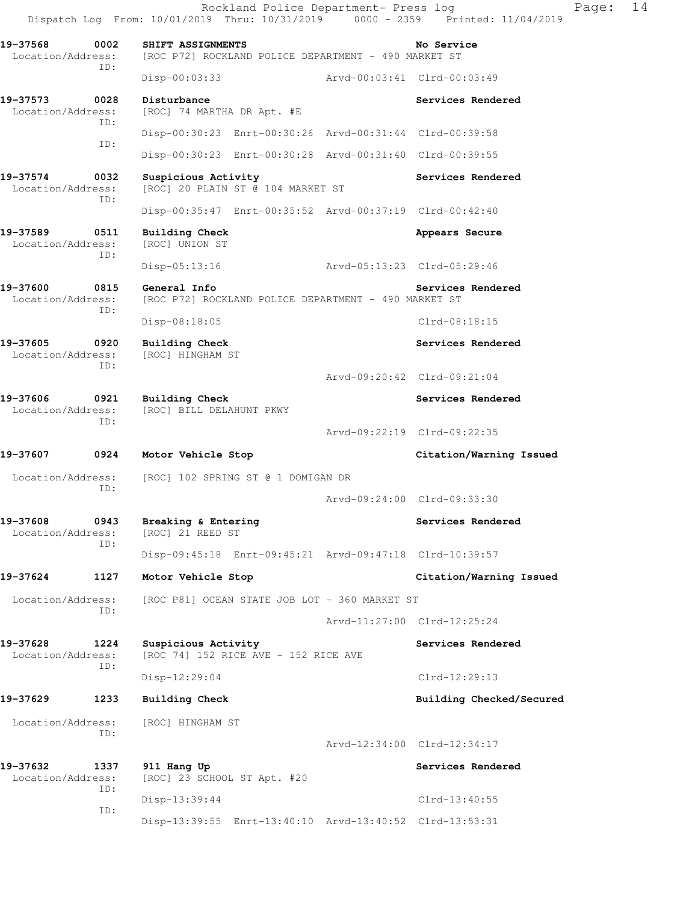19-37568 0002 SHIFT ASSIGNMENTS No Service
Location/Address: [ROC P72] ROCKLAND POLICE DEPARTMENT - 490 MARKET ST
ID:
Disp-00:03:33 Arvd-00:03:41 Clrd-00:03:49

19-37573 0028 Disturbance Services Rendered
Location/Address: [ROC] 74 MARTHA DR Apt. #E
ID:
Disp-00:30:23 Enrt-00:30:26 Arvd-00:31:44 Clrd-00:39:58
ID:
Disp-00:30:23 Enrt-00:30:28 Arvd-00:31:40 Clrd-00:39:55

19-37574 0032 Suspicious Activity Services Rendered
Location/Address: [ROC] 20 PLAIN ST @ 104 MARKET ST
ID:
Disp-00:35:47 Enrt-00:35:52 Arvd-00:37:19 Clrd-00:42:40

19-37589 0511 Building Check Appears Secure
Location/Address: [ROC] UNION ST
ID:
Disp-05:13:16 Arvd-05:13:23 Clrd-05:29:46

19-37600 0815 General Info Services Rendered
Location/Address: [ROC P72] ROCKLAND POLICE DEPARTMENT - 490 MARKET ST
ID:
Disp-08:18:05 Clrd-08:18:15

19-37605 0920 Building Check Services Rendered
Location/Address: [ROC] HINGHAM ST
ID:
Arvd-09:20:42 Clrd-09:21:04

19-37606 0921 Building Check Services Rendered
Location/Address: [ROC] BILL DELAHUNT PKWY
ID:
Arvd-09:22:19 Clrd-09:22:35

19-37607 0924 Motor Vehicle Stop Citation/Warning Issued
Location/Address: [ROC] 102 SPRING ST @ 1 DOMIGAN DR
ID:
Arvd-09:24:00 Clrd-09:33:30

19-37608 0943 Breaking & Entering Services Rendered
Location/Address: [ROC] 21 REED ST
ID:
Disp-09:45:18 Enrt-09:45:21 Arvd-09:47:18 Clrd-10:39:57

19-37624 1127 Motor Vehicle Stop Citation/Warning Issued
Location/Address: [ROC P81] OCEAN STATE JOB LOT - 360 MARKET ST
ID:
Arvd-11:27:00 Clrd-12:25:24

19-37628 1224 Suspicious Activity Services Rendered
Location/Address: [ROC 74] 152 RICE AVE - 152 RICE AVE
ID:
Disp-12:29:04 Clrd-12:29:13

19-37629 1233 Building Check Building Checked/Secured
Location/Address: [ROC] HINGHAM ST
ID:
Arvd-12:34:00 Clrd-12:34:17

19-37632 1337 911 Hang Up Services Rendered
Location/Address: [ROC] 23 SCHOOL ST Apt. #20
ID:
Disp-13:39:44 Clrd-13:40:55
ID:
Disp-13:39:55 Enrt-13:40:10 Arvd-13:40:52 Clrd-13:53:31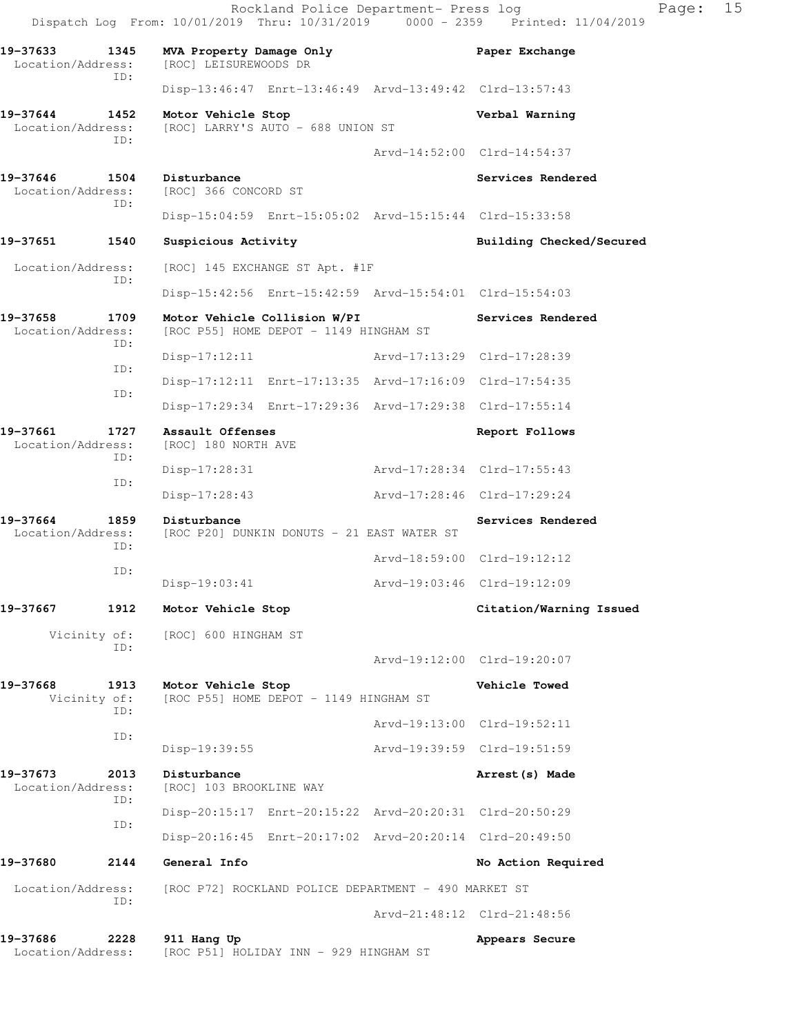**19-37633 1345 MVA Property Damage Only** — **Paper Exchange**
Location/Address: [ROC] LEISUREWOODS DR
ID:
Disp-13:46:47 Enrt-13:46:49 Arvd-13:49:42 Clrd-13:57:43

**19-37644 1452 Motor Vehicle Stop** — **Verbal Warning**
Location/Address: [ROC] LARRY'S AUTO - 688 UNION ST
ID:
Arvd-14:52:00 Clrd-14:54:37

**19-37646 1504 Disturbance** — **Services Rendered**
Location/Address: [ROC] 366 CONCORD ST
ID:
Disp-15:04:59 Enrt-15:05:02 Arvd-15:15:44 Clrd-15:33:58

**19-37651 1540 Suspicious Activity** — **Building Checked/Secured**
Location/Address: [ROC] 145 EXCHANGE ST Apt. #1F
ID:
Disp-15:42:56 Enrt-15:42:59 Arvd-15:54:01 Clrd-15:54:03

**19-37658 1709 Motor Vehicle Collision W/PI** — **Services Rendered**
Location/Address: [ROC P55] HOME DEPOT - 1149 HINGHAM ST
ID:
Disp-17:12:11 Arvd-17:13:29 Clrd-17:28:39
ID:
Disp-17:12:11 Enrt-17:13:35 Arvd-17:16:09 Clrd-17:54:35
ID:
Disp-17:29:34 Enrt-17:29:36 Arvd-17:29:38 Clrd-17:55:14

**19-37661 1727 Assault Offenses** — **Report Follows**
Location/Address: [ROC] 180 NORTH AVE
ID:
Disp-17:28:31 Arvd-17:28:34 Clrd-17:55:43
ID:
Disp-17:28:43 Arvd-17:28:46 Clrd-17:29:24

**19-37664 1859 Disturbance** — **Services Rendered**
Location/Address: [ROC P20] DUNKIN DONUTS - 21 EAST WATER ST
ID:
Arvd-18:59:00 Clrd-19:12:12
ID:
Disp-19:03:41 Arvd-19:03:46 Clrd-19:12:09

**19-37667 1912 Motor Vehicle Stop** — **Citation/Warning Issued**
Vicinity of: [ROC] 600 HINGHAM ST
ID:
Arvd-19:12:00 Clrd-19:20:07

**19-37668 1913 Motor Vehicle Stop** — **Vehicle Towed**
Vicinity of: [ROC P55] HOME DEPOT - 1149 HINGHAM ST
ID:
Arvd-19:13:00 Clrd-19:52:11
ID:
Disp-19:39:55 Arvd-19:39:59 Clrd-19:51:59

**19-37673 2013 Disturbance** — **Arrest(s) Made**
Location/Address: [ROC] 103 BROOKLINE WAY
ID:
Disp-20:15:17 Enrt-20:15:22 Arvd-20:20:31 Clrd-20:50:29
ID:
Disp-20:16:45 Enrt-20:17:02 Arvd-20:20:14 Clrd-20:49:50

**19-37680 2144 General Info** — **No Action Required**
Location/Address: [ROC P72] ROCKLAND POLICE DEPARTMENT - 490 MARKET ST
ID:
Arvd-21:48:12 Clrd-21:48:56

**19-37686 2228 911 Hang Up** — **Appears Secure**
Location/Address: [ROC P51] HOLIDAY INN - 929 HINGHAM ST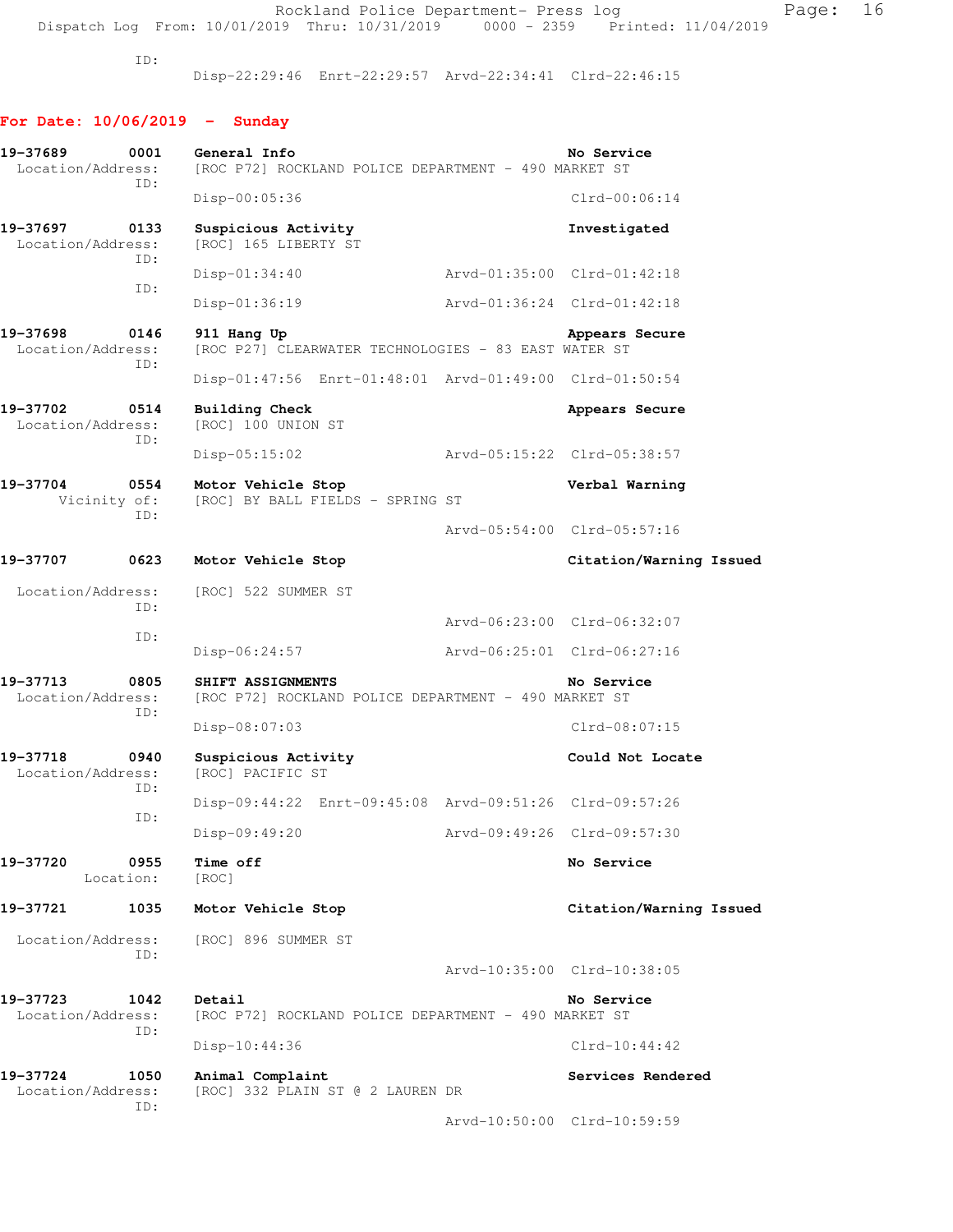ID:
Disp-22:29:46 Enrt-22:29:57 Arvd-22:34:41 Clrd-22:46:15

## For Date: 10/06/2019 - Sunday

**19-37689 0001 General Info — No Service**
Location/Address: [ROC P72] ROCKLAND POLICE DEPARTMENT - 490 MARKET ST
ID:
Disp-00:05:36 Clrd-00:06:14

**19-37697 0133 Suspicious Activity — Investigated**
Location/Address: [ROC] 165 LIBERTY ST
ID:
Disp-01:34:40 Arvd-01:35:00 Clrd-01:42:18
ID:
Disp-01:36:19 Arvd-01:36:24 Clrd-01:42:18

**19-37698 0146 911 Hang Up — Appears Secure**
Location/Address: [ROC P27] CLEARWATER TECHNOLOGIES - 83 EAST WATER ST
ID:
Disp-01:47:56 Enrt-01:48:01 Arvd-01:49:00 Clrd-01:50:54

**19-37702 0514 Building Check — Appears Secure**
Location/Address: [ROC] 100 UNION ST
ID:
Disp-05:15:02 Arvd-05:15:22 Clrd-05:38:57

**19-37704 0554 Motor Vehicle Stop — Verbal Warning**
Vicinity of: [ROC] BY BALL FIELDS - SPRING ST
ID:
Arvd-05:54:00 Clrd-05:57:16

**19-37707 0623 Motor Vehicle Stop — Citation/Warning Issued**
Location/Address: [ROC] 522 SUMMER ST
ID:
Arvd-06:23:00 Clrd-06:32:07
ID:
Disp-06:24:57 Arvd-06:25:01 Clrd-06:27:16

**19-37713 0805 SHIFT ASSIGNMENTS — No Service**
Location/Address: [ROC P72] ROCKLAND POLICE DEPARTMENT - 490 MARKET ST
ID:
Disp-08:07:03 Clrd-08:07:15

**19-37718 0940 Suspicious Activity — Could Not Locate**
Location/Address: [ROC] PACIFIC ST
ID:
Disp-09:44:22 Enrt-09:45:08 Arvd-09:51:26 Clrd-09:57:26
ID:
Disp-09:49:20 Arvd-09:49:26 Clrd-09:57:30

**19-37720 0955 Time off — No Service**
Location: [ROC]

**19-37721 1035 Motor Vehicle Stop — Citation/Warning Issued**
Location/Address: [ROC] 896 SUMMER ST
ID:
Arvd-10:35:00 Clrd-10:38:05

**19-37723 1042 Detail — No Service**
Location/Address: [ROC P72] ROCKLAND POLICE DEPARTMENT - 490 MARKET ST
ID:
Disp-10:44:36 Clrd-10:44:42

**19-37724 1050 Animal Complaint — Services Rendered**
Location/Address: [ROC] 332 PLAIN ST @ 2 LAUREN DR
ID:
Arvd-10:50:00 Clrd-10:59:59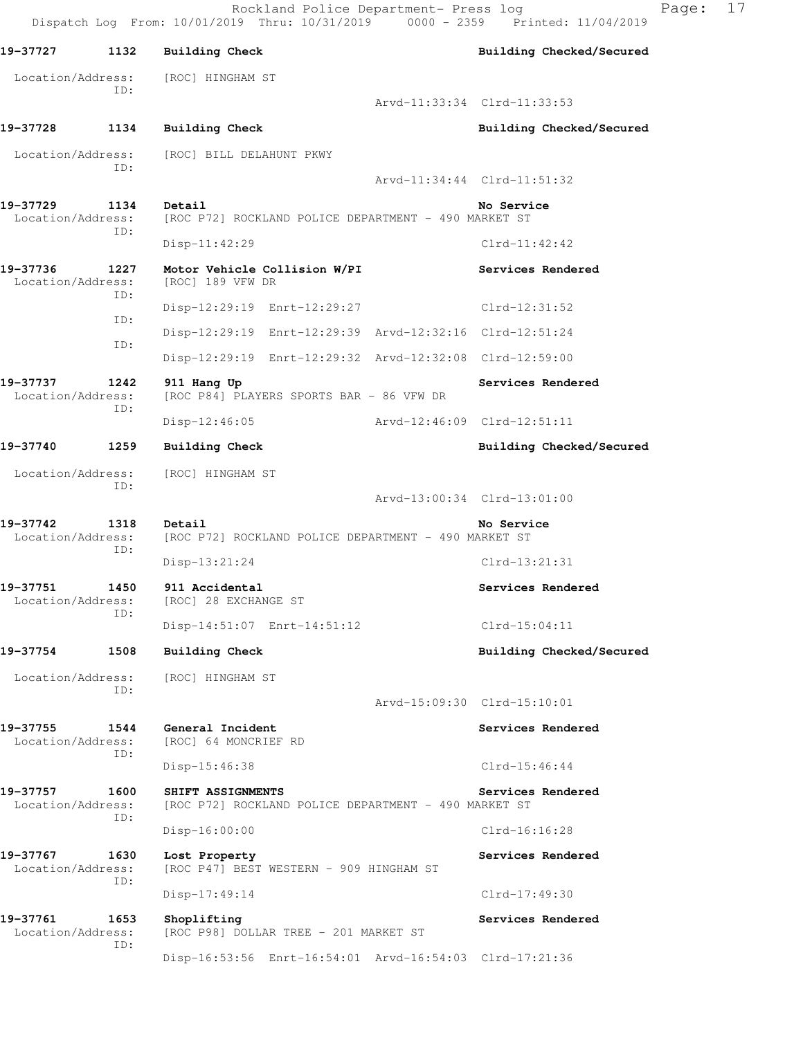19-37727 1132 Building Check Building Checked/Secured

Location/Address: [ROC] HINGHAM ST
ID:
Arvd-11:33:34 Clrd-11:33:53

19-37728 1134 Building Check Building Checked/Secured

Location/Address: [ROC] BILL DELAHUNT PKWY
ID:
Arvd-11:34:44 Clrd-11:51:32

19-37729 1134 Detail No Service
Location/Address: [ROC P72] ROCKLAND POLICE DEPARTMENT - 490 MARKET ST
ID:
Disp-11:42:29 Clrd-11:42:42

19-37736 1227 Motor Vehicle Collision W/PI Services Rendered
Location/Address: [ROC] 189 VFW DR
ID:
Disp-12:29:19 Enrt-12:29:27 Clrd-12:31:52
ID:
Disp-12:29:19 Enrt-12:29:39 Arvd-12:32:16 Clrd-12:51:24
ID:
Disp-12:29:19 Enrt-12:29:32 Arvd-12:32:08 Clrd-12:59:00

19-37737 1242 911 Hang Up Services Rendered
Location/Address: [ROC P84] PLAYERS SPORTS BAR - 86 VFW DR
ID:
Disp-12:46:05 Arvd-12:46:09 Clrd-12:51:11

19-37740 1259 Building Check Building Checked/Secured

Location/Address: [ROC] HINGHAM ST
ID:
Arvd-13:00:34 Clrd-13:01:00

19-37742 1318 Detail No Service
Location/Address: [ROC P72] ROCKLAND POLICE DEPARTMENT - 490 MARKET ST
ID:
Disp-13:21:24 Clrd-13:21:31

19-37751 1450 911 Accidental Services Rendered
Location/Address: [ROC] 28 EXCHANGE ST
ID:
Disp-14:51:07 Enrt-14:51:12 Clrd-15:04:11

19-37754 1508 Building Check Building Checked/Secured

Location/Address: [ROC] HINGHAM ST
ID:
Arvd-15:09:30 Clrd-15:10:01

19-37755 1544 General Incident Services Rendered
Location/Address: [ROC] 64 MONCRIEF RD
ID:
Disp-15:46:38 Clrd-15:46:44

19-37757 1600 SHIFT ASSIGNMENTS Services Rendered
Location/Address: [ROC P72] ROCKLAND POLICE DEPARTMENT - 490 MARKET ST
ID:
Disp-16:00:00 Clrd-16:16:28

19-37767 1630 Lost Property Services Rendered
Location/Address: [ROC P47] BEST WESTERN - 909 HINGHAM ST
ID:
Disp-17:49:14 Clrd-17:49:30

19-37761 1653 Shoplifting Services Rendered
Location/Address: [ROC P98] DOLLAR TREE - 201 MARKET ST
ID:
Disp-16:53:56 Enrt-16:54:01 Arvd-16:54:03 Clrd-17:21:36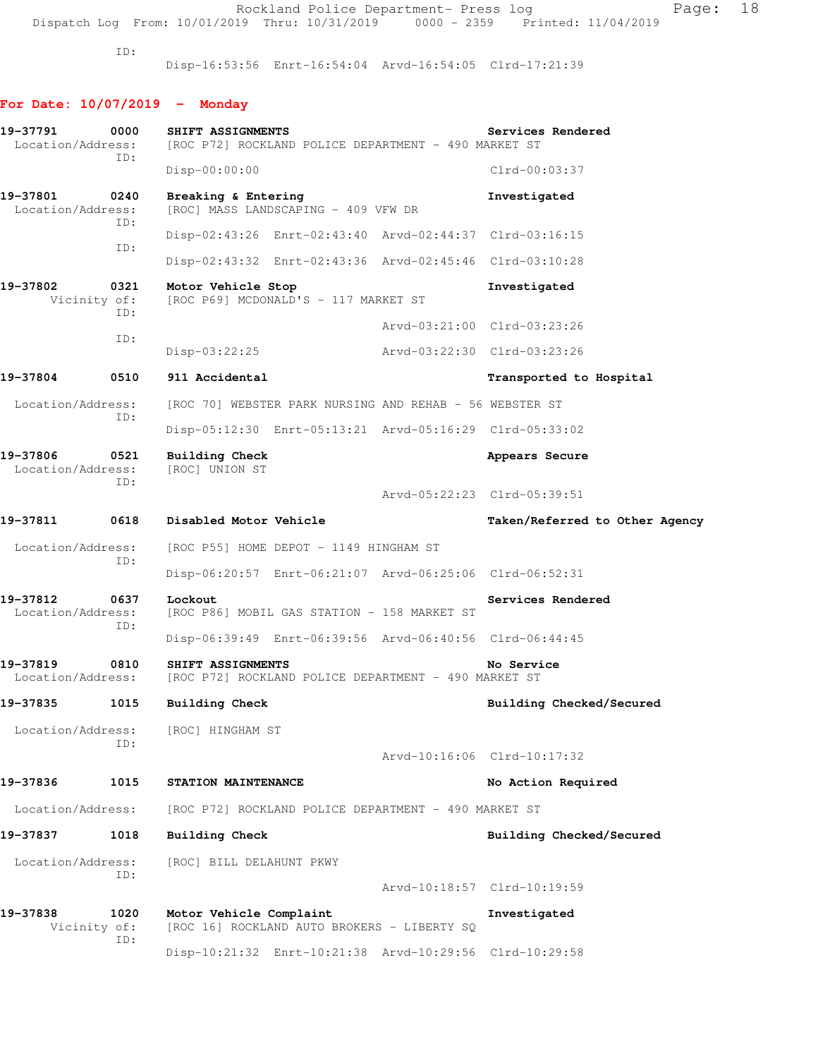ID:
Disp-16:53:56 Enrt-16:54:04 Arvd-16:54:05 Clrd-17:21:39

## For Date: 10/07/2019 - Monday

**19-37791 0000 SHIFT ASSIGNMENTS** — Services Rendered
Location/Address: [ROC P72] ROCKLAND POLICE DEPARTMENT - 490 MARKET ST
ID:
Disp-00:00:00 Clrd-00:03:37

**19-37801 0240 Breaking & Entering** — Investigated
Location/Address: [ROC] MASS LANDSCAPING - 409 VFW DR
ID:
Disp-02:43:26 Enrt-02:43:40 Arvd-02:44:37 Clrd-03:16:15
ID:
Disp-02:43:32 Enrt-02:43:36 Arvd-02:45:46 Clrd-03:10:28

**19-37802 0321 Motor Vehicle Stop** — Investigated
Vicinity of: [ROC P69] MCDONALD'S - 117 MARKET ST
ID:
Arvd-03:21:00 Clrd-03:23:26
ID:
Disp-03:22:25 Arvd-03:22:30 Clrd-03:23:26

**19-37804 0510 911 Accidental** — Transported to Hospital
Location/Address: [ROC 70] WEBSTER PARK NURSING AND REHAB - 56 WEBSTER ST
ID:
Disp-05:12:30 Enrt-05:13:21 Arvd-05:16:29 Clrd-05:33:02

**19-37806 0521 Building Check** — Appears Secure
Location/Address: [ROC] UNION ST
ID:
Arvd-05:22:23 Clrd-05:39:51

**19-37811 0618 Disabled Motor Vehicle** — Taken/Referred to Other Agency
Location/Address: [ROC P55] HOME DEPOT - 1149 HINGHAM ST
ID:
Disp-06:20:57 Enrt-06:21:07 Arvd-06:25:06 Clrd-06:52:31

**19-37812 0637 Lockout** — Services Rendered
Location/Address: [ROC P86] MOBIL GAS STATION - 158 MARKET ST
ID:
Disp-06:39:49 Enrt-06:39:56 Arvd-06:40:56 Clrd-06:44:45

**19-37819 0810 SHIFT ASSIGNMENTS** — No Service
Location/Address: [ROC P72] ROCKLAND POLICE DEPARTMENT - 490 MARKET ST

**19-37835 1015 Building Check** — Building Checked/Secured
Location/Address: [ROC] HINGHAM ST
ID:
Arvd-10:16:06 Clrd-10:17:32

**19-37836 1015 STATION MAINTENANCE** — No Action Required
Location/Address: [ROC P72] ROCKLAND POLICE DEPARTMENT - 490 MARKET ST

**19-37837 1018 Building Check** — Building Checked/Secured
Location/Address: [ROC] BILL DELAHUNT PKWY
ID:
Arvd-10:18:57 Clrd-10:19:59

**19-37838 1020 Motor Vehicle Complaint** — Investigated
Vicinity of: [ROC 16] ROCKLAND AUTO BROKERS - LIBERTY SQ
ID:
Disp-10:21:32 Enrt-10:21:38 Arvd-10:29:56 Clrd-10:29:58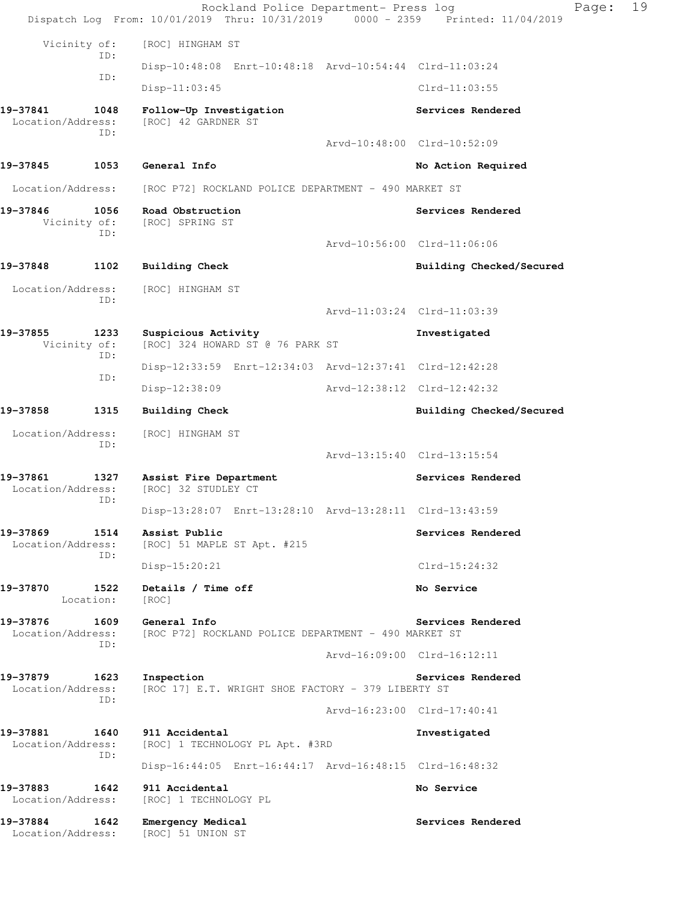```
      Vicinity of:    [ROC] HINGHAM ST
               ID:
                      Disp-10:48:08  Enrt-10:48:18  Arvd-10:54:44  Clrd-11:03:24
               ID:
                      Disp-11:03:45                                Clrd-11:03:55

19-37841        1048  Follow-Up Investigation                      Services Rendered
  Location/Address:   [ROC] 42 GARDNER ST
               ID:
                                                    Arvd-10:48:00  Clrd-10:52:09

19-37845        1053  General Info                                 No Action Required

 Location/Address:    [ROC P72] ROCKLAND POLICE DEPARTMENT - 490 MARKET ST

19-37846        1056  Road Obstruction                             Services Rendered
      Vicinity of:    [ROC] SPRING ST
               ID:
                                                    Arvd-10:56:00  Clrd-11:06:06

19-37848        1102  Building Check                               Building Checked/Secured

 Location/Address:    [ROC] HINGHAM ST
               ID:
                                                    Arvd-11:03:24  Clrd-11:03:39

19-37855        1233  Suspicious Activity                          Investigated
      Vicinity of:    [ROC] 324 HOWARD ST @ 76 PARK ST
               ID:
                      Disp-12:33:59  Enrt-12:34:03  Arvd-12:37:41  Clrd-12:42:28
               ID:
                      Disp-12:38:09                 Arvd-12:38:12  Clrd-12:42:32

19-37858        1315  Building Check                               Building Checked/Secured

 Location/Address:    [ROC] HINGHAM ST
               ID:
                                                    Arvd-13:15:40  Clrd-13:15:54

19-37861        1327  Assist Fire Department                       Services Rendered
  Location/Address:   [ROC] 32 STUDLEY CT
               ID:
                      Disp-13:28:07  Enrt-13:28:10  Arvd-13:28:11  Clrd-13:43:59

19-37869        1514  Assist Public                                Services Rendered
  Location/Address:   [ROC] 51 MAPLE ST Apt. #215
               ID:
                      Disp-15:20:21                                Clrd-15:24:32

19-37870        1522  Details / Time off                           No Service
         Location:    [ROC]

19-37876        1609  General Info                                 Services Rendered
  Location/Address:   [ROC P72] ROCKLAND POLICE DEPARTMENT - 490 MARKET ST
               ID:
                                                    Arvd-16:09:00  Clrd-16:12:11

19-37879        1623  Inspection                                   Services Rendered
  Location/Address:   [ROC 17] E.T. WRIGHT SHOE FACTORY - 379 LIBERTY ST
               ID:
                                                    Arvd-16:23:00  Clrd-17:40:41

19-37881        1640  911 Accidental                               Investigated
  Location/Address:   [ROC] 1 TECHNOLOGY PL Apt. #3RD
               ID:
                      Disp-16:44:05  Enrt-16:44:17  Arvd-16:48:15  Clrd-16:48:32

19-37883        1642  911 Accidental                               No Service
  Location/Address:   [ROC] 1 TECHNOLOGY PL

19-37884        1642  Emergency Medical                            Services Rendered
  Location/Address:   [ROC] 51 UNION ST
```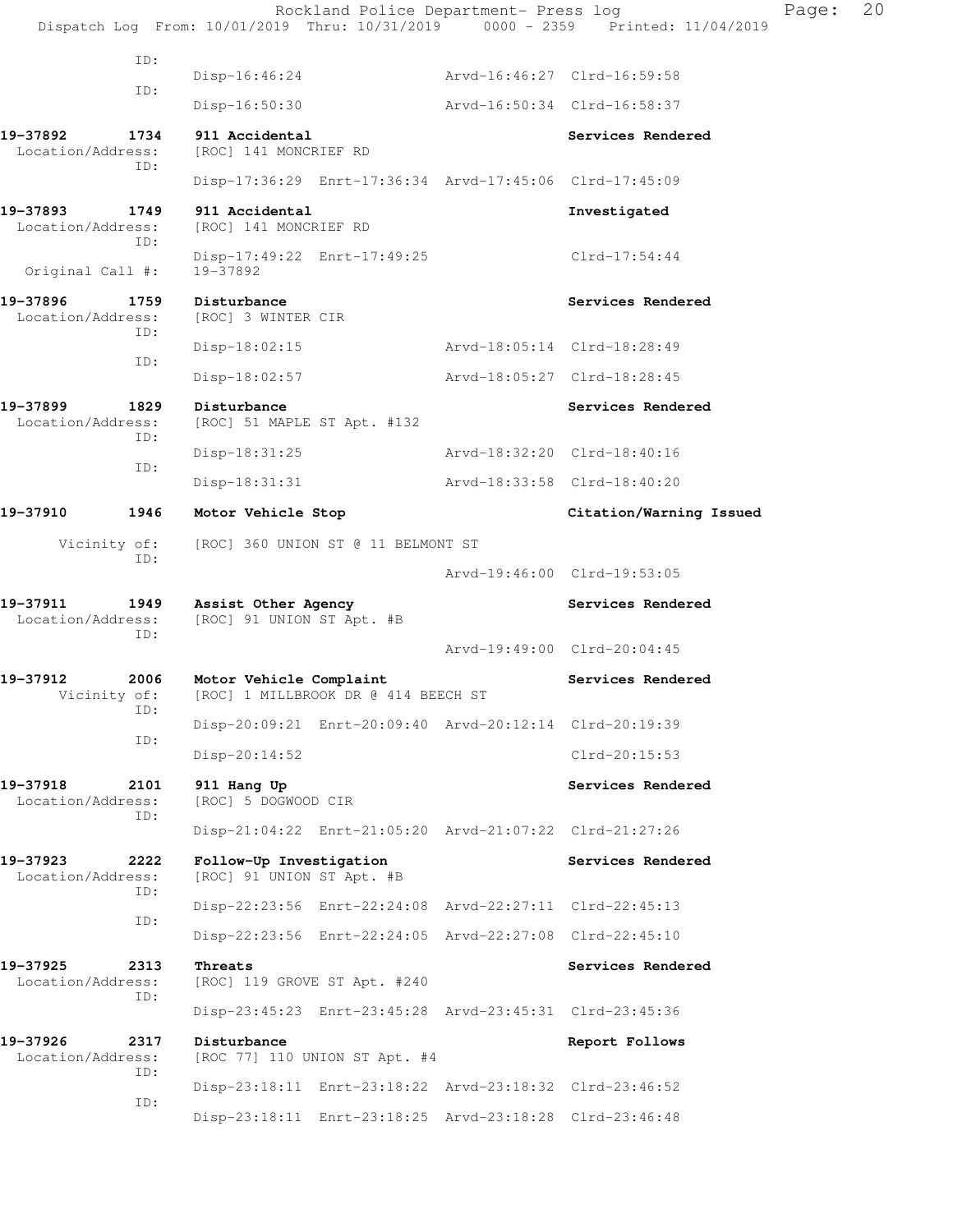Rockland Police Department- Press log
Dispatch Log From: 10/01/2019 Thru: 10/31/2019 0000 - 2359 Printed: 11/04/2019

```
           ID:
                    Disp-16:46:24                 Arvd-16:46:27  Clrd-16:59:58
           ID:
                    Disp-16:50:30                 Arvd-16:50:34  Clrd-16:58:37

19-37892      1734  911 Accidental                               Services Rendered
 Location/Address:  [ROC] 141 MONCRIEF RD
           ID:
                    Disp-17:36:29  Enrt-17:36:34  Arvd-17:45:06  Clrd-17:45:09

19-37893      1749  911 Accidental                               Investigated
 Location/Address:  [ROC] 141 MONCRIEF RD
           ID:
                    Disp-17:49:22  Enrt-17:49:25                 Clrd-17:54:44
  Original Call #:  19-37892

19-37896      1759  Disturbance                                  Services Rendered
 Location/Address:  [ROC] 3 WINTER CIR
           ID:
                    Disp-18:02:15                 Arvd-18:05:14  Clrd-18:28:49
           ID:
                    Disp-18:02:57                 Arvd-18:05:27  Clrd-18:28:45

19-37899      1829  Disturbance                                  Services Rendered
 Location/Address:  [ROC] 51 MAPLE ST Apt. #132
           ID:
                    Disp-18:31:25                 Arvd-18:32:20  Clrd-18:40:16
           ID:
                    Disp-18:31:31                 Arvd-18:33:58  Clrd-18:40:20

19-37910      1946  Motor Vehicle Stop                           Citation/Warning Issued

      Vicinity of:  [ROC] 360 UNION ST @ 11 BELMONT ST
           ID:
                                                  Arvd-19:46:00  Clrd-19:53:05

19-37911      1949  Assist Other Agency                          Services Rendered
 Location/Address:  [ROC] 91 UNION ST Apt. #B
           ID:
                                                  Arvd-19:49:00  Clrd-20:04:45

19-37912      2006  Motor Vehicle Complaint                      Services Rendered
      Vicinity of:  [ROC] 1 MILLBROOK DR @ 414 BEECH ST
           ID:
                    Disp-20:09:21  Enrt-20:09:40  Arvd-20:12:14  Clrd-20:19:39
           ID:
                    Disp-20:14:52                                Clrd-20:15:53

19-37918      2101  911 Hang Up                                  Services Rendered
 Location/Address:  [ROC] 5 DOGWOOD CIR
           ID:
                    Disp-21:04:22  Enrt-21:05:20  Arvd-21:07:22  Clrd-21:27:26

19-37923      2222  Follow-Up Investigation                      Services Rendered
 Location/Address:  [ROC] 91 UNION ST Apt. #B
           ID:
                    Disp-22:23:56  Enrt-22:24:08  Arvd-22:27:11  Clrd-22:45:13
           ID:
                    Disp-22:23:56  Enrt-22:24:05  Arvd-22:27:08  Clrd-22:45:10

19-37925      2313  Threats                                      Services Rendered
 Location/Address:  [ROC] 119 GROVE ST Apt. #240
           ID:
                    Disp-23:45:23  Enrt-23:45:28  Arvd-23:45:31  Clrd-23:45:36

19-37926      2317  Disturbance                                  Report Follows
 Location/Address:  [ROC 77] 110 UNION ST Apt. #4
           ID:
                    Disp-23:18:11  Enrt-23:18:22  Arvd-23:18:32  Clrd-23:46:52
           ID:
                    Disp-23:18:11  Enrt-23:18:25  Arvd-23:18:28  Clrd-23:46:48
```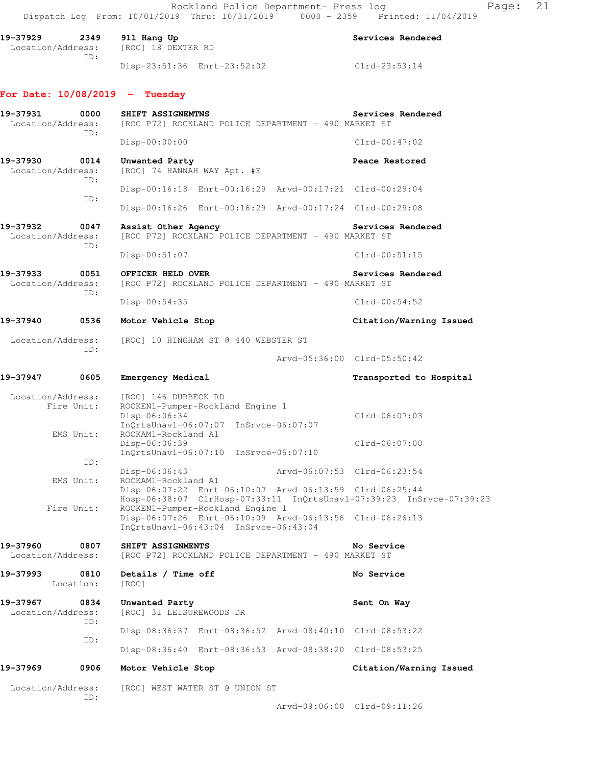```
19-37929        2349    911 Hang Up                                     Services Rendered
  Location/Address:     [ROC] 18 DEXTER RD
                ID:
                        Disp-23:51:36  Enrt-23:52:02                    Clrd-23:53:14
```

## For Date: 10/08/2019 - Tuesday

```
19-37931        0000    SHIFT ASSIGNEMTNS                               Services Rendered
  Location/Address:     [ROC P72] ROCKLAND POLICE DEPARTMENT - 490 MARKET ST
                ID:
                        Disp-00:00:00                                   Clrd-00:47:02

19-37930        0014    Unwanted Party                                  Peace Restored
  Location/Address:     [ROC] 74 HANNAH WAY Apt. #E
                ID:
                        Disp-00:16:18  Enrt-00:16:29  Arvd-00:17:21  Clrd-00:29:04
                ID:
                        Disp-00:16:26  Enrt-00:16:29  Arvd-00:17:24  Clrd-00:29:08

19-37932        0047    Assist Other Agency                             Services Rendered
  Location/Address:     [ROC P72] ROCKLAND POLICE DEPARTMENT - 490 MARKET ST
                ID:
                        Disp-00:51:07                                   Clrd-00:51:15

19-37933        0051    OFFICER HELD OVER                               Services Rendered
  Location/Address:     [ROC P72] ROCKLAND POLICE DEPARTMENT - 490 MARKET ST
                ID:
                        Disp-00:54:35                                   Clrd-00:54:52

19-37940        0536    Motor Vehicle Stop                              Citation/Warning Issued

  Location/Address:     [ROC] 10 HINGHAM ST @ 440 WEBSTER ST
                ID:
                                              Arvd-05:36:00  Clrd-05:50:42

19-37947        0605    Emergency Medical                               Transported to Hospital

  Location/Address:     [ROC] 146 DURBECK RD
         Fire Unit:     ROCKEN1-Pumper-Rockland Engine 1
                        Disp-06:06:34                                   Clrd-06:07:03
                        InQrtsUnavl-06:07:07  InSrvce-06:07:07
          EMS Unit:     ROCKAM1-Rockland A1
                        Disp-06:06:39                                   Clrd-06:07:00
                        InQrtsUnavl-06:07:10  InSrvce-06:07:10
                ID:
                        Disp-06:06:43                 Arvd-06:07:53  Clrd-06:23:54
          EMS Unit:     ROCKAM1-Rockland A1
                        Disp-06:07:22  Enrt-06:10:07  Arvd-06:13:59  Clrd-06:25:44
                        Hosp-06:38:07  ClrHosp-07:33:11  InQrtsUnavl-07:39:23  InSrvce-07:39:23
         Fire Unit:     ROCKEN1-Pumper-Rockland Engine 1
                        Disp-06:07:26  Enrt-06:10:09  Arvd-06:13:56  Clrd-06:26:13
                        InQrtsUnavl-06:43:04  InSrvce-06:43:04

19-37960        0807    SHIFT ASSIGNMENTS                               No Service
  Location/Address:     [ROC P72] ROCKLAND POLICE DEPARTMENT - 490 MARKET ST

19-37993        0810    Details / Time off                              No Service
          Location:     [ROC]

19-37967        0834    Unwanted Party                                  Sent On Way
  Location/Address:     [ROC] 31 LEISUREWOODS DR
                ID:
                        Disp-08:36:37  Enrt-08:36:52  Arvd-08:40:10  Clrd-08:53:22
                ID:
                        Disp-08:36:40  Enrt-08:36:53  Arvd-08:38:20  Clrd-08:53:25

19-37969        0906    Motor Vehicle Stop                              Citation/Warning Issued

  Location/Address:     [ROC] WEST WATER ST @ UNION ST
                ID:
                                              Arvd-09:06:00  Clrd-09:11:26
```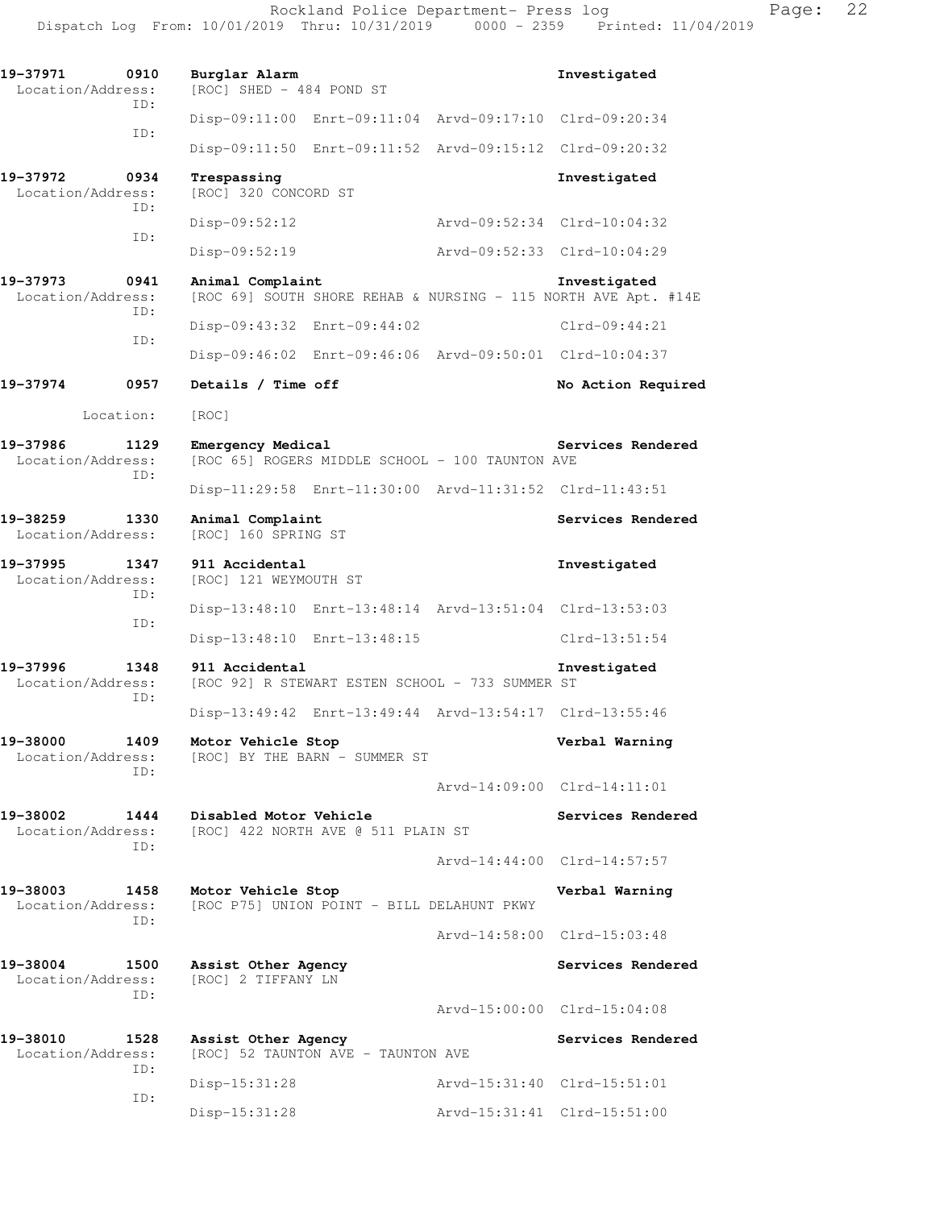**19-37971 0910 Burglar Alarm** — Investigated
Location/Address: [ROC] SHED - 484 POND ST
ID: Disp-09:11:00 Enrt-09:11:04 Arvd-09:17:10 Clrd-09:20:34
ID: Disp-09:11:50 Enrt-09:11:52 Arvd-09:15:12 Clrd-09:20:32

**19-37972 0934 Trespassing** — Investigated
Location/Address: [ROC] 320 CONCORD ST
ID: Disp-09:52:12 Arvd-09:52:34 Clrd-10:04:32
ID: Disp-09:52:19 Arvd-09:52:33 Clrd-10:04:29

**19-37973 0941 Animal Complaint** — Investigated
Location/Address: [ROC 69] SOUTH SHORE REHAB & NURSING - 115 NORTH AVE Apt. #14E
ID: Disp-09:43:32 Enrt-09:44:02 Clrd-09:44:21
ID: Disp-09:46:02 Enrt-09:46:06 Arvd-09:50:01 Clrd-10:04:37

**19-37974 0957 Details / Time off** — No Action Required
Location: [ROC]

**19-37986 1129 Emergency Medical** — Services Rendered
Location/Address: [ROC 65] ROGERS MIDDLE SCHOOL - 100 TAUNTON AVE
ID: Disp-11:29:58 Enrt-11:30:00 Arvd-11:31:52 Clrd-11:43:51

**19-38259 1330 Animal Complaint** — Services Rendered
Location/Address: [ROC] 160 SPRING ST

**19-37995 1347 911 Accidental** — Investigated
Location/Address: [ROC] 121 WEYMOUTH ST
ID: Disp-13:48:10 Enrt-13:48:14 Arvd-13:51:04 Clrd-13:53:03
ID: Disp-13:48:10 Enrt-13:48:15 Clrd-13:51:54

**19-37996 1348 911 Accidental** — Investigated
Location/Address: [ROC 92] R STEWART ESTEN SCHOOL - 733 SUMMER ST
ID: Disp-13:49:42 Enrt-13:49:44 Arvd-13:54:17 Clrd-13:55:46

**19-38000 1409 Motor Vehicle Stop** — Verbal Warning
Location/Address: [ROC] BY THE BARN - SUMMER ST
ID: Arvd-14:09:00 Clrd-14:11:01

**19-38002 1444 Disabled Motor Vehicle** — Services Rendered
Location/Address: [ROC] 422 NORTH AVE @ 511 PLAIN ST
ID: Arvd-14:44:00 Clrd-14:57:57

**19-38003 1458 Motor Vehicle Stop** — Verbal Warning
Location/Address: [ROC P75] UNION POINT - BILL DELAHUNT PKWY
ID: Arvd-14:58:00 Clrd-15:03:48

**19-38004 1500 Assist Other Agency** — Services Rendered
Location/Address: [ROC] 2 TIFFANY LN
ID: Arvd-15:00:00 Clrd-15:04:08

**19-38010 1528 Assist Other Agency** — Services Rendered
Location/Address: [ROC] 52 TAUNTON AVE - TAUNTON AVE
ID: Disp-15:31:28 Arvd-15:31:40 Clrd-15:51:01
ID: Disp-15:31:28 Arvd-15:31:41 Clrd-15:51:00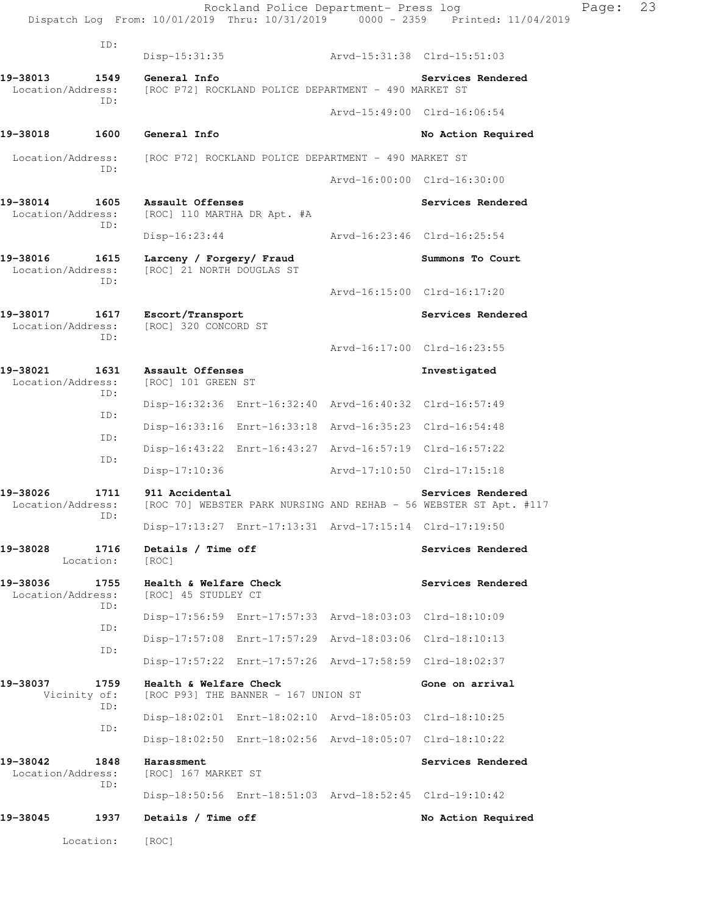ID:
Disp-15:31:35 Arvd-15:31:38 Clrd-15:51:03

**19-38013 1549 General Info** **Services Rendered**
Location/Address: [ROC P72] ROCKLAND POLICE DEPARTMENT - 490 MARKET ST
ID:
Arvd-15:49:00 Clrd-16:06:54

**19-38018 1600 General Info** **No Action Required**
Location/Address: [ROC P72] ROCKLAND POLICE DEPARTMENT - 490 MARKET ST
ID:
Arvd-16:00:00 Clrd-16:30:00

**19-38014 1605 Assault Offenses** **Services Rendered**
Location/Address: [ROC] 110 MARTHA DR Apt. #A
ID:
Disp-16:23:44 Arvd-16:23:46 Clrd-16:25:54

**19-38016 1615 Larceny / Forgery/ Fraud** **Summons To Court**
Location/Address: [ROC] 21 NORTH DOUGLAS ST
ID:
Arvd-16:15:00 Clrd-16:17:20

**19-38017 1617 Escort/Transport** **Services Rendered**
Location/Address: [ROC] 320 CONCORD ST
ID:
Arvd-16:17:00 Clrd-16:23:55

**19-38021 1631 Assault Offenses** **Investigated**
Location/Address: [ROC] 101 GREEN ST
ID:
Disp-16:32:36 Enrt-16:32:40 Arvd-16:40:32 Clrd-16:57:49
ID:
Disp-16:33:16 Enrt-16:33:18 Arvd-16:35:23 Clrd-16:54:48
ID:
Disp-16:43:22 Enrt-16:43:27 Arvd-16:57:19 Clrd-16:57:22
ID:
Disp-17:10:36 Arvd-17:10:50 Clrd-17:15:18

**19-38026 1711 911 Accidental** **Services Rendered**
Location/Address: [ROC 70] WEBSTER PARK NURSING AND REHAB - 56 WEBSTER ST Apt. #117
ID:
Disp-17:13:27 Enrt-17:13:31 Arvd-17:15:14 Clrd-17:19:50

**19-38028 1716 Details / Time off** **Services Rendered**
Location: [ROC]

**19-38036 1755 Health & Welfare Check** **Services Rendered**
Location/Address: [ROC] 45 STUDLEY CT
ID:
Disp-17:56:59 Enrt-17:57:33 Arvd-18:03:03 Clrd-18:10:09
ID:
Disp-17:57:08 Enrt-17:57:29 Arvd-18:03:06 Clrd-18:10:13
ID:
Disp-17:57:22 Enrt-17:57:26 Arvd-17:58:59 Clrd-18:02:37

**19-38037 1759 Health & Welfare Check** **Gone on arrival**
Vicinity of: [ROC P93] THE BANNER - 167 UNION ST
ID:
Disp-18:02:01 Enrt-18:02:10 Arvd-18:05:03 Clrd-18:10:25
ID:
Disp-18:02:50 Enrt-18:02:56 Arvd-18:05:07 Clrd-18:10:22

**19-38042 1848 Harassment** **Services Rendered**
Location/Address: [ROC] 167 MARKET ST
ID:
Disp-18:50:56 Enrt-18:51:03 Arvd-18:52:45 Clrd-19:10:42

**19-38045 1937 Details / Time off** **No Action Required**
Location: [ROC]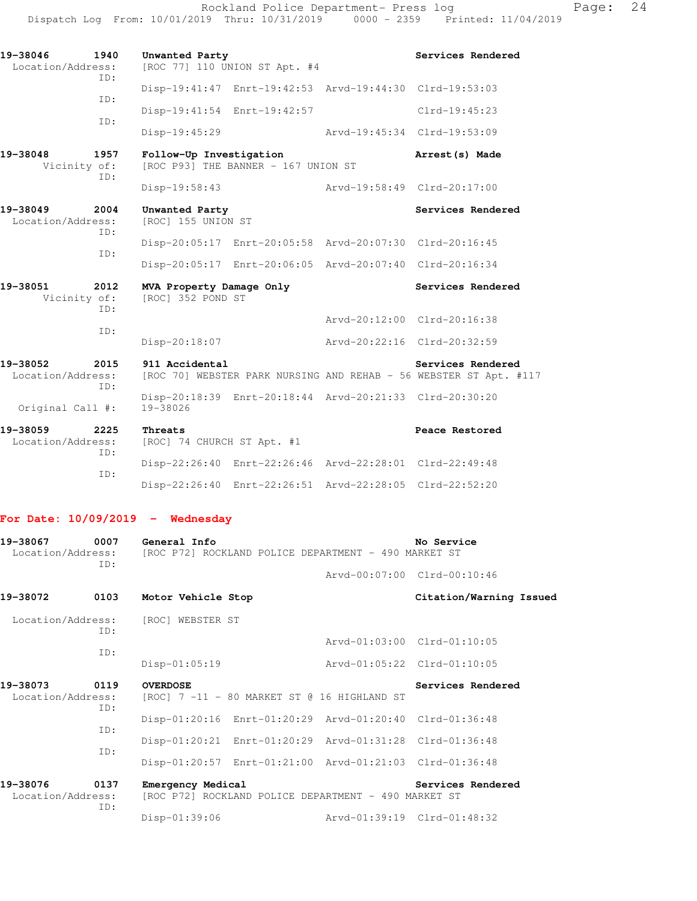**19-38046 1940 Unwanted Party — Services Rendered**
Location/Address: [ROC 77] 110 UNION ST Apt. #4

ID: Disp-19:41:47 Enrt-19:42:53 Arvd-19:44:30 Clrd-19:53:03
ID: Disp-19:41:54 Enrt-19:42:57 Clrd-19:45:23
ID: Disp-19:45:29 Arvd-19:45:34 Clrd-19:53:09

**19-38048 1957 Follow-Up Investigation — Arrest(s) Made**
Vicinity of: [ROC P93] THE BANNER - 167 UNION ST

ID: Disp-19:58:43 Arvd-19:58:49 Clrd-20:17:00

**19-38049 2004 Unwanted Party — Services Rendered**
Location/Address: [ROC] 155 UNION ST

ID: Disp-20:05:17 Enrt-20:05:58 Arvd-20:07:30 Clrd-20:16:45
ID: Disp-20:05:17 Enrt-20:06:05 Arvd-20:07:40 Clrd-20:16:34

**19-38051 2012 MVA Property Damage Only — Services Rendered**
Vicinity of: [ROC] 352 POND ST

ID: Arvd-20:12:00 Clrd-20:16:38
ID: Disp-20:18:07 Arvd-20:22:16 Clrd-20:32:59

**19-38052 2015 911 Accidental — Services Rendered**
Location/Address: [ROC 70] WEBSTER PARK NURSING AND REHAB - 56 WEBSTER ST Apt. #117

ID: Disp-20:18:39 Enrt-20:18:44 Arvd-20:21:33 Clrd-20:30:20
Original Call #: 19-38026

**19-38059 2225 Threats — Peace Restored**
Location/Address: [ROC] 74 CHURCH ST Apt. #1

ID: Disp-22:26:40 Enrt-22:26:46 Arvd-22:28:01 Clrd-22:49:48
ID: Disp-22:26:40 Enrt-22:26:51 Arvd-22:28:05 Clrd-22:52:20

## For Date: 10/09/2019 - Wednesday

**19-38067 0007 General Info — No Service**
Location/Address: [ROC P72] ROCKLAND POLICE DEPARTMENT - 490 MARKET ST

ID: Arvd-00:07:00 Clrd-00:10:46

**19-38072 0103 Motor Vehicle Stop — Citation/Warning Issued**
Location/Address: [ROC] WEBSTER ST

ID: Arvd-01:03:00 Clrd-01:10:05
ID: Disp-01:05:19 Arvd-01:05:22 Clrd-01:10:05

**19-38073 0119 OVERDOSE — Services Rendered**
Location/Address: [ROC] 7 -11 - 80 MARKET ST @ 16 HIGHLAND ST

ID: Disp-01:20:16 Enrt-01:20:29 Arvd-01:20:40 Clrd-01:36:48
ID: Disp-01:20:21 Enrt-01:20:29 Arvd-01:31:28 Clrd-01:36:48
ID: Disp-01:20:57 Enrt-01:21:00 Arvd-01:21:03 Clrd-01:36:48

**19-38076 0137 Emergency Medical — Services Rendered**
Location/Address: [ROC P72] ROCKLAND POLICE DEPARTMENT - 490 MARKET ST

ID: Disp-01:39:06 Arvd-01:39:19 Clrd-01:48:32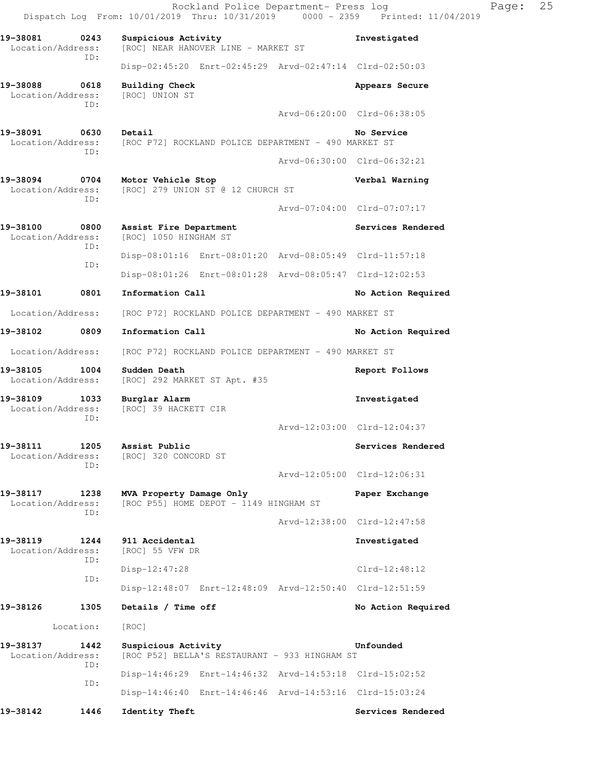**19-38081 0243 Suspicious Activity** — **Investigated**
Location/Address: [ROC] NEAR HANOVER LINE - MARKET ST
ID:
Disp-02:45:20 Enrt-02:45:29 Arvd-02:47:14 Clrd-02:50:03

**19-38088 0618 Building Check** — **Appears Secure**
Location/Address: [ROC] UNION ST
ID:
Arvd-06:20:00 Clrd-06:38:05

**19-38091 0630 Detail** — **No Service**
Location/Address: [ROC P72] ROCKLAND POLICE DEPARTMENT - 490 MARKET ST
ID:
Arvd-06:30:00 Clrd-06:32:21

**19-38094 0704 Motor Vehicle Stop** — **Verbal Warning**
Location/Address: [ROC] 279 UNION ST @ 12 CHURCH ST
ID:
Arvd-07:04:00 Clrd-07:07:17

**19-38100 0800 Assist Fire Department** — **Services Rendered**
Location/Address: [ROC] 1050 HINGHAM ST
ID:
Disp-08:01:16 Enrt-08:01:20 Arvd-08:05:49 Clrd-11:57:18
ID:
Disp-08:01:26 Enrt-08:01:28 Arvd-08:05:47 Clrd-12:02:53

**19-38101 0801 Information Call** — **No Action Required**
Location/Address: [ROC P72] ROCKLAND POLICE DEPARTMENT - 490 MARKET ST

**19-38102 0809 Information Call** — **No Action Required**
Location/Address: [ROC P72] ROCKLAND POLICE DEPARTMENT - 490 MARKET ST

**19-38105 1004 Sudden Death** — **Report Follows**
Location/Address: [ROC] 292 MARKET ST Apt. #35

**19-38109 1033 Burglar Alarm** — **Investigated**
Location/Address: [ROC] 39 HACKETT CIR
ID:
Arvd-12:03:00 Clrd-12:04:37

**19-38111 1205 Assist Public** — **Services Rendered**
Location/Address: [ROC] 320 CONCORD ST
ID:
Arvd-12:05:00 Clrd-12:06:31

**19-38117 1238 MVA Property Damage Only** — **Paper Exchange**
Location/Address: [ROC P55] HOME DEPOT - 1149 HINGHAM ST
ID:
Arvd-12:38:00 Clrd-12:47:58

**19-38119 1244 911 Accidental** — **Investigated**
Location/Address: [ROC] 55 VFW DR
ID:
Disp-12:47:28 Clrd-12:48:12
ID:
Disp-12:48:07 Enrt-12:48:09 Arvd-12:50:40 Clrd-12:51:59

**19-38126 1305 Details / Time off** — **No Action Required**
Location: [ROC]

**19-38137 1442 Suspicious Activity** — **Unfounded**
Location/Address: [ROC P52] BELLA'S RESTAURANT - 933 HINGHAM ST
ID:
Disp-14:46:29 Enrt-14:46:32 Arvd-14:53:18 Clrd-15:02:52
ID:
Disp-14:46:40 Enrt-14:46:46 Arvd-14:53:16 Clrd-15:03:24

**19-38142 1446 Identity Theft** — **Services Rendered**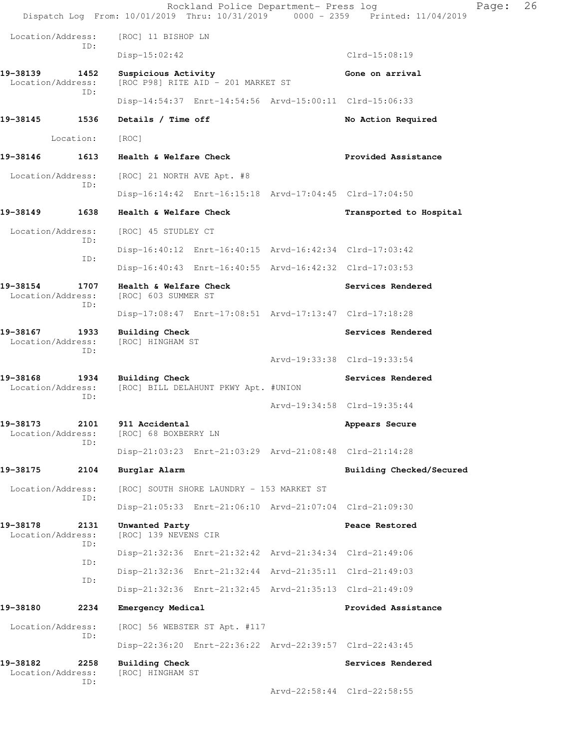Location/Address: [ROC] 11 BISHOP LN
ID:
Disp-15:02:42 Clrd-15:08:19

**19-38139 1452 Suspicious Activity** **Gone on arrival**
Location/Address: [ROC P98] RITE AID - 201 MARKET ST
ID:
Disp-14:54:37 Enrt-14:54:56 Arvd-15:00:11 Clrd-15:06:33

**19-38145 1536 Details / Time off** **No Action Required**
Location: [ROC]

**19-38146 1613 Health & Welfare Check** **Provided Assistance**
Location/Address: [ROC] 21 NORTH AVE Apt. #8
ID:
Disp-16:14:42 Enrt-16:15:18 Arvd-17:04:45 Clrd-17:04:50

**19-38149 1638 Health & Welfare Check** **Transported to Hospital**
Location/Address: [ROC] 45 STUDLEY CT
ID:
Disp-16:40:12 Enrt-16:40:15 Arvd-16:42:34 Clrd-17:03:42
ID:
Disp-16:40:43 Enrt-16:40:55 Arvd-16:42:32 Clrd-17:03:53

**19-38154 1707 Health & Welfare Check** **Services Rendered**
Location/Address: [ROC] 603 SUMMER ST
ID:
Disp-17:08:47 Enrt-17:08:51 Arvd-17:13:47 Clrd-17:18:28

**19-38167 1933 Building Check** **Services Rendered**
Location/Address: [ROC] HINGHAM ST
ID:
Arvd-19:33:38 Clrd-19:33:54

**19-38168 1934 Building Check** **Services Rendered**
Location/Address: [ROC] BILL DELAHUNT PKWY Apt. #UNION
ID:
Arvd-19:34:58 Clrd-19:35:44

**19-38173 2101 911 Accidental** **Appears Secure**
Location/Address: [ROC] 68 BOXBERRY LN
ID:
Disp-21:03:23 Enrt-21:03:29 Arvd-21:08:48 Clrd-21:14:28

**19-38175 2104 Burglar Alarm** **Building Checked/Secured**
Location/Address: [ROC] SOUTH SHORE LAUNDRY - 153 MARKET ST
ID:
Disp-21:05:33 Enrt-21:06:10 Arvd-21:07:04 Clrd-21:09:30

**19-38178 2131 Unwanted Party** **Peace Restored**
Location/Address: [ROC] 139 NEVENS CIR
ID:
Disp-21:32:36 Enrt-21:32:42 Arvd-21:34:34 Clrd-21:49:06
ID:
Disp-21:32:36 Enrt-21:32:44 Arvd-21:35:11 Clrd-21:49:03
ID:
Disp-21:32:36 Enrt-21:32:45 Arvd-21:35:13 Clrd-21:49:09

**19-38180 2234 Emergency Medical** **Provided Assistance**
Location/Address: [ROC] 56 WEBSTER ST Apt. #117
ID:
Disp-22:36:20 Enrt-22:36:22 Arvd-22:39:57 Clrd-22:43:45

**19-38182 2258 Building Check** **Services Rendered**
Location/Address: [ROC] HINGHAM ST
ID:
Arvd-22:58:44 Clrd-22:58:55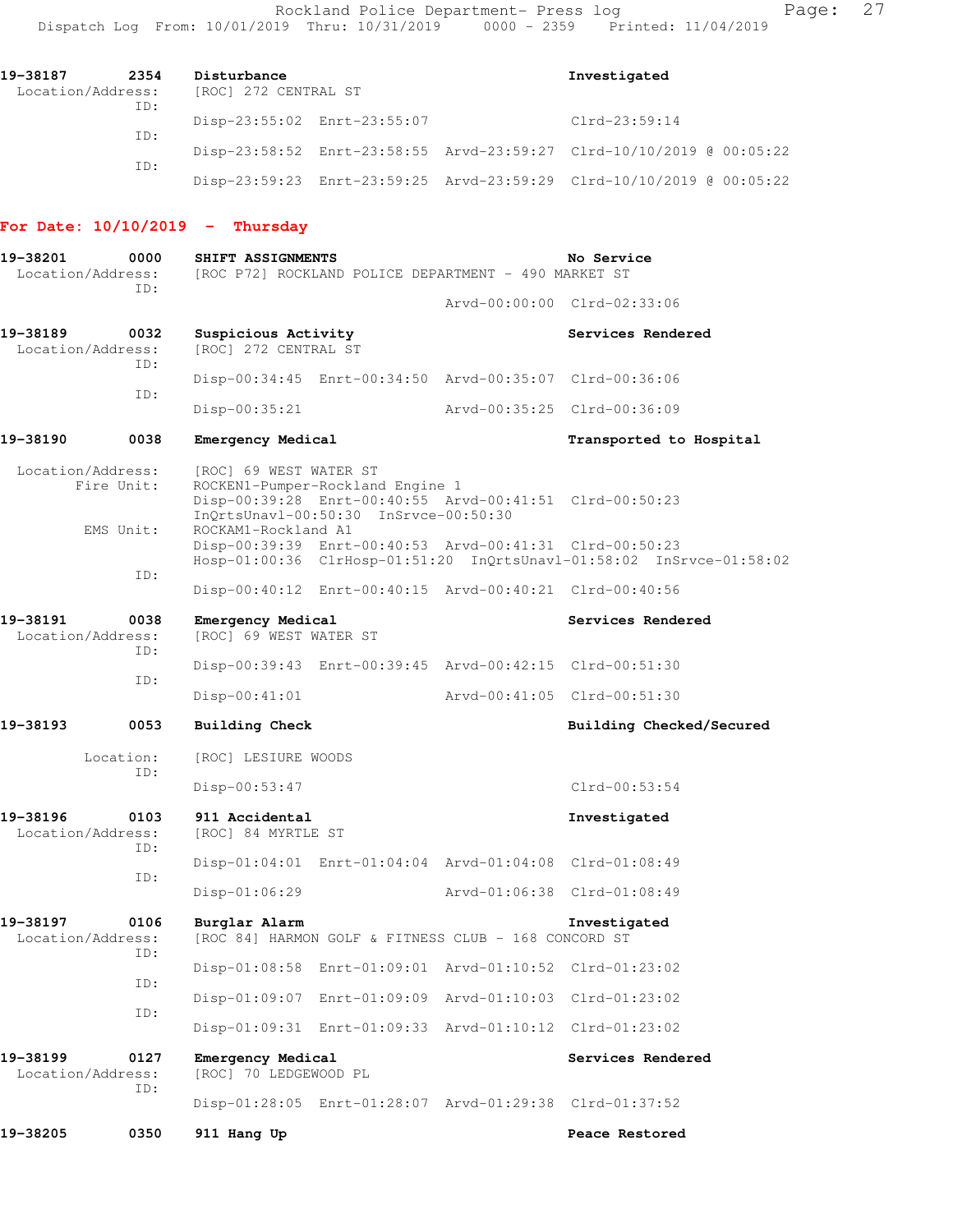19-38187 2354 **Disturbance** Investigated
Location/Address: [ROC] 272 CENTRAL ST
ID:
Disp-23:55:02 Enrt-23:55:07 Clrd-23:59:14
ID:
Disp-23:58:52 Enrt-23:58:55 Arvd-23:59:27 Clrd-10/10/2019 @ 00:05:22
ID:
Disp-23:59:23 Enrt-23:59:25 Arvd-23:59:29 Clrd-10/10/2019 @ 00:05:22

## For Date: 10/10/2019 - Thursday

19-38201 0000 **SHIFT ASSIGNMENTS** No Service
Location/Address: [ROC P72] ROCKLAND POLICE DEPARTMENT - 490 MARKET ST
ID:
Arvd-00:00:00 Clrd-02:33:06

19-38189 0032 **Suspicious Activity** Services Rendered
Location/Address: [ROC] 272 CENTRAL ST
ID:
Disp-00:34:45 Enrt-00:34:50 Arvd-00:35:07 Clrd-00:36:06
ID:
Disp-00:35:21 Arvd-00:35:25 Clrd-00:36:09

19-38190 0038 **Emergency Medical** Transported to Hospital
Location/Address: [ROC] 69 WEST WATER ST
Fire Unit: ROCKEN1-Pumper-Rockland Engine 1
Disp-00:39:28 Enrt-00:40:55 Arvd-00:41:51 Clrd-00:50:23
InQrtsUnavl-00:50:30 InSrvce-00:50:30
EMS Unit: ROCKAM1-Rockland A1
Disp-00:39:39 Enrt-00:40:53 Arvd-00:41:31 Clrd-00:50:23
Hosp-01:00:36 ClrHosp-01:51:20 InQrtsUnavl-01:58:02 InSrvce-01:58:02
ID:
Disp-00:40:12 Enrt-00:40:15 Arvd-00:40:21 Clrd-00:40:56

19-38191 0038 **Emergency Medical** Services Rendered
Location/Address: [ROC] 69 WEST WATER ST
ID:
Disp-00:39:43 Enrt-00:39:45 Arvd-00:42:15 Clrd-00:51:30
ID:
Disp-00:41:01 Arvd-00:41:05 Clrd-00:51:30

19-38193 0053 **Building Check** Building Checked/Secured
Location: [ROC] LESIURE WOODS
ID:
Disp-00:53:47 Clrd-00:53:54

19-38196 0103 **911 Accidental** Investigated
Location/Address: [ROC] 84 MYRTLE ST
ID:
Disp-01:04:01 Enrt-01:04:04 Arvd-01:04:08 Clrd-01:08:49
ID:
Disp-01:06:29 Arvd-01:06:38 Clrd-01:08:49

19-38197 0106 **Burglar Alarm** Investigated
Location/Address: [ROC 84] HARMON GOLF & FITNESS CLUB - 168 CONCORD ST
ID:
Disp-01:08:58 Enrt-01:09:01 Arvd-01:10:52 Clrd-01:23:02
ID:
Disp-01:09:07 Enrt-01:09:09 Arvd-01:10:03 Clrd-01:23:02
ID:
Disp-01:09:31 Enrt-01:09:33 Arvd-01:10:12 Clrd-01:23:02

19-38199 0127 **Emergency Medical** Services Rendered
Location/Address: [ROC] 70 LEDGEWOOD PL
ID:
Disp-01:28:05 Enrt-01:28:07 Arvd-01:29:38 Clrd-01:37:52

19-38205 0350 **911 Hang Up** Peace Restored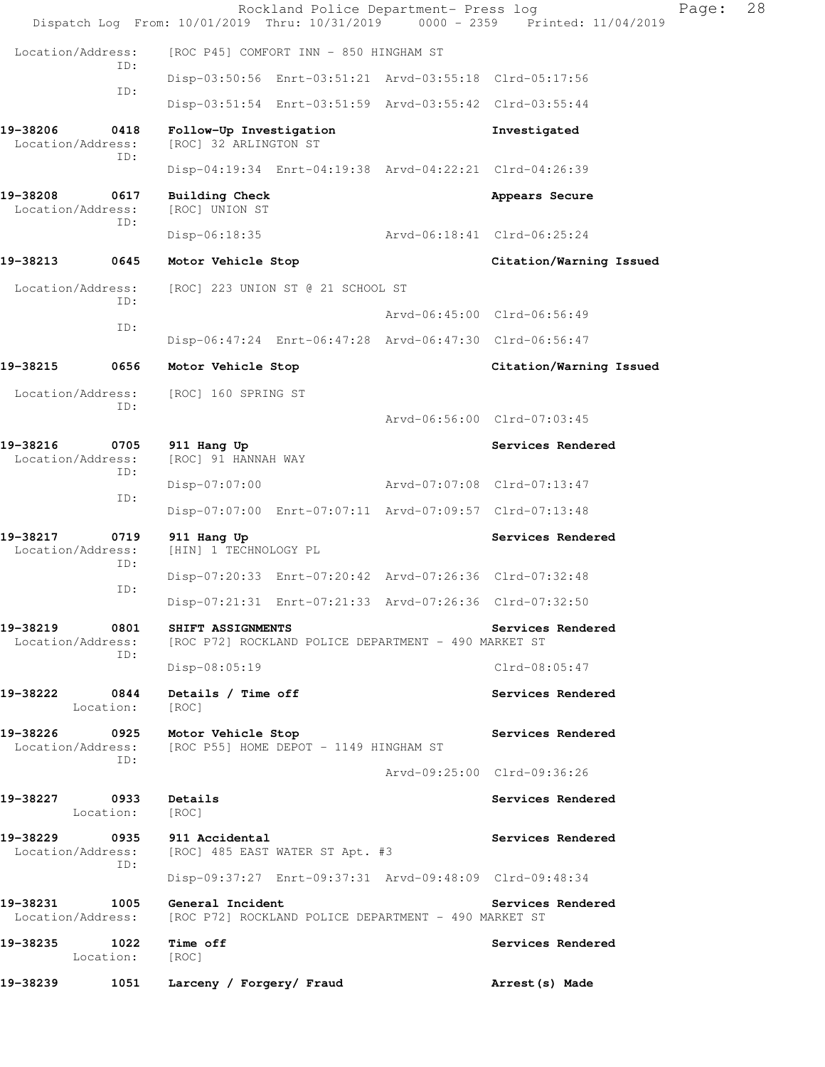Location/Address: [ROC P45] COMFORT INN - 850 HINGHAM ST
ID:
Disp-03:50:56 Enrt-03:51:21 Arvd-03:55:18 Clrd-05:17:56
ID:
Disp-03:51:54 Enrt-03:51:59 Arvd-03:55:42 Clrd-03:55:44

**19-38206 0418 Follow-Up Investigation** **Investigated**
Location/Address: [ROC] 32 ARLINGTON ST
ID:
Disp-04:19:34 Enrt-04:19:38 Arvd-04:22:21 Clrd-04:26:39

**19-38208 0617 Building Check** **Appears Secure**
Location/Address: [ROC] UNION ST
ID:
Disp-06:18:35 Arvd-06:18:41 Clrd-06:25:24

**19-38213 0645 Motor Vehicle Stop** **Citation/Warning Issued**
Location/Address: [ROC] 223 UNION ST @ 21 SCHOOL ST
ID:
Arvd-06:45:00 Clrd-06:56:49
ID:
Disp-06:47:24 Enrt-06:47:28 Arvd-06:47:30 Clrd-06:56:47

**19-38215 0656 Motor Vehicle Stop** **Citation/Warning Issued**
Location/Address: [ROC] 160 SPRING ST
ID:
Arvd-06:56:00 Clrd-07:03:45

**19-38216 0705 911 Hang Up** **Services Rendered**
Location/Address: [ROC] 91 HANNAH WAY
ID:
Disp-07:07:00 Arvd-07:07:08 Clrd-07:13:47
ID:
Disp-07:07:00 Enrt-07:07:11 Arvd-07:09:57 Clrd-07:13:48

**19-38217 0719 911 Hang Up** **Services Rendered**
Location/Address: [HIN] 1 TECHNOLOGY PL
ID:
Disp-07:20:33 Enrt-07:20:42 Arvd-07:26:36 Clrd-07:32:48
ID:
Disp-07:21:31 Enrt-07:21:33 Arvd-07:26:36 Clrd-07:32:50

**19-38219 0801 SHIFT ASSIGNMENTS** **Services Rendered**
Location/Address: [ROC P72] ROCKLAND POLICE DEPARTMENT - 490 MARKET ST
ID:
Disp-08:05:19 Clrd-08:05:47

**19-38222 0844 Details / Time off** **Services Rendered**
Location: [ROC]

**19-38226 0925 Motor Vehicle Stop** **Services Rendered**
Location/Address: [ROC P55] HOME DEPOT - 1149 HINGHAM ST
ID:
Arvd-09:25:00 Clrd-09:36:26

**19-38227 0933 Details** **Services Rendered**
Location: [ROC]

**19-38229 0935 911 Accidental** **Services Rendered**
Location/Address: [ROC] 485 EAST WATER ST Apt. #3
ID:
Disp-09:37:27 Enrt-09:37:31 Arvd-09:48:09 Clrd-09:48:34

**19-38231 1005 General Incident** **Services Rendered**
Location/Address: [ROC P72] ROCKLAND POLICE DEPARTMENT - 490 MARKET ST

**19-38235 1022 Time off** **Services Rendered**
Location: [ROC]

**19-38239 1051 Larceny / Forgery/ Fraud** **Arrest(s) Made**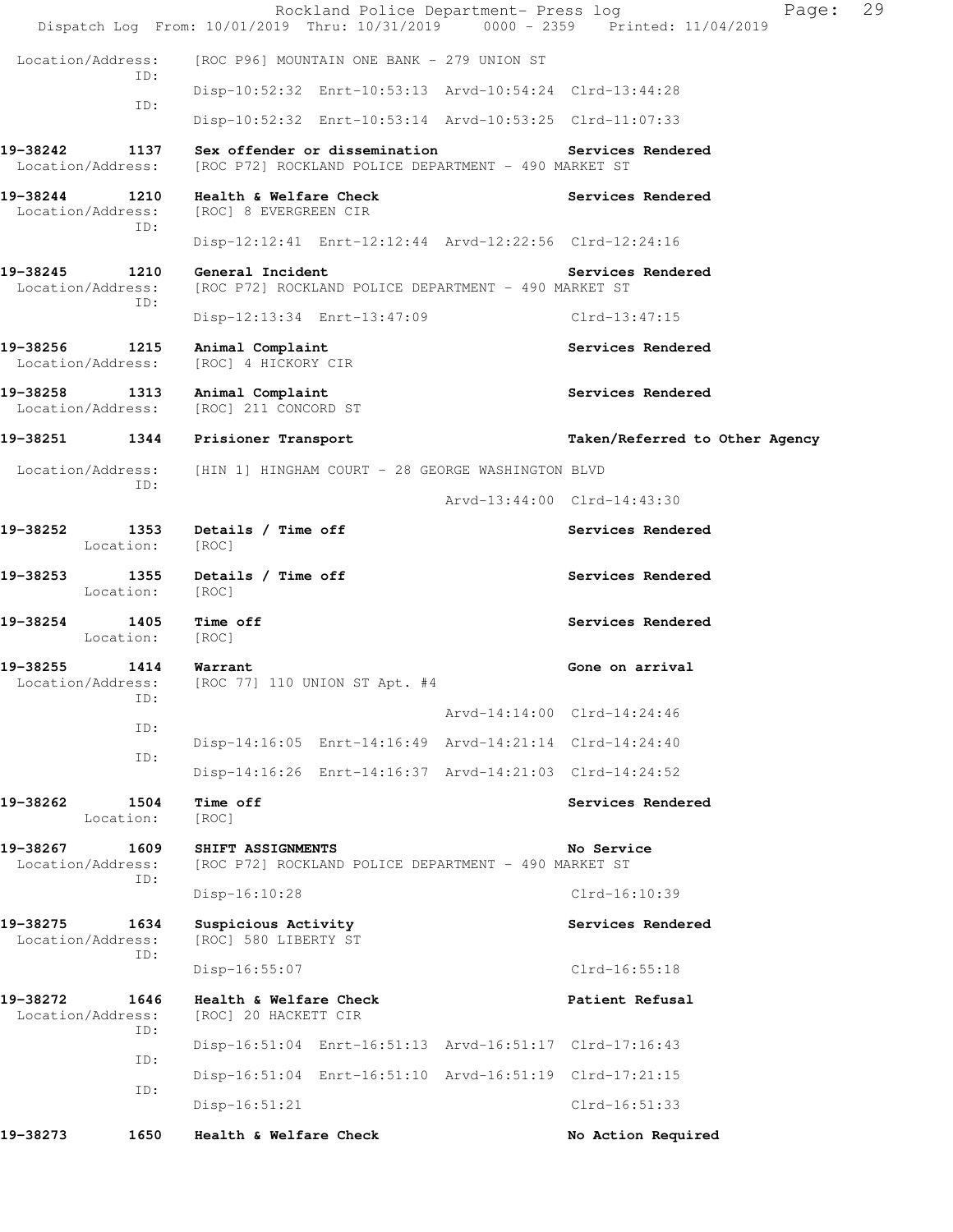Location/Address: [ROC P96] MOUNTAIN ONE BANK - 279 UNION ST
ID:
Disp-10:52:32 Enrt-10:53:13 Arvd-10:54:24 Clrd-13:44:28
ID:
Disp-10:52:32 Enrt-10:53:14 Arvd-10:53:25 Clrd-11:07:33

**19-38242 1137 Sex offender or dissemination** **Services Rendered**
Location/Address: [ROC P72] ROCKLAND POLICE DEPARTMENT - 490 MARKET ST

**19-38244 1210 Health & Welfare Check** **Services Rendered**
Location/Address: [ROC] 8 EVERGREEN CIR
ID:
Disp-12:12:41 Enrt-12:12:44 Arvd-12:22:56 Clrd-12:24:16

**19-38245 1210 General Incident** **Services Rendered**
Location/Address: [ROC P72] ROCKLAND POLICE DEPARTMENT - 490 MARKET ST
ID:
Disp-12:13:34 Enrt-13:47:09 Clrd-13:47:15

**19-38256 1215 Animal Complaint** **Services Rendered**
Location/Address: [ROC] 4 HICKORY CIR

**19-38258 1313 Animal Complaint** **Services Rendered**
Location/Address: [ROC] 211 CONCORD ST

**19-38251 1344 Prisioner Transport** **Taken/Referred to Other Agency**
Location/Address: [HIN 1] HINGHAM COURT - 28 GEORGE WASHINGTON BLVD
ID:
Arvd-13:44:00 Clrd-14:43:30

**19-38252 1353 Details / Time off** **Services Rendered**
Location: [ROC]

**19-38253 1355 Details / Time off** **Services Rendered**
Location: [ROC]

**19-38254 1405 Time off** **Services Rendered**
Location: [ROC]

**19-38255 1414 Warrant** **Gone on arrival**
Location/Address: [ROC 77] 110 UNION ST Apt. #4
ID:
Arvd-14:14:00 Clrd-14:24:46
ID:
Disp-14:16:05 Enrt-14:16:49 Arvd-14:21:14 Clrd-14:24:40
ID:
Disp-14:16:26 Enrt-14:16:37 Arvd-14:21:03 Clrd-14:24:52

**19-38262 1504 Time off** **Services Rendered**
Location: [ROC]

**19-38267 1609 SHIFT ASSIGNMENTS** **No Service**
Location/Address: [ROC P72] ROCKLAND POLICE DEPARTMENT - 490 MARKET ST
ID:
Disp-16:10:28 Clrd-16:10:39

**19-38275 1634 Suspicious Activity** **Services Rendered**
Location/Address: [ROC] 580 LIBERTY ST
ID:
Disp-16:55:07 Clrd-16:55:18

**19-38272 1646 Health & Welfare Check** **Patient Refusal**
Location/Address: [ROC] 20 HACKETT CIR
ID:
Disp-16:51:04 Enrt-16:51:13 Arvd-16:51:17 Clrd-17:16:43
ID:
Disp-16:51:04 Enrt-16:51:10 Arvd-16:51:19 Clrd-17:21:15
ID:
Disp-16:51:21 Clrd-16:51:33

**19-38273 1650 Health & Welfare Check** **No Action Required**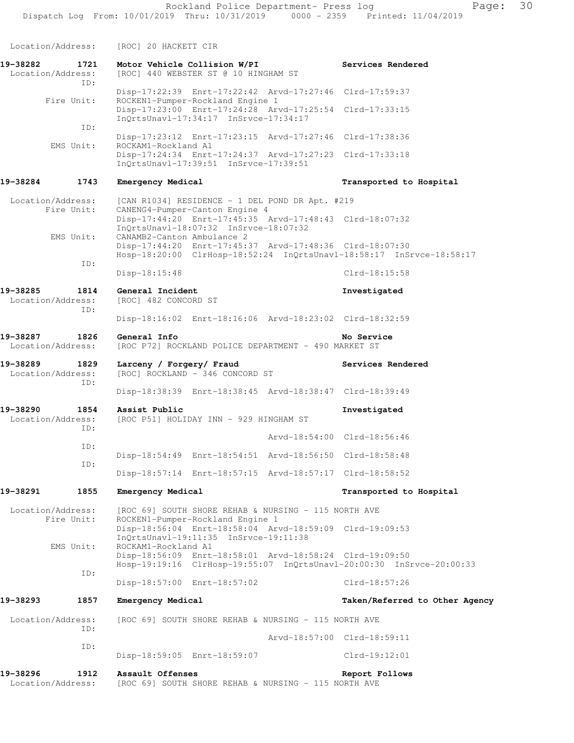Location/Address: [ROC] 20 HACKETT CIR

**19-38282 1721 Motor Vehicle Collision W/PI** — **Services Rendered**
Location/Address: [ROC] 440 WEBSTER ST @ 10 HINGHAM ST
ID:
Disp-17:22:39 Enrt-17:22:42 Arvd-17:27:46 Clrd-17:59:37
Fire Unit: ROCKEN1-Pumper-Rockland Engine 1
Disp-17:23:00 Enrt-17:24:28 Arvd-17:25:54 Clrd-17:33:15
InQrtsUnavl-17:34:17 InSrvce-17:34:17
ID:
Disp-17:23:12 Enrt-17:23:15 Arvd-17:27:46 Clrd-17:38:36
EMS Unit: ROCKAM1-Rockland A1
Disp-17:24:34 Enrt-17:24:37 Arvd-17:27:23 Clrd-17:33:18
InQrtsUnavl-17:39:51 InSrvce-17:39:51

**19-38284 1743 Emergency Medical** — **Transported to Hospital**
Location/Address: [CAN R1034] RESIDENCE - 1 DEL POND DR Apt. #219
Fire Unit: CANENG4-Pumper-Canton Engine 4
Disp-17:44:20 Enrt-17:45:35 Arvd-17:48:43 Clrd-18:07:32
InQrtsUnavl-18:07:32 InSrvce-18:07:32
EMS Unit: CANAMB2-Canton Ambulance 2
Disp-17:44:20 Enrt-17:45:37 Arvd-17:48:36 Clrd-18:07:30
Hosp-18:20:00 ClrHosp-18:52:24 InQrtsUnavl-18:58:17 InSrvce-18:58:17
ID:
Disp-18:15:48 Clrd-18:15:58

**19-38285 1814 General Incident** — **Investigated**
Location/Address: [ROC] 482 CONCORD ST
ID:
Disp-18:16:02 Enrt-18:16:06 Arvd-18:23:02 Clrd-18:32:59

**19-38287 1826 General Info** — **No Service**
Location/Address: [ROC P72] ROCKLAND POLICE DEPARTMENT - 490 MARKET ST

**19-38289 1829 Larceny / Forgery/ Fraud** — **Services Rendered**
Location/Address: [ROC] ROCKLAND - 346 CONCORD ST
ID:
Disp-18:38:39 Enrt-18:38:45 Arvd-18:38:47 Clrd-18:39:49

**19-38290 1854 Assist Public** — **Investigated**
Location/Address: [ROC P51] HOLIDAY INN - 929 HINGHAM ST
ID:
Arvd-18:54:00 Clrd-18:56:46
ID:
Disp-18:54:49 Enrt-18:54:51 Arvd-18:56:50 Clrd-18:58:48
ID:
Disp-18:57:14 Enrt-18:57:15 Arvd-18:57:17 Clrd-18:58:52

**19-38291 1855 Emergency Medical** — **Transported to Hospital**
Location/Address: [ROC 69] SOUTH SHORE REHAB & NURSING - 115 NORTH AVE
Fire Unit: ROCKEN1-Pumper-Rockland Engine 1
Disp-18:56:04 Enrt-18:58:04 Arvd-18:59:09 Clrd-19:09:53
InQrtsUnavl-19:11:35 InSrvce-19:11:38
EMS Unit: ROCKAM1-Rockland A1
Disp-18:56:09 Enrt-18:58:01 Arvd-18:58:24 Clrd-19:09:50
Hosp-19:19:16 ClrHosp-19:55:07 InQrtsUnavl-20:00:30 InSrvce-20:00:33
ID:
Disp-18:57:00 Enrt-18:57:02 Clrd-18:57:26

**19-38293 1857 Emergency Medical** — **Taken/Referred to Other Agency**
Location/Address: [ROC 69] SOUTH SHORE REHAB & NURSING - 115 NORTH AVE
ID:
Arvd-18:57:00 Clrd-18:59:11
ID:
Disp-18:59:05 Enrt-18:59:07 Clrd-19:12:01

**19-38296 1912 Assault Offenses** — **Report Follows**
Location/Address: [ROC 69] SOUTH SHORE REHAB & NURSING - 115 NORTH AVE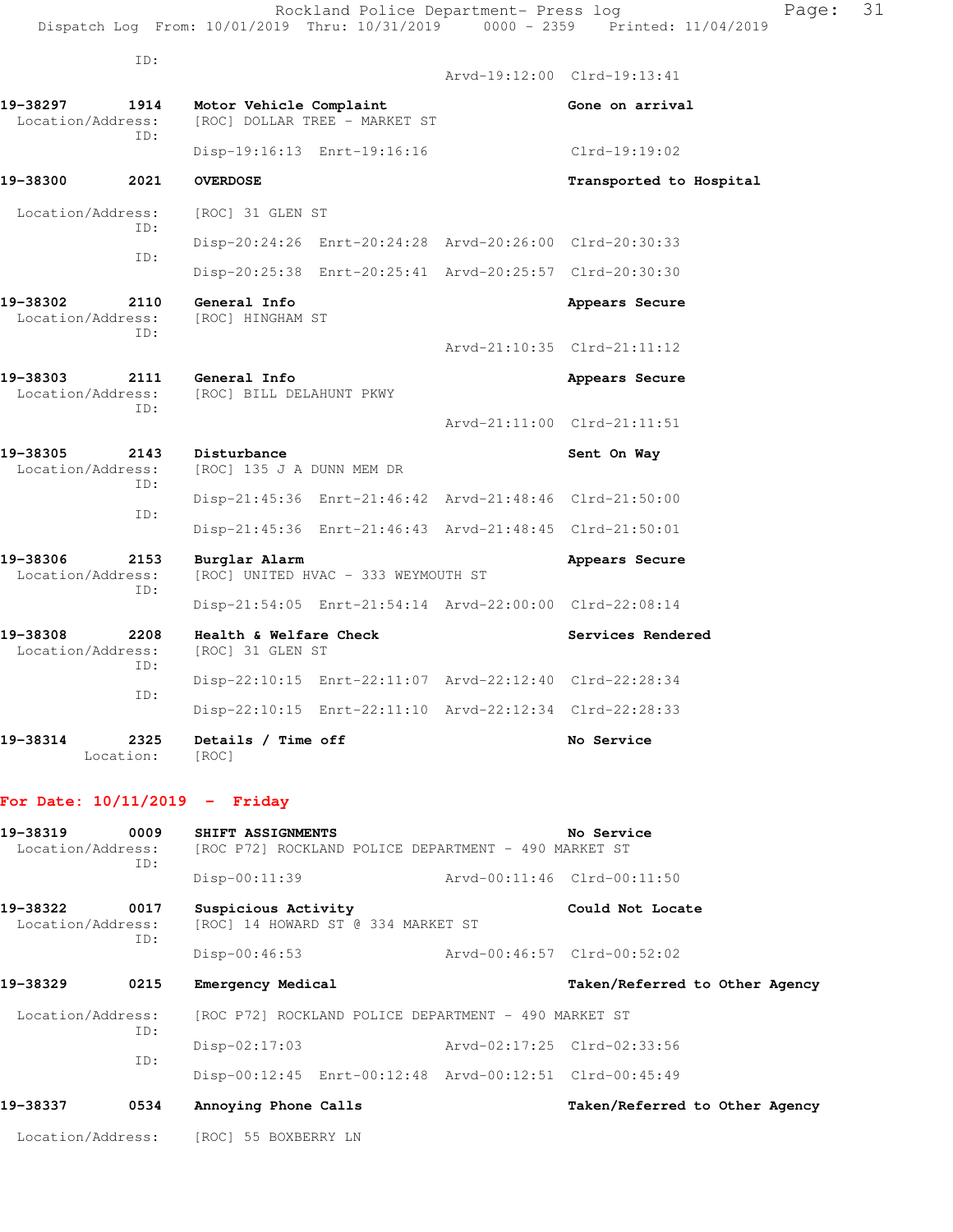ID:
Arvd-19:12:00 Clrd-19:13:41

**19-38297 1914 Motor Vehicle Complaint** — Gone on arrival
Location/Address: [ROC] DOLLAR TREE - MARKET ST
ID:
Disp-19:16:13 Enrt-19:16:16 Clrd-19:19:02

**19-38300 2021 OVERDOSE** — Transported to Hospital
Location/Address: [ROC] 31 GLEN ST
ID:
Disp-20:24:26 Enrt-20:24:28 Arvd-20:26:00 Clrd-20:30:33
ID:
Disp-20:25:38 Enrt-20:25:41 Arvd-20:25:57 Clrd-20:30:30

**19-38302 2110 General Info** — Appears Secure
Location/Address: [ROC] HINGHAM ST
ID:
Arvd-21:10:35 Clrd-21:11:12

**19-38303 2111 General Info** — Appears Secure
Location/Address: [ROC] BILL DELAHUNT PKWY
ID:
Arvd-21:11:00 Clrd-21:11:51

**19-38305 2143 Disturbance** — Sent On Way
Location/Address: [ROC] 135 J A DUNN MEM DR
ID:
Disp-21:45:36 Enrt-21:46:42 Arvd-21:48:46 Clrd-21:50:00
ID:
Disp-21:45:36 Enrt-21:46:43 Arvd-21:48:45 Clrd-21:50:01

**19-38306 2153 Burglar Alarm** — Appears Secure
Location/Address: [ROC] UNITED HVAC - 333 WEYMOUTH ST
ID:
Disp-21:54:05 Enrt-21:54:14 Arvd-22:00:00 Clrd-22:08:14

**19-38308 2208 Health & Welfare Check** — Services Rendered
Location/Address: [ROC] 31 GLEN ST
ID:
Disp-22:10:15 Enrt-22:11:07 Arvd-22:12:40 Clrd-22:28:34
ID:
Disp-22:10:15 Enrt-22:11:10 Arvd-22:12:34 Clrd-22:28:33

**19-38314 2325 Details / Time off** — No Service
Location: [ROC]

## For Date: 10/11/2019 - Friday

**19-38319 0009 SHIFT ASSIGNMENTS** — No Service
Location/Address: [ROC P72] ROCKLAND POLICE DEPARTMENT - 490 MARKET ST
ID:
Disp-00:11:39 Arvd-00:11:46 Clrd-00:11:50

**19-38322 0017 Suspicious Activity** — Could Not Locate
Location/Address: [ROC] 14 HOWARD ST @ 334 MARKET ST
ID:
Disp-00:46:53 Arvd-00:46:57 Clrd-00:52:02

**19-38329 0215 Emergency Medical** — Taken/Referred to Other Agency
Location/Address: [ROC P72] ROCKLAND POLICE DEPARTMENT - 490 MARKET ST
ID:
Disp-02:17:03 Arvd-02:17:25 Clrd-02:33:56
ID:
Disp-00:12:45 Enrt-00:12:48 Arvd-00:12:51 Clrd-00:45:49

**19-38337 0534 Annoying Phone Calls** — Taken/Referred to Other Agency
Location/Address: [ROC] 55 BOXBERRY LN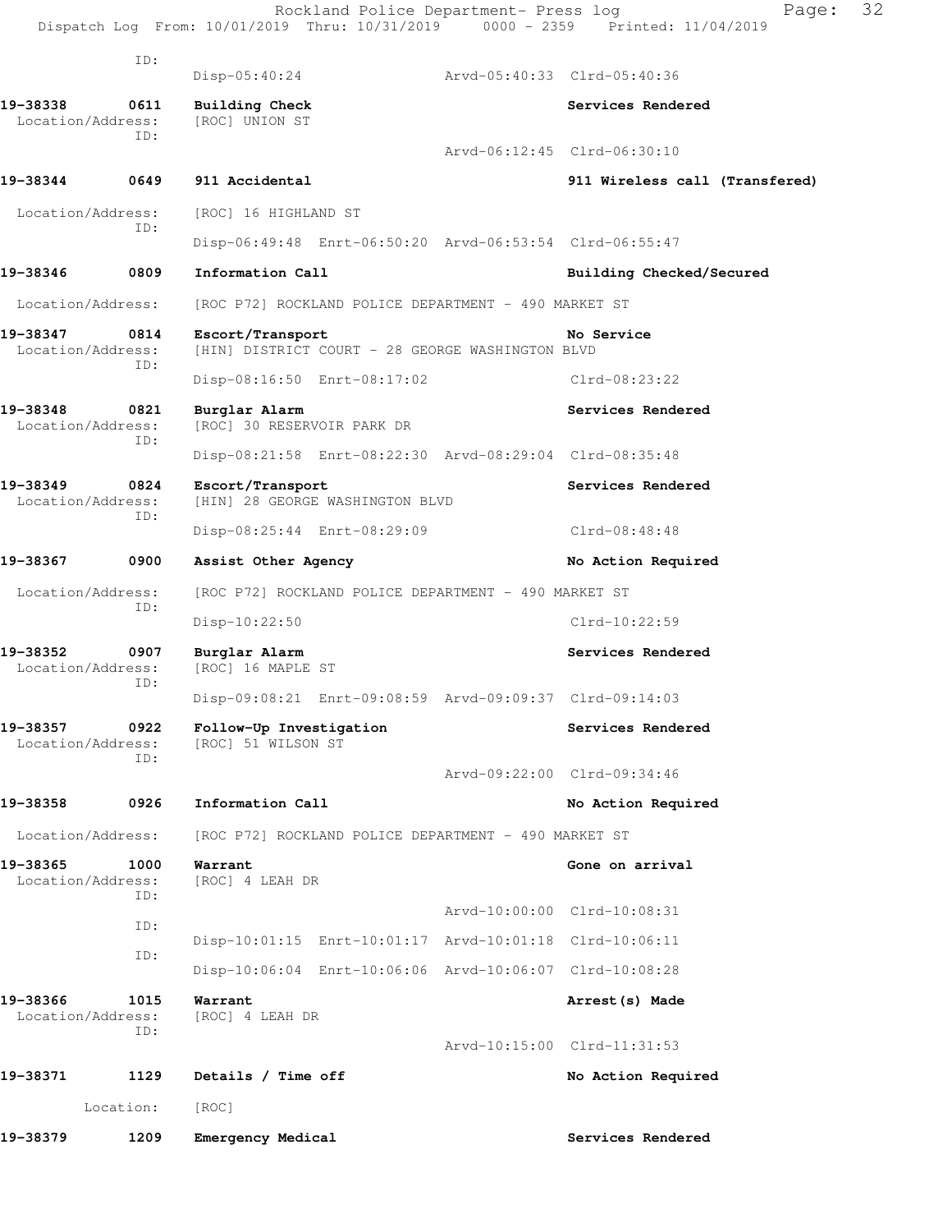ID:
Disp-05:40:24 Arvd-05:40:33 Clrd-05:40:36

**19-38338 0611 Building Check** **Services Rendered**
Location/Address: [ROC] UNION ST
ID:
Arvd-06:12:45 Clrd-06:30:10

**19-38344 0649 911 Accidental** **911 Wireless call (Transfered)**
Location/Address: [ROC] 16 HIGHLAND ST
ID:
Disp-06:49:48 Enrt-06:50:20 Arvd-06:53:54 Clrd-06:55:47

**19-38346 0809 Information Call** **Building Checked/Secured**
Location/Address: [ROC P72] ROCKLAND POLICE DEPARTMENT - 490 MARKET ST

**19-38347 0814 Escort/Transport** **No Service**
Location/Address: [HIN] DISTRICT COURT - 28 GEORGE WASHINGTON BLVD
ID:
Disp-08:16:50 Enrt-08:17:02 Clrd-08:23:22

**19-38348 0821 Burglar Alarm** **Services Rendered**
Location/Address: [ROC] 30 RESERVOIR PARK DR
ID:
Disp-08:21:58 Enrt-08:22:30 Arvd-08:29:04 Clrd-08:35:48

**19-38349 0824 Escort/Transport** **Services Rendered**
Location/Address: [HIN] 28 GEORGE WASHINGTON BLVD
ID:
Disp-08:25:44 Enrt-08:29:09 Clrd-08:48:48

**19-38367 0900 Assist Other Agency** **No Action Required**
Location/Address: [ROC P72] ROCKLAND POLICE DEPARTMENT - 490 MARKET ST
ID:
Disp-10:22:50 Clrd-10:22:59

**19-38352 0907 Burglar Alarm** **Services Rendered**
Location/Address: [ROC] 16 MAPLE ST
ID:
Disp-09:08:21 Enrt-09:08:59 Arvd-09:09:37 Clrd-09:14:03

**19-38357 0922 Follow-Up Investigation** **Services Rendered**
Location/Address: [ROC] 51 WILSON ST
ID:
Arvd-09:22:00 Clrd-09:34:46

**19-38358 0926 Information Call** **No Action Required**
Location/Address: [ROC P72] ROCKLAND POLICE DEPARTMENT - 490 MARKET ST

**19-38365 1000 Warrant** **Gone on arrival**
Location/Address: [ROC] 4 LEAH DR
ID:
Arvd-10:00:00 Clrd-10:08:31
ID:
Disp-10:01:15 Enrt-10:01:17 Arvd-10:01:18 Clrd-10:06:11
ID:
Disp-10:06:04 Enrt-10:06:06 Arvd-10:06:07 Clrd-10:08:28

**19-38366 1015 Warrant** **Arrest(s) Made**
Location/Address: [ROC] 4 LEAH DR
ID:
Arvd-10:15:00 Clrd-11:31:53

**19-38371 1129 Details / Time off** **No Action Required**
Location: [ROC]

**19-38379 1209 Emergency Medical** **Services Rendered**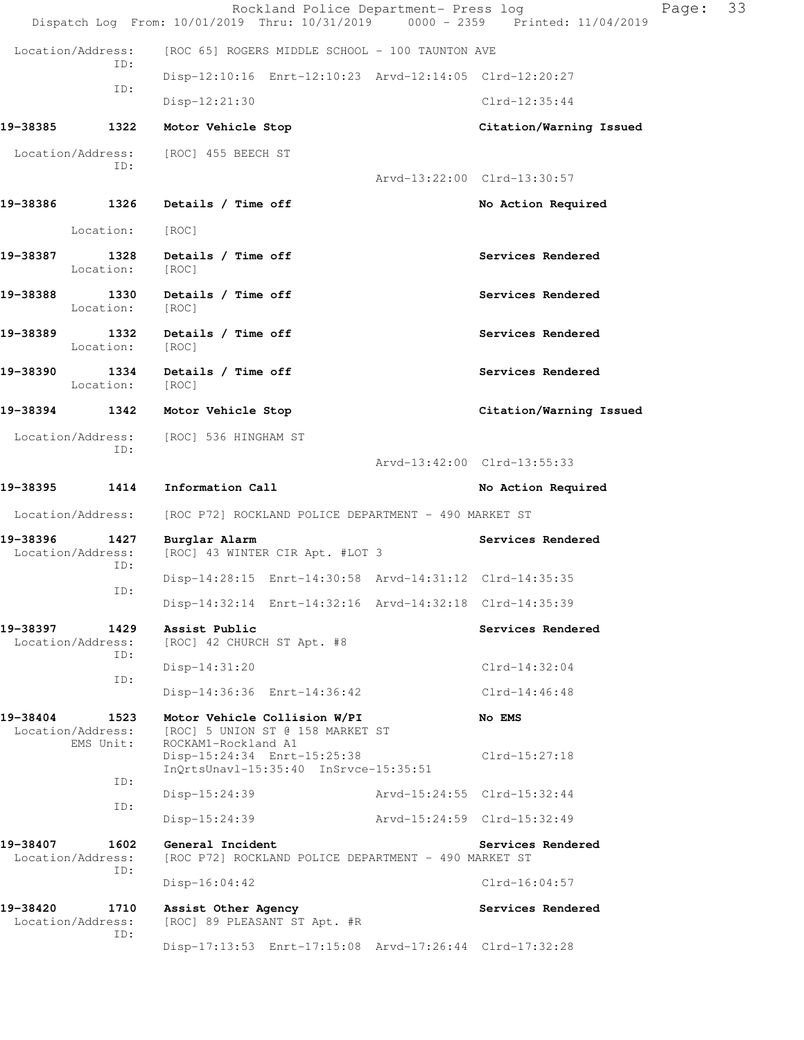Location/Address: [ROC 65] ROGERS MIDDLE SCHOOL - 100 TAUNTON AVE
ID:
Disp-12:10:16 Enrt-12:10:23 Arvd-12:14:05 Clrd-12:20:27
ID:
Disp-12:21:30 Clrd-12:35:44

**19-38385 1322 Motor Vehicle Stop** **Citation/Warning Issued**

Location/Address: [ROC] 455 BEECH ST
ID:
Arvd-13:22:00 Clrd-13:30:57

**19-38386 1326 Details / Time off** **No Action Required**

Location: [ROC]

**19-38387 1328 Details / Time off** **Services Rendered**
Location: [ROC]

**19-38388 1330 Details / Time off** **Services Rendered**
Location: [ROC]

**19-38389 1332 Details / Time off** **Services Rendered**
Location: [ROC]

**19-38390 1334 Details / Time off** **Services Rendered**
Location: [ROC]

**19-38394 1342 Motor Vehicle Stop** **Citation/Warning Issued**

Location/Address: [ROC] 536 HINGHAM ST
ID:
Arvd-13:42:00 Clrd-13:55:33

**19-38395 1414 Information Call** **No Action Required**

Location/Address: [ROC P72] ROCKLAND POLICE DEPARTMENT - 490 MARKET ST

**19-38396 1427 Burglar Alarm** **Services Rendered**
Location/Address: [ROC] 43 WINTER CIR Apt. #LOT 3
ID:
Disp-14:28:15 Enrt-14:30:58 Arvd-14:31:12 Clrd-14:35:35
ID:
Disp-14:32:14 Enrt-14:32:16 Arvd-14:32:18 Clrd-14:35:39

**19-38397 1429 Assist Public** **Services Rendered**
Location/Address: [ROC] 42 CHURCH ST Apt. #8
ID:
Disp-14:31:20 Clrd-14:32:04
ID:
Disp-14:36:36 Enrt-14:36:42 Clrd-14:46:48

**19-38404 1523 Motor Vehicle Collision W/PI** **No EMS**
Location/Address: [ROC] 5 UNION ST @ 158 MARKET ST
EMS Unit: ROCKAM1-Rockland A1
Disp-15:24:34 Enrt-15:25:38 Clrd-15:27:18
InQrtsUnavl-15:35:40 InSrvce-15:35:51
ID:
Disp-15:24:39 Arvd-15:24:55 Clrd-15:32:44
ID:
Disp-15:24:39 Arvd-15:24:59 Clrd-15:32:49

**19-38407 1602 General Incident** **Services Rendered**
Location/Address: [ROC P72] ROCKLAND POLICE DEPARTMENT - 490 MARKET ST
ID:
Disp-16:04:42 Clrd-16:04:57

**19-38420 1710 Assist Other Agency** **Services Rendered**
Location/Address: [ROC] 89 PLEASANT ST Apt. #R
ID:
Disp-17:13:53 Enrt-17:15:08 Arvd-17:26:44 Clrd-17:32:28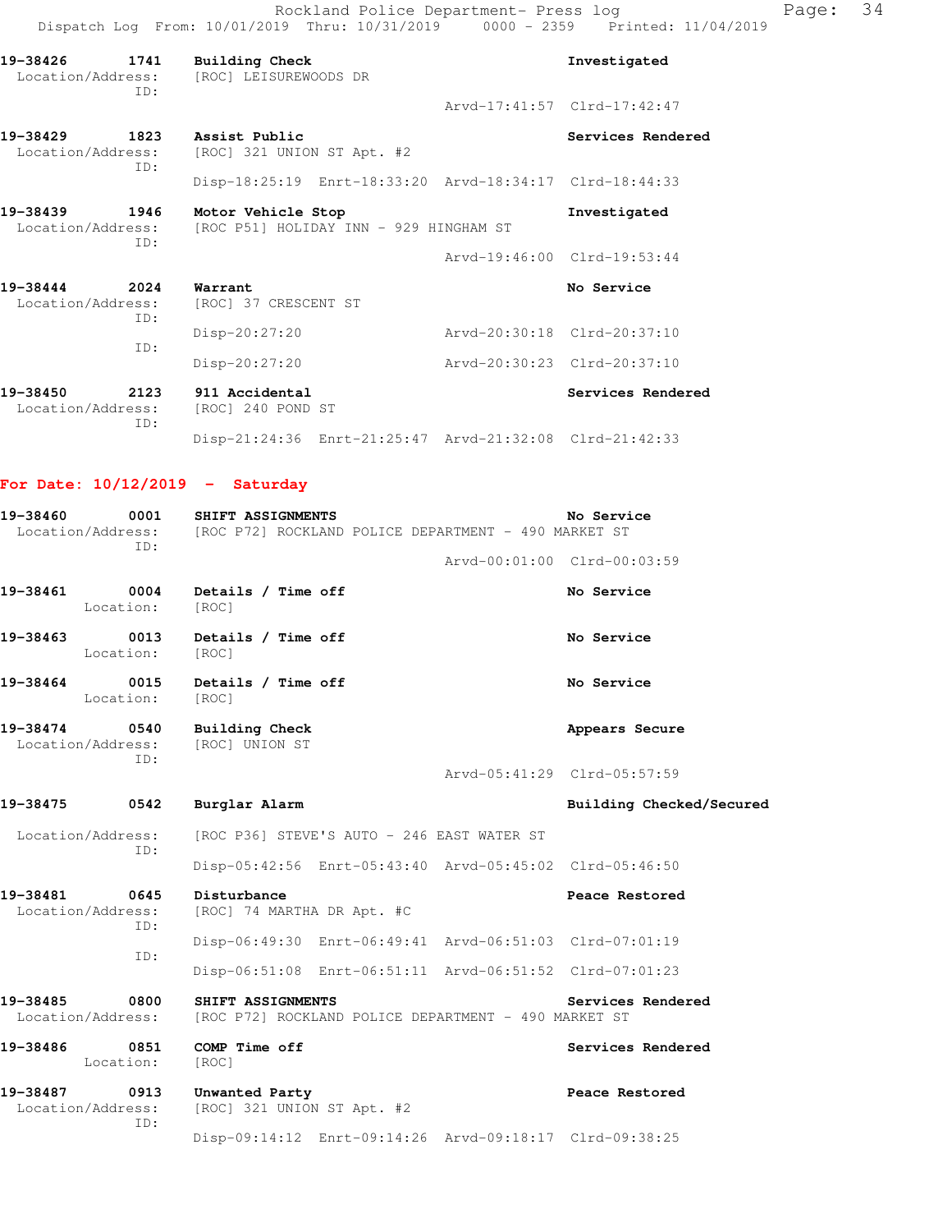**19-38426 1741 Building Check** — **Investigated**
Location/Address: [ROC] LEISUREWOODS DR
ID:
Arvd-17:41:57 Clrd-17:42:47

**19-38429 1823 Assist Public** — **Services Rendered**
Location/Address: [ROC] 321 UNION ST Apt. #2
ID:
Disp-18:25:19 Enrt-18:33:20 Arvd-18:34:17 Clrd-18:44:33

**19-38439 1946 Motor Vehicle Stop** — **Investigated**
Location/Address: [ROC P51] HOLIDAY INN - 929 HINGHAM ST
ID:
Arvd-19:46:00 Clrd-19:53:44

**19-38444 2024 Warrant** — **No Service**
Location/Address: [ROC] 37 CRESCENT ST
ID:
Disp-20:27:20 Arvd-20:30:18 Clrd-20:37:10
ID:
Disp-20:27:20 Arvd-20:30:23 Clrd-20:37:10

**19-38450 2123 911 Accidental** — **Services Rendered**
Location/Address: [ROC] 240 POND ST
ID:
Disp-21:24:36 Enrt-21:25:47 Arvd-21:32:08 Clrd-21:42:33

## For Date: 10/12/2019 - Saturday

**19-38460 0001 SHIFT ASSIGNMENTS** — **No Service**
Location/Address: [ROC P72] ROCKLAND POLICE DEPARTMENT - 490 MARKET ST
ID:
Arvd-00:01:00 Clrd-00:03:59

**19-38461 0004 Details / Time off** — **No Service**
Location: [ROC]

**19-38463 0013 Details / Time off** — **No Service**
Location: [ROC]

**19-38464 0015 Details / Time off** — **No Service**
Location: [ROC]

**19-38474 0540 Building Check** — **Appears Secure**
Location/Address: [ROC] UNION ST
ID:
Arvd-05:41:29 Clrd-05:57:59

**19-38475 0542 Burglar Alarm** — **Building Checked/Secured**
Location/Address: [ROC P36] STEVE'S AUTO - 246 EAST WATER ST
ID:
Disp-05:42:56 Enrt-05:43:40 Arvd-05:45:02 Clrd-05:46:50

**19-38481 0645 Disturbance** — **Peace Restored**
Location/Address: [ROC] 74 MARTHA DR Apt. #C
ID:
Disp-06:49:30 Enrt-06:49:41 Arvd-06:51:03 Clrd-07:01:19
ID:
Disp-06:51:08 Enrt-06:51:11 Arvd-06:51:52 Clrd-07:01:23

**19-38485 0800 SHIFT ASSIGNMENTS** — **Services Rendered**
Location/Address: [ROC P72] ROCKLAND POLICE DEPARTMENT - 490 MARKET ST

**19-38486 0851 COMP Time off** — **Services Rendered**
Location: [ROC]

**19-38487 0913 Unwanted Party** — **Peace Restored**
Location/Address: [ROC] 321 UNION ST Apt. #2
ID:
Disp-09:14:12 Enrt-09:14:26 Arvd-09:18:17 Clrd-09:38:25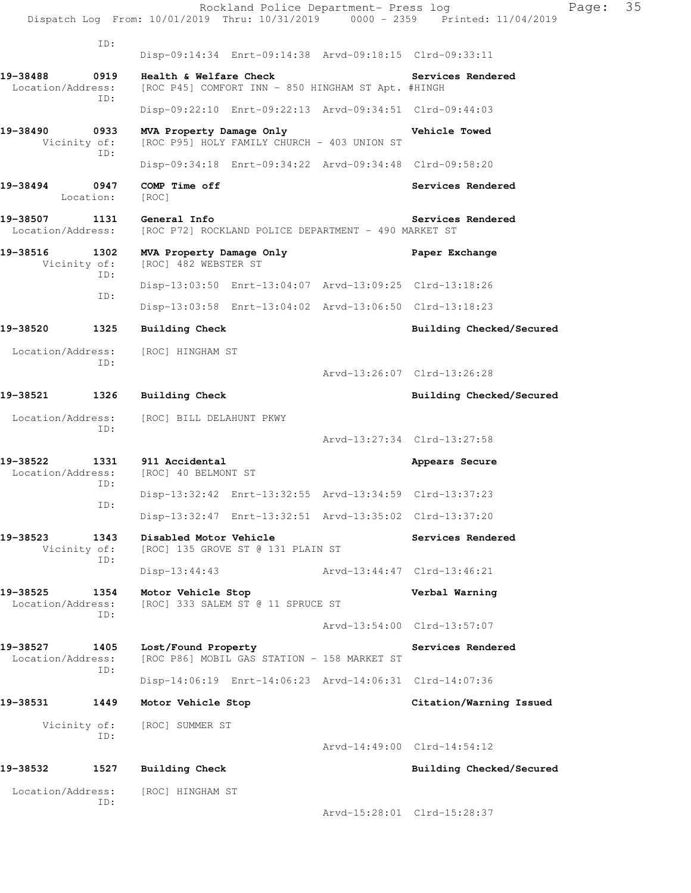ID:
Disp-09:14:34 Enrt-09:14:38 Arvd-09:18:15 Clrd-09:33:11

**19-38488 0919 Health & Welfare Check** **Services Rendered**
Location/Address: [ROC P45] COMFORT INN - 850 HINGHAM ST Apt. #HINGH
ID:
Disp-09:22:10 Enrt-09:22:13 Arvd-09:34:51 Clrd-09:44:03

**19-38490 0933 MVA Property Damage Only** **Vehicle Towed**
Vicinity of: [ROC P95] HOLY FAMILY CHURCH - 403 UNION ST
ID:
Disp-09:34:18 Enrt-09:34:22 Arvd-09:34:48 Clrd-09:58:20

**19-38494 0947 COMP Time off** **Services Rendered**
Location: [ROC]

**19-38507 1131 General Info** **Services Rendered**
Location/Address: [ROC P72] ROCKLAND POLICE DEPARTMENT - 490 MARKET ST

**19-38516 1302 MVA Property Damage Only** **Paper Exchange**
Vicinity of: [ROC] 482 WEBSTER ST
ID:
Disp-13:03:50 Enrt-13:04:07 Arvd-13:09:25 Clrd-13:18:26
ID:
Disp-13:03:58 Enrt-13:04:02 Arvd-13:06:50 Clrd-13:18:23

**19-38520 1325 Building Check** **Building Checked/Secured**

Location/Address: [ROC] HINGHAM ST
ID:
Arvd-13:26:07 Clrd-13:26:28

**19-38521 1326 Building Check** **Building Checked/Secured**

Location/Address: [ROC] BILL DELAHUNT PKWY
ID:
Arvd-13:27:34 Clrd-13:27:58

**19-38522 1331 911 Accidental** **Appears Secure**
Location/Address: [ROC] 40 BELMONT ST
ID:
Disp-13:32:42 Enrt-13:32:55 Arvd-13:34:59 Clrd-13:37:23
ID:
Disp-13:32:47 Enrt-13:32:51 Arvd-13:35:02 Clrd-13:37:20

**19-38523 1343 Disabled Motor Vehicle** **Services Rendered**
Vicinity of: [ROC] 135 GROVE ST @ 131 PLAIN ST
ID:
Disp-13:44:43 Arvd-13:44:47 Clrd-13:46:21

**19-38525 1354 Motor Vehicle Stop** **Verbal Warning**
Location/Address: [ROC] 333 SALEM ST @ 11 SPRUCE ST
ID:
Arvd-13:54:00 Clrd-13:57:07

**19-38527 1405 Lost/Found Property** **Services Rendered**
Location/Address: [ROC P86] MOBIL GAS STATION - 158 MARKET ST
ID:
Disp-14:06:19 Enrt-14:06:23 Arvd-14:06:31 Clrd-14:07:36

**19-38531 1449 Motor Vehicle Stop** **Citation/Warning Issued**

Vicinity of: [ROC] SUMMER ST
ID:
Arvd-14:49:00 Clrd-14:54:12

**19-38532 1527 Building Check** **Building Checked/Secured**

Location/Address: [ROC] HINGHAM ST
ID:
Arvd-15:28:01 Clrd-15:28:37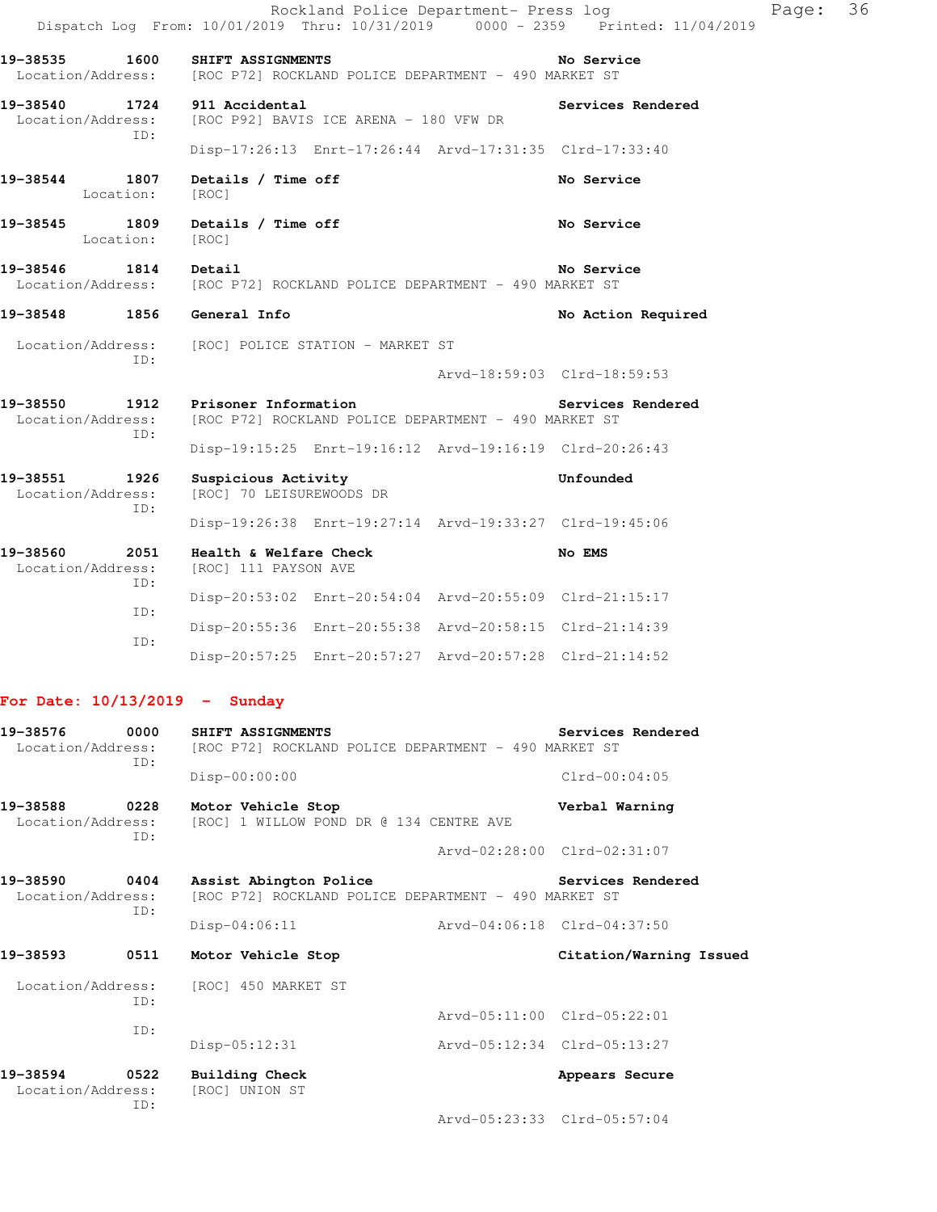19-38535 1600 SHIFT ASSIGNMENTS No Service
Location/Address: [ROC P72] ROCKLAND POLICE DEPARTMENT - 490 MARKET ST

19-38540 1724 911 Accidental Services Rendered
Location/Address: [ROC P92] BAVIS ICE ARENA - 180 VFW DR
ID:
Disp-17:26:13 Enrt-17:26:44 Arvd-17:31:35 Clrd-17:33:40

19-38544 1807 Details / Time off No Service
Location: [ROC]

19-38545 1809 Details / Time off No Service
Location: [ROC]

19-38546 1814 Detail No Service
Location/Address: [ROC P72] ROCKLAND POLICE DEPARTMENT - 490 MARKET ST

19-38548 1856 General Info No Action Required
Location/Address: [ROC] POLICE STATION - MARKET ST
ID:
Arvd-18:59:03 Clrd-18:59:53

19-38550 1912 Prisoner Information Services Rendered
Location/Address: [ROC P72] ROCKLAND POLICE DEPARTMENT - 490 MARKET ST
ID:
Disp-19:15:25 Enrt-19:16:12 Arvd-19:16:19 Clrd-20:26:43

19-38551 1926 Suspicious Activity Unfounded
Location/Address: [ROC] 70 LEISUREWOODS DR
ID:
Disp-19:26:38 Enrt-19:27:14 Arvd-19:33:27 Clrd-19:45:06

19-38560 2051 Health & Welfare Check No EMS
Location/Address: [ROC] 111 PAYSON AVE
ID:
Disp-20:53:02 Enrt-20:54:04 Arvd-20:55:09 Clrd-21:15:17
ID:
Disp-20:55:36 Enrt-20:55:38 Arvd-20:58:15 Clrd-21:14:39
ID:
Disp-20:57:25 Enrt-20:57:27 Arvd-20:57:28 Clrd-21:14:52

## For Date: 10/13/2019 - Sunday

19-38576 0000 SHIFT ASSIGNMENTS Services Rendered
Location/Address: [ROC P72] ROCKLAND POLICE DEPARTMENT - 490 MARKET ST
ID:
Disp-00:00:00 Clrd-00:04:05

19-38588 0228 Motor Vehicle Stop Verbal Warning
Location/Address: [ROC] 1 WILLOW POND DR @ 134 CENTRE AVE
ID:
Arvd-02:28:00 Clrd-02:31:07

19-38590 0404 Assist Abington Police Services Rendered
Location/Address: [ROC P72] ROCKLAND POLICE DEPARTMENT - 490 MARKET ST
ID:
Disp-04:06:11 Arvd-04:06:18 Clrd-04:37:50

19-38593 0511 Motor Vehicle Stop Citation/Warning Issued
Location/Address: [ROC] 450 MARKET ST
ID:
Arvd-05:11:00 Clrd-05:22:01
ID:
Disp-05:12:31 Arvd-05:12:34 Clrd-05:13:27

19-38594 0522 Building Check Appears Secure
Location/Address: [ROC] UNION ST
ID:
Arvd-05:23:33 Clrd-05:57:04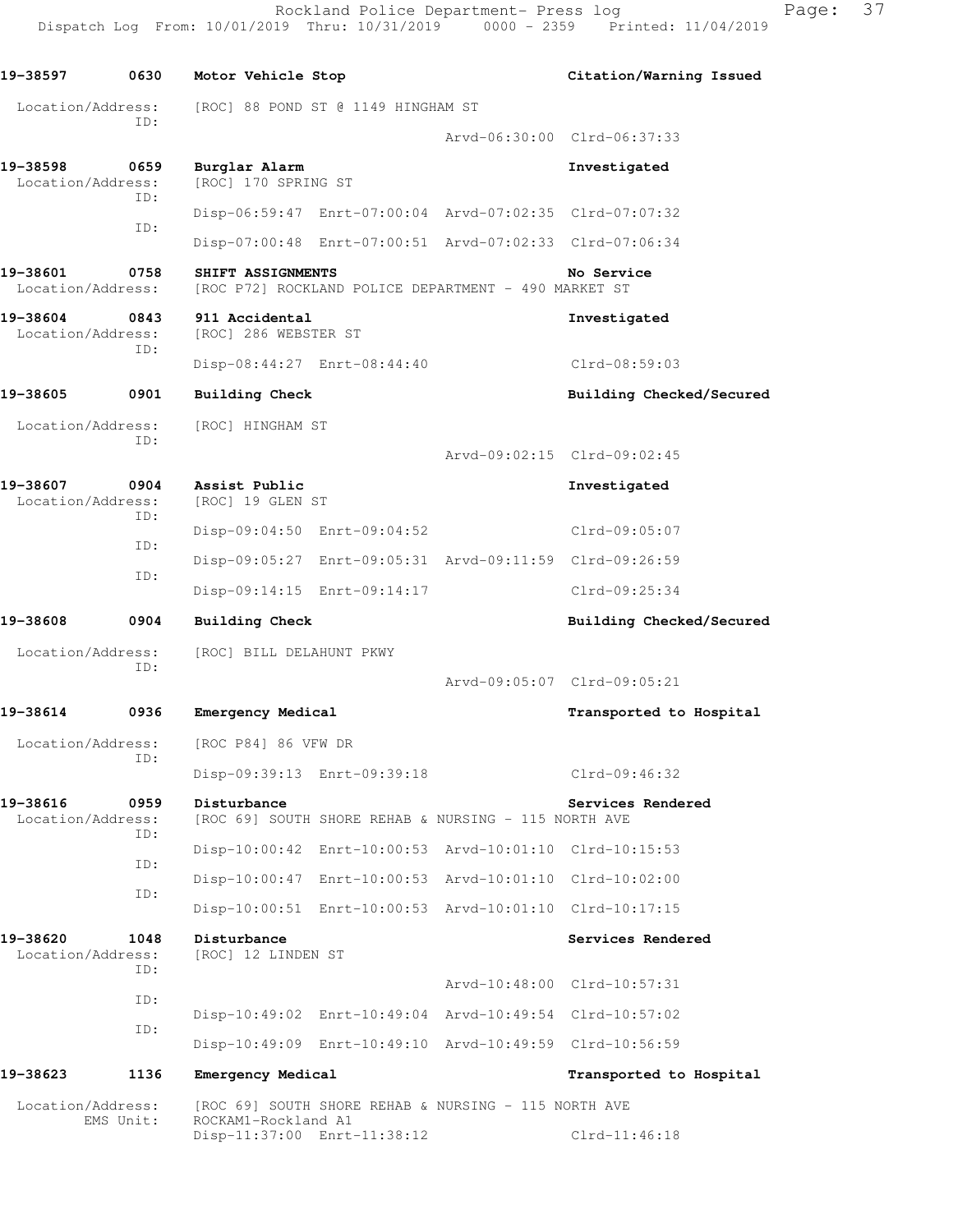**19-38597 0630 Motor Vehicle Stop** — **Citation/Warning Issued**

Location/Address: [ROC] 88 POND ST @ 1149 HINGHAM ST
ID:
Arvd-06:30:00 Clrd-06:37:33

**19-38598 0659 Burglar Alarm** — **Investigated**

Location/Address: [ROC] 170 SPRING ST
ID:
Disp-06:59:47 Enrt-07:00:04 Arvd-07:02:35 Clrd-07:07:32
ID:
Disp-07:00:48 Enrt-07:00:51 Arvd-07:02:33 Clrd-07:06:34

**19-38601 0758 SHIFT ASSIGNMENTS** — **No Service**

Location/Address: [ROC P72] ROCKLAND POLICE DEPARTMENT - 490 MARKET ST

**19-38604 0843 911 Accidental** — **Investigated**

Location/Address: [ROC] 286 WEBSTER ST
ID:
Disp-08:44:27 Enrt-08:44:40 Clrd-08:59:03

**19-38605 0901 Building Check** — **Building Checked/Secured**

Location/Address: [ROC] HINGHAM ST
ID:
Arvd-09:02:15 Clrd-09:02:45

**19-38607 0904 Assist Public** — **Investigated**

Location/Address: [ROC] 19 GLEN ST
ID:
Disp-09:04:50 Enrt-09:04:52 Clrd-09:05:07
ID:
Disp-09:05:27 Enrt-09:05:31 Arvd-09:11:59 Clrd-09:26:59
ID:
Disp-09:14:15 Enrt-09:14:17 Clrd-09:25:34

**19-38608 0904 Building Check** — **Building Checked/Secured**

Location/Address: [ROC] BILL DELAHUNT PKWY
ID:
Arvd-09:05:07 Clrd-09:05:21

**19-38614 0936 Emergency Medical** — **Transported to Hospital**

Location/Address: [ROC P84] 86 VFW DR
ID:
Disp-09:39:13 Enrt-09:39:18 Clrd-09:46:32

**19-38616 0959 Disturbance** — **Services Rendered**

Location/Address: [ROC 69] SOUTH SHORE REHAB & NURSING - 115 NORTH AVE
ID:
Disp-10:00:42 Enrt-10:00:53 Arvd-10:01:10 Clrd-10:15:53
ID:
Disp-10:00:47 Enrt-10:00:53 Arvd-10:01:10 Clrd-10:02:00
ID:
Disp-10:00:51 Enrt-10:00:53 Arvd-10:01:10 Clrd-10:17:15

**19-38620 1048 Disturbance** — **Services Rendered**

Location/Address: [ROC] 12 LINDEN ST
ID:
Arvd-10:48:00 Clrd-10:57:31
ID:
Disp-10:49:02 Enrt-10:49:04 Arvd-10:49:54 Clrd-10:57:02
ID:
Disp-10:49:09 Enrt-10:49:10 Arvd-10:49:59 Clrd-10:56:59

**19-38623 1136 Emergency Medical** — **Transported to Hospital**

Location/Address: [ROC 69] SOUTH SHORE REHAB & NURSING - 115 NORTH AVE
EMS Unit: ROCKAM1-Rockland A1
Disp-11:37:00 Enrt-11:38:12 Clrd-11:46:18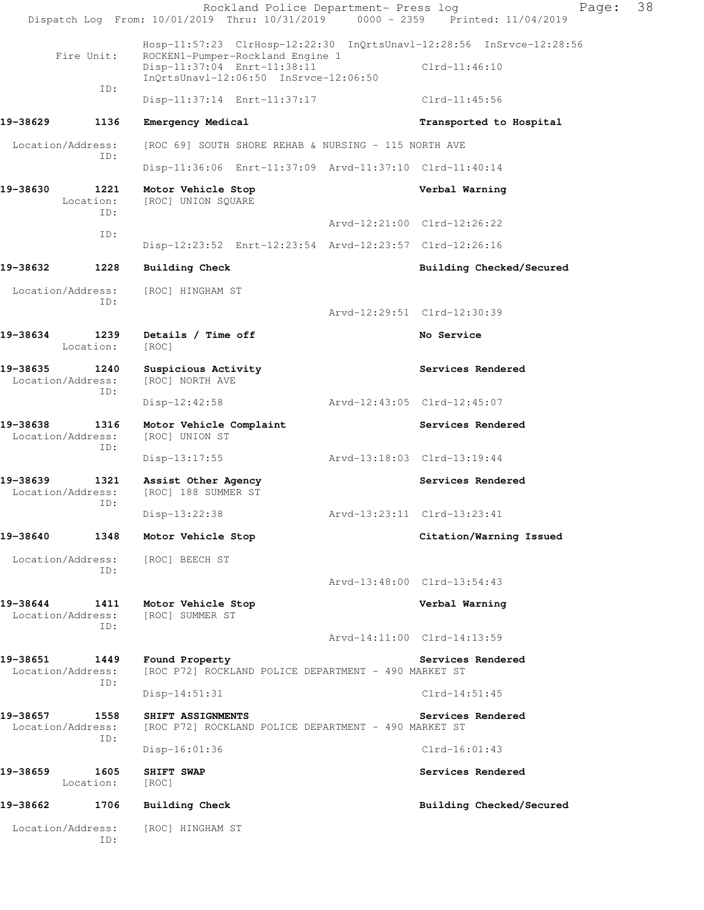Hosp-11:57:23 ClrHosp-12:22:30 InQrtsUnavl-12:28:56 InSrvce-12:28:56

Fire Unit: ROCKEN1-Pumper-Rockland Engine 1
Disp-11:37:04 Enrt-11:38:11 Clrd-11:46:10
InQrtsUnavl-12:06:50 InSrvce-12:06:50

ID:
Disp-11:37:14 Enrt-11:37:17 Clrd-11:45:56

**19-38629 1136 Emergency Medical — Transported to Hospital**

Location/Address: [ROC 69] SOUTH SHORE REHAB & NURSING - 115 NORTH AVE
ID:
Disp-11:36:06 Enrt-11:37:09 Arvd-11:37:10 Clrd-11:40:14

**19-38630 1221 Motor Vehicle Stop — Verbal Warning**

Location: [ROC] UNION SQUARE
ID:
Arvd-12:21:00 Clrd-12:26:22
ID:
Disp-12:23:52 Enrt-12:23:54 Arvd-12:23:57 Clrd-12:26:16

**19-38632 1228 Building Check — Building Checked/Secured**

Location/Address: [ROC] HINGHAM ST
ID:
Arvd-12:29:51 Clrd-12:30:39

**19-38634 1239 Details / Time off — No Service**

Location: [ROC]

**19-38635 1240 Suspicious Activity — Services Rendered**

Location/Address: [ROC] NORTH AVE
ID:
Disp-12:42:58 Arvd-12:43:05 Clrd-12:45:07

**19-38638 1316 Motor Vehicle Complaint — Services Rendered**

Location/Address: [ROC] UNION ST
ID:
Disp-13:17:55 Arvd-13:18:03 Clrd-13:19:44

**19-38639 1321 Assist Other Agency — Services Rendered**

Location/Address: [ROC] 188 SUMMER ST
ID:
Disp-13:22:38 Arvd-13:23:11 Clrd-13:23:41

**19-38640 1348 Motor Vehicle Stop — Citation/Warning Issued**

Location/Address: [ROC] BEECH ST
ID:
Arvd-13:48:00 Clrd-13:54:43

**19-38644 1411 Motor Vehicle Stop — Verbal Warning**

Location/Address: [ROC] SUMMER ST
ID:
Arvd-14:11:00 Clrd-14:13:59

**19-38651 1449 Found Property — Services Rendered**

Location/Address: [ROC P72] ROCKLAND POLICE DEPARTMENT - 490 MARKET ST
ID:
Disp-14:51:31 Clrd-14:51:45

**19-38657 1558 SHIFT ASSIGNMENTS — Services Rendered**

Location/Address: [ROC P72] ROCKLAND POLICE DEPARTMENT - 490 MARKET ST
ID:
Disp-16:01:36 Clrd-16:01:43

**19-38659 1605 SHIFT SWAP — Services Rendered**

Location: [ROC]

**19-38662 1706 Building Check — Building Checked/Secured**

Location/Address: [ROC] HINGHAM ST
ID: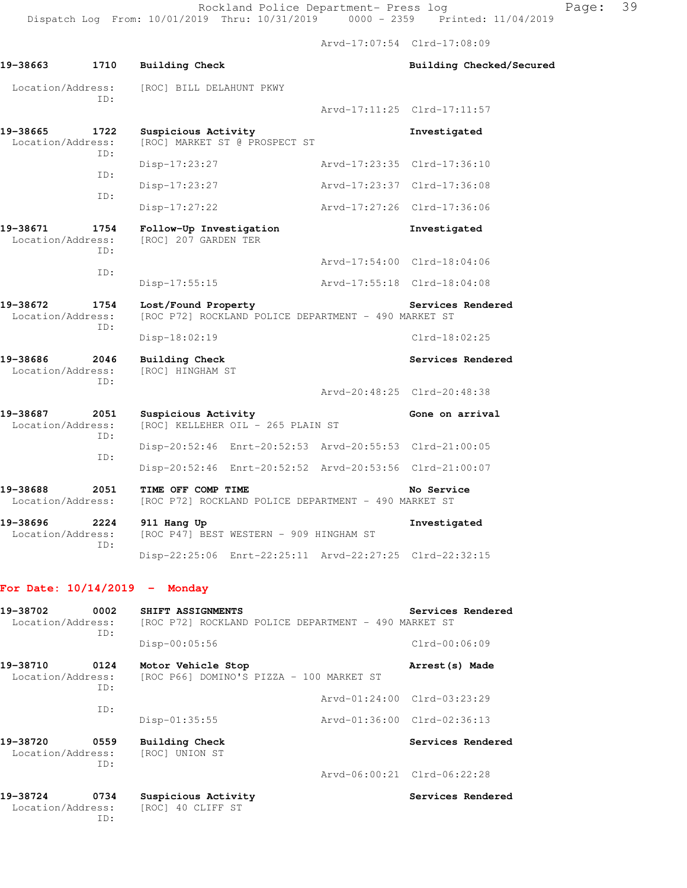Arvd-17:07:54 Clrd-17:08:09

**19-38663 1710 Building Check** Building Checked/Secured
Location/Address: [ROC] BILL DELAHUNT PKWY
ID:
Arvd-17:11:25 Clrd-17:11:57

**19-38665 1722 Suspicious Activity** Investigated
Location/Address: [ROC] MARKET ST @ PROSPECT ST
ID:
Disp-17:23:27 Arvd-17:23:35 Clrd-17:36:10
ID:
Disp-17:23:27 Arvd-17:23:37 Clrd-17:36:08
ID:
Disp-17:27:22 Arvd-17:27:26 Clrd-17:36:06

**19-38671 1754 Follow-Up Investigation** Investigated
Location/Address: [ROC] 207 GARDEN TER
ID:
Arvd-17:54:00 Clrd-18:04:06
ID:
Disp-17:55:15 Arvd-17:55:18 Clrd-18:04:08

**19-38672 1754 Lost/Found Property** Services Rendered
Location/Address: [ROC P72] ROCKLAND POLICE DEPARTMENT - 490 MARKET ST
ID:
Disp-18:02:19 Clrd-18:02:25

**19-38686 2046 Building Check** Services Rendered
Location/Address: [ROC] HINGHAM ST
ID:
Arvd-20:48:25 Clrd-20:48:38

**19-38687 2051 Suspicious Activity** Gone on arrival
Location/Address: [ROC] KELLEHER OIL - 265 PLAIN ST
ID:
Disp-20:52:46 Enrt-20:52:53 Arvd-20:55:53 Clrd-21:00:05
ID:
Disp-20:52:46 Enrt-20:52:52 Arvd-20:53:56 Clrd-21:00:07

**19-38688 2051 TIME OFF COMP TIME** No Service
Location/Address: [ROC P72] ROCKLAND POLICE DEPARTMENT - 490 MARKET ST

**19-38696 2224 911 Hang Up** Investigated
Location/Address: [ROC P47] BEST WESTERN - 909 HINGHAM ST
ID:
Disp-22:25:06 Enrt-22:25:11 Arvd-22:27:25 Clrd-22:32:15

## For Date: 10/14/2019 - Monday

**19-38702 0002 SHIFT ASSIGNMENTS** Services Rendered
Location/Address: [ROC P72] ROCKLAND POLICE DEPARTMENT - 490 MARKET ST
ID:
Disp-00:05:56 Clrd-00:06:09

**19-38710 0124 Motor Vehicle Stop** Arrest(s) Made
Location/Address: [ROC P66] DOMINO'S PIZZA - 100 MARKET ST
ID:
Arvd-01:24:00 Clrd-03:23:29
ID:
Disp-01:35:55 Arvd-01:36:00 Clrd-02:36:13

**19-38720 0559 Building Check** Services Rendered
Location/Address: [ROC] UNION ST
ID:
Arvd-06:00:21 Clrd-06:22:28

**19-38724 0734 Suspicious Activity** Services Rendered
Location/Address: [ROC] 40 CLIFF ST
ID: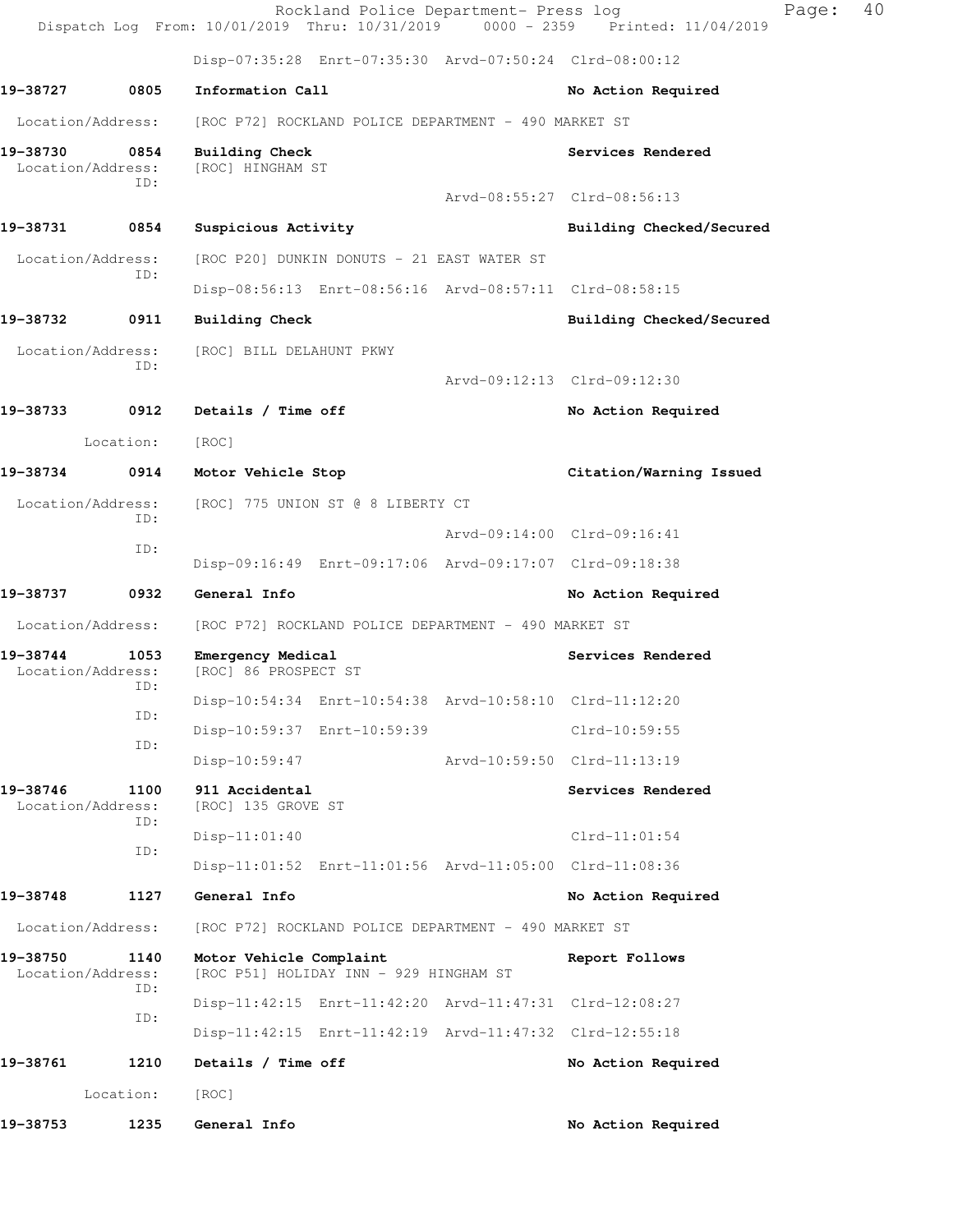Disp-07:35:28 Enrt-07:35:30 Arvd-07:50:24 Clrd-08:00:12

**19-38727 0805 Information Call** — **No Action Required**

Location/Address: [ROC P72] ROCKLAND POLICE DEPARTMENT - 490 MARKET ST

**19-38730 0854 Building Check** — **Services Rendered**

Location/Address: [ROC] HINGHAM ST
ID:
Arvd-08:55:27 Clrd-08:56:13

**19-38731 0854 Suspicious Activity** — **Building Checked/Secured**

Location/Address: [ROC P20] DUNKIN DONUTS - 21 EAST WATER ST
ID:
Disp-08:56:13 Enrt-08:56:16 Arvd-08:57:11 Clrd-08:58:15

**19-38732 0911 Building Check** — **Building Checked/Secured**

Location/Address: [ROC] BILL DELAHUNT PKWY
ID:
Arvd-09:12:13 Clrd-09:12:30

**19-38733 0912 Details / Time off** — **No Action Required**

Location: [ROC]

**19-38734 0914 Motor Vehicle Stop** — **Citation/Warning Issued**

Location/Address: [ROC] 775 UNION ST @ 8 LIBERTY CT
ID:
Arvd-09:14:00 Clrd-09:16:41
ID:
Disp-09:16:49 Enrt-09:17:06 Arvd-09:17:07 Clrd-09:18:38

**19-38737 0932 General Info** — **No Action Required**

Location/Address: [ROC P72] ROCKLAND POLICE DEPARTMENT - 490 MARKET ST

**19-38744 1053 Emergency Medical** — **Services Rendered**

Location/Address: [ROC] 86 PROSPECT ST
ID:
Disp-10:54:34 Enrt-10:54:38 Arvd-10:58:10 Clrd-11:12:20
ID:
Disp-10:59:37 Enrt-10:59:39 Clrd-10:59:55
ID:
Disp-10:59:47 Arvd-10:59:50 Clrd-11:13:19

**19-38746 1100 911 Accidental** — **Services Rendered**

Location/Address: [ROC] 135 GROVE ST
ID:
Disp-11:01:40 Clrd-11:01:54
ID:
Disp-11:01:52 Enrt-11:01:56 Arvd-11:05:00 Clrd-11:08:36

**19-38748 1127 General Info** — **No Action Required**

Location/Address: [ROC P72] ROCKLAND POLICE DEPARTMENT - 490 MARKET ST

**19-38750 1140 Motor Vehicle Complaint** — **Report Follows**

Location/Address: [ROC P51] HOLIDAY INN - 929 HINGHAM ST
ID:
Disp-11:42:15 Enrt-11:42:20 Arvd-11:47:31 Clrd-12:08:27
ID:
Disp-11:42:15 Enrt-11:42:19 Arvd-11:47:32 Clrd-12:55:18

**19-38761 1210 Details / Time off** — **No Action Required**

Location: [ROC]

**19-38753 1235 General Info** — **No Action Required**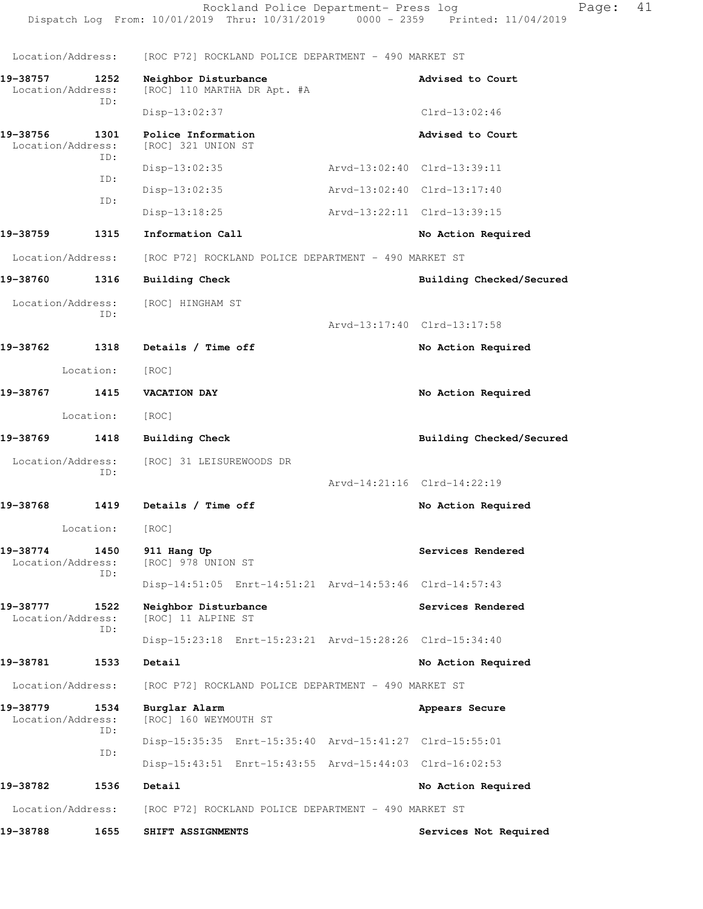Location/Address: [ROC P72] ROCKLAND POLICE DEPARTMENT - 490 MARKET ST

**19-38757 1252 Neighbor Disturbance** **Advised to Court**
Location/Address: [ROC] 110 MARTHA DR Apt. #A
ID:
Disp-13:02:37 Clrd-13:02:46

**19-38756 1301 Police Information** **Advised to Court**
Location/Address: [ROC] 321 UNION ST
ID:
Disp-13:02:35 Arvd-13:02:40 Clrd-13:39:11
ID:
Disp-13:02:35 Arvd-13:02:40 Clrd-13:17:40
ID:
Disp-13:18:25 Arvd-13:22:11 Clrd-13:39:15

**19-38759 1315 Information Call** **No Action Required**

Location/Address: [ROC P72] ROCKLAND POLICE DEPARTMENT - 490 MARKET ST

**19-38760 1316 Building Check** **Building Checked/Secured**

Location/Address: [ROC] HINGHAM ST
ID:
Arvd-13:17:40 Clrd-13:17:58

**19-38762 1318 Details / Time off** **No Action Required**

Location: [ROC]

**19-38767 1415 VACATION DAY** **No Action Required**

Location: [ROC]

**19-38769 1418 Building Check** **Building Checked/Secured**

Location/Address: [ROC] 31 LEISUREWOODS DR
ID:
Arvd-14:21:16 Clrd-14:22:19

**19-38768 1419 Details / Time off** **No Action Required**

Location: [ROC]

**19-38774 1450 911 Hang Up** **Services Rendered**
Location/Address: [ROC] 978 UNION ST
ID:
Disp-14:51:05 Enrt-14:51:21 Arvd-14:53:46 Clrd-14:57:43

**19-38777 1522 Neighbor Disturbance** **Services Rendered**
Location/Address: [ROC] 11 ALPINE ST
ID:
Disp-15:23:18 Enrt-15:23:21 Arvd-15:28:26 Clrd-15:34:40

**19-38781 1533 Detail** **No Action Required**

Location/Address: [ROC P72] ROCKLAND POLICE DEPARTMENT - 490 MARKET ST

**19-38779 1534 Burglar Alarm** **Appears Secure**
Location/Address: [ROC] 160 WEYMOUTH ST
ID:
Disp-15:35:35 Enrt-15:35:40 Arvd-15:41:27 Clrd-15:55:01
ID:
Disp-15:43:51 Enrt-15:43:55 Arvd-15:44:03 Clrd-16:02:53

**19-38782 1536 Detail** **No Action Required**

Location/Address: [ROC P72] ROCKLAND POLICE DEPARTMENT - 490 MARKET ST

**19-38788 1655 SHIFT ASSIGNMENTS** **Services Not Required**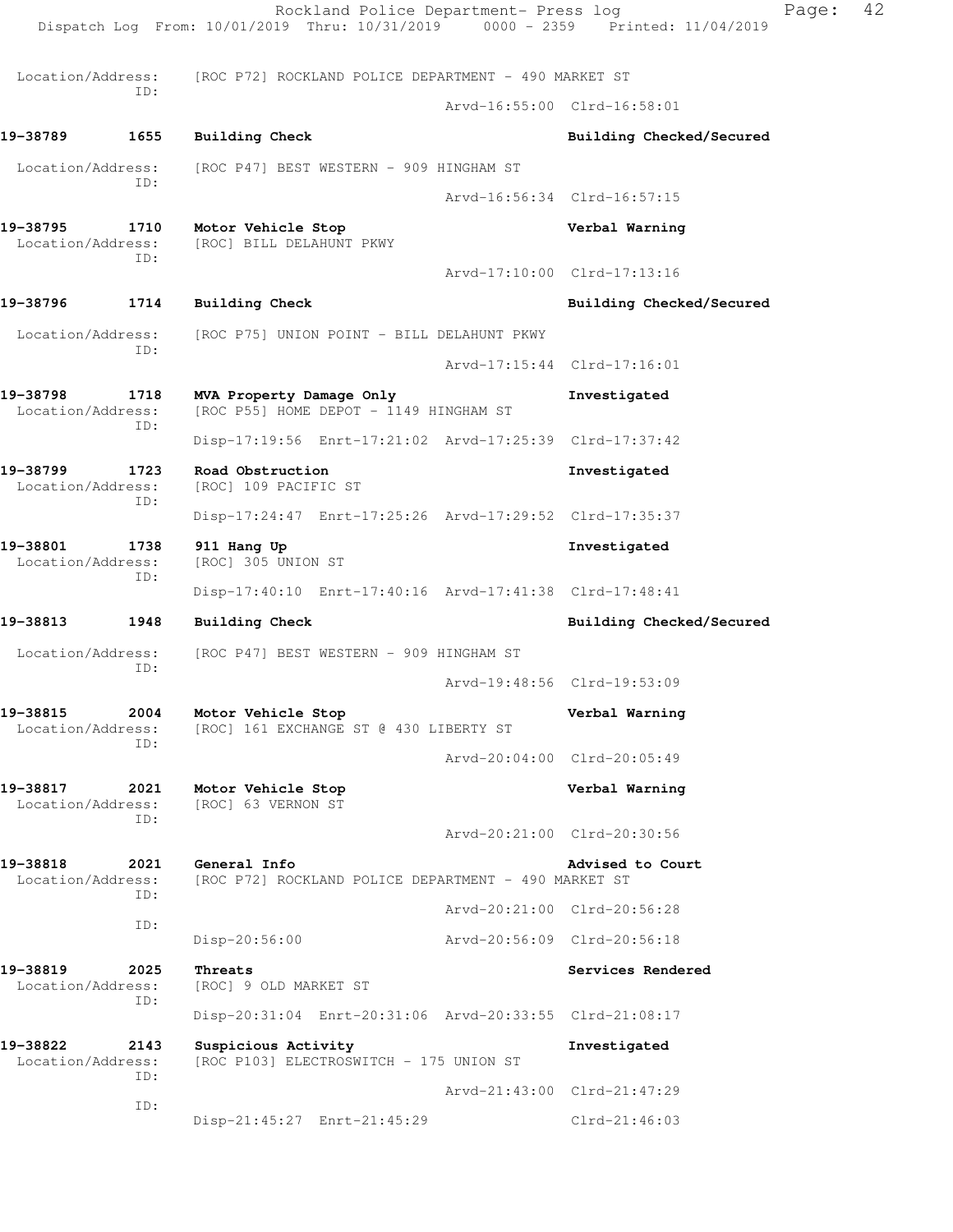Location/Address: [ROC P72] ROCKLAND POLICE DEPARTMENT - 490 MARKET ST
ID:
Arvd-16:55:00 Clrd-16:58:01

**19-38789 1655 Building Check** — Building Checked/Secured
Location/Address: [ROC P47] BEST WESTERN - 909 HINGHAM ST
ID:
Arvd-16:56:34 Clrd-16:57:15

**19-38795 1710 Motor Vehicle Stop** — Verbal Warning
Location/Address: [ROC] BILL DELAHUNT PKWY
ID:
Arvd-17:10:00 Clrd-17:13:16

**19-38796 1714 Building Check** — Building Checked/Secured
Location/Address: [ROC P75] UNION POINT - BILL DELAHUNT PKWY
ID:
Arvd-17:15:44 Clrd-17:16:01

**19-38798 1718 MVA Property Damage Only** — Investigated
Location/Address: [ROC P55] HOME DEPOT - 1149 HINGHAM ST
ID:
Disp-17:19:56 Enrt-17:21:02 Arvd-17:25:39 Clrd-17:37:42

**19-38799 1723 Road Obstruction** — Investigated
Location/Address: [ROC] 109 PACIFIC ST
ID:
Disp-17:24:47 Enrt-17:25:26 Arvd-17:29:52 Clrd-17:35:37

**19-38801 1738 911 Hang Up** — Investigated
Location/Address: [ROC] 305 UNION ST
ID:
Disp-17:40:10 Enrt-17:40:16 Arvd-17:41:38 Clrd-17:48:41

**19-38813 1948 Building Check** — Building Checked/Secured
Location/Address: [ROC P47] BEST WESTERN - 909 HINGHAM ST
ID:
Arvd-19:48:56 Clrd-19:53:09

**19-38815 2004 Motor Vehicle Stop** — Verbal Warning
Location/Address: [ROC] 161 EXCHANGE ST @ 430 LIBERTY ST
ID:
Arvd-20:04:00 Clrd-20:05:49

**19-38817 2021 Motor Vehicle Stop** — Verbal Warning
Location/Address: [ROC] 63 VERNON ST
ID:
Arvd-20:21:00 Clrd-20:30:56

**19-38818 2021 General Info** — Advised to Court
Location/Address: [ROC P72] ROCKLAND POLICE DEPARTMENT - 490 MARKET ST
ID:
Arvd-20:21:00 Clrd-20:56:28
ID:
Disp-20:56:00 Arvd-20:56:09 Clrd-20:56:18

**19-38819 2025 Threats** — Services Rendered
Location/Address: [ROC] 9 OLD MARKET ST
ID:
Disp-20:31:04 Enrt-20:31:06 Arvd-20:33:55 Clrd-21:08:17

**19-38822 2143 Suspicious Activity** — Investigated
Location/Address: [ROC P103] ELECTROSWITCH - 175 UNION ST
ID:
Arvd-21:43:00 Clrd-21:47:29
ID:
Disp-21:45:27 Enrt-21:45:29 Clrd-21:46:03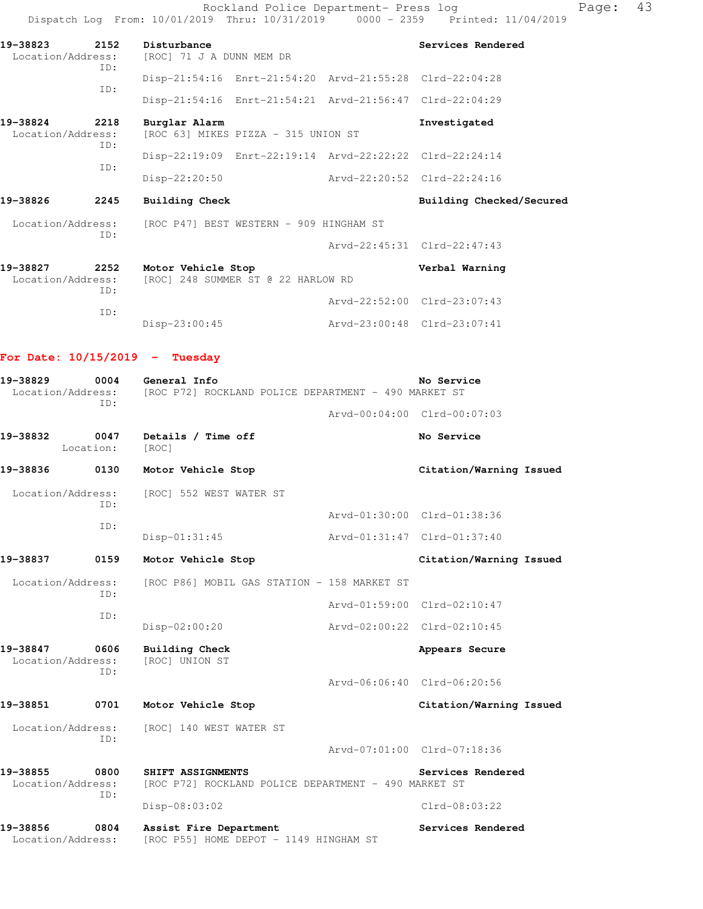Rockland Police Department- Press log
Dispatch Log From: 10/01/2019 Thru: 10/31/2019 0000 - 2359 Printed: 11/04/2019

**19-38823 2152 Disturbance** — **Services Rendered**
Location/Address: [ROC] 71 J A DUNN MEM DR
ID:
Disp-21:54:16 Enrt-21:54:20 Arvd-21:55:28 Clrd-22:04:28
ID:
Disp-21:54:16 Enrt-21:54:21 Arvd-21:56:47 Clrd-22:04:29

**19-38824 2218 Burglar Alarm** — **Investigated**
Location/Address: [ROC 63] MIKES PIZZA - 315 UNION ST
ID:
Disp-22:19:09 Enrt-22:19:14 Arvd-22:22:22 Clrd-22:24:14
ID:
Disp-22:20:50 Arvd-22:20:52 Clrd-22:24:16

**19-38826 2245 Building Check** — **Building Checked/Secured**
Location/Address: [ROC P47] BEST WESTERN - 909 HINGHAM ST
ID:
Arvd-22:45:31 Clrd-22:47:43

**19-38827 2252 Motor Vehicle Stop** — **Verbal Warning**
Location/Address: [ROC] 248 SUMMER ST @ 22 HARLOW RD
ID:
Arvd-22:52:00 Clrd-23:07:43
ID:
Disp-23:00:45 Arvd-23:00:48 Clrd-23:07:41

## For Date: 10/15/2019 - Tuesday

**19-38829 0004 General Info** — **No Service**
Location/Address: [ROC P72] ROCKLAND POLICE DEPARTMENT - 490 MARKET ST
ID:
Arvd-00:04:00 Clrd-00:07:03

**19-38832 0047 Details / Time off** — **No Service**
Location: [ROC]

**19-38836 0130 Motor Vehicle Stop** — **Citation/Warning Issued**
Location/Address: [ROC] 552 WEST WATER ST
ID:
Arvd-01:30:00 Clrd-01:38:36
ID:
Disp-01:31:45 Arvd-01:31:47 Clrd-01:37:40

**19-38837 0159 Motor Vehicle Stop** — **Citation/Warning Issued**
Location/Address: [ROC P86] MOBIL GAS STATION - 158 MARKET ST
ID:
Arvd-01:59:00 Clrd-02:10:47
ID:
Disp-02:00:20 Arvd-02:00:22 Clrd-02:10:45

**19-38847 0606 Building Check** — **Appears Secure**
Location/Address: [ROC] UNION ST
ID:
Arvd-06:06:40 Clrd-06:20:56

**19-38851 0701 Motor Vehicle Stop** — **Citation/Warning Issued**
Location/Address: [ROC] 140 WEST WATER ST
ID:
Arvd-07:01:00 Clrd-07:18:36

**19-38855 0800 SHIFT ASSIGNMENTS** — **Services Rendered**
Location/Address: [ROC P72] ROCKLAND POLICE DEPARTMENT - 490 MARKET ST
ID:
Disp-08:03:02 Clrd-08:03:22

**19-38856 0804 Assist Fire Department** — **Services Rendered**
Location/Address: [ROC P55] HOME DEPOT - 1149 HINGHAM ST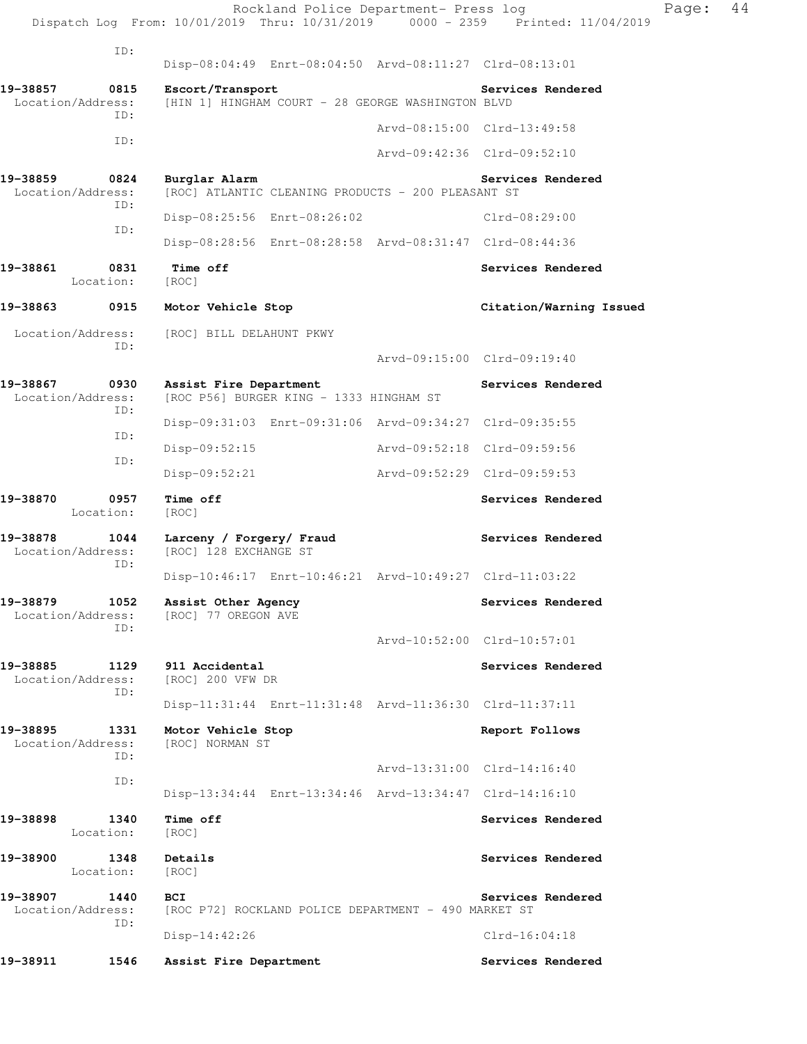```
ID:
                Disp-08:04:49  Enrt-08:04:50  Arvd-08:11:27  Clrd-08:13:01

19-38857      0815   Escort/Transport                              Services Rendered
  Location/Address:   [HIN 1] HINGHAM COURT - 28 GEORGE WASHINGTON BLVD
              ID:
                                              Arvd-08:15:00  Clrd-13:49:58
              ID:
                                              Arvd-09:42:36  Clrd-09:52:10

19-38859      0824   Burglar Alarm                                 Services Rendered
  Location/Address:   [ROC] ATLANTIC CLEANING PRODUCTS - 200 PLEASANT ST
              ID:
                Disp-08:25:56  Enrt-08:26:02                 Clrd-08:29:00
              ID:
                Disp-08:28:56  Enrt-08:28:58  Arvd-08:31:47  Clrd-08:44:36

19-38861      0831   Time off                                      Services Rendered
         Location:   [ROC]

19-38863      0915   Motor Vehicle Stop                            Citation/Warning Issued

  Location/Address:   [ROC] BILL DELAHUNT PKWY
              ID:
                                              Arvd-09:15:00  Clrd-09:19:40

19-38867      0930   Assist Fire Department                        Services Rendered
  Location/Address:   [ROC P56] BURGER KING - 1333 HINGHAM ST
              ID:
                Disp-09:31:03  Enrt-09:31:06  Arvd-09:34:27  Clrd-09:35:55
              ID:
                Disp-09:52:15                 Arvd-09:52:18  Clrd-09:59:56
              ID:
                Disp-09:52:21                 Arvd-09:52:29  Clrd-09:59:53

19-38870      0957   Time off                                      Services Rendered
         Location:   [ROC]

19-38878      1044   Larceny / Forgery/ Fraud                      Services Rendered
  Location/Address:   [ROC] 128 EXCHANGE ST
              ID:
                Disp-10:46:17  Enrt-10:46:21  Arvd-10:49:27  Clrd-11:03:22

19-38879      1052   Assist Other Agency                           Services Rendered
  Location/Address:   [ROC] 77 OREGON AVE
              ID:
                                              Arvd-10:52:00  Clrd-10:57:01

19-38885      1129   911 Accidental                                Services Rendered
  Location/Address:   [ROC] 200 VFW DR
              ID:
                Disp-11:31:44  Enrt-11:31:48  Arvd-11:36:30  Clrd-11:37:11

19-38895      1331   Motor Vehicle Stop                            Report Follows
  Location/Address:   [ROC] NORMAN ST
              ID:
                                              Arvd-13:31:00  Clrd-14:16:40
              ID:
                Disp-13:34:44  Enrt-13:34:46  Arvd-13:34:47  Clrd-14:16:10

19-38898      1340   Time off                                      Services Rendered
         Location:   [ROC]

19-38900      1348   Details                                       Services Rendered
         Location:   [ROC]

19-38907      1440   BCI                                           Services Rendered
  Location/Address:   [ROC P72] ROCKLAND POLICE DEPARTMENT - 490 MARKET ST
              ID:
                Disp-14:42:26                                Clrd-16:04:18

19-38911      1546   Assist Fire Department                        Services Rendered
```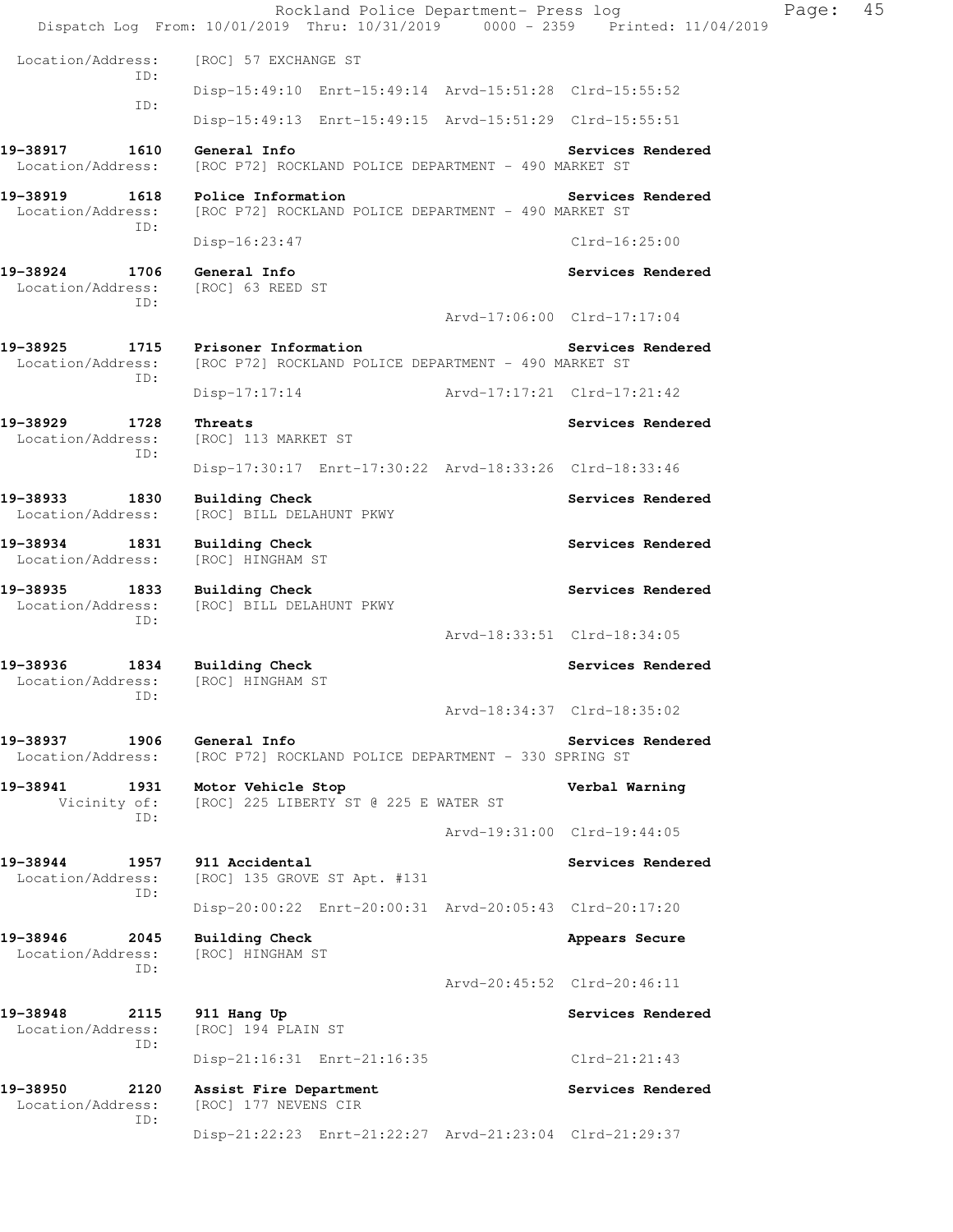Rockland Police Department- Press log

Dispatch Log From: 10/01/2019 Thru: 10/31/2019 0000 - 2359 Printed: 11/04/2019

```
 Location/Address:    [ROC] 57 EXCHANGE ST
               ID:    
                      Disp-15:49:10  Enrt-15:49:14  Arvd-15:51:28  Clrd-15:55:52
               ID:    
                      Disp-15:49:13  Enrt-15:49:15  Arvd-15:51:29  Clrd-15:55:51

19-38917        1610   General Info                                 Services Rendered
 Location/Address:    [ROC P72] ROCKLAND POLICE DEPARTMENT - 490 MARKET ST

19-38919        1618   Police Information                           Services Rendered
 Location/Address:    [ROC P72] ROCKLAND POLICE DEPARTMENT - 490 MARKET ST
               ID:    
                      Disp-16:23:47                                Clrd-16:25:00

19-38924        1706   General Info                                 Services Rendered
 Location/Address:    [ROC] 63 REED ST
               ID:    
                                                   Arvd-17:06:00  Clrd-17:17:04

19-38925        1715   Prisoner Information                         Services Rendered
 Location/Address:    [ROC P72] ROCKLAND POLICE DEPARTMENT - 490 MARKET ST
               ID:    
                      Disp-17:17:14                Arvd-17:17:21  Clrd-17:21:42

19-38929        1728   Threats                                      Services Rendered
 Location/Address:    [ROC] 113 MARKET ST
               ID:    
                      Disp-17:30:17  Enrt-17:30:22  Arvd-18:33:26  Clrd-18:33:46

19-38933        1830   Building Check                               Services Rendered
 Location/Address:    [ROC] BILL DELAHUNT PKWY

19-38934        1831   Building Check                               Services Rendered
 Location/Address:    [ROC] HINGHAM ST

19-38935        1833   Building Check                               Services Rendered
 Location/Address:    [ROC] BILL DELAHUNT PKWY
               ID:    
                                                   Arvd-18:33:51  Clrd-18:34:05

19-38936        1834   Building Check                               Services Rendered
 Location/Address:    [ROC] HINGHAM ST
               ID:    
                                                   Arvd-18:34:37  Clrd-18:35:02

19-38937        1906   General Info                                 Services Rendered
 Location/Address:    [ROC P72] ROCKLAND POLICE DEPARTMENT - 330 SPRING ST

19-38941        1931   Motor Vehicle Stop                           Verbal Warning
      Vicinity of:    [ROC] 225 LIBERTY ST @ 225 E WATER ST
               ID:    
                                                   Arvd-19:31:00  Clrd-19:44:05

19-38944        1957   911 Accidental                               Services Rendered
 Location/Address:    [ROC] 135 GROVE ST Apt. #131
               ID:    
                      Disp-20:00:22  Enrt-20:00:31  Arvd-20:05:43  Clrd-20:17:20

19-38946        2045   Building Check                               Appears Secure
 Location/Address:    [ROC] HINGHAM ST
               ID:    
                                                   Arvd-20:45:52  Clrd-20:46:11

19-38948        2115   911 Hang Up                                  Services Rendered
 Location/Address:    [ROC] 194 PLAIN ST
               ID:    
                      Disp-21:16:31  Enrt-21:16:35                Clrd-21:21:43

19-38950        2120   Assist Fire Department                       Services Rendered
 Location/Address:    [ROC] 177 NEVENS CIR
               ID:    
                      Disp-21:22:23  Enrt-21:22:27  Arvd-21:23:04  Clrd-21:29:37
```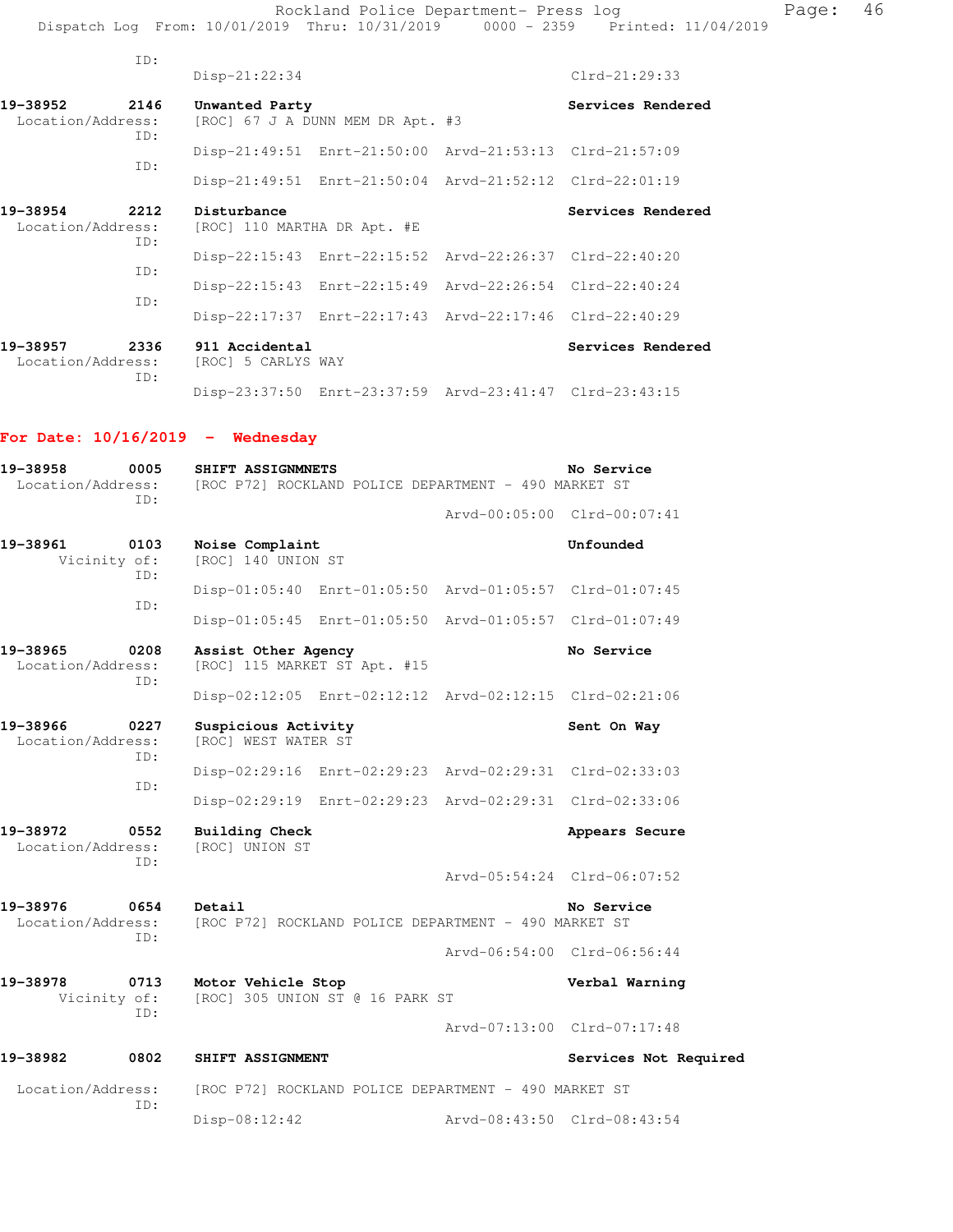ID:
Disp-21:22:34 Clrd-21:29:33

**19-38952 2146 Unwanted Party** Services Rendered
Location/Address: [ROC] 67 J A DUNN MEM DR Apt. #3
ID:
Disp-21:49:51 Enrt-21:50:00 Arvd-21:53:13 Clrd-21:57:09
ID:
Disp-21:49:51 Enrt-21:50:04 Arvd-21:52:12 Clrd-22:01:19

**19-38954 2212 Disturbance** Services Rendered
Location/Address: [ROC] 110 MARTHA DR Apt. #E
ID:
Disp-22:15:43 Enrt-22:15:52 Arvd-22:26:37 Clrd-22:40:20
ID:
Disp-22:15:43 Enrt-22:15:49 Arvd-22:26:54 Clrd-22:40:24
ID:
Disp-22:17:37 Enrt-22:17:43 Arvd-22:17:46 Clrd-22:40:29

**19-38957 2336 911 Accidental** Services Rendered
Location/Address: [ROC] 5 CARLYS WAY
ID:
Disp-23:37:50 Enrt-23:37:59 Arvd-23:41:47 Clrd-23:43:15

## For Date: 10/16/2019 - Wednesday

**19-38958 0005 SHIFT ASSIGNMNETS** No Service
Location/Address: [ROC P72] ROCKLAND POLICE DEPARTMENT - 490 MARKET ST
ID:
Arvd-00:05:00 Clrd-00:07:41

**19-38961 0103 Noise Complaint** Unfounded
Vicinity of: [ROC] 140 UNION ST
ID:
Disp-01:05:40 Enrt-01:05:50 Arvd-01:05:57 Clrd-01:07:45
ID:
Disp-01:05:45 Enrt-01:05:50 Arvd-01:05:57 Clrd-01:07:49

**19-38965 0208 Assist Other Agency** No Service
Location/Address: [ROC] 115 MARKET ST Apt. #15
ID:
Disp-02:12:05 Enrt-02:12:12 Arvd-02:12:15 Clrd-02:21:06

**19-38966 0227 Suspicious Activity** Sent On Way
Location/Address: [ROC] WEST WATER ST
ID:
Disp-02:29:16 Enrt-02:29:23 Arvd-02:29:31 Clrd-02:33:03
ID:
Disp-02:29:19 Enrt-02:29:23 Arvd-02:29:31 Clrd-02:33:06

**19-38972 0552 Building Check** Appears Secure
Location/Address: [ROC] UNION ST
ID:
Arvd-05:54:24 Clrd-06:07:52

**19-38976 0654 Detail** No Service
Location/Address: [ROC P72] ROCKLAND POLICE DEPARTMENT - 490 MARKET ST
ID:
Arvd-06:54:00 Clrd-06:56:44

**19-38978 0713 Motor Vehicle Stop** Verbal Warning
Vicinity of: [ROC] 305 UNION ST @ 16 PARK ST
ID:
Arvd-07:13:00 Clrd-07:17:48

**19-38982 0802 SHIFT ASSIGNMENT** Services Not Required
Location/Address: [ROC P72] ROCKLAND POLICE DEPARTMENT - 490 MARKET ST
ID:
Disp-08:12:42 Arvd-08:43:50 Clrd-08:43:54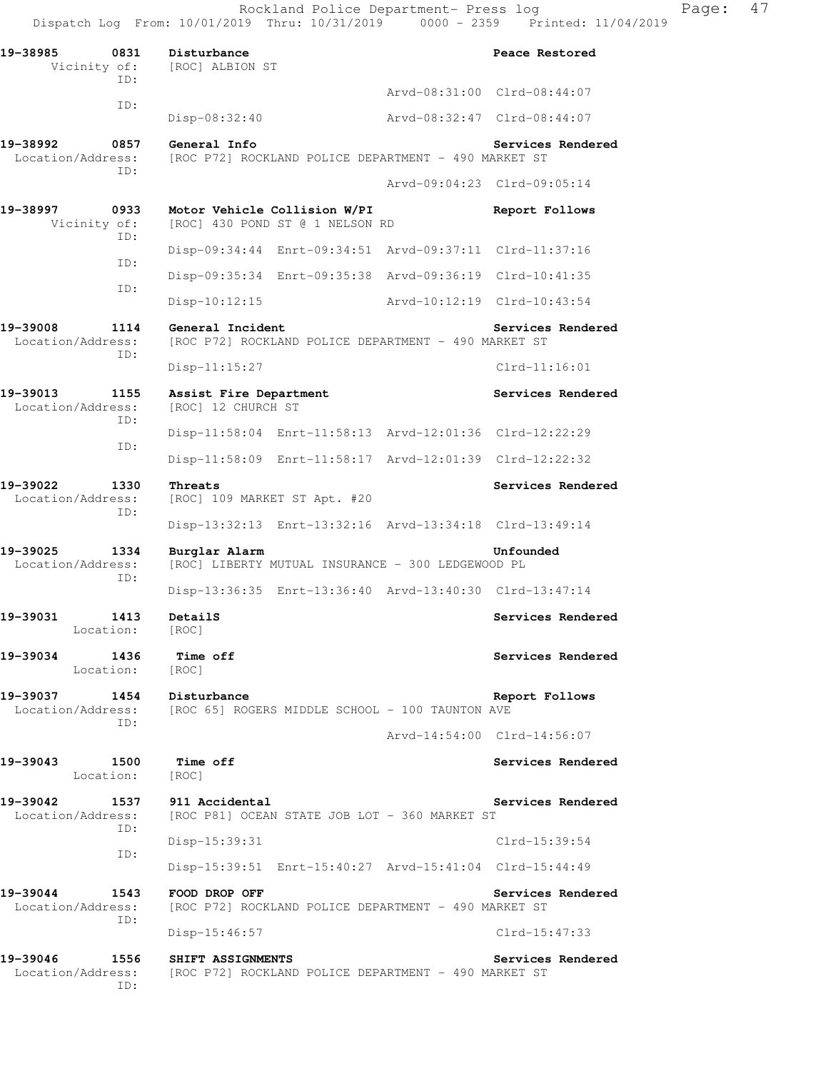Rockland Police Department- Press log
Dispatch Log From: 10/01/2019 Thru: 10/31/2019 0000 - 2359 Printed: 11/04/2019

**19-38985 0831 Disturbance** — **Peace Restored**
Vicinity of: [ROC] ALBION ST
ID: Arvd-08:31:00 Clrd-08:44:07
ID: Disp-08:32:40 Arvd-08:32:47 Clrd-08:44:07

**19-38992 0857 General Info** — **Services Rendered**
Location/Address: [ROC P72] ROCKLAND POLICE DEPARTMENT - 490 MARKET ST
ID: Arvd-09:04:23 Clrd-09:05:14

**19-38997 0933 Motor Vehicle Collision W/PI** — **Report Follows**
Vicinity of: [ROC] 430 POND ST @ 1 NELSON RD
ID: Disp-09:34:44 Enrt-09:34:51 Arvd-09:37:11 Clrd-11:37:16
ID: Disp-09:35:34 Enrt-09:35:38 Arvd-09:36:19 Clrd-10:41:35
ID: Disp-10:12:15 Arvd-10:12:19 Clrd-10:43:54

**19-39008 1114 General Incident** — **Services Rendered**
Location/Address: [ROC P72] ROCKLAND POLICE DEPARTMENT - 490 MARKET ST
ID: Disp-11:15:27 Clrd-11:16:01

**19-39013 1155 Assist Fire Department** — **Services Rendered**
Location/Address: [ROC] 12 CHURCH ST
ID: Disp-11:58:04 Enrt-11:58:13 Arvd-12:01:36 Clrd-12:22:29
ID: Disp-11:58:09 Enrt-11:58:17 Arvd-12:01:39 Clrd-12:22:32

**19-39022 1330 Threats** — **Services Rendered**
Location/Address: [ROC] 109 MARKET ST Apt. #20
ID: Disp-13:32:13 Enrt-13:32:16 Arvd-13:34:18 Clrd-13:49:14

**19-39025 1334 Burglar Alarm** — **Unfounded**
Location/Address: [ROC] LIBERTY MUTUAL INSURANCE - 300 LEDGEWOOD PL
ID: Disp-13:36:35 Enrt-13:36:40 Arvd-13:40:30 Clrd-13:47:14

**19-39031 1413 DetailS** — **Services Rendered**
Location: [ROC]

**19-39034 1436 Time off** — **Services Rendered**
Location: [ROC]

**19-39037 1454 Disturbance** — **Report Follows**
Location/Address: [ROC 65] ROGERS MIDDLE SCHOOL - 100 TAUNTON AVE
ID: Arvd-14:54:00 Clrd-14:56:07

**19-39043 1500 Time off** — **Services Rendered**
Location: [ROC]

**19-39042 1537 911 Accidental** — **Services Rendered**
Location/Address: [ROC P81] OCEAN STATE JOB LOT - 360 MARKET ST
ID: Disp-15:39:31 Clrd-15:39:54
ID: Disp-15:39:51 Enrt-15:40:27 Arvd-15:41:04 Clrd-15:44:49

**19-39044 1543 FOOD DROP OFF** — **Services Rendered**
Location/Address: [ROC P72] ROCKLAND POLICE DEPARTMENT - 490 MARKET ST
ID: Disp-15:46:57 Clrd-15:47:33

**19-39046 1556 SHIFT ASSIGNMENTS** — **Services Rendered**
Location/Address: [ROC P72] ROCKLAND POLICE DEPARTMENT - 490 MARKET ST
ID: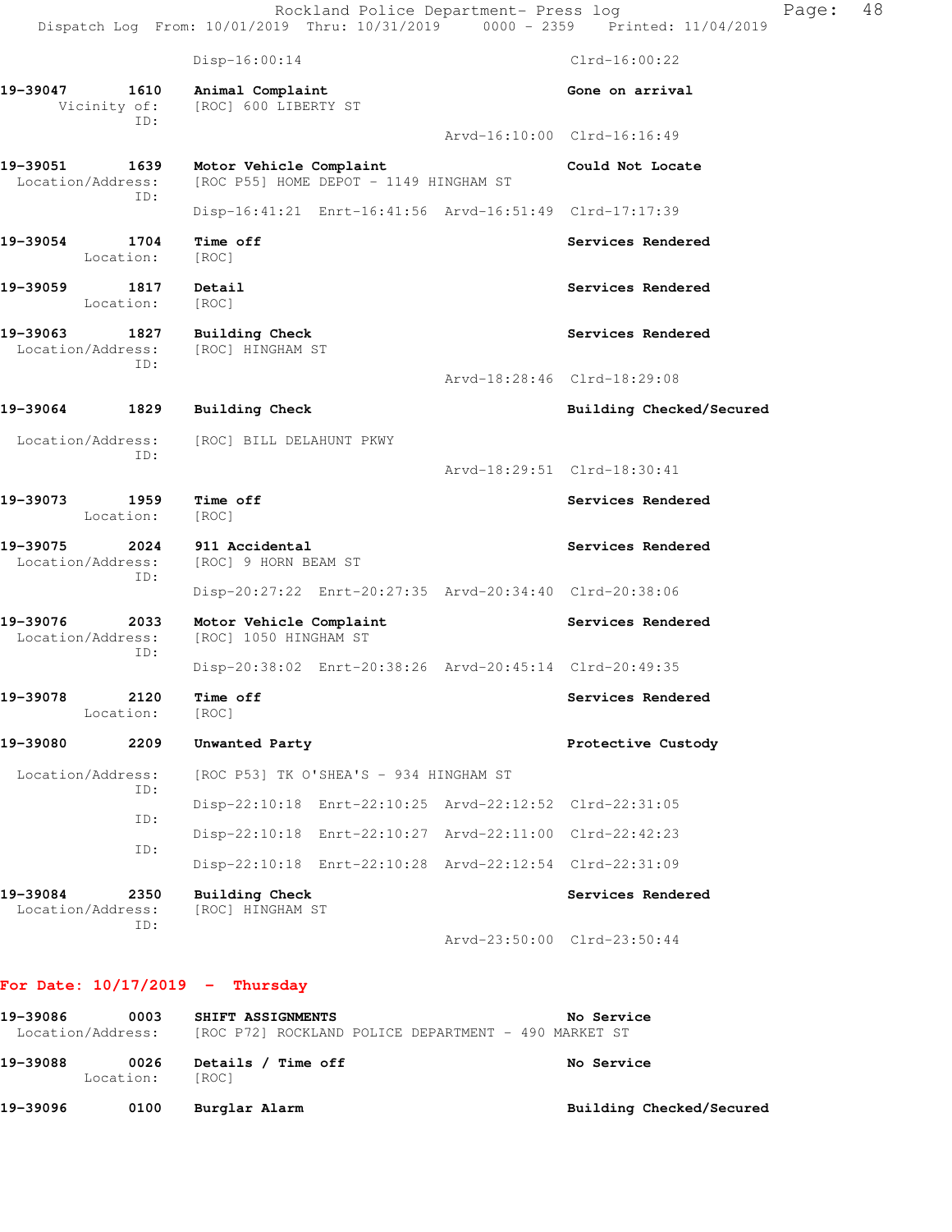Disp-16:00:14 Clrd-16:00:22

**19-39047 1610 Animal Complaint** — **Gone on arrival**
Vicinity of: [ROC] 600 LIBERTY ST
ID:
Arvd-16:10:00 Clrd-16:16:49

**19-39051 1639 Motor Vehicle Complaint** — **Could Not Locate**
Location/Address: [ROC P55] HOME DEPOT - 1149 HINGHAM ST
ID:
Disp-16:41:21 Enrt-16:41:56 Arvd-16:51:49 Clrd-17:17:39

**19-39054 1704 Time off** — **Services Rendered**
Location: [ROC]

**19-39059 1817 Detail** — **Services Rendered**
Location: [ROC]

**19-39063 1827 Building Check** — **Services Rendered**
Location/Address: [ROC] HINGHAM ST
ID:
Arvd-18:28:46 Clrd-18:29:08

**19-39064 1829 Building Check** — **Building Checked/Secured**
Location/Address: [ROC] BILL DELAHUNT PKWY
ID:
Arvd-18:29:51 Clrd-18:30:41

**19-39073 1959 Time off** — **Services Rendered**
Location: [ROC]

**19-39075 2024 911 Accidental** — **Services Rendered**
Location/Address: [ROC] 9 HORN BEAM ST
ID:
Disp-20:27:22 Enrt-20:27:35 Arvd-20:34:40 Clrd-20:38:06

**19-39076 2033 Motor Vehicle Complaint** — **Services Rendered**
Location/Address: [ROC] 1050 HINGHAM ST
ID:
Disp-20:38:02 Enrt-20:38:26 Arvd-20:45:14 Clrd-20:49:35

**19-39078 2120 Time off** — **Services Rendered**
Location: [ROC]

**19-39080 2209 Unwanted Party** — **Protective Custody**
Location/Address: [ROC P53] TK O'SHEA'S - 934 HINGHAM ST
ID:
Disp-22:10:18 Enrt-22:10:25 Arvd-22:12:52 Clrd-22:31:05
ID:
Disp-22:10:18 Enrt-22:10:27 Arvd-22:11:00 Clrd-22:42:23
ID:
Disp-22:10:18 Enrt-22:10:28 Arvd-22:12:54 Clrd-22:31:09

**19-39084 2350 Building Check** — **Services Rendered**
Location/Address: [ROC] HINGHAM ST
ID:
Arvd-23:50:00 Clrd-23:50:44

## For Date: 10/17/2019 - Thursday

**19-39086 0003 SHIFT ASSIGNMENTS** — **No Service**
Location/Address: [ROC P72] ROCKLAND POLICE DEPARTMENT - 490 MARKET ST

**19-39088 0026 Details / Time off** — **No Service**
Location: [ROC]

**19-39096 0100 Burglar Alarm** — **Building Checked/Secured**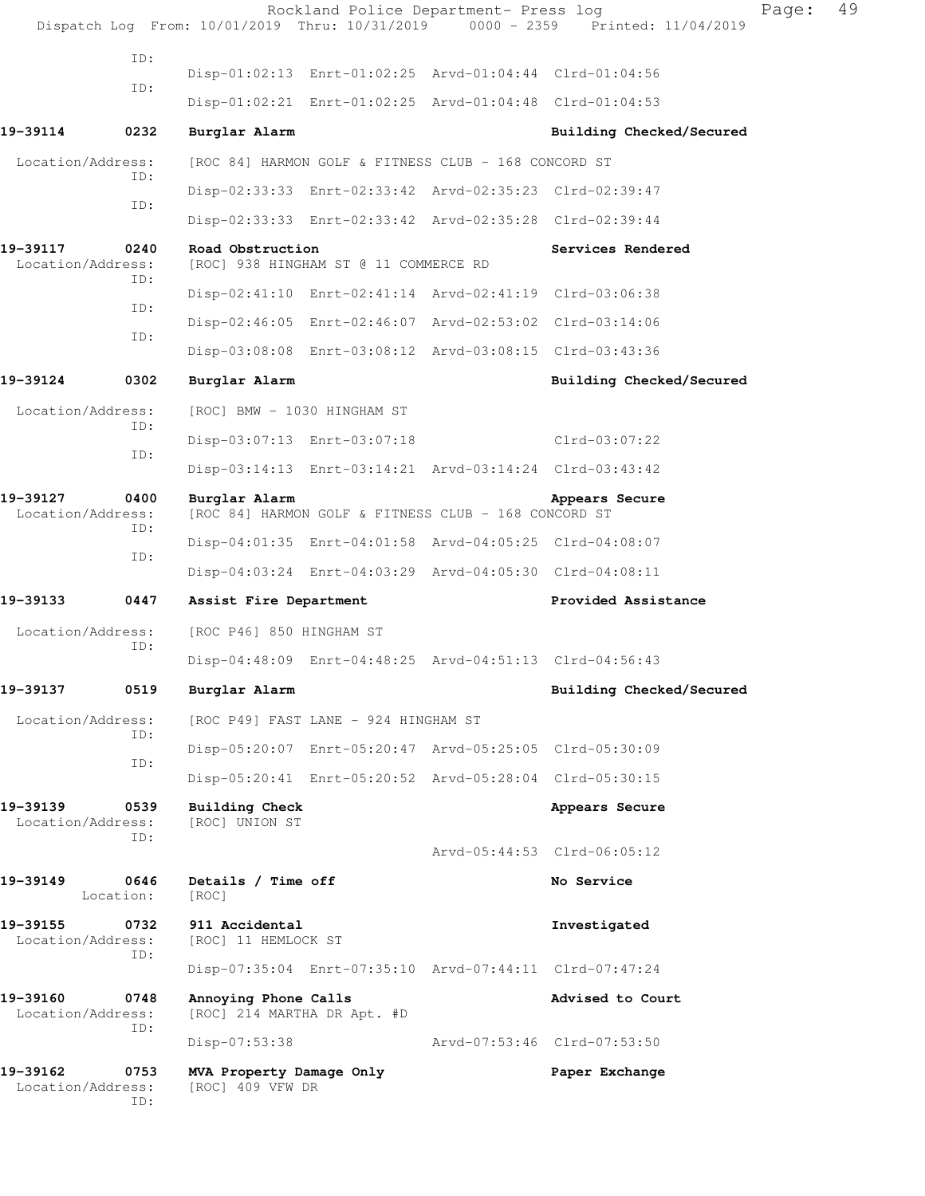ID:
Disp-01:02:13 Enrt-01:02:25 Arvd-01:04:44 Clrd-01:04:56
ID:
Disp-01:02:21 Enrt-01:02:25 Arvd-01:04:48 Clrd-01:04:53

**19-39114 0232 Burglar Alarm** — **Building Checked/Secured**

Location/Address: [ROC 84] HARMON GOLF & FITNESS CLUB - 168 CONCORD ST
ID:
Disp-02:33:33 Enrt-02:33:42 Arvd-02:35:23 Clrd-02:39:47
ID:
Disp-02:33:33 Enrt-02:33:42 Arvd-02:35:28 Clrd-02:39:44

**19-39117 0240 Road Obstruction** — **Services Rendered**

Location/Address: [ROC] 938 HINGHAM ST @ 11 COMMERCE RD
ID:
Disp-02:41:10 Enrt-02:41:14 Arvd-02:41:19 Clrd-03:06:38
ID:
Disp-02:46:05 Enrt-02:46:07 Arvd-02:53:02 Clrd-03:14:06
ID:
Disp-03:08:08 Enrt-03:08:12 Arvd-03:08:15 Clrd-03:43:36

**19-39124 0302 Burglar Alarm** — **Building Checked/Secured**

Location/Address: [ROC] BMW - 1030 HINGHAM ST
ID:
Disp-03:07:13 Enrt-03:07:18 Clrd-03:07:22
ID:
Disp-03:14:13 Enrt-03:14:21 Arvd-03:14:24 Clrd-03:43:42

**19-39127 0400 Burglar Alarm** — **Appears Secure**

Location/Address: [ROC 84] HARMON GOLF & FITNESS CLUB - 168 CONCORD ST
ID:
Disp-04:01:35 Enrt-04:01:58 Arvd-04:05:25 Clrd-04:08:07
ID:
Disp-04:03:24 Enrt-04:03:29 Arvd-04:05:30 Clrd-04:08:11

**19-39133 0447 Assist Fire Department** — **Provided Assistance**

Location/Address: [ROC P46] 850 HINGHAM ST
ID:
Disp-04:48:09 Enrt-04:48:25 Arvd-04:51:13 Clrd-04:56:43

**19-39137 0519 Burglar Alarm** — **Building Checked/Secured**

Location/Address: [ROC P49] FAST LANE - 924 HINGHAM ST
ID:
Disp-05:20:07 Enrt-05:20:47 Arvd-05:25:05 Clrd-05:30:09
ID:
Disp-05:20:41 Enrt-05:20:52 Arvd-05:28:04 Clrd-05:30:15

**19-39139 0539 Building Check** — **Appears Secure**

Location/Address: [ROC] UNION ST
ID:
Arvd-05:44:53 Clrd-06:05:12

**19-39149 0646 Details / Time off** — **No Service**

Location: [ROC]

**19-39155 0732 911 Accidental** — **Investigated**

Location/Address: [ROC] 11 HEMLOCK ST
ID:
Disp-07:35:04 Enrt-07:35:10 Arvd-07:44:11 Clrd-07:47:24

**19-39160 0748 Annoying Phone Calls** — **Advised to Court**

Location/Address: [ROC] 214 MARTHA DR Apt. #D
ID:
Disp-07:53:38 Arvd-07:53:46 Clrd-07:53:50

**19-39162 0753 MVA Property Damage Only** — **Paper Exchange**

Location/Address: [ROC] 409 VFW DR
ID: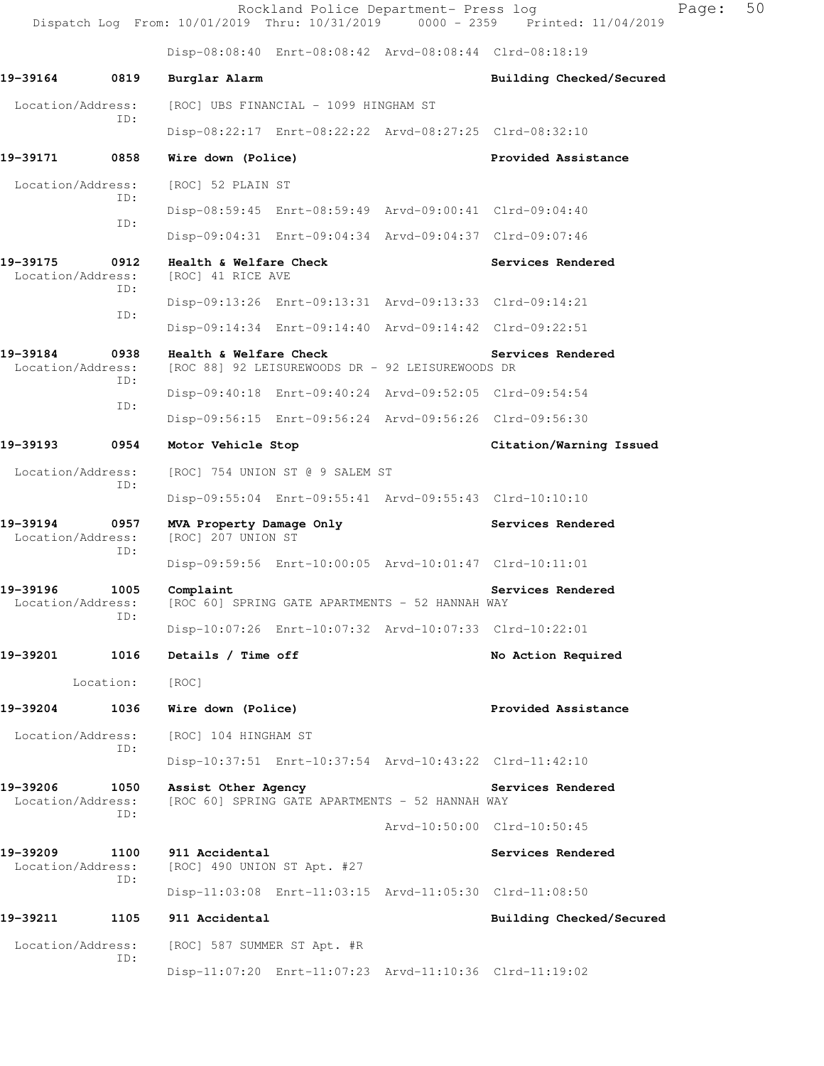Disp-08:08:40 Enrt-08:08:42 Arvd-08:08:44 Clrd-08:18:19

**19-39164 0819 Burglar Alarm** **Building Checked/Secured**

Location/Address: [ROC] UBS FINANCIAL - 1099 HINGHAM ST
ID:
Disp-08:22:17 Enrt-08:22:22 Arvd-08:27:25 Clrd-08:32:10

**19-39171 0858 Wire down (Police)** **Provided Assistance**

Location/Address: [ROC] 52 PLAIN ST
ID:
Disp-08:59:45 Enrt-08:59:49 Arvd-09:00:41 Clrd-09:04:40
ID:
Disp-09:04:31 Enrt-09:04:34 Arvd-09:04:37 Clrd-09:07:46

**19-39175 0912 Health & Welfare Check** **Services Rendered**
Location/Address: [ROC] 41 RICE AVE
ID:
Disp-09:13:26 Enrt-09:13:31 Arvd-09:13:33 Clrd-09:14:21
ID:
Disp-09:14:34 Enrt-09:14:40 Arvd-09:14:42 Clrd-09:22:51

**19-39184 0938 Health & Welfare Check** **Services Rendered**
Location/Address: [ROC 88] 92 LEISUREWOODS DR - 92 LEISUREWOODS DR
ID:
Disp-09:40:18 Enrt-09:40:24 Arvd-09:52:05 Clrd-09:54:54
ID:
Disp-09:56:15 Enrt-09:56:24 Arvd-09:56:26 Clrd-09:56:30

**19-39193 0954 Motor Vehicle Stop** **Citation/Warning Issued**

Location/Address: [ROC] 754 UNION ST @ 9 SALEM ST
ID:
Disp-09:55:04 Enrt-09:55:41 Arvd-09:55:43 Clrd-10:10:10

**19-39194 0957 MVA Property Damage Only** **Services Rendered**
Location/Address: [ROC] 207 UNION ST
ID:
Disp-09:59:56 Enrt-10:00:05 Arvd-10:01:47 Clrd-10:11:01

**19-39196 1005 Complaint** **Services Rendered**
Location/Address: [ROC 60] SPRING GATE APARTMENTS - 52 HANNAH WAY
ID:
Disp-10:07:26 Enrt-10:07:32 Arvd-10:07:33 Clrd-10:22:01

**19-39201 1016 Details / Time off** **No Action Required**

Location: [ROC]

**19-39204 1036 Wire down (Police)** **Provided Assistance**

Location/Address: [ROC] 104 HINGHAM ST
ID:
Disp-10:37:51 Enrt-10:37:54 Arvd-10:43:22 Clrd-11:42:10

**19-39206 1050 Assist Other Agency** **Services Rendered**
Location/Address: [ROC 60] SPRING GATE APARTMENTS - 52 HANNAH WAY
ID:
Arvd-10:50:00 Clrd-10:50:45

**19-39209 1100 911 Accidental** **Services Rendered**
Location/Address: [ROC] 490 UNION ST Apt. #27
ID:
Disp-11:03:08 Enrt-11:03:15 Arvd-11:05:30 Clrd-11:08:50

**19-39211 1105 911 Accidental** **Building Checked/Secured**

Location/Address: [ROC] 587 SUMMER ST Apt. #R
ID:
Disp-11:07:20 Enrt-11:07:23 Arvd-11:10:36 Clrd-11:19:02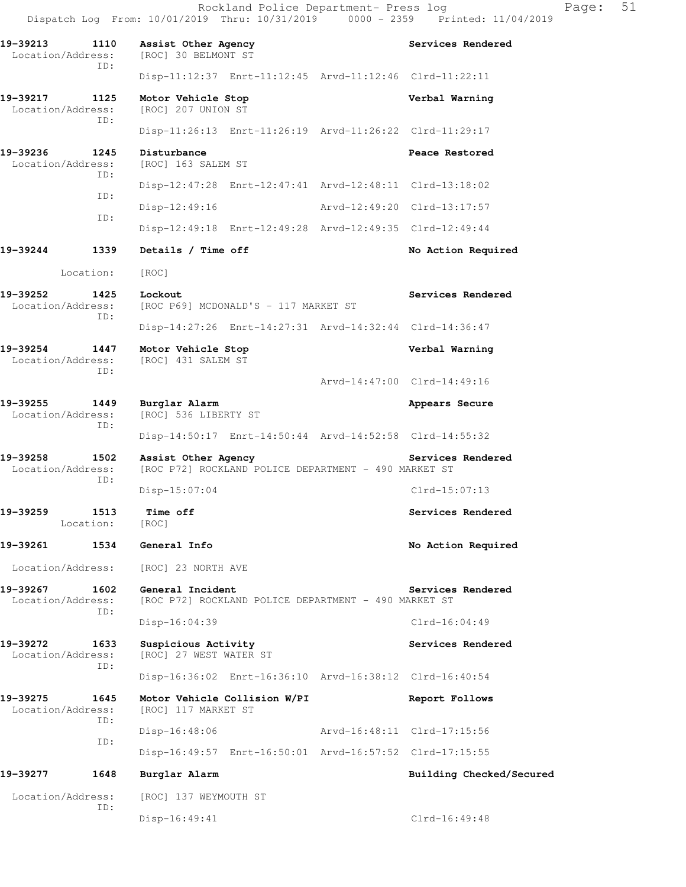**19-39213 1110 Assist Other Agency** — **Services Rendered**
Location/Address: [ROC] 30 BELMONT ST
ID:
Disp-11:12:37 Enrt-11:12:45 Arvd-11:12:46 Clrd-11:22:11

**19-39217 1125 Motor Vehicle Stop** — **Verbal Warning**
Location/Address: [ROC] 207 UNION ST
ID:
Disp-11:26:13 Enrt-11:26:19 Arvd-11:26:22 Clrd-11:29:17

**19-39236 1245 Disturbance** — **Peace Restored**
Location/Address: [ROC] 163 SALEM ST
ID:
Disp-12:47:28 Enrt-12:47:41 Arvd-12:48:11 Clrd-13:18:02
ID:
Disp-12:49:16 Arvd-12:49:20 Clrd-13:17:57
ID:
Disp-12:49:18 Enrt-12:49:28 Arvd-12:49:35 Clrd-12:49:44

**19-39244 1339 Details / Time off** — **No Action Required**
Location: [ROC]

**19-39252 1425 Lockout** — **Services Rendered**
Location/Address: [ROC P69] MCDONALD'S - 117 MARKET ST
ID:
Disp-14:27:26 Enrt-14:27:31 Arvd-14:32:44 Clrd-14:36:47

**19-39254 1447 Motor Vehicle Stop** — **Verbal Warning**
Location/Address: [ROC] 431 SALEM ST
ID:
Arvd-14:47:00 Clrd-14:49:16

**19-39255 1449 Burglar Alarm** — **Appears Secure**
Location/Address: [ROC] 536 LIBERTY ST
ID:
Disp-14:50:17 Enrt-14:50:44 Arvd-14:52:58 Clrd-14:55:32

**19-39258 1502 Assist Other Agency** — **Services Rendered**
Location/Address: [ROC P72] ROCKLAND POLICE DEPARTMENT - 490 MARKET ST
ID:
Disp-15:07:04 Clrd-15:07:13

**19-39259 1513 Time off** — **Services Rendered**
Location: [ROC]

**19-39261 1534 General Info** — **No Action Required**
Location/Address: [ROC] 23 NORTH AVE

**19-39267 1602 General Incident** — **Services Rendered**
Location/Address: [ROC P72] ROCKLAND POLICE DEPARTMENT - 490 MARKET ST
ID:
Disp-16:04:39 Clrd-16:04:49

**19-39272 1633 Suspicious Activity** — **Services Rendered**
Location/Address: [ROC] 27 WEST WATER ST
ID:
Disp-16:36:02 Enrt-16:36:10 Arvd-16:38:12 Clrd-16:40:54

**19-39275 1645 Motor Vehicle Collision W/PI** — **Report Follows**
Location/Address: [ROC] 117 MARKET ST
ID:
Disp-16:48:06 Arvd-16:48:11 Clrd-17:15:56
ID:
Disp-16:49:57 Enrt-16:50:01 Arvd-16:57:52 Clrd-17:15:55

**19-39277 1648 Burglar Alarm** — **Building Checked/Secured**
Location/Address: [ROC] 137 WEYMOUTH ST
ID:
Disp-16:49:41 Clrd-16:49:48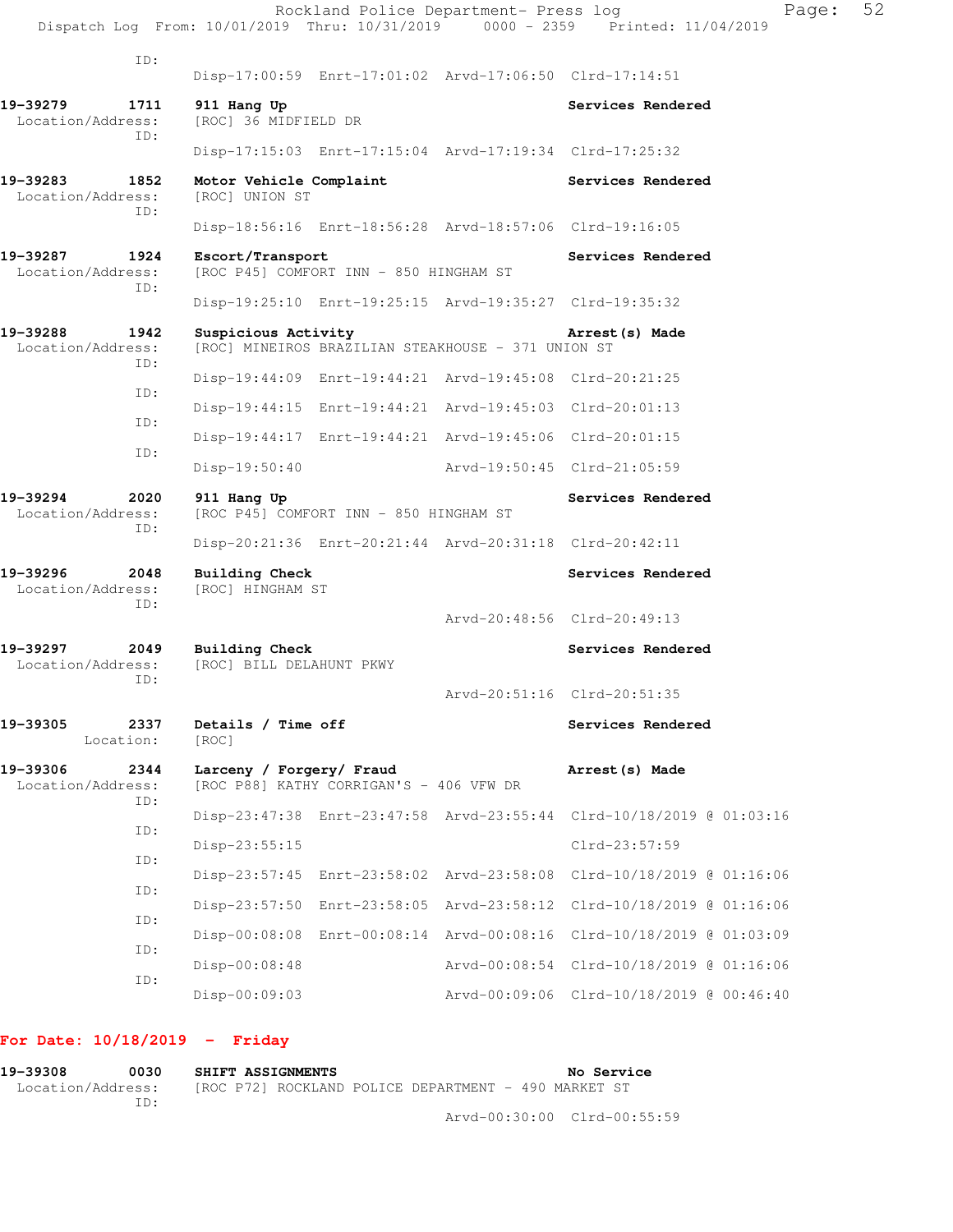ID:
Disp-17:00:59 Enrt-17:01:02 Arvd-17:06:50 Clrd-17:14:51

**19-39279 1711 911 Hang Up** — Services Rendered
Location/Address: [ROC] 36 MIDFIELD DR
ID:
Disp-17:15:03 Enrt-17:15:04 Arvd-17:19:34 Clrd-17:25:32

**19-39283 1852 Motor Vehicle Complaint** — Services Rendered
Location/Address: [ROC] UNION ST
ID:
Disp-18:56:16 Enrt-18:56:28 Arvd-18:57:06 Clrd-19:16:05

**19-39287 1924 Escort/Transport** — Services Rendered
Location/Address: [ROC P45] COMFORT INN - 850 HINGHAM ST
ID:
Disp-19:25:10 Enrt-19:25:15 Arvd-19:35:27 Clrd-19:35:32

**19-39288 1942 Suspicious Activity** — Arrest(s) Made
Location/Address: [ROC] MINEIROS BRAZILIAN STEAKHOUSE - 371 UNION ST
ID:
Disp-19:44:09 Enrt-19:44:21 Arvd-19:45:08 Clrd-20:21:25
ID:
Disp-19:44:15 Enrt-19:44:21 Arvd-19:45:03 Clrd-20:01:13
ID:
Disp-19:44:17 Enrt-19:44:21 Arvd-19:45:06 Clrd-20:01:15
ID:
Disp-19:50:40 Arvd-19:50:45 Clrd-21:05:59

**19-39294 2020 911 Hang Up** — Services Rendered
Location/Address: [ROC P45] COMFORT INN - 850 HINGHAM ST
ID:
Disp-20:21:36 Enrt-20:21:44 Arvd-20:31:18 Clrd-20:42:11

**19-39296 2048 Building Check** — Services Rendered
Location/Address: [ROC] HINGHAM ST
ID:
Arvd-20:48:56 Clrd-20:49:13

**19-39297 2049 Building Check** — Services Rendered
Location/Address: [ROC] BILL DELAHUNT PKWY
ID:
Arvd-20:51:16 Clrd-20:51:35

**19-39305 2337 Details / Time off** — Services Rendered
Location: [ROC]

**19-39306 2344 Larceny / Forgery/ Fraud** — Arrest(s) Made
Location/Address: [ROC P88] KATHY CORRIGAN'S - 406 VFW DR
ID:
Disp-23:47:38 Enrt-23:47:58 Arvd-23:55:44 Clrd-10/18/2019 @ 01:03:16
ID:
Disp-23:55:15 Clrd-23:57:59
ID:
Disp-23:57:45 Enrt-23:58:02 Arvd-23:58:08 Clrd-10/18/2019 @ 01:16:06
ID:
Disp-23:57:50 Enrt-23:58:05 Arvd-23:58:12 Clrd-10/18/2019 @ 01:16:06
ID:
Disp-00:08:08 Enrt-00:08:14 Arvd-00:08:16 Clrd-10/18/2019 @ 01:03:09
ID:
Disp-00:08:48 Arvd-00:08:54 Clrd-10/18/2019 @ 01:16:06
ID:
Disp-00:09:03 Arvd-00:09:06 Clrd-10/18/2019 @ 00:46:40

## For Date: 10/18/2019 - Friday

**19-39308 0030 SHIFT ASSIGNMENTS** — No Service
Location/Address: [ROC P72] ROCKLAND POLICE DEPARTMENT - 490 MARKET ST
ID:
Arvd-00:30:00 Clrd-00:55:59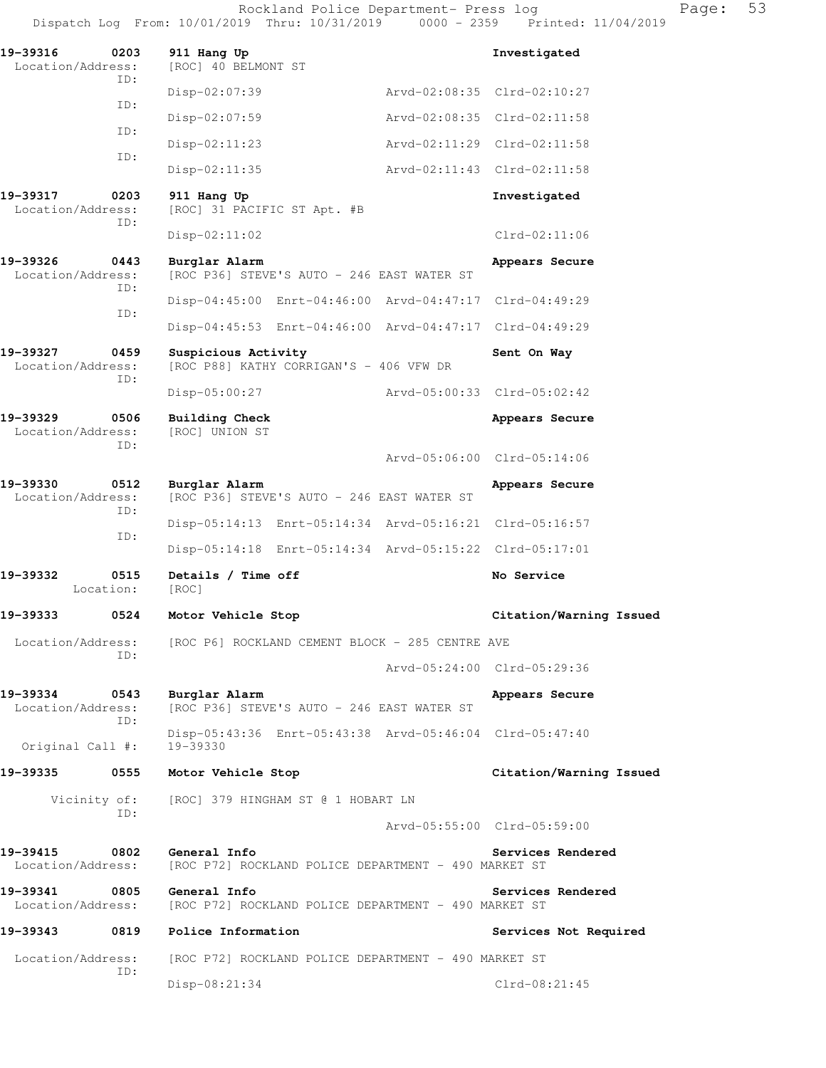Rockland Police Department- Press log
Dispatch Log From: 10/01/2019 Thru: 10/31/2019 0000 - 2359 Printed: 11/04/2019

**19-39316 0203 911 Hang Up** — Investigated
Location/Address: [ROC] 40 BELMONT ST
ID: Disp-02:07:39 Arvd-02:08:35 Clrd-02:10:27
ID: Disp-02:07:59 Arvd-02:08:35 Clrd-02:11:58
ID: Disp-02:11:23 Arvd-02:11:29 Clrd-02:11:58
ID: Disp-02:11:35 Arvd-02:11:43 Clrd-02:11:58

**19-39317 0203 911 Hang Up** — Investigated
Location/Address: [ROC] 31 PACIFIC ST Apt. #B
ID: Disp-02:11:02 Clrd-02:11:06

**19-39326 0443 Burglar Alarm** — Appears Secure
Location/Address: [ROC P36] STEVE'S AUTO - 246 EAST WATER ST
ID: Disp-04:45:00 Enrt-04:46:00 Arvd-04:47:17 Clrd-04:49:29
ID: Disp-04:45:53 Enrt-04:46:00 Arvd-04:47:17 Clrd-04:49:29

**19-39327 0459 Suspicious Activity** — Sent On Way
Location/Address: [ROC P88] KATHY CORRIGAN'S - 406 VFW DR
ID: Disp-05:00:27 Arvd-05:00:33 Clrd-05:02:42

**19-39329 0506 Building Check** — Appears Secure
Location/Address: [ROC] UNION ST
ID: Arvd-05:06:00 Clrd-05:14:06

**19-39330 0512 Burglar Alarm** — Appears Secure
Location/Address: [ROC P36] STEVE'S AUTO - 246 EAST WATER ST
ID: Disp-05:14:13 Enrt-05:14:34 Arvd-05:16:21 Clrd-05:16:57
ID: Disp-05:14:18 Enrt-05:14:34 Arvd-05:15:22 Clrd-05:17:01

**19-39332 0515 Details / Time off** — No Service
Location: [ROC]

**19-39333 0524 Motor Vehicle Stop** — Citation/Warning Issued
Location/Address: [ROC P6] ROCKLAND CEMENT BLOCK - 285 CENTRE AVE
ID: Arvd-05:24:00 Clrd-05:29:36

**19-39334 0543 Burglar Alarm** — Appears Secure
Location/Address: [ROC P36] STEVE'S AUTO - 246 EAST WATER ST
ID: Disp-05:43:36 Enrt-05:43:38 Arvd-05:46:04 Clrd-05:47:40
Original Call #: 19-39330

**19-39335 0555 Motor Vehicle Stop** — Citation/Warning Issued
Vicinity of: [ROC] 379 HINGHAM ST @ 1 HOBART LN
ID: Arvd-05:55:00 Clrd-05:59:00

**19-39415 0802 General Info** — Services Rendered
Location/Address: [ROC P72] ROCKLAND POLICE DEPARTMENT - 490 MARKET ST

**19-39341 0805 General Info** — Services Rendered
Location/Address: [ROC P72] ROCKLAND POLICE DEPARTMENT - 490 MARKET ST

**19-39343 0819 Police Information** — Services Not Required
Location/Address: [ROC P72] ROCKLAND POLICE DEPARTMENT - 490 MARKET ST
ID: Disp-08:21:34 Clrd-08:21:45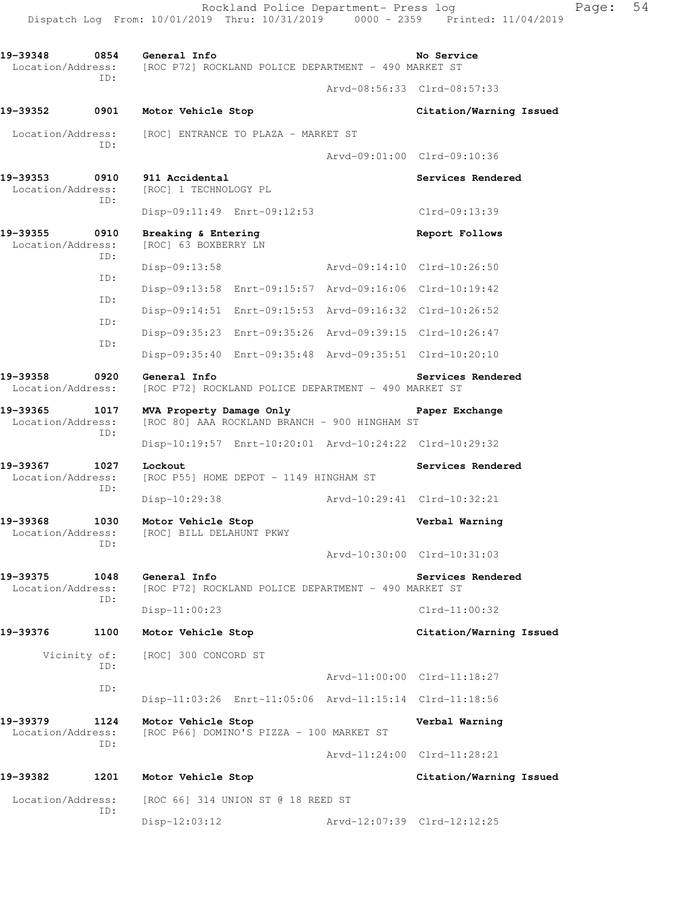19-39348 0854 General Info No Service
Location/Address: [ROC P72] ROCKLAND POLICE DEPARTMENT - 490 MARKET ST
ID:
Arvd-08:56:33 Clrd-08:57:33

19-39352 0901 Motor Vehicle Stop Citation/Warning Issued
Location/Address: [ROC] ENTRANCE TO PLAZA - MARKET ST
ID:
Arvd-09:01:00 Clrd-09:10:36

19-39353 0910 911 Accidental Services Rendered
Location/Address: [ROC] 1 TECHNOLOGY PL
ID:
Disp-09:11:49 Enrt-09:12:53 Clrd-09:13:39

19-39355 0910 Breaking & Entering Report Follows
Location/Address: [ROC] 63 BOXBERRY LN
ID:
Disp-09:13:58 Arvd-09:14:10 Clrd-10:26:50
ID:
Disp-09:13:58 Enrt-09:15:57 Arvd-09:16:06 Clrd-10:19:42
ID:
Disp-09:14:51 Enrt-09:15:53 Arvd-09:16:32 Clrd-10:26:52
ID:
Disp-09:35:23 Enrt-09:35:26 Arvd-09:39:15 Clrd-10:26:47
ID:
Disp-09:35:40 Enrt-09:35:48 Arvd-09:35:51 Clrd-10:20:10

19-39358 0920 General Info Services Rendered
Location/Address: [ROC P72] ROCKLAND POLICE DEPARTMENT - 490 MARKET ST

19-39365 1017 MVA Property Damage Only Paper Exchange
Location/Address: [ROC 80] AAA ROCKLAND BRANCH - 900 HINGHAM ST
ID:
Disp-10:19:57 Enrt-10:20:01 Arvd-10:24:22 Clrd-10:29:32

19-39367 1027 Lockout Services Rendered
Location/Address: [ROC P55] HOME DEPOT - 1149 HINGHAM ST
ID:
Disp-10:29:38 Arvd-10:29:41 Clrd-10:32:21

19-39368 1030 Motor Vehicle Stop Verbal Warning
Location/Address: [ROC] BILL DELAHUNT PKWY
ID:
Arvd-10:30:00 Clrd-10:31:03

19-39375 1048 General Info Services Rendered
Location/Address: [ROC P72] ROCKLAND POLICE DEPARTMENT - 490 MARKET ST
ID:
Disp-11:00:23 Clrd-11:00:32

19-39376 1100 Motor Vehicle Stop Citation/Warning Issued
Vicinity of: [ROC] 300 CONCORD ST
ID:
Arvd-11:00:00 Clrd-11:18:27
ID:
Disp-11:03:26 Enrt-11:05:06 Arvd-11:15:14 Clrd-11:18:56

19-39379 1124 Motor Vehicle Stop Verbal Warning
Location/Address: [ROC P66] DOMINO'S PIZZA - 100 MARKET ST
ID:
Arvd-11:24:00 Clrd-11:28:21

19-39382 1201 Motor Vehicle Stop Citation/Warning Issued
Location/Address: [ROC 66] 314 UNION ST @ 18 REED ST
ID:
Disp-12:03:12 Arvd-12:07:39 Clrd-12:12:25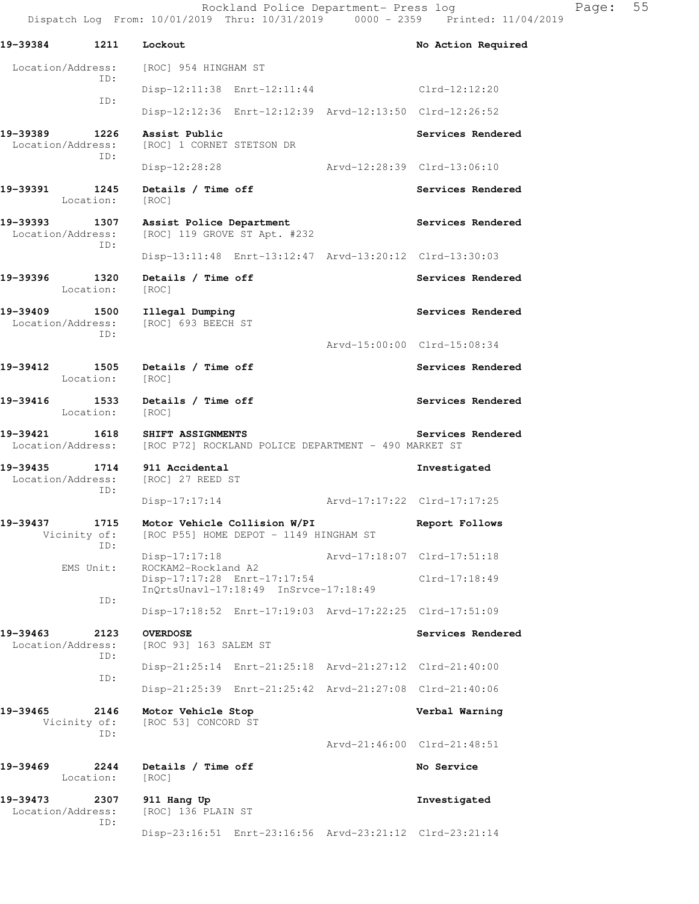**19-39384 1211 Lockout** — No Action Required

Location/Address: [ROC] 954 HINGHAM ST
ID:
Disp-12:11:38 Enrt-12:11:44 Clrd-12:12:20
ID:
Disp-12:12:36 Enrt-12:12:39 Arvd-12:13:50 Clrd-12:26:52

**19-39389 1226 Assist Public** — Services Rendered

Location/Address: [ROC] 1 CORNET STETSON DR
ID:
Disp-12:28:28 Arvd-12:28:39 Clrd-13:06:10

**19-39391 1245 Details / Time off** — Services Rendered

Location: [ROC]

**19-39393 1307 Assist Police Department** — Services Rendered

Location/Address: [ROC] 119 GROVE ST Apt. #232
ID:
Disp-13:11:48 Enrt-13:12:47 Arvd-13:20:12 Clrd-13:30:03

**19-39396 1320 Details / Time off** — Services Rendered

Location: [ROC]

**19-39409 1500 Illegal Dumping** — Services Rendered

Location/Address: [ROC] 693 BEECH ST
ID:
Arvd-15:00:00 Clrd-15:08:34

**19-39412 1505 Details / Time off** — Services Rendered

Location: [ROC]

**19-39416 1533 Details / Time off** — Services Rendered

Location: [ROC]

**19-39421 1618 SHIFT ASSIGNMENTS** — Services Rendered

Location/Address: [ROC P72] ROCKLAND POLICE DEPARTMENT - 490 MARKET ST

**19-39435 1714 911 Accidental** — Investigated

Location/Address: [ROC] 27 REED ST
ID:
Disp-17:17:14 Arvd-17:17:22 Clrd-17:17:25

**19-39437 1715 Motor Vehicle Collision W/PI** — Report Follows

Vicinity of: [ROC P55] HOME DEPOT - 1149 HINGHAM ST
ID:
Disp-17:17:18 Arvd-17:18:07 Clrd-17:51:18
EMS Unit: ROCKAM2-Rockland A2
Disp-17:17:28 Enrt-17:17:54 Clrd-17:18:49
InQrtsUnavl-17:18:49 InSrvce-17:18:49
ID:
Disp-17:18:52 Enrt-17:19:03 Arvd-17:22:25 Clrd-17:51:09

**19-39463 2123 OVERDOSE** — Services Rendered

Location/Address: [ROC 93] 163 SALEM ST
ID:
Disp-21:25:14 Enrt-21:25:18 Arvd-21:27:12 Clrd-21:40:00
ID:
Disp-21:25:39 Enrt-21:25:42 Arvd-21:27:08 Clrd-21:40:06

**19-39465 2146 Motor Vehicle Stop** — Verbal Warning

Vicinity of: [ROC 53] CONCORD ST
ID:
Arvd-21:46:00 Clrd-21:48:51

**19-39469 2244 Details / Time off** — No Service

Location: [ROC]

**19-39473 2307 911 Hang Up** — Investigated

Location/Address: [ROC] 136 PLAIN ST
ID:
Disp-23:16:51 Enrt-23:16:56 Arvd-23:21:12 Clrd-23:21:14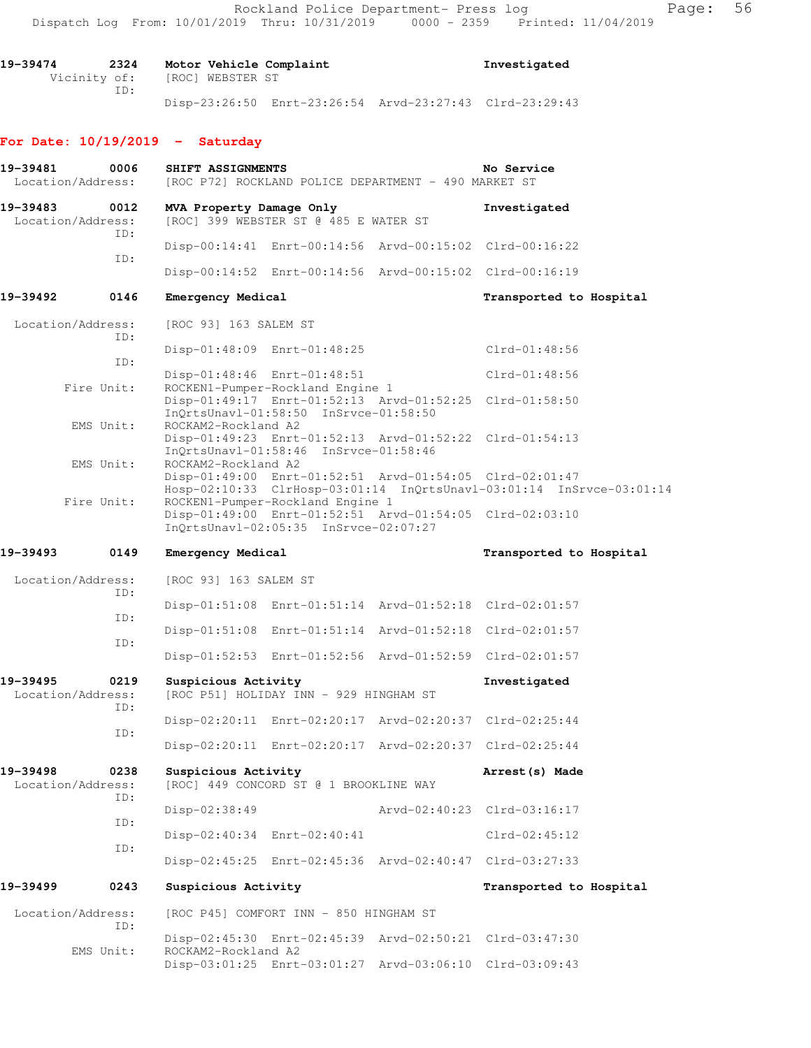19-39474 2324 Motor Vehicle Complaint Investigated
Vicinity of: [ROC] WEBSTER ST
ID:
Disp-23:26:50 Enrt-23:26:54 Arvd-23:27:43 Clrd-23:29:43

## For Date: 10/19/2019 - Saturday

19-39481 0006 SHIFT ASSIGNMENTS No Service
Location/Address: [ROC P72] ROCKLAND POLICE DEPARTMENT - 490 MARKET ST

19-39483 0012 MVA Property Damage Only Investigated
Location/Address: [ROC] 399 WEBSTER ST @ 485 E WATER ST
ID:
Disp-00:14:41 Enrt-00:14:56 Arvd-00:15:02 Clrd-00:16:22
ID:
Disp-00:14:52 Enrt-00:14:56 Arvd-00:15:02 Clrd-00:16:19

19-39492 0146 Emergency Medical Transported to Hospital

Location/Address: [ROC 93] 163 SALEM ST
ID:
Disp-01:48:09 Enrt-01:48:25 Clrd-01:48:56
ID:
Disp-01:48:46 Enrt-01:48:51 Clrd-01:48:56
Fire Unit: ROCKEN1-Pumper-Rockland Engine 1
Disp-01:49:17 Enrt-01:52:13 Arvd-01:52:25 Clrd-01:58:50
InQrtsUnavl-01:58:50 InSrvce-01:58:50
EMS Unit: ROCKAM2-Rockland A2
Disp-01:49:23 Enrt-01:52:13 Arvd-01:52:22 Clrd-01:54:13
InQrtsUnavl-01:58:46 InSrvce-01:58:46
EMS Unit: ROCKAM2-Rockland A2
Disp-01:49:00 Enrt-01:52:51 Arvd-01:54:05 Clrd-02:01:47
Hosp-02:10:33 ClrHosp-03:01:14 InQrtsUnavl-03:01:14 InSrvce-03:01:14
Fire Unit: ROCKEN1-Pumper-Rockland Engine 1
Disp-01:49:00 Enrt-01:52:51 Arvd-01:54:05 Clrd-02:03:10
InQrtsUnavl-02:05:35 InSrvce-02:07:27

19-39493 0149 Emergency Medical Transported to Hospital

Location/Address: [ROC 93] 163 SALEM ST
ID:
Disp-01:51:08 Enrt-01:51:14 Arvd-01:52:18 Clrd-02:01:57
ID:
Disp-01:51:08 Enrt-01:51:14 Arvd-01:52:18 Clrd-02:01:57
ID:
Disp-01:52:53 Enrt-01:52:56 Arvd-01:52:59 Clrd-02:01:57

19-39495 0219 Suspicious Activity Investigated
Location/Address: [ROC P51] HOLIDAY INN - 929 HINGHAM ST
ID:
Disp-02:20:11 Enrt-02:20:17 Arvd-02:20:37 Clrd-02:25:44
ID:
Disp-02:20:11 Enrt-02:20:17 Arvd-02:20:37 Clrd-02:25:44

19-39498 0238 Suspicious Activity Arrest(s) Made
Location/Address: [ROC] 449 CONCORD ST @ 1 BROOKLINE WAY
ID:
Disp-02:38:49 Arvd-02:40:23 Clrd-03:16:17
ID:
Disp-02:40:34 Enrt-02:40:41 Clrd-02:45:12
ID:
Disp-02:45:25 Enrt-02:45:36 Arvd-02:40:47 Clrd-03:27:33

19-39499 0243 Suspicious Activity Transported to Hospital

Location/Address: [ROC P45] COMFORT INN - 850 HINGHAM ST
ID:
Disp-02:45:30 Enrt-02:45:39 Arvd-02:50:21 Clrd-03:47:30
EMS Unit: ROCKAM2-Rockland A2
Disp-03:01:25 Enrt-03:01:27 Arvd-03:06:10 Clrd-03:09:43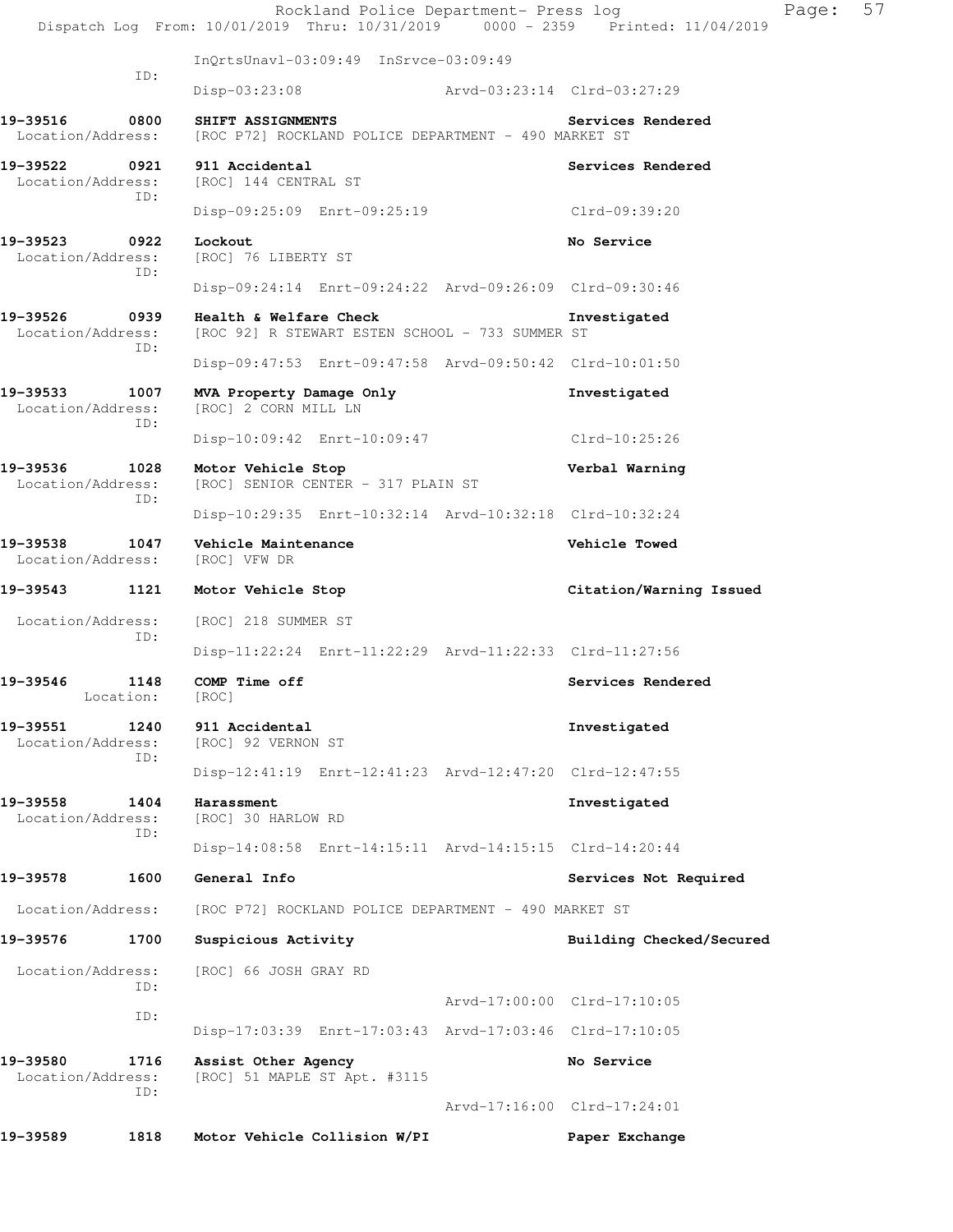```
                InQrtsUnavl-03:09:49  InSrvce-03:09:49
          ID:
                Disp-03:23:08              Arvd-03:23:14  Clrd-03:27:29

19-39516     0800    SHIFT ASSIGNMENTS                        Services Rendered
 Location/Address:   [ROC P72] ROCKLAND POLICE DEPARTMENT - 490 MARKET ST

19-39522     0921    911 Accidental                           Services Rendered
 Location/Address:   [ROC] 144 CENTRAL ST
          ID:
                Disp-09:25:09  Enrt-09:25:19              Clrd-09:39:20

19-39523     0922    Lockout                                  No Service
 Location/Address:   [ROC] 76 LIBERTY ST
          ID:
                Disp-09:24:14  Enrt-09:24:22  Arvd-09:26:09  Clrd-09:30:46

19-39526     0939    Health & Welfare Check                   Investigated
 Location/Address:   [ROC 92] R STEWART ESTEN SCHOOL - 733 SUMMER ST
          ID:
                Disp-09:47:53  Enrt-09:47:58  Arvd-09:50:42  Clrd-10:01:50

19-39533     1007    MVA Property Damage Only                 Investigated
 Location/Address:   [ROC] 2 CORN MILL LN
          ID:
                Disp-10:09:42  Enrt-10:09:47              Clrd-10:25:26

19-39536     1028    Motor Vehicle Stop                       Verbal Warning
 Location/Address:   [ROC] SENIOR CENTER - 317 PLAIN ST
          ID:
                Disp-10:29:35  Enrt-10:32:14  Arvd-10:32:18  Clrd-10:32:24

19-39538     1047    Vehicle Maintenance                      Vehicle Towed
 Location/Address:   [ROC] VFW DR

19-39543     1121    Motor Vehicle Stop                       Citation/Warning Issued

 Location/Address:   [ROC] 218 SUMMER ST
          ID:
                Disp-11:22:24  Enrt-11:22:29  Arvd-11:22:33  Clrd-11:27:56

19-39546     1148    COMP Time off                            Services Rendered
        Location:    [ROC]

19-39551     1240    911 Accidental                           Investigated
 Location/Address:   [ROC] 92 VERNON ST
          ID:
                Disp-12:41:19  Enrt-12:41:23  Arvd-12:47:20  Clrd-12:47:55

19-39558     1404    Harassment                               Investigated
 Location/Address:   [ROC] 30 HARLOW RD
          ID:
                Disp-14:08:58  Enrt-14:15:11  Arvd-14:15:15  Clrd-14:20:44

19-39578     1600    General Info                             Services Not Required

 Location/Address:   [ROC P72] ROCKLAND POLICE DEPARTMENT - 490 MARKET ST

19-39576     1700    Suspicious Activity                      Building Checked/Secured

 Location/Address:   [ROC] 66 JOSH GRAY RD
          ID:
                                           Arvd-17:00:00  Clrd-17:10:05
          ID:
                Disp-17:03:39  Enrt-17:03:43  Arvd-17:03:46  Clrd-17:10:05

19-39580     1716    Assist Other Agency                      No Service
 Location/Address:   [ROC] 51 MAPLE ST Apt. #3115
          ID:
                                           Arvd-17:16:00  Clrd-17:24:01

19-39589     1818    Motor Vehicle Collision W/PI             Paper Exchange
```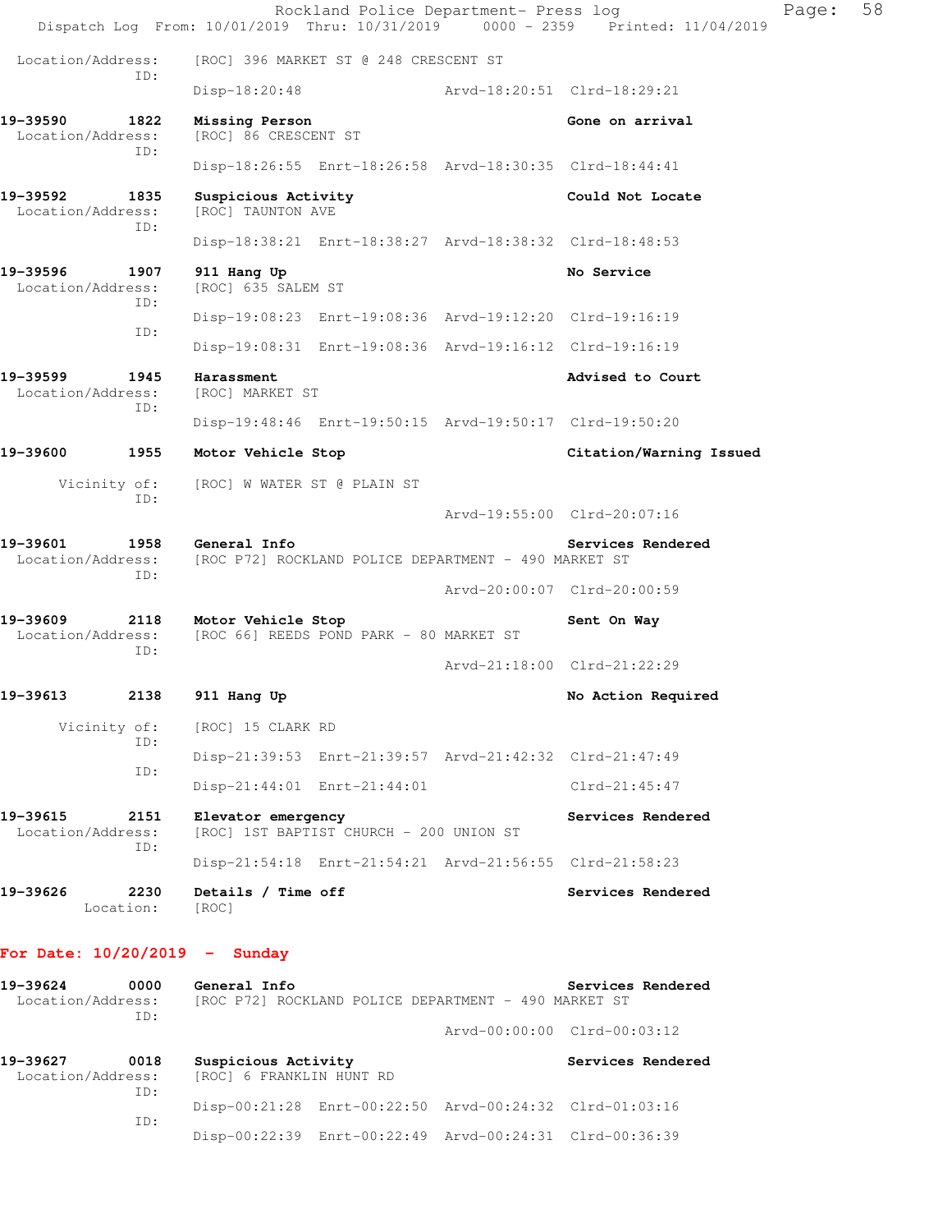```
Location/Address:    [ROC] 396 MARKET ST @ 248 CRESCENT ST
             ID:
                     Disp-18:20:48                 Arvd-18:20:51  Clrd-18:29:21

19-39590        1822   Missing Person                              Gone on arrival
  Location/Address:    [ROC] 86 CRESCENT ST
             ID:
                     Disp-18:26:55  Enrt-18:26:58  Arvd-18:30:35  Clrd-18:44:41

19-39592        1835   Suspicious Activity                         Could Not Locate
  Location/Address:    [ROC] TAUNTON AVE
             ID:
                     Disp-18:38:21  Enrt-18:38:27  Arvd-18:38:32  Clrd-18:48:53

19-39596        1907   911 Hang Up                                 No Service
  Location/Address:    [ROC] 635 SALEM ST
             ID:
                     Disp-19:08:23  Enrt-19:08:36  Arvd-19:12:20  Clrd-19:16:19
             ID:
                     Disp-19:08:31  Enrt-19:08:36  Arvd-19:16:12  Clrd-19:16:19

19-39599        1945   Harassment                                  Advised to Court
  Location/Address:    [ROC] MARKET ST
             ID:
                     Disp-19:48:46  Enrt-19:50:15  Arvd-19:50:17  Clrd-19:50:20

19-39600        1955   Motor Vehicle Stop                          Citation/Warning Issued

       Vicinity of:    [ROC] W WATER ST @ PLAIN ST
             ID:
                                                   Arvd-19:55:00  Clrd-20:07:16

19-39601        1958   General Info                                Services Rendered
  Location/Address:    [ROC P72] ROCKLAND POLICE DEPARTMENT - 490 MARKET ST
             ID:
                                                   Arvd-20:00:07  Clrd-20:00:59

19-39609        2118   Motor Vehicle Stop                          Sent On Way
  Location/Address:    [ROC 66] REEDS POND PARK - 80 MARKET ST
             ID:
                                                   Arvd-21:18:00  Clrd-21:22:29

19-39613        2138   911 Hang Up                                 No Action Required

       Vicinity of:    [ROC] 15 CLARK RD
             ID:
                     Disp-21:39:53  Enrt-21:39:57  Arvd-21:42:32  Clrd-21:47:49
             ID:
                     Disp-21:44:01  Enrt-21:44:01                 Clrd-21:45:47

19-39615        2151   Elevator emergency                          Services Rendered
  Location/Address:    [ROC] 1ST BAPTIST CHURCH - 200 UNION ST
             ID:
                     Disp-21:54:18  Enrt-21:54:21  Arvd-21:56:55  Clrd-21:58:23

19-39626        2230   Details / Time off                          Services Rendered
         Location:     [ROC]
```

**For Date: 10/20/2019 - Sunday**

```
19-39624        0000   General Info                                Services Rendered
  Location/Address:    [ROC P72] ROCKLAND POLICE DEPARTMENT - 490 MARKET ST
             ID:
                                                   Arvd-00:00:00  Clrd-00:03:12

19-39627        0018   Suspicious Activity                         Services Rendered
  Location/Address:    [ROC] 6 FRANKLIN HUNT RD
             ID:
                     Disp-00:21:28  Enrt-00:22:50  Arvd-00:24:32  Clrd-01:03:16
             ID:
                     Disp-00:22:39  Enrt-00:22:49  Arvd-00:24:31  Clrd-00:36:39
```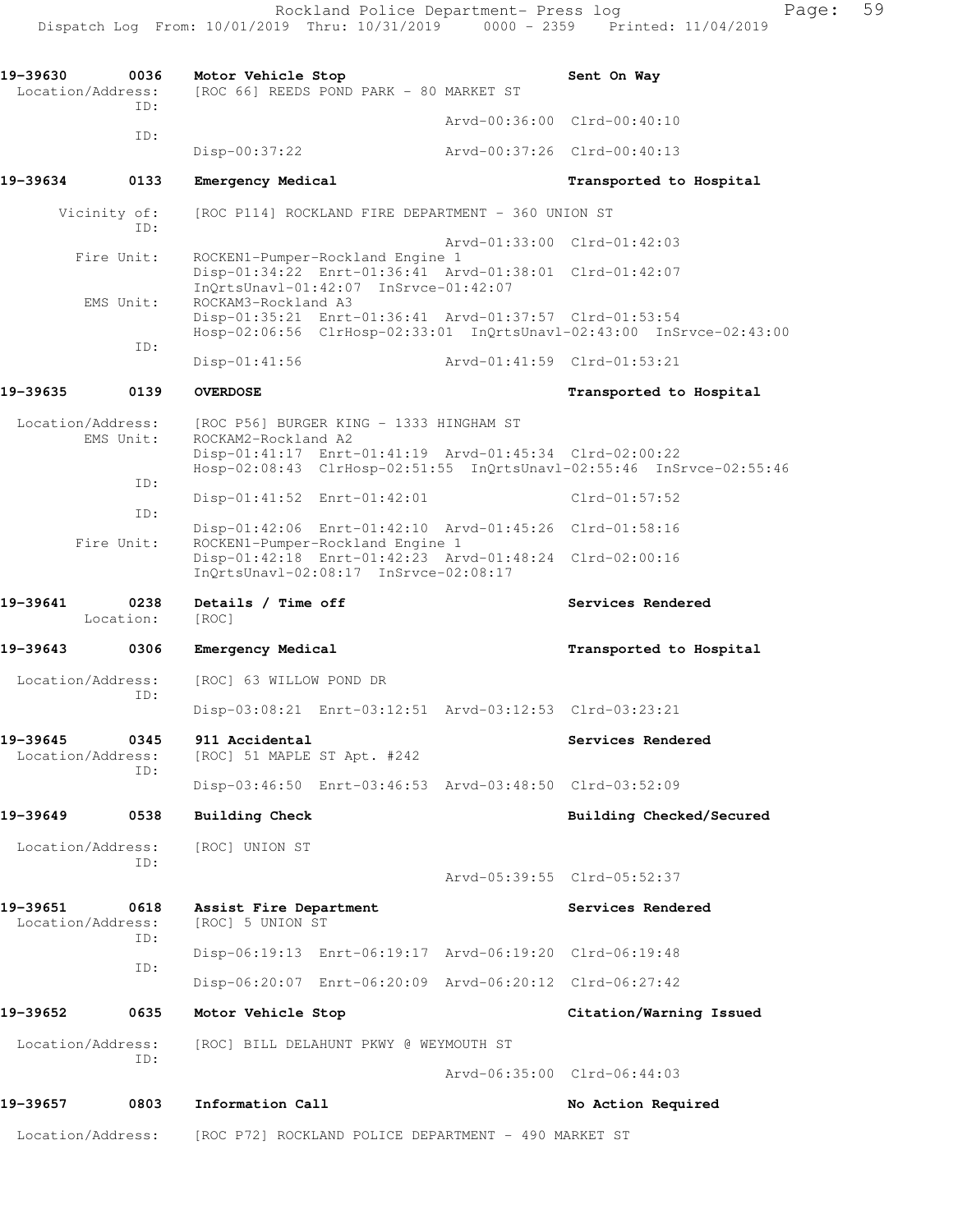**19-39630 0036 Motor Vehicle Stop** — Sent On Way

Location/Address: [ROC 66] REEDS POND PARK - 80 MARKET ST

ID:
Arvd-00:36:00 Clrd-00:40:10

ID:
Disp-00:37:22 Arvd-00:37:26 Clrd-00:40:13

**19-39634 0133 Emergency Medical** — Transported to Hospital

Vicinity of: [ROC P114] ROCKLAND FIRE DEPARTMENT - 360 UNION ST

ID:
Arvd-01:33:00 Clrd-01:42:03

Fire Unit: ROCKEN1-Pumper-Rockland Engine 1
Disp-01:34:22 Enrt-01:36:41 Arvd-01:38:01 Clrd-01:42:07
InQrtsUnavl-01:42:07 InSrvce-01:42:07

EMS Unit: ROCKAM3-Rockland A3
Disp-01:35:21 Enrt-01:36:41 Arvd-01:37:57 Clrd-01:53:54
Hosp-02:06:56 ClrHosp-02:33:01 InQrtsUnavl-02:43:00 InSrvce-02:43:00

ID:
Disp-01:41:56 Arvd-01:41:59 Clrd-01:53:21

**19-39635 0139 OVERDOSE** — Transported to Hospital

Location/Address: [ROC P56] BURGER KING - 1333 HINGHAM ST

EMS Unit: ROCKAM2-Rockland A2
Disp-01:41:17 Enrt-01:41:19 Arvd-01:45:34 Clrd-02:00:22
Hosp-02:08:43 ClrHosp-02:51:55 InQrtsUnavl-02:55:46 InSrvce-02:55:46

ID:
Disp-01:41:52 Enrt-01:42:01 Clrd-01:57:52

ID:
Disp-01:42:06 Enrt-01:42:10 Arvd-01:45:26 Clrd-01:58:16

Fire Unit: ROCKEN1-Pumper-Rockland Engine 1
Disp-01:42:18 Enrt-01:42:23 Arvd-01:48:24 Clrd-02:00:16
InQrtsUnavl-02:08:17 InSrvce-02:08:17

**19-39641 0238 Details / Time off** — Services Rendered

Location: [ROC]

**19-39643 0306 Emergency Medical** — Transported to Hospital

Location/Address: [ROC] 63 WILLOW POND DR

ID:
Disp-03:08:21 Enrt-03:12:51 Arvd-03:12:53 Clrd-03:23:21

**19-39645 0345 911 Accidental** — Services Rendered

Location/Address: [ROC] 51 MAPLE ST Apt. #242

ID:
Disp-03:46:50 Enrt-03:46:53 Arvd-03:48:50 Clrd-03:52:09

**19-39649 0538 Building Check** — Building Checked/Secured

Location/Address: [ROC] UNION ST

ID:
Arvd-05:39:55 Clrd-05:52:37

**19-39651 0618 Assist Fire Department** — Services Rendered

Location/Address: [ROC] 5 UNION ST

ID:
Disp-06:19:13 Enrt-06:19:17 Arvd-06:19:20 Clrd-06:19:48

ID:
Disp-06:20:07 Enrt-06:20:09 Arvd-06:20:12 Clrd-06:27:42

**19-39652 0635 Motor Vehicle Stop** — Citation/Warning Issued

Location/Address: [ROC] BILL DELAHUNT PKWY @ WEYMOUTH ST

ID:
Arvd-06:35:00 Clrd-06:44:03

**19-39657 0803 Information Call** — No Action Required

Location/Address: [ROC P72] ROCKLAND POLICE DEPARTMENT - 490 MARKET ST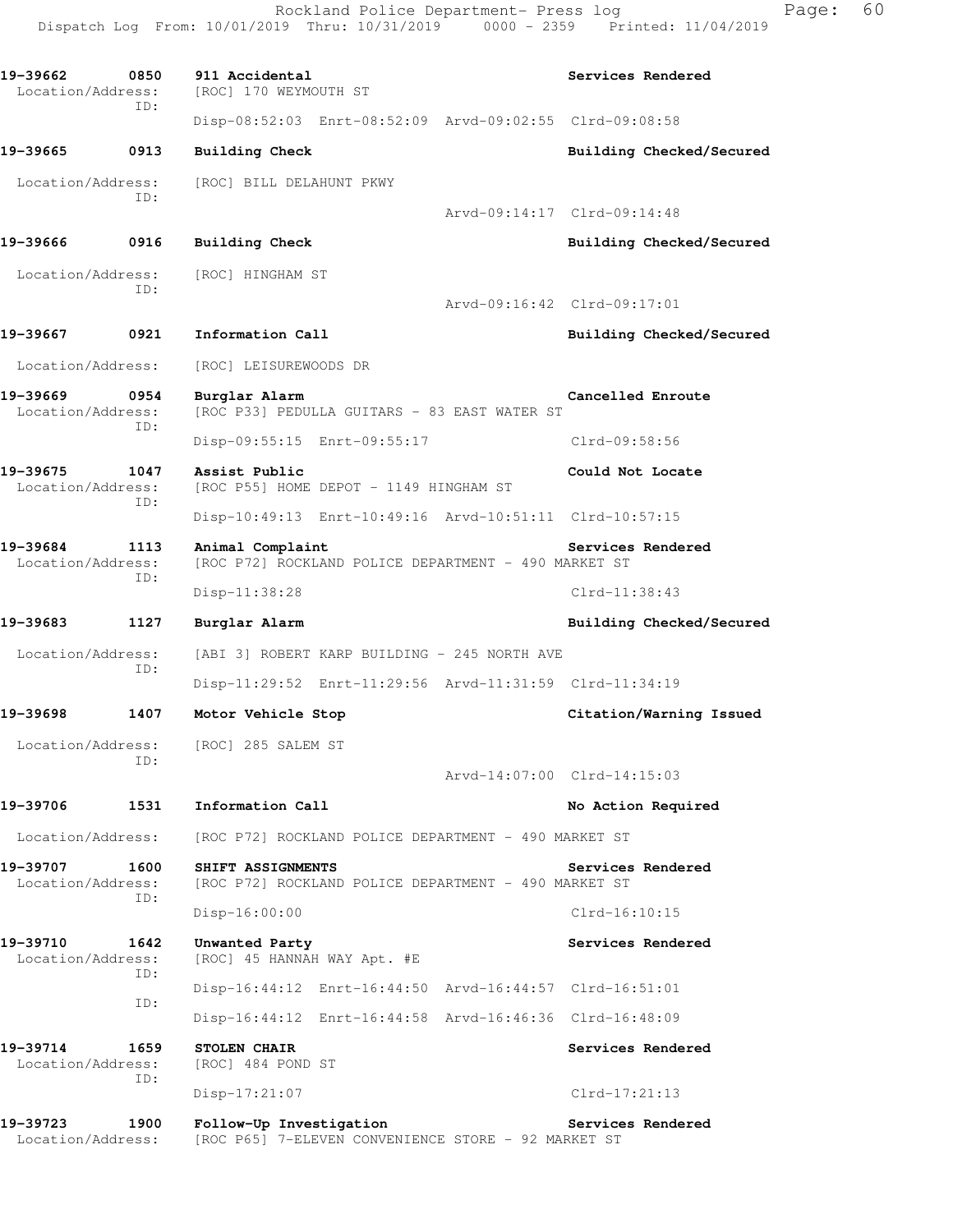Rockland Police Department- Press log
Dispatch Log From: 10/01/2019 Thru: 10/31/2019 0000 - 2359 Printed: 11/04/2019

**19-39662 0850 911 Accidental** — Services Rendered
Location/Address: [ROC] 170 WEYMOUTH ST
ID:
Disp-08:52:03 Enrt-08:52:09 Arvd-09:02:55 Clrd-09:08:58

**19-39665 0913 Building Check** — Building Checked/Secured
Location/Address: [ROC] BILL DELAHUNT PKWY
ID:
Arvd-09:14:17 Clrd-09:14:48

**19-39666 0916 Building Check** — Building Checked/Secured
Location/Address: [ROC] HINGHAM ST
ID:
Arvd-09:16:42 Clrd-09:17:01

**19-39667 0921 Information Call** — Building Checked/Secured
Location/Address: [ROC] LEISUREWOODS DR

**19-39669 0954 Burglar Alarm** — Cancelled Enroute
Location/Address: [ROC P33] PEDULLA GUITARS - 83 EAST WATER ST
ID:
Disp-09:55:15 Enrt-09:55:17 Clrd-09:58:56

**19-39675 1047 Assist Public** — Could Not Locate
Location/Address: [ROC P55] HOME DEPOT - 1149 HINGHAM ST
ID:
Disp-10:49:13 Enrt-10:49:16 Arvd-10:51:11 Clrd-10:57:15

**19-39684 1113 Animal Complaint** — Services Rendered
Location/Address: [ROC P72] ROCKLAND POLICE DEPARTMENT - 490 MARKET ST
ID:
Disp-11:38:28 Clrd-11:38:43

**19-39683 1127 Burglar Alarm** — Building Checked/Secured
Location/Address: [ABI 3] ROBERT KARP BUILDING - 245 NORTH AVE
ID:
Disp-11:29:52 Enrt-11:29:56 Arvd-11:31:59 Clrd-11:34:19

**19-39698 1407 Motor Vehicle Stop** — Citation/Warning Issued
Location/Address: [ROC] 285 SALEM ST
ID:
Arvd-14:07:00 Clrd-14:15:03

**19-39706 1531 Information Call** — No Action Required
Location/Address: [ROC P72] ROCKLAND POLICE DEPARTMENT - 490 MARKET ST

**19-39707 1600 SHIFT ASSIGNMENTS** — Services Rendered
Location/Address: [ROC P72] ROCKLAND POLICE DEPARTMENT - 490 MARKET ST
ID:
Disp-16:00:00 Clrd-16:10:15

**19-39710 1642 Unwanted Party** — Services Rendered
Location/Address: [ROC] 45 HANNAH WAY Apt. #E
ID:
Disp-16:44:12 Enrt-16:44:50 Arvd-16:44:57 Clrd-16:51:01
ID:
Disp-16:44:12 Enrt-16:44:58 Arvd-16:46:36 Clrd-16:48:09

**19-39714 1659 STOLEN CHAIR** — Services Rendered
Location/Address: [ROC] 484 POND ST
ID:
Disp-17:21:07 Clrd-17:21:13

**19-39723 1900 Follow-Up Investigation** — Services Rendered
Location/Address: [ROC P65] 7-ELEVEN CONVENIENCE STORE - 92 MARKET ST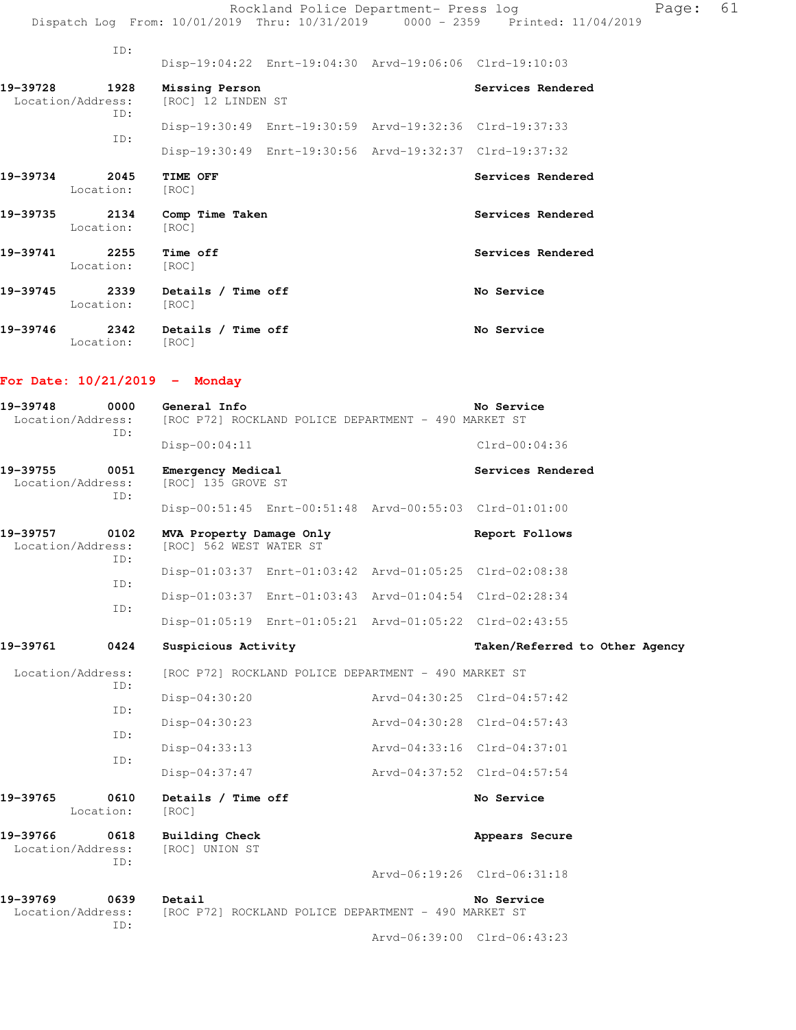ID:
Disp-19:04:22 Enrt-19:04:30 Arvd-19:06:06 Clrd-19:10:03

**19-39728 1928 Missing Person** — Services Rendered
Location/Address: [ROC] 12 LINDEN ST
ID:
Disp-19:30:49 Enrt-19:30:59 Arvd-19:32:36 Clrd-19:37:33
ID:
Disp-19:30:49 Enrt-19:30:56 Arvd-19:32:37 Clrd-19:37:32

**19-39734 2045 TIME OFF** — Services Rendered
Location: [ROC]

**19-39735 2134 Comp Time Taken** — Services Rendered
Location: [ROC]

**19-39741 2255 Time off** — Services Rendered
Location: [ROC]

**19-39745 2339 Details / Time off** — No Service
Location: [ROC]

**19-39746 2342 Details / Time off** — No Service
Location: [ROC]

## For Date: 10/21/2019 - Monday

**19-39748 0000 General Info** — No Service
Location/Address: [ROC P72] ROCKLAND POLICE DEPARTMENT - 490 MARKET ST
ID:
Disp-00:04:11 Clrd-00:04:36

**19-39755 0051 Emergency Medical** — Services Rendered
Location/Address: [ROC] 135 GROVE ST
ID:
Disp-00:51:45 Enrt-00:51:48 Arvd-00:55:03 Clrd-01:01:00

**19-39757 0102 MVA Property Damage Only** — Report Follows
Location/Address: [ROC] 562 WEST WATER ST
ID:
Disp-01:03:37 Enrt-01:03:42 Arvd-01:05:25 Clrd-02:08:38
ID:
Disp-01:03:37 Enrt-01:03:43 Arvd-01:04:54 Clrd-02:28:34
ID:
Disp-01:05:19 Enrt-01:05:21 Arvd-01:05:22 Clrd-02:43:55

**19-39761 0424 Suspicious Activity** — Taken/Referred to Other Agency
Location/Address: [ROC P72] ROCKLAND POLICE DEPARTMENT - 490 MARKET ST
ID:
Disp-04:30:20 Arvd-04:30:25 Clrd-04:57:42
ID:
Disp-04:30:23 Arvd-04:30:28 Clrd-04:57:43
ID:
Disp-04:33:13 Arvd-04:33:16 Clrd-04:37:01
ID:
Disp-04:37:47 Arvd-04:37:52 Clrd-04:57:54

**19-39765 0610 Details / Time off** — No Service
Location: [ROC]

**19-39766 0618 Building Check** — Appears Secure
Location/Address: [ROC] UNION ST
ID:
Arvd-06:19:26 Clrd-06:31:18

**19-39769 0639 Detail** — No Service
Location/Address: [ROC P72] ROCKLAND POLICE DEPARTMENT - 490 MARKET ST
ID:
Arvd-06:39:00 Clrd-06:43:23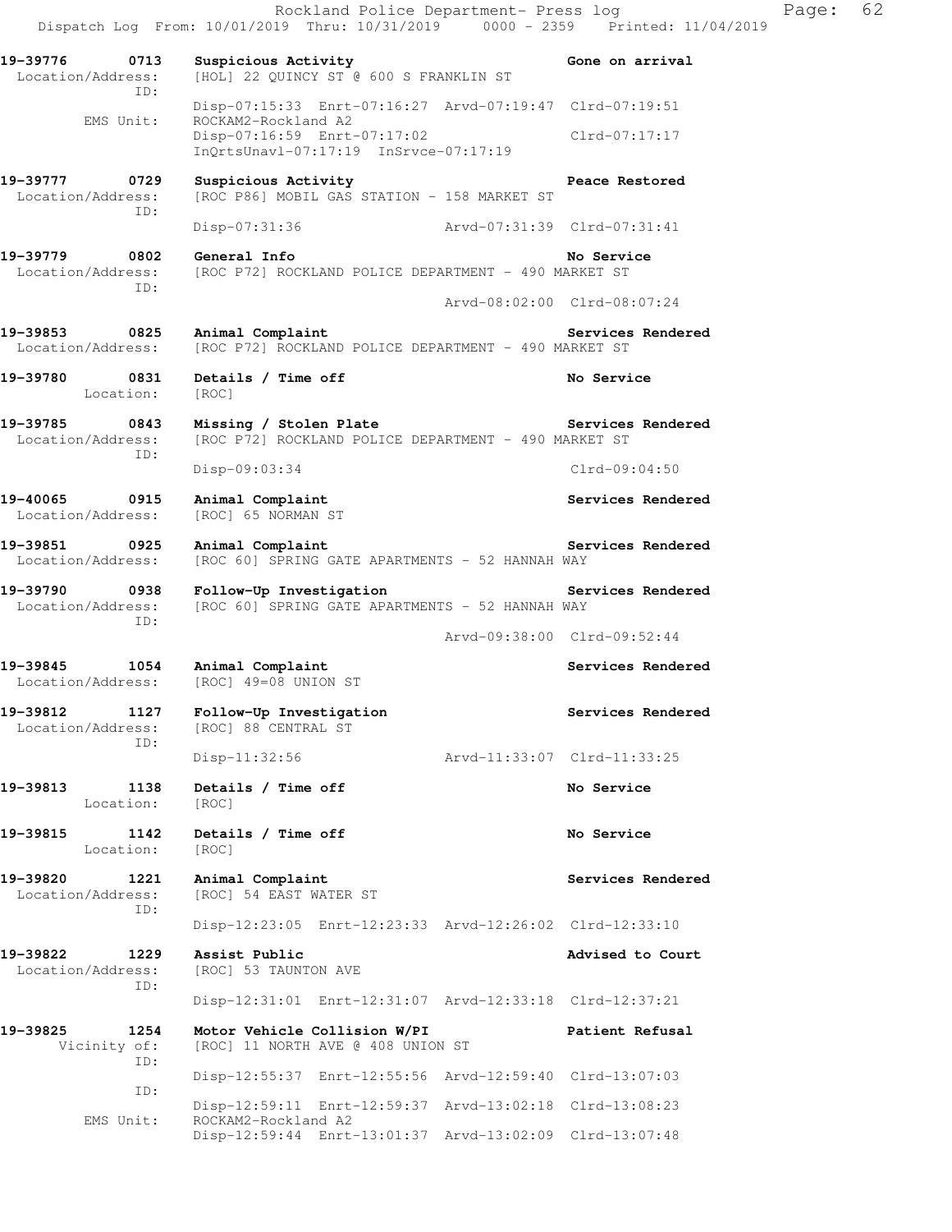Rockland Police Department- Press log
Dispatch Log From: 10/01/2019 Thru: 10/31/2019 0000 - 2359 Printed: 11/04/2019

```
19-39776      0713   Suspicious Activity                          Gone on arrival
 Location/Address:   [HOL] 22 QUINCY ST @ 600 S FRANKLIN ST
               ID:
                     Disp-07:15:33  Enrt-07:16:27  Arvd-07:19:47  Clrd-07:19:51
        EMS Unit:    ROCKAM2-Rockland A2
                     Disp-07:16:59  Enrt-07:17:02                 Clrd-07:17:17
                     InQrtsUnavl-07:17:19  InSrvce-07:17:19

19-39777      0729   Suspicious Activity                          Peace Restored
 Location/Address:   [ROC P86] MOBIL GAS STATION - 158 MARKET ST
               ID:
                     Disp-07:31:36                 Arvd-07:31:39  Clrd-07:31:41

19-39779      0802   General Info                                 No Service
 Location/Address:   [ROC P72] ROCKLAND POLICE DEPARTMENT - 490 MARKET ST
               ID:
                                                   Arvd-08:02:00  Clrd-08:07:24

19-39853      0825   Animal Complaint                             Services Rendered
 Location/Address:   [ROC P72] ROCKLAND POLICE DEPARTMENT - 490 MARKET ST

19-39780      0831   Details / Time off                           No Service
        Location:    [ROC]

19-39785      0843   Missing / Stolen Plate                       Services Rendered
 Location/Address:   [ROC P72] ROCKLAND POLICE DEPARTMENT - 490 MARKET ST
               ID:
                     Disp-09:03:34                                Clrd-09:04:50

19-40065      0915   Animal Complaint                             Services Rendered
 Location/Address:   [ROC] 65 NORMAN ST

19-39851      0925   Animal Complaint                             Services Rendered
 Location/Address:   [ROC 60] SPRING GATE APARTMENTS - 52 HANNAH WAY

19-39790      0938   Follow-Up Investigation                      Services Rendered
 Location/Address:   [ROC 60] SPRING GATE APARTMENTS - 52 HANNAH WAY
               ID:
                                                   Arvd-09:38:00  Clrd-09:52:44

19-39845      1054   Animal Complaint                             Services Rendered
 Location/Address:   [ROC] 49=08 UNION ST

19-39812      1127   Follow-Up Investigation                      Services Rendered
 Location/Address:   [ROC] 88 CENTRAL ST
               ID:
                     Disp-11:32:56                 Arvd-11:33:07  Clrd-11:33:25

19-39813      1138   Details / Time off                           No Service
        Location:    [ROC]

19-39815      1142   Details / Time off                           No Service
        Location:    [ROC]

19-39820      1221   Animal Complaint                             Services Rendered
 Location/Address:   [ROC] 54 EAST WATER ST
               ID:
                     Disp-12:23:05  Enrt-12:23:33  Arvd-12:26:02  Clrd-12:33:10

19-39822      1229   Assist Public                                Advised to Court
 Location/Address:   [ROC] 53 TAUNTON AVE
               ID:
                     Disp-12:31:01  Enrt-12:31:07  Arvd-12:33:18  Clrd-12:37:21

19-39825      1254   Motor Vehicle Collision W/PI                 Patient Refusal
     Vicinity of:    [ROC] 11 NORTH AVE @ 408 UNION ST
               ID:
                     Disp-12:55:37  Enrt-12:55:56  Arvd-12:59:40  Clrd-13:07:03
               ID:
                     Disp-12:59:11  Enrt-12:59:37  Arvd-13:02:18  Clrd-13:08:23
        EMS Unit:    ROCKAM2-Rockland A2
                     Disp-12:59:44  Enrt-13:01:37  Arvd-13:02:09  Clrd-13:07:48
```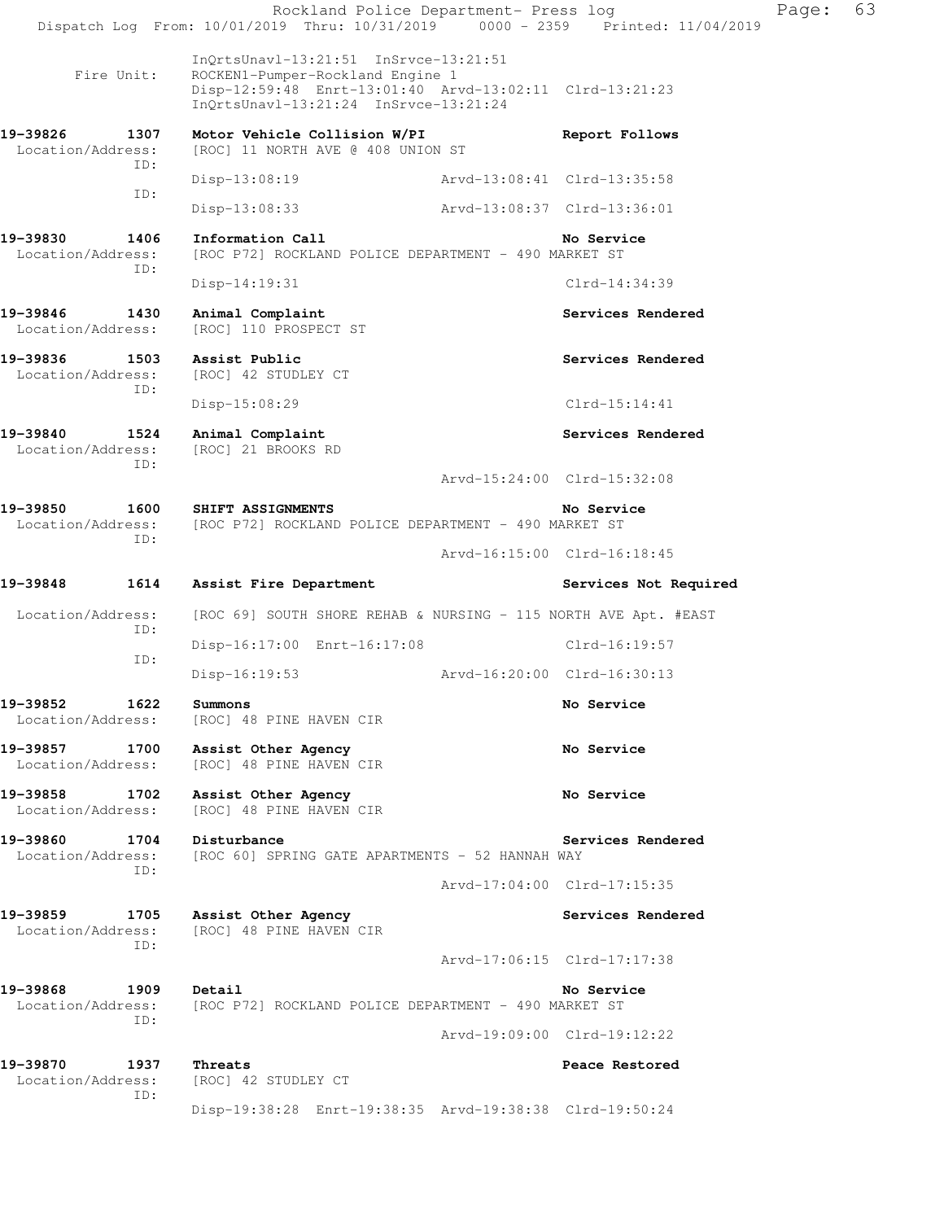```
                 InQrtsUnavl-13:21:51  InSrvce-13:21:51
      Fire Unit: ROCKEN1-Pumper-Rockland Engine 1
                 Disp-12:59:48  Enrt-13:01:40  Arvd-13:02:11  Clrd-13:21:23
                 InQrtsUnavl-13:21:24  InSrvce-13:21:24

19-39826      1307   Motor Vehicle Collision W/PI                    Report Follows
 Location/Address:   [ROC] 11 NORTH AVE @ 408 UNION ST
              ID:
                     Disp-13:08:19                  Arvd-13:08:41  Clrd-13:35:58
              ID:
                     Disp-13:08:33                  Arvd-13:08:37  Clrd-13:36:01

19-39830      1406   Information Call                                No Service
 Location/Address:   [ROC P72] ROCKLAND POLICE DEPARTMENT - 490 MARKET ST
              ID:
                     Disp-14:19:31                                 Clrd-14:34:39

19-39846      1430   Animal Complaint                                Services Rendered
 Location/Address:   [ROC] 110 PROSPECT ST

19-39836      1503   Assist Public                                   Services Rendered
 Location/Address:   [ROC] 42 STUDLEY CT
              ID:
                     Disp-15:08:29                                 Clrd-15:14:41

19-39840      1524   Animal Complaint                                Services Rendered
 Location/Address:   [ROC] 21 BROOKS RD
              ID:
                                                    Arvd-15:24:00  Clrd-15:32:08

19-39850      1600   SHIFT ASSIGNMENTS                               No Service
 Location/Address:   [ROC P72] ROCKLAND POLICE DEPARTMENT - 490 MARKET ST
              ID:
                                                    Arvd-16:15:00  Clrd-16:18:45

19-39848      1614   Assist Fire Department                          Services Not Required

 Location/Address:   [ROC 69] SOUTH SHORE REHAB & NURSING - 115 NORTH AVE Apt. #EAST
              ID:
                     Disp-16:17:00  Enrt-16:17:08                  Clrd-16:19:57
              ID:
                     Disp-16:19:53                  Arvd-16:20:00  Clrd-16:30:13

19-39852      1622   Summons                                         No Service
 Location/Address:   [ROC] 48 PINE HAVEN CIR

19-39857      1700   Assist Other Agency                             No Service
 Location/Address:   [ROC] 48 PINE HAVEN CIR

19-39858      1702   Assist Other Agency                             No Service
 Location/Address:   [ROC] 48 PINE HAVEN CIR

19-39860      1704   Disturbance                                     Services Rendered
 Location/Address:   [ROC 60] SPRING GATE APARTMENTS - 52 HANNAH WAY
              ID:
                                                    Arvd-17:04:00  Clrd-17:15:35

19-39859      1705   Assist Other Agency                             Services Rendered
 Location/Address:   [ROC] 48 PINE HAVEN CIR
              ID:
                                                    Arvd-17:06:15  Clrd-17:17:38

19-39868      1909   Detail                                          No Service
 Location/Address:   [ROC P72] ROCKLAND POLICE DEPARTMENT - 490 MARKET ST
              ID:
                                                    Arvd-19:09:00  Clrd-19:12:22

19-39870      1937   Threats                                         Peace Restored
 Location/Address:   [ROC] 42 STUDLEY CT
              ID:
                     Disp-19:38:28  Enrt-19:38:35  Arvd-19:38:38  Clrd-19:50:24
```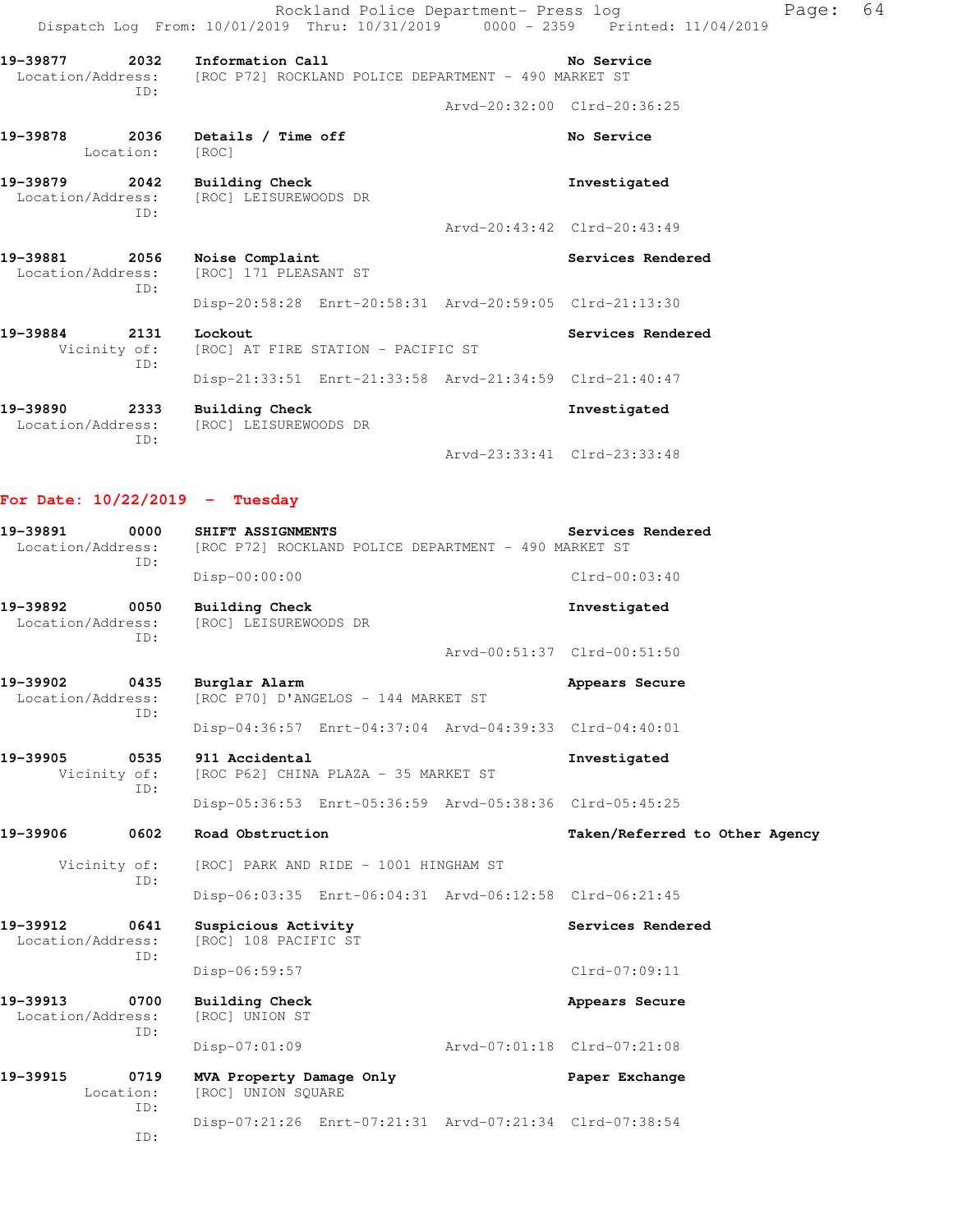19-39877 2032 Information Call No Service
Location/Address: [ROC P72] ROCKLAND POLICE DEPARTMENT - 490 MARKET ST
ID:
Arvd-20:32:00 Clrd-20:36:25

19-39878 2036 Details / Time off No Service
Location: [ROC]

19-39879 2042 Building Check Investigated
Location/Address: [ROC] LEISUREWOODS DR
ID:
Arvd-20:43:42 Clrd-20:43:49

19-39881 2056 Noise Complaint Services Rendered
Location/Address: [ROC] 171 PLEASANT ST
ID:
Disp-20:58:28 Enrt-20:58:31 Arvd-20:59:05 Clrd-21:13:30

19-39884 2131 Lockout Services Rendered
Vicinity of: [ROC] AT FIRE STATION - PACIFIC ST
ID:
Disp-21:33:51 Enrt-21:33:58 Arvd-21:34:59 Clrd-21:40:47

19-39890 2333 Building Check Investigated
Location/Address: [ROC] LEISUREWOODS DR
ID:
Arvd-23:33:41 Clrd-23:33:48

**For Date: 10/22/2019 - Tuesday**

19-39891 0000 SHIFT ASSIGNMENTS Services Rendered
Location/Address: [ROC P72] ROCKLAND POLICE DEPARTMENT - 490 MARKET ST
ID:
Disp-00:00:00 Clrd-00:03:40

19-39892 0050 Building Check Investigated
Location/Address: [ROC] LEISUREWOODS DR
ID:
Arvd-00:51:37 Clrd-00:51:50

19-39902 0435 Burglar Alarm Appears Secure
Location/Address: [ROC P70] D'ANGELOS - 144 MARKET ST
ID:
Disp-04:36:57 Enrt-04:37:04 Arvd-04:39:33 Clrd-04:40:01

19-39905 0535 911 Accidental Investigated
Vicinity of: [ROC P62] CHINA PLAZA - 35 MARKET ST
ID:
Disp-05:36:53 Enrt-05:36:59 Arvd-05:38:36 Clrd-05:45:25

19-39906 0602 Road Obstruction Taken/Referred to Other Agency
Vicinity of: [ROC] PARK AND RIDE - 1001 HINGHAM ST
ID:
Disp-06:03:35 Enrt-06:04:31 Arvd-06:12:58 Clrd-06:21:45

19-39912 0641 Suspicious Activity Services Rendered
Location/Address: [ROC] 108 PACIFIC ST
ID:
Disp-06:59:57 Clrd-07:09:11

19-39913 0700 Building Check Appears Secure
Location/Address: [ROC] UNION ST
ID:
Disp-07:01:09 Arvd-07:01:18 Clrd-07:21:08

19-39915 0719 MVA Property Damage Only Paper Exchange
Location: [ROC] UNION SQUARE
ID:
Disp-07:21:26 Enrt-07:21:31 Arvd-07:21:34 Clrd-07:38:54
ID: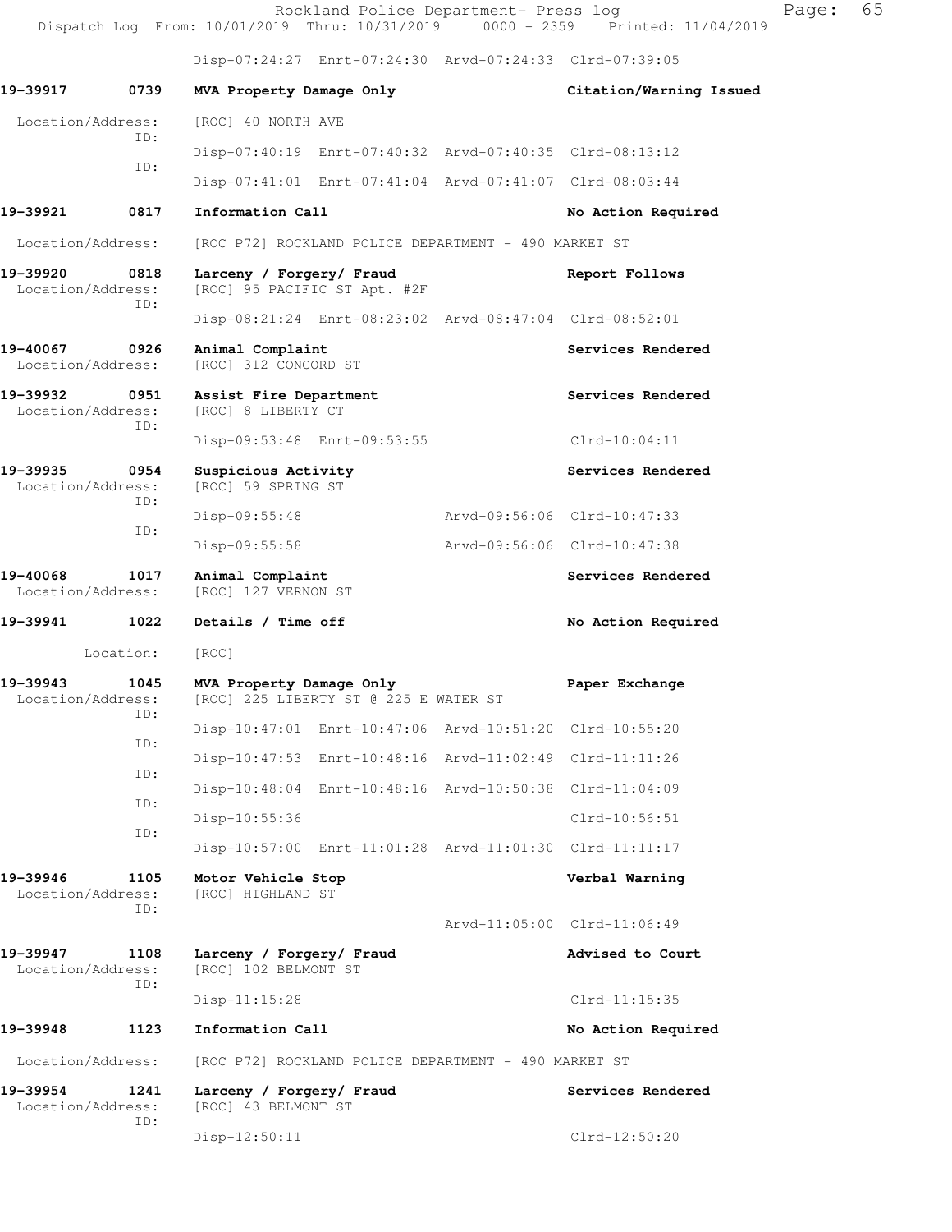Disp-07:24:27 Enrt-07:24:30 Arvd-07:24:33 Clrd-07:39:05

**19-39917 0739 MVA Property Damage Only** — **Citation/Warning Issued**

Location/Address: [ROC] 40 NORTH AVE
ID: Disp-07:40:19 Enrt-07:40:32 Arvd-07:40:35 Clrd-08:13:12
ID: Disp-07:41:01 Enrt-07:41:04 Arvd-07:41:07 Clrd-08:03:44

**19-39921 0817 Information Call** — **No Action Required**

Location/Address: [ROC P72] ROCKLAND POLICE DEPARTMENT - 490 MARKET ST

**19-39920 0818 Larceny / Forgery/ Fraud** — **Report Follows**

Location/Address: [ROC] 95 PACIFIC ST Apt. #2F
ID: Disp-08:21:24 Enrt-08:23:02 Arvd-08:47:04 Clrd-08:52:01

**19-40067 0926 Animal Complaint** — **Services Rendered**

Location/Address: [ROC] 312 CONCORD ST

**19-39932 0951 Assist Fire Department** — **Services Rendered**

Location/Address: [ROC] 8 LIBERTY CT
ID: Disp-09:53:48 Enrt-09:53:55 Clrd-10:04:11

**19-39935 0954 Suspicious Activity** — **Services Rendered**

Location/Address: [ROC] 59 SPRING ST
ID: Disp-09:55:48 Arvd-09:56:06 Clrd-10:47:33
ID: Disp-09:55:58 Arvd-09:56:06 Clrd-10:47:38

**19-40068 1017 Animal Complaint** — **Services Rendered**

Location/Address: [ROC] 127 VERNON ST

**19-39941 1022 Details / Time off** — **No Action Required**

Location: [ROC]

**19-39943 1045 MVA Property Damage Only** — **Paper Exchange**

Location/Address: [ROC] 225 LIBERTY ST @ 225 E WATER ST
ID: Disp-10:47:01 Enrt-10:47:06 Arvd-10:51:20 Clrd-10:55:20
ID: Disp-10:47:53 Enrt-10:48:16 Arvd-11:02:49 Clrd-11:11:26
ID: Disp-10:48:04 Enrt-10:48:16 Arvd-10:50:38 Clrd-11:04:09
ID: Disp-10:55:36 Clrd-10:56:51
ID: Disp-10:57:00 Enrt-11:01:28 Arvd-11:01:30 Clrd-11:11:17

**19-39946 1105 Motor Vehicle Stop** — **Verbal Warning**

Location/Address: [ROC] HIGHLAND ST
ID: Arvd-11:05:00 Clrd-11:06:49

**19-39947 1108 Larceny / Forgery/ Fraud** — **Advised to Court**

Location/Address: [ROC] 102 BELMONT ST
ID: Disp-11:15:28 Clrd-11:15:35

**19-39948 1123 Information Call** — **No Action Required**

Location/Address: [ROC P72] ROCKLAND POLICE DEPARTMENT - 490 MARKET ST

**19-39954 1241 Larceny / Forgery/ Fraud** — **Services Rendered**

Location/Address: [ROC] 43 BELMONT ST
ID: Disp-12:50:11 Clrd-12:50:20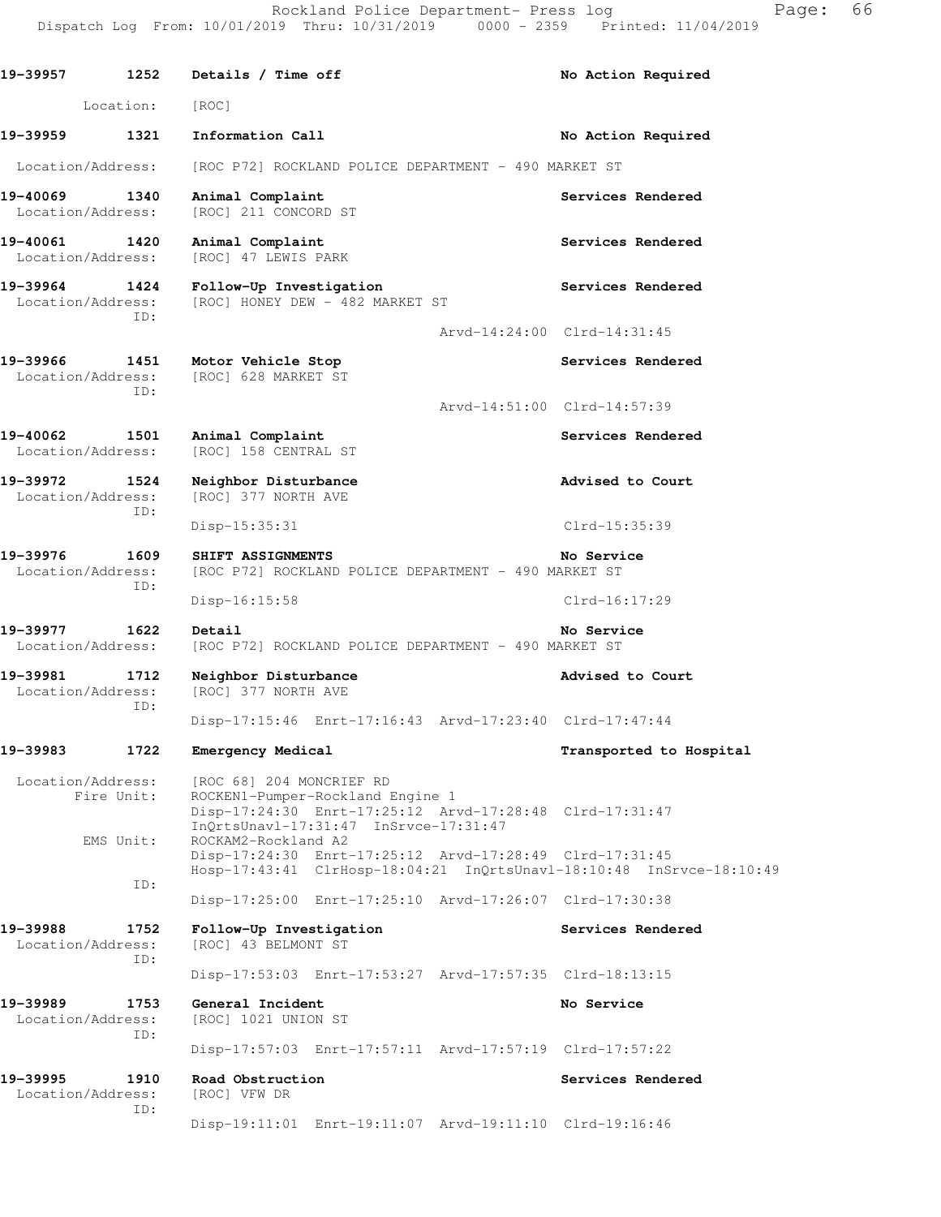```
19-39957        1252   Details / Time off                                No Action Required

        Location:      [ROC]

19-39959        1321   Information Call                                  No Action Required

 Location/Address:     [ROC P72] ROCKLAND POLICE DEPARTMENT - 490 MARKET ST

19-40069        1340   Animal Complaint                                  Services Rendered
 Location/Address:     [ROC] 211 CONCORD ST

19-40061        1420   Animal Complaint                                  Services Rendered
 Location/Address:     [ROC] 47 LEWIS PARK

19-39964        1424   Follow-Up Investigation                           Services Rendered
 Location/Address:     [ROC] HONEY DEW - 482 MARKET ST
              ID:
                                              Arvd-14:24:00  Clrd-14:31:45

19-39966        1451   Motor Vehicle Stop                                Services Rendered
 Location/Address:     [ROC] 628 MARKET ST
              ID:
                                              Arvd-14:51:00  Clrd-14:57:39

19-40062        1501   Animal Complaint                                  Services Rendered
 Location/Address:     [ROC] 158 CENTRAL ST

19-39972        1524   Neighbor Disturbance                              Advised to Court
 Location/Address:     [ROC] 377 NORTH AVE
              ID:
                       Disp-15:35:31                                     Clrd-15:35:39

19-39976        1609   SHIFT ASSIGNMENTS                                 No Service
 Location/Address:     [ROC P72] ROCKLAND POLICE DEPARTMENT - 490 MARKET ST
              ID:
                       Disp-16:15:58                                     Clrd-16:17:29

19-39977        1622   Detail                                            No Service
 Location/Address:     [ROC P72] ROCKLAND POLICE DEPARTMENT - 490 MARKET ST

19-39981        1712   Neighbor Disturbance                              Advised to Court
 Location/Address:     [ROC] 377 NORTH AVE
              ID:
                       Disp-17:15:46  Enrt-17:16:43  Arvd-17:23:40  Clrd-17:47:44

19-39983        1722   Emergency Medical                                 Transported to Hospital

 Location/Address:     [ROC 68] 204 MONCRIEF RD
       Fire Unit:      ROCKEN1-Pumper-Rockland Engine 1
                       Disp-17:24:30  Enrt-17:25:12  Arvd-17:28:48  Clrd-17:31:47
                       InQrtsUnavl-17:31:47  InSrvce-17:31:47
        EMS Unit:      ROCKAM2-Rockland A2
                       Disp-17:24:30  Enrt-17:25:12  Arvd-17:28:49  Clrd-17:31:45
                       Hosp-17:43:41  ClrHosp-18:04:21  InQrtsUnavl-18:10:48  InSrvce-18:10:49
              ID:
                       Disp-17:25:00  Enrt-17:25:10  Arvd-17:26:07  Clrd-17:30:38

19-39988        1752   Follow-Up Investigation                           Services Rendered
 Location/Address:     [ROC] 43 BELMONT ST
              ID:
                       Disp-17:53:03  Enrt-17:53:27  Arvd-17:57:35  Clrd-18:13:15

19-39989        1753   General Incident                                  No Service
 Location/Address:     [ROC] 1021 UNION ST
              ID:
                       Disp-17:57:03  Enrt-17:57:11  Arvd-17:57:19  Clrd-17:57:22

19-39995        1910   Road Obstruction                                  Services Rendered
 Location/Address:     [ROC] VFW DR
              ID:
                       Disp-19:11:01  Enrt-19:11:07  Arvd-19:11:10  Clrd-19:16:46
```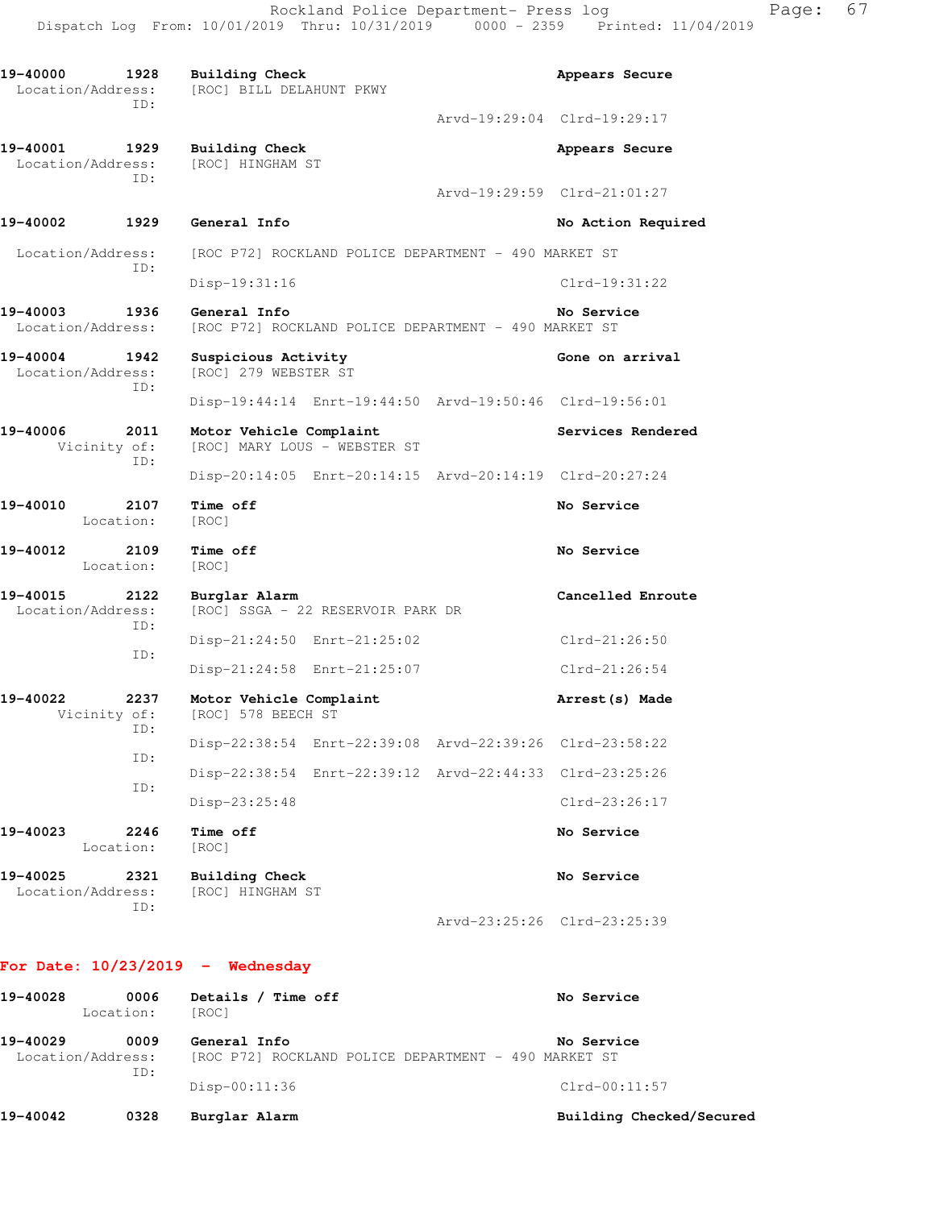**19-40000** 1928 **Building Check** — **Appears Secure**
Location/Address: [ROC] BILL DELAHUNT PKWY
ID:
Arvd-19:29:04 Clrd-19:29:17

**19-40001** 1929 **Building Check** — **Appears Secure**
Location/Address: [ROC] HINGHAM ST
ID:
Arvd-19:29:59 Clrd-21:01:27

**19-40002** 1929 **General Info** — **No Action Required**
Location/Address: [ROC P72] ROCKLAND POLICE DEPARTMENT - 490 MARKET ST
ID:
Disp-19:31:16 Clrd-19:31:22

**19-40003** 1936 **General Info** — **No Service**
Location/Address: [ROC P72] ROCKLAND POLICE DEPARTMENT - 490 MARKET ST

**19-40004** 1942 **Suspicious Activity** — **Gone on arrival**
Location/Address: [ROC] 279 WEBSTER ST
ID:
Disp-19:44:14 Enrt-19:44:50 Arvd-19:50:46 Clrd-19:56:01

**19-40006** 2011 **Motor Vehicle Complaint** — **Services Rendered**
Vicinity of: [ROC] MARY LOUS - WEBSTER ST
ID:
Disp-20:14:05 Enrt-20:14:15 Arvd-20:14:19 Clrd-20:27:24

**19-40010** 2107 **Time off** — **No Service**
Location: [ROC]

**19-40012** 2109 **Time off** — **No Service**
Location: [ROC]

**19-40015** 2122 **Burglar Alarm** — **Cancelled Enroute**
Location/Address: [ROC] SSGA - 22 RESERVOIR PARK DR
ID:
Disp-21:24:50 Enrt-21:25:02 Clrd-21:26:50
ID:
Disp-21:24:58 Enrt-21:25:07 Clrd-21:26:54

**19-40022** 2237 **Motor Vehicle Complaint** — **Arrest(s) Made**
Vicinity of: [ROC] 578 BEECH ST
ID:
Disp-22:38:54 Enrt-22:39:08 Arvd-22:39:26 Clrd-23:58:22
ID:
Disp-22:38:54 Enrt-22:39:12 Arvd-22:44:33 Clrd-23:25:26
ID:
Disp-23:25:48 Clrd-23:26:17

**19-40023** 2246 **Time off** — **No Service**
Location: [ROC]

**19-40025** 2321 **Building Check** — **No Service**
Location/Address: [ROC] HINGHAM ST
ID:
Arvd-23:25:26 Clrd-23:25:39

## For Date: 10/23/2019 - Wednesday

**19-40028** 0006 **Details / Time off** — **No Service**
Location: [ROC]

**19-40029** 0009 **General Info** — **No Service**
Location/Address: [ROC P72] ROCKLAND POLICE DEPARTMENT - 490 MARKET ST
ID:
Disp-00:11:36 Clrd-00:11:57

**19-40042** 0328 **Burglar Alarm** — **Building Checked/Secured**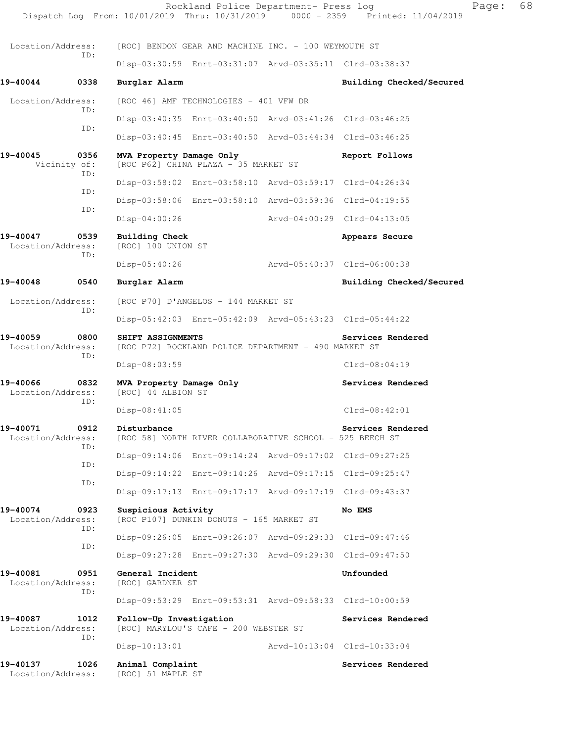Location/Address: [ROC] BENDON GEAR AND MACHINE INC. - 100 WEYMOUTH ST
ID:
Disp-03:30:59 Enrt-03:31:07 Arvd-03:35:11 Clrd-03:38:37

**19-40044 0338 Burglar Alarm** **Building Checked/Secured**

Location/Address: [ROC 46] AMF TECHNOLOGIES - 401 VFW DR
ID:
Disp-03:40:35 Enrt-03:40:50 Arvd-03:41:26 Clrd-03:46:25
ID:
Disp-03:40:45 Enrt-03:40:50 Arvd-03:44:34 Clrd-03:46:25

**19-40045 0356 MVA Property Damage Only** **Report Follows**
Vicinity of: [ROC P62] CHINA PLAZA - 35 MARKET ST
ID:
Disp-03:58:02 Enrt-03:58:10 Arvd-03:59:17 Clrd-04:26:34
ID:
Disp-03:58:06 Enrt-03:58:10 Arvd-03:59:36 Clrd-04:19:55
ID:
Disp-04:00:26 Arvd-04:00:29 Clrd-04:13:05

**19-40047 0539 Building Check** **Appears Secure**
Location/Address: [ROC] 100 UNION ST
ID:
Disp-05:40:26 Arvd-05:40:37 Clrd-06:00:38

**19-40048 0540 Burglar Alarm** **Building Checked/Secured**

Location/Address: [ROC P70] D'ANGELOS - 144 MARKET ST
ID:
Disp-05:42:03 Enrt-05:42:09 Arvd-05:43:23 Clrd-05:44:22

**19-40059 0800 SHIFT ASSIGNMENTS** **Services Rendered**
Location/Address: [ROC P72] ROCKLAND POLICE DEPARTMENT - 490 MARKET ST
ID:
Disp-08:03:59 Clrd-08:04:19

**19-40066 0832 MVA Property Damage Only** **Services Rendered**
Location/Address: [ROC] 44 ALBION ST
ID:
Disp-08:41:05 Clrd-08:42:01

**19-40071 0912 Disturbance** **Services Rendered**
Location/Address: [ROC 58] NORTH RIVER COLLABORATIVE SCHOOL - 525 BEECH ST
ID:
Disp-09:14:06 Enrt-09:14:24 Arvd-09:17:02 Clrd-09:27:25
ID:
Disp-09:14:22 Enrt-09:14:26 Arvd-09:17:15 Clrd-09:25:47
ID:
Disp-09:17:13 Enrt-09:17:17 Arvd-09:17:19 Clrd-09:43:37

**19-40074 0923 Suspicious Activity** **No EMS**
Location/Address: [ROC P107] DUNKIN DONUTS - 165 MARKET ST
ID:
Disp-09:26:05 Enrt-09:26:07 Arvd-09:29:33 Clrd-09:47:46
ID:
Disp-09:27:28 Enrt-09:27:30 Arvd-09:29:30 Clrd-09:47:50

**19-40081 0951 General Incident** **Unfounded**
Location/Address: [ROC] GARDNER ST
ID:
Disp-09:53:29 Enrt-09:53:31 Arvd-09:58:33 Clrd-10:00:59

**19-40087 1012 Follow-Up Investigation** **Services Rendered**
Location/Address: [ROC] MARYLOU'S CAFE - 200 WEBSTER ST
ID:
Disp-10:13:01 Arvd-10:13:04 Clrd-10:33:04

**19-40137 1026 Animal Complaint** **Services Rendered**
Location/Address: [ROC] 51 MAPLE ST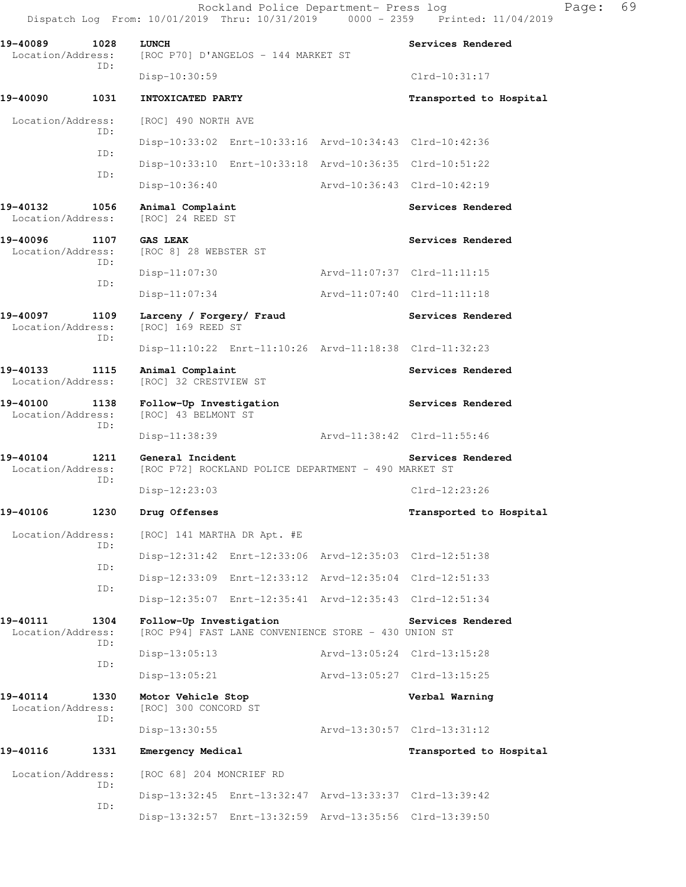Rockland Police Department- Press log
Dispatch Log From: 10/01/2019 Thru: 10/31/2019 0000 - 2359 Printed: 11/04/2019

**19-40089 1028 LUNCH** — Services Rendered
Location/Address: [ROC P70] D'ANGELOS - 144 MARKET ST
ID:
Disp-10:30:59 Clrd-10:31:17

**19-40090 1031 INTOXICATED PARTY** — Transported to Hospital
Location/Address: [ROC] 490 NORTH AVE
ID:
Disp-10:33:02 Enrt-10:33:16 Arvd-10:34:43 Clrd-10:42:36
ID:
Disp-10:33:10 Enrt-10:33:18 Arvd-10:36:35 Clrd-10:51:22
ID:
Disp-10:36:40 Arvd-10:36:43 Clrd-10:42:19

**19-40132 1056 Animal Complaint** — Services Rendered
Location/Address: [ROC] 24 REED ST

**19-40096 1107 GAS LEAK** — Services Rendered
Location/Address: [ROC 8] 28 WEBSTER ST
ID:
Disp-11:07:30 Arvd-11:07:37 Clrd-11:11:15
ID:
Disp-11:07:34 Arvd-11:07:40 Clrd-11:11:18

**19-40097 1109 Larceny / Forgery/ Fraud** — Services Rendered
Location/Address: [ROC] 169 REED ST
ID:
Disp-11:10:22 Enrt-11:10:26 Arvd-11:18:38 Clrd-11:32:23

**19-40133 1115 Animal Complaint** — Services Rendered
Location/Address: [ROC] 32 CRESTVIEW ST

**19-40100 1138 Follow-Up Investigation** — Services Rendered
Location/Address: [ROC] 43 BELMONT ST
ID:
Disp-11:38:39 Arvd-11:38:42 Clrd-11:55:46

**19-40104 1211 General Incident** — Services Rendered
Location/Address: [ROC P72] ROCKLAND POLICE DEPARTMENT - 490 MARKET ST
ID:
Disp-12:23:03 Clrd-12:23:26

**19-40106 1230 Drug Offenses** — Transported to Hospital
Location/Address: [ROC] 141 MARTHA DR Apt. #E
ID:
Disp-12:31:42 Enrt-12:33:06 Arvd-12:35:03 Clrd-12:51:38
ID:
Disp-12:33:09 Enrt-12:33:12 Arvd-12:35:04 Clrd-12:51:33
ID:
Disp-12:35:07 Enrt-12:35:41 Arvd-12:35:43 Clrd-12:51:34

**19-40111 1304 Follow-Up Investigation** — Services Rendered
Location/Address: [ROC P94] FAST LANE CONVENIENCE STORE - 430 UNION ST
ID:
Disp-13:05:13 Arvd-13:05:24 Clrd-13:15:28
ID:
Disp-13:05:21 Arvd-13:05:27 Clrd-13:15:25

**19-40114 1330 Motor Vehicle Stop** — Verbal Warning
Location/Address: [ROC] 300 CONCORD ST
ID:
Disp-13:30:55 Arvd-13:30:57 Clrd-13:31:12

**19-40116 1331 Emergency Medical** — Transported to Hospital
Location/Address: [ROC 68] 204 MONCRIEF RD
ID:
Disp-13:32:45 Enrt-13:32:47 Arvd-13:33:37 Clrd-13:39:42
ID:
Disp-13:32:57 Enrt-13:32:59 Arvd-13:35:56 Clrd-13:39:50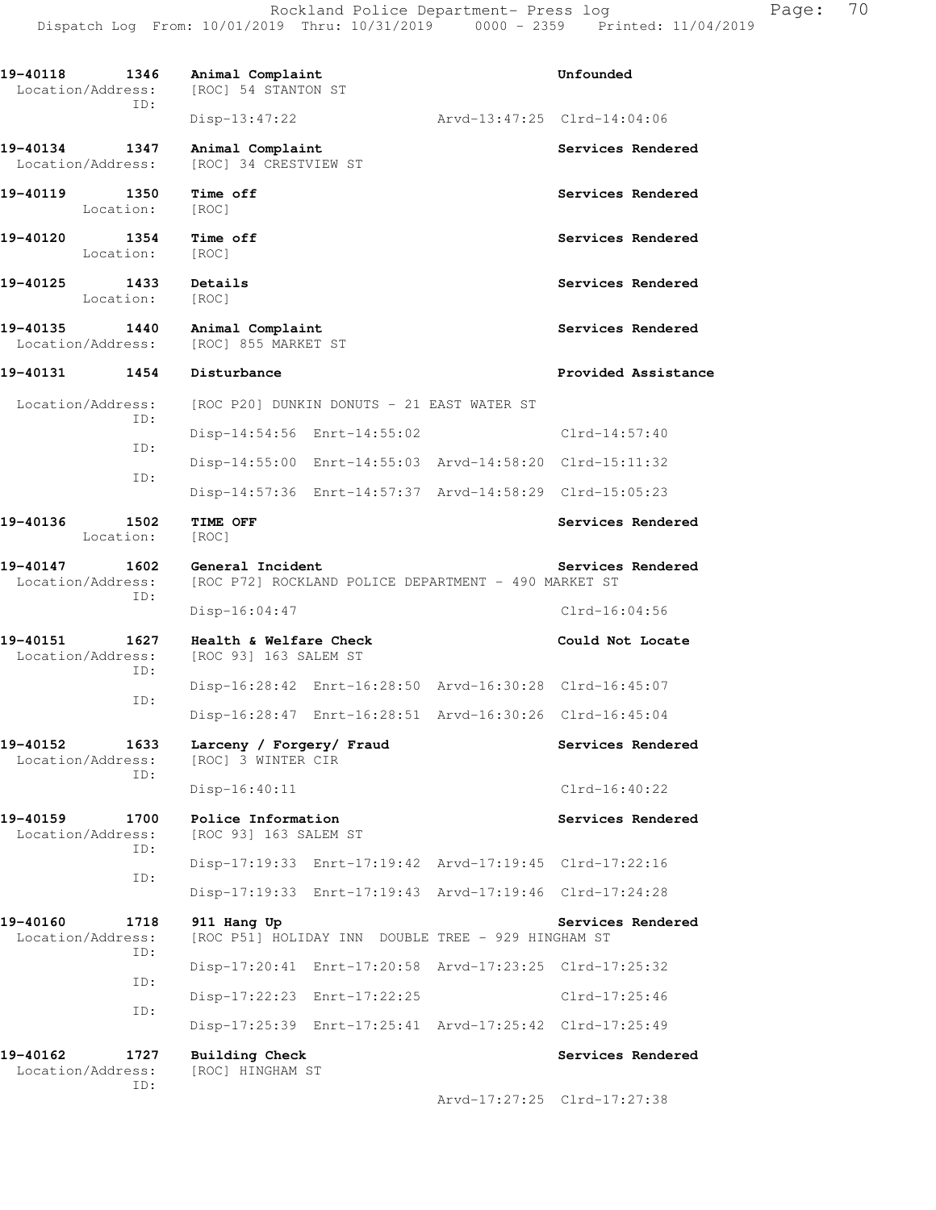19-40118 1346 Animal Complaint Unfounded
Location/Address: [ROC] 54 STANTON ST
ID:
Disp-13:47:22 Arvd-13:47:25 Clrd-14:04:06

19-40134 1347 Animal Complaint Services Rendered
Location/Address: [ROC] 34 CRESTVIEW ST

19-40119 1350 Time off Services Rendered
Location: [ROC]

19-40120 1354 Time off Services Rendered
Location: [ROC]

19-40125 1433 Details Services Rendered
Location: [ROC]

19-40135 1440 Animal Complaint Services Rendered
Location/Address: [ROC] 855 MARKET ST

19-40131 1454 Disturbance Provided Assistance
Location/Address: [ROC P20] DUNKIN DONUTS - 21 EAST WATER ST
ID:
Disp-14:54:56 Enrt-14:55:02 Clrd-14:57:40
ID:
Disp-14:55:00 Enrt-14:55:03 Arvd-14:58:20 Clrd-15:11:32
ID:
Disp-14:57:36 Enrt-14:57:37 Arvd-14:58:29 Clrd-15:05:23

19-40136 1502 TIME OFF Services Rendered
Location: [ROC]

19-40147 1602 General Incident Services Rendered
Location/Address: [ROC P72] ROCKLAND POLICE DEPARTMENT - 490 MARKET ST
ID:
Disp-16:04:47 Clrd-16:04:56

19-40151 1627 Health & Welfare Check Could Not Locate
Location/Address: [ROC 93] 163 SALEM ST
ID:
Disp-16:28:42 Enrt-16:28:50 Arvd-16:30:28 Clrd-16:45:07
ID:
Disp-16:28:47 Enrt-16:28:51 Arvd-16:30:26 Clrd-16:45:04

19-40152 1633 Larceny / Forgery/ Fraud Services Rendered
Location/Address: [ROC] 3 WINTER CIR
ID:
Disp-16:40:11 Clrd-16:40:22

19-40159 1700 Police Information Services Rendered
Location/Address: [ROC 93] 163 SALEM ST
ID:
Disp-17:19:33 Enrt-17:19:42 Arvd-17:19:45 Clrd-17:22:16
ID:
Disp-17:19:33 Enrt-17:19:43 Arvd-17:19:46 Clrd-17:24:28

19-40160 1718 911 Hang Up Services Rendered
Location/Address: [ROC P51] HOLIDAY INN DOUBLE TREE - 929 HINGHAM ST
ID:
Disp-17:20:41 Enrt-17:20:58 Arvd-17:23:25 Clrd-17:25:32
ID:
Disp-17:22:23 Enrt-17:22:25 Clrd-17:25:46
ID:
Disp-17:25:39 Enrt-17:25:41 Arvd-17:25:42 Clrd-17:25:49

19-40162 1727 Building Check Services Rendered
Location/Address: [ROC] HINGHAM ST
ID:
Arvd-17:27:25 Clrd-17:27:38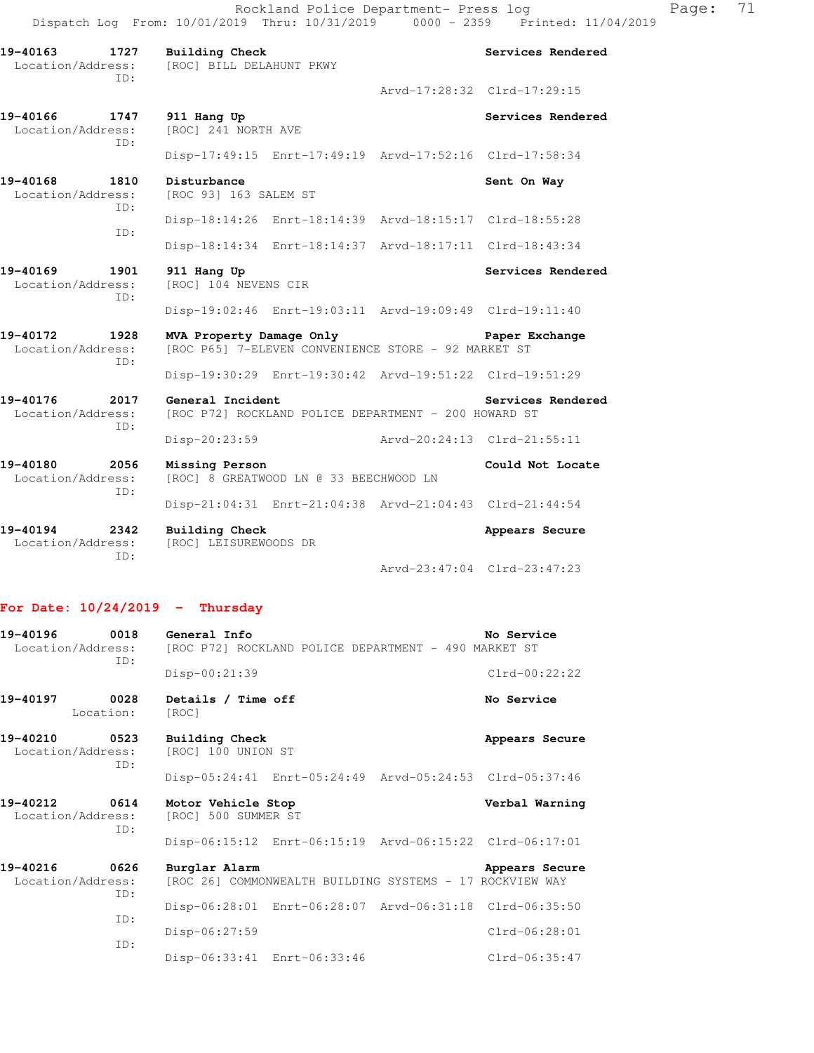19-40163 1727 Building Check Services Rendered
Location/Address: [ROC] BILL DELAHUNT PKWY
ID:
Arvd-17:28:32 Clrd-17:29:15

19-40166 1747 911 Hang Up Services Rendered
Location/Address: [ROC] 241 NORTH AVE
ID:
Disp-17:49:15 Enrt-17:49:19 Arvd-17:52:16 Clrd-17:58:34

19-40168 1810 Disturbance Sent On Way
Location/Address: [ROC 93] 163 SALEM ST
ID:
Disp-18:14:26 Enrt-18:14:39 Arvd-18:15:17 Clrd-18:55:28
ID:
Disp-18:14:34 Enrt-18:14:37 Arvd-18:17:11 Clrd-18:43:34

19-40169 1901 911 Hang Up Services Rendered
Location/Address: [ROC] 104 NEVENS CIR
ID:
Disp-19:02:46 Enrt-19:03:11 Arvd-19:09:49 Clrd-19:11:40

19-40172 1928 MVA Property Damage Only Paper Exchange
Location/Address: [ROC P65] 7-ELEVEN CONVENIENCE STORE - 92 MARKET ST
ID:
Disp-19:30:29 Enrt-19:30:42 Arvd-19:51:22 Clrd-19:51:29

19-40176 2017 General Incident Services Rendered
Location/Address: [ROC P72] ROCKLAND POLICE DEPARTMENT - 200 HOWARD ST
ID:
Disp-20:23:59 Arvd-20:24:13 Clrd-21:55:11

19-40180 2056 Missing Person Could Not Locate
Location/Address: [ROC] 8 GREATWOOD LN @ 33 BEECHWOOD LN
ID:
Disp-21:04:31 Enrt-21:04:38 Arvd-21:04:43 Clrd-21:44:54

19-40194 2342 Building Check Appears Secure
Location/Address: [ROC] LEISUREWOODS DR
ID:
Arvd-23:47:04 Clrd-23:47:23

## For Date: 10/24/2019 - Thursday

19-40196 0018 General Info No Service
Location/Address: [ROC P72] ROCKLAND POLICE DEPARTMENT - 490 MARKET ST
ID:
Disp-00:21:39 Clrd-00:22:22

19-40197 0028 Details / Time off No Service
Location: [ROC]

19-40210 0523 Building Check Appears Secure
Location/Address: [ROC] 100 UNION ST
ID:
Disp-05:24:41 Enrt-05:24:49 Arvd-05:24:53 Clrd-05:37:46

19-40212 0614 Motor Vehicle Stop Verbal Warning
Location/Address: [ROC] 500 SUMMER ST
ID:
Disp-06:15:12 Enrt-06:15:19 Arvd-06:15:22 Clrd-06:17:01

19-40216 0626 Burglar Alarm Appears Secure
Location/Address: [ROC 26] COMMONWEALTH BUILDING SYSTEMS - 17 ROCKVIEW WAY
ID:
Disp-06:28:01 Enrt-06:28:07 Arvd-06:31:18 Clrd-06:35:50
ID:
Disp-06:27:59 Clrd-06:28:01
ID:
Disp-06:33:41 Enrt-06:33:46 Clrd-06:35:47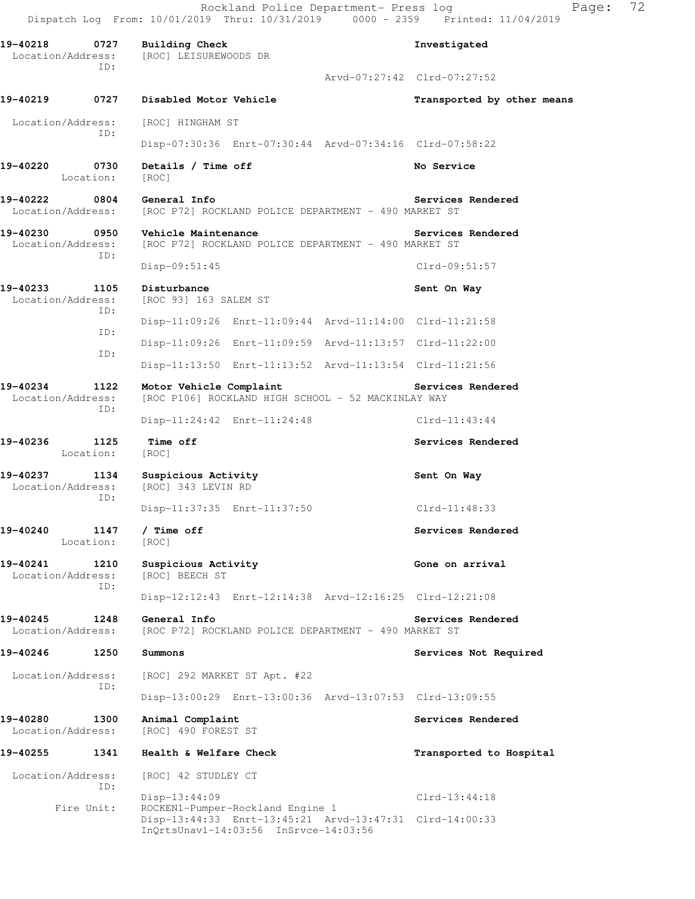Rockland Police Department- Press log
Dispatch Log From: 10/01/2019 Thru: 10/31/2019 0000 - 2359 Printed: 11/04/2019

```
19-40218      0727   Building Check                                      Investigated
 Location/Address:   [ROC] LEISUREWOODS DR
              ID:
                                        Arvd-07:27:42  Clrd-07:27:52

19-40219      0727   Disabled Motor Vehicle                              Transported by other means

 Location/Address:   [ROC] HINGHAM ST
              ID:
                     Disp-07:30:36  Enrt-07:30:44  Arvd-07:34:16  Clrd-07:58:22

19-40220      0730   Details / Time off                                  No Service
        Location:    [ROC]

19-40222      0804   General Info                                        Services Rendered
 Location/Address:   [ROC P72] ROCKLAND POLICE DEPARTMENT - 490 MARKET ST

19-40230      0950   Vehicle Maintenance                                 Services Rendered
 Location/Address:   [ROC P72] ROCKLAND POLICE DEPARTMENT - 490 MARKET ST
              ID:
                     Disp-09:51:45                               Clrd-09:51:57

19-40233      1105   Disturbance                                         Sent On Way
 Location/Address:   [ROC 93] 163 SALEM ST
              ID:
                     Disp-11:09:26  Enrt-11:09:44  Arvd-11:14:00  Clrd-11:21:58
              ID:
                     Disp-11:09:26  Enrt-11:09:59  Arvd-11:13:57  Clrd-11:22:00
              ID:
                     Disp-11:13:50  Enrt-11:13:52  Arvd-11:13:54  Clrd-11:21:56

19-40234      1122   Motor Vehicle Complaint                             Services Rendered
 Location/Address:   [ROC P106] ROCKLAND HIGH SCHOOL - 52 MACKINLAY WAY
              ID:
                     Disp-11:24:42  Enrt-11:24:48                Clrd-11:43:44

19-40236      1125   Time off                                            Services Rendered
        Location:    [ROC]

19-40237      1134   Suspicious Activity                                 Sent On Way
 Location/Address:   [ROC] 343 LEVIN RD
              ID:
                     Disp-11:37:35  Enrt-11:37:50                Clrd-11:48:33

19-40240      1147   / Time off                                          Services Rendered
        Location:    [ROC]

19-40241      1210   Suspicious Activity                                 Gone on arrival
 Location/Address:   [ROC] BEECH ST
              ID:
                     Disp-12:12:43  Enrt-12:14:38  Arvd-12:16:25  Clrd-12:21:08

19-40245      1248   General Info                                        Services Rendered
 Location/Address:   [ROC P72] ROCKLAND POLICE DEPARTMENT - 490 MARKET ST

19-40246      1250   Summons                                             Services Not Required

 Location/Address:   [ROC] 292 MARKET ST Apt. #22
              ID:
                     Disp-13:00:29  Enrt-13:00:36  Arvd-13:07:53  Clrd-13:09:55

19-40280      1300   Animal Complaint                                    Services Rendered
 Location/Address:   [ROC] 490 FOREST ST

19-40255      1341   Health & Welfare Check                              Transported to Hospital

 Location/Address:   [ROC] 42 STUDLEY CT
              ID:
                     Disp-13:44:09                               Clrd-13:44:18
       Fire Unit:    ROCKEN1-Pumper-Rockland Engine 1
                     Disp-13:44:33  Enrt-13:45:21  Arvd-13:47:31  Clrd-14:00:33
                     InQrtsUnavl-14:03:56  InSrvce-14:03:56
```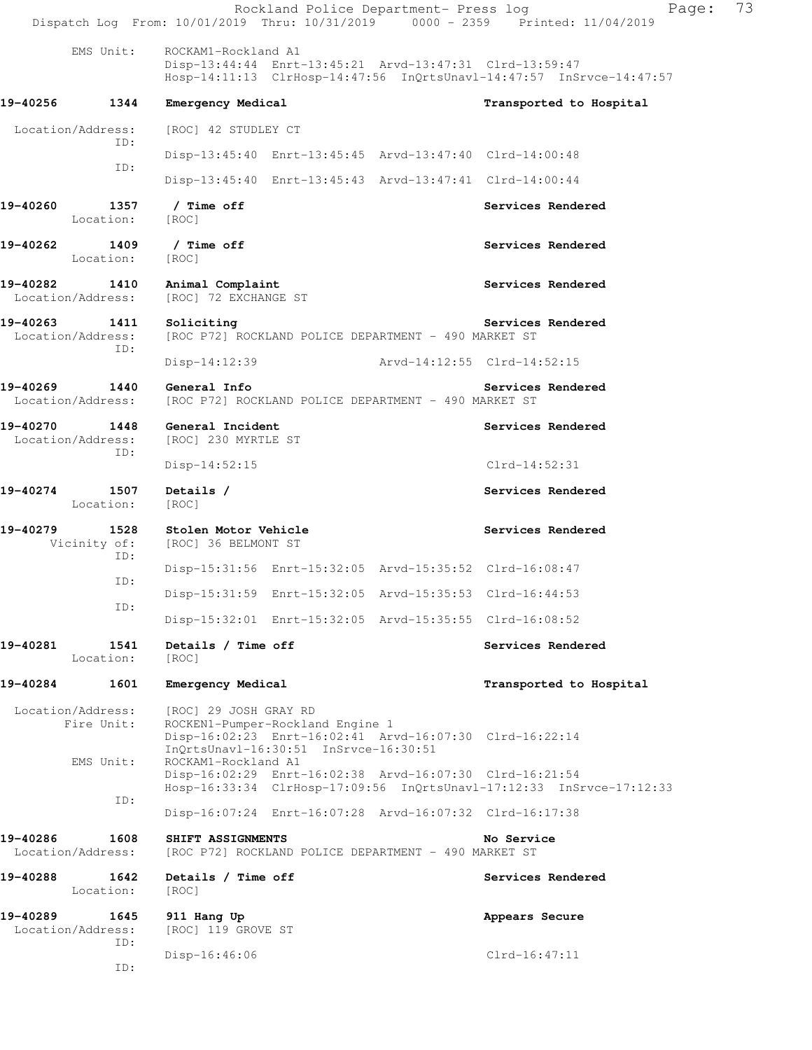EMS Unit: ROCKAM1-Rockland A1
Disp-13:44:44 Enrt-13:45:21 Arvd-13:47:31 Clrd-13:59:47
Hosp-14:11:13 ClrHosp-14:47:56 InQrtsUnavl-14:47:57 InSrvce-14:47:57

**19-40256 1344 Emergency Medical** — Transported to Hospital

Location/Address: [ROC] 42 STUDLEY CT
ID:
Disp-13:45:40 Enrt-13:45:45 Arvd-13:47:40 Clrd-14:00:48
ID:
Disp-13:45:40 Enrt-13:45:43 Arvd-13:47:41 Clrd-14:00:44

**19-40260 1357 / Time off** — Services Rendered
Location: [ROC]

**19-40262 1409 / Time off** — Services Rendered
Location: [ROC]

**19-40282 1410 Animal Complaint** — Services Rendered
Location/Address: [ROC] 72 EXCHANGE ST

**19-40263 1411 Soliciting** — Services Rendered
Location/Address: [ROC P72] ROCKLAND POLICE DEPARTMENT - 490 MARKET ST
ID:
Disp-14:12:39 Arvd-14:12:55 Clrd-14:52:15

**19-40269 1440 General Info** — Services Rendered
Location/Address: [ROC P72] ROCKLAND POLICE DEPARTMENT - 490 MARKET ST

**19-40270 1448 General Incident** — Services Rendered
Location/Address: [ROC] 230 MYRTLE ST
ID:
Disp-14:52:15 Clrd-14:52:31

**19-40274 1507 Details /** — Services Rendered
Location: [ROC]

**19-40279 1528 Stolen Motor Vehicle** — Services Rendered
Vicinity of: [ROC] 36 BELMONT ST
ID:
Disp-15:31:56 Enrt-15:32:05 Arvd-15:35:52 Clrd-16:08:47
ID:
Disp-15:31:59 Enrt-15:32:05 Arvd-15:35:53 Clrd-16:44:53
ID:
Disp-15:32:01 Enrt-15:32:05 Arvd-15:35:55 Clrd-16:08:52

**19-40281 1541 Details / Time off** — Services Rendered
Location: [ROC]

**19-40284 1601 Emergency Medical** — Transported to Hospital

Location/Address: [ROC] 29 JOSH GRAY RD
Fire Unit: ROCKEN1-Pumper-Rockland Engine 1
Disp-16:02:23 Enrt-16:02:41 Arvd-16:07:30 Clrd-16:22:14
InQrtsUnavl-16:30:51 InSrvce-16:30:51
EMS Unit: ROCKAM1-Rockland A1
Disp-16:02:29 Enrt-16:02:38 Arvd-16:07:30 Clrd-16:21:54
Hosp-16:33:34 ClrHosp-17:09:56 InQrtsUnavl-17:12:33 InSrvce-17:12:33
ID:
Disp-16:07:24 Enrt-16:07:28 Arvd-16:07:32 Clrd-16:17:38

**19-40286 1608 SHIFT ASSIGNMENTS** — No Service
Location/Address: [ROC P72] ROCKLAND POLICE DEPARTMENT - 490 MARKET ST

**19-40288 1642 Details / Time off** — Services Rendered
Location: [ROC]

**19-40289 1645 911 Hang Up** — Appears Secure
Location/Address: [ROC] 119 GROVE ST
ID:
Disp-16:46:06 Clrd-16:47:11
ID: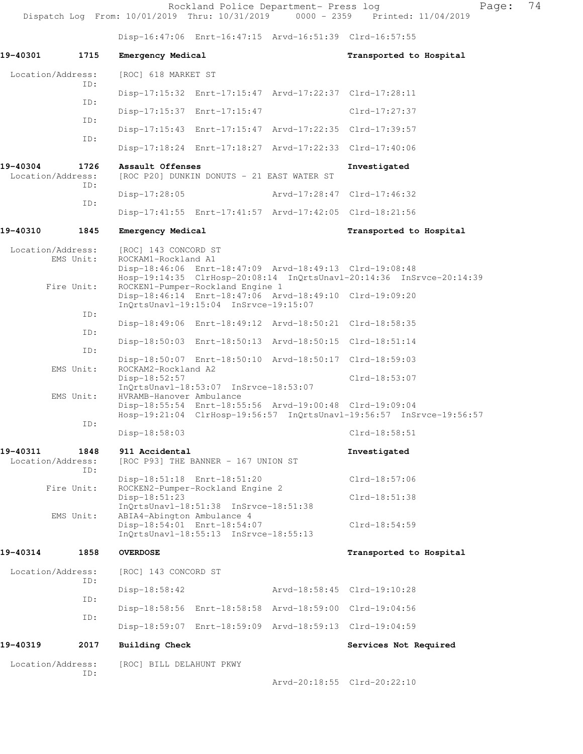Disp-16:47:06 Enrt-16:47:15 Arvd-16:51:39 Clrd-16:57:55

**19-40301 1715 Emergency Medical** — **Transported to Hospital**

Location/Address: [ROC] 618 MARKET ST

ID:
Disp-17:15:32 Enrt-17:15:47 Arvd-17:22:37 Clrd-17:28:11

ID:
Disp-17:15:37 Enrt-17:15:47 Clrd-17:27:37

ID:
Disp-17:15:43 Enrt-17:15:47 Arvd-17:22:35 Clrd-17:39:57

ID:
Disp-17:18:24 Enrt-17:18:27 Arvd-17:22:33 Clrd-17:40:06

**19-40304 1726 Assault Offenses** — **Investigated**

Location/Address: [ROC P20] DUNKIN DONUTS - 21 EAST WATER ST

ID:
Disp-17:28:05 Arvd-17:28:47 Clrd-17:46:32

ID:
Disp-17:41:55 Enrt-17:41:57 Arvd-17:42:05 Clrd-18:21:56

**19-40310 1845 Emergency Medical** — **Transported to Hospital**

Location/Address: [ROC] 143 CONCORD ST

EMS Unit: ROCKAM1-Rockland A1
Disp-18:46:06 Enrt-18:47:09 Arvd-18:49:13 Clrd-19:08:48
Hosp-19:14:35 ClrHosp-20:08:14 InQrtsUnavl-20:14:36 InSrvce-20:14:39

Fire Unit: ROCKEN1-Pumper-Rockland Engine 1
Disp-18:46:14 Enrt-18:47:06 Arvd-18:49:10 Clrd-19:09:20
InQrtsUnavl-19:15:04 InSrvce-19:15:07

ID:
Disp-18:49:06 Enrt-18:49:12 Arvd-18:50:21 Clrd-18:58:35

ID:
Disp-18:50:03 Enrt-18:50:13 Arvd-18:50:15 Clrd-18:51:14

ID:
Disp-18:50:07 Enrt-18:50:10 Arvd-18:50:17 Clrd-18:59:03

EMS Unit: ROCKAM2-Rockland A2
Disp-18:52:57 Clrd-18:53:07
InQrtsUnavl-18:53:07 InSrvce-18:53:07

EMS Unit: HVRAMB-Hanover Ambulance
Disp-18:55:54 Enrt-18:55:56 Arvd-19:00:48 Clrd-19:09:04
Hosp-19:21:04 ClrHosp-19:56:57 InQrtsUnavl-19:56:57 InSrvce-19:56:57

ID:
Disp-18:58:03 Clrd-18:58:51

**19-40311 1848 911 Accidental** — **Investigated**

Location/Address: [ROC P93] THE BANNER - 167 UNION ST

ID:
Disp-18:51:18 Enrt-18:51:20 Clrd-18:57:06

Fire Unit: ROCKEN2-Pumper-Rockland Engine 2
Disp-18:51:23 Clrd-18:51:38
InQrtsUnavl-18:51:38 InSrvce-18:51:38

EMS Unit: ABIA4-Abington Ambulance 4
Disp-18:54:01 Enrt-18:54:07 Clrd-18:54:59
InQrtsUnavl-18:55:13 InSrvce-18:55:13

**19-40314 1858 OVERDOSE** — **Transported to Hospital**

Location/Address: [ROC] 143 CONCORD ST

ID:
Disp-18:58:42 Arvd-18:58:45 Clrd-19:10:28

ID:
Disp-18:58:56 Enrt-18:58:58 Arvd-18:59:00 Clrd-19:04:56

ID:
Disp-18:59:07 Enrt-18:59:09 Arvd-18:59:13 Clrd-19:04:59

**19-40319 2017 Building Check** — **Services Not Required**

Location/Address: [ROC] BILL DELAHUNT PKWY

ID:
Arvd-20:18:55 Clrd-20:22:10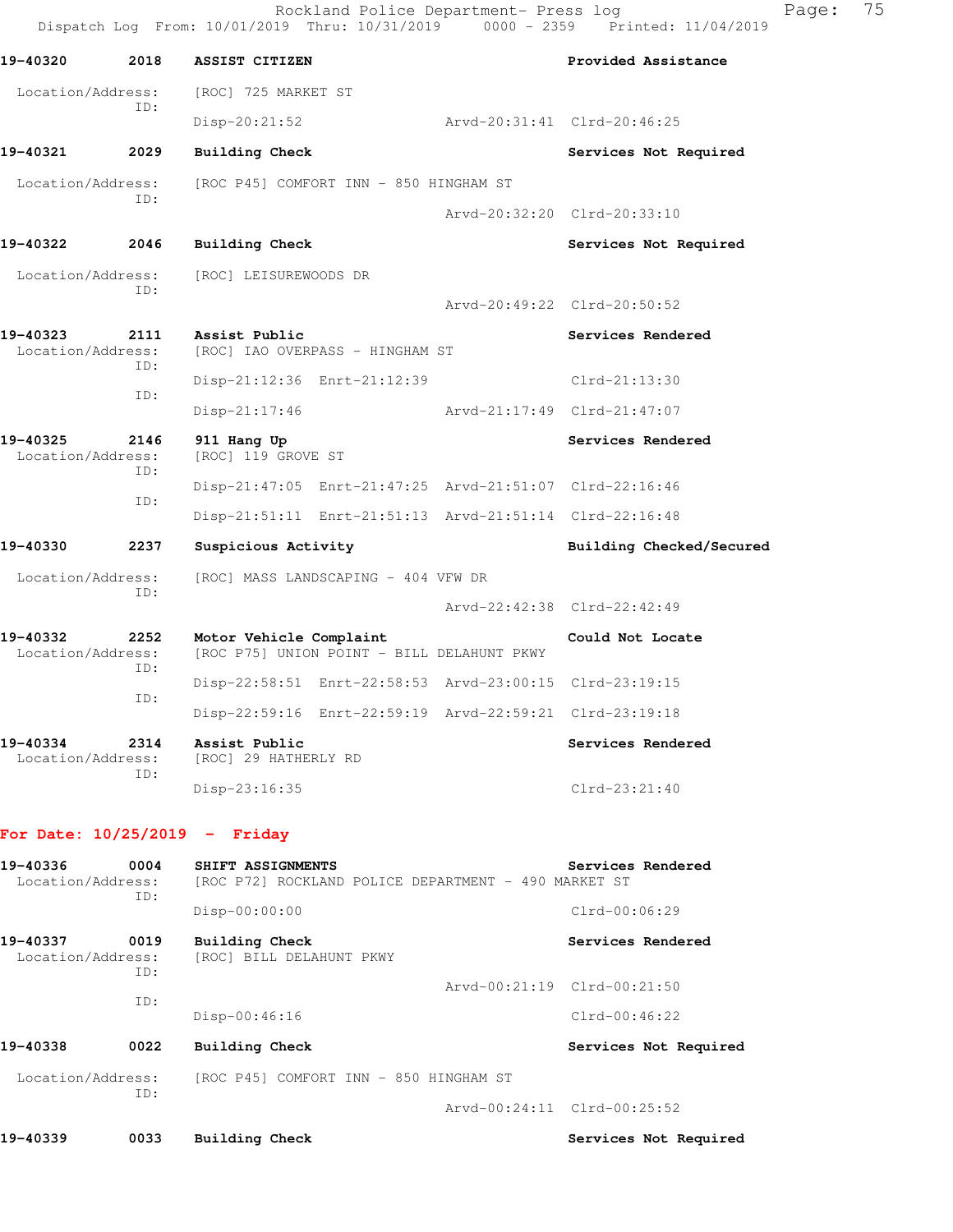**19-40320 2018 ASSIST CITIZEN** — Provided Assistance

Location/Address: [ROC] 725 MARKET ST
ID:
Disp-20:21:52 Arvd-20:31:41 Clrd-20:46:25

**19-40321 2029 Building Check** — Services Not Required

Location/Address: [ROC P45] COMFORT INN - 850 HINGHAM ST
ID:
Arvd-20:32:20 Clrd-20:33:10

**19-40322 2046 Building Check** — Services Not Required

Location/Address: [ROC] LEISUREWOODS DR
ID:
Arvd-20:49:22 Clrd-20:50:52

**19-40323 2111 Assist Public** — Services Rendered

Location/Address: [ROC] IAO OVERPASS - HINGHAM ST
ID:
Disp-21:12:36 Enrt-21:12:39 Clrd-21:13:30
ID:
Disp-21:17:46 Arvd-21:17:49 Clrd-21:47:07

**19-40325 2146 911 Hang Up** — Services Rendered

Location/Address: [ROC] 119 GROVE ST
ID:
Disp-21:47:05 Enrt-21:47:25 Arvd-21:51:07 Clrd-22:16:46
ID:
Disp-21:51:11 Enrt-21:51:13 Arvd-21:51:14 Clrd-22:16:48

**19-40330 2237 Suspicious Activity** — Building Checked/Secured

Location/Address: [ROC] MASS LANDSCAPING - 404 VFW DR
ID:
Arvd-22:42:38 Clrd-22:42:49

**19-40332 2252 Motor Vehicle Complaint** — Could Not Locate

Location/Address: [ROC P75] UNION POINT - BILL DELAHUNT PKWY
ID:
Disp-22:58:51 Enrt-22:58:53 Arvd-23:00:15 Clrd-23:19:15
ID:
Disp-22:59:16 Enrt-22:59:19 Arvd-22:59:21 Clrd-23:19:18

**19-40334 2314 Assist Public** — Services Rendered

Location/Address: [ROC] 29 HATHERLY RD
ID:
Disp-23:16:35 Clrd-23:21:40

## For Date: 10/25/2019 - Friday

**19-40336 0004 SHIFT ASSIGNMENTS** — Services Rendered

Location/Address: [ROC P72] ROCKLAND POLICE DEPARTMENT - 490 MARKET ST
ID:
Disp-00:00:00 Clrd-00:06:29

**19-40337 0019 Building Check** — Services Rendered

Location/Address: [ROC] BILL DELAHUNT PKWY
ID:
Arvd-00:21:19 Clrd-00:21:50
ID:
Disp-00:46:16 Clrd-00:46:22

**19-40338 0022 Building Check** — Services Not Required

Location/Address: [ROC P45] COMFORT INN - 850 HINGHAM ST
ID:
Arvd-00:24:11 Clrd-00:25:52

**19-40339 0033 Building Check** — Services Not Required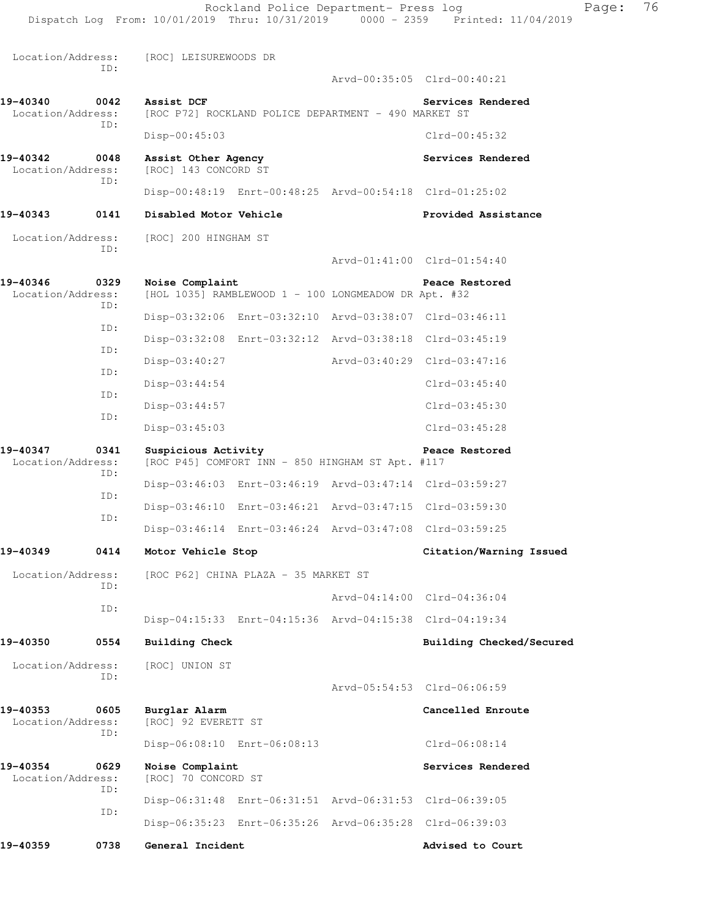Location/Address: [ROC] LEISUREWOODS DR
ID:
Arvd-00:35:05 Clrd-00:40:21

**19-40340 0042 Assist DCF** **Services Rendered**
Location/Address: [ROC P72] ROCKLAND POLICE DEPARTMENT - 490 MARKET ST
ID:
Disp-00:45:03 Clrd-00:45:32

**19-40342 0048 Assist Other Agency** **Services Rendered**
Location/Address: [ROC] 143 CONCORD ST
ID:
Disp-00:48:19 Enrt-00:48:25 Arvd-00:54:18 Clrd-01:25:02

**19-40343 0141 Disabled Motor Vehicle** **Provided Assistance**

Location/Address: [ROC] 200 HINGHAM ST
ID:
Arvd-01:41:00 Clrd-01:54:40

**19-40346 0329 Noise Complaint** **Peace Restored**
Location/Address: [HOL 1035] RAMBLEWOOD 1 - 100 LONGMEADOW DR Apt. #32
ID:
Disp-03:32:06 Enrt-03:32:10 Arvd-03:38:07 Clrd-03:46:11
ID:
Disp-03:32:08 Enrt-03:32:12 Arvd-03:38:18 Clrd-03:45:19
ID:
Disp-03:40:27 Arvd-03:40:29 Clrd-03:47:16
ID:
Disp-03:44:54 Clrd-03:45:40
ID:
Disp-03:44:57 Clrd-03:45:30
ID:
Disp-03:45:03 Clrd-03:45:28

**19-40347 0341 Suspicious Activity** **Peace Restored**
Location/Address: [ROC P45] COMFORT INN - 850 HINGHAM ST Apt. #117
ID:
Disp-03:46:03 Enrt-03:46:19 Arvd-03:47:14 Clrd-03:59:27
ID:
Disp-03:46:10 Enrt-03:46:21 Arvd-03:47:15 Clrd-03:59:30
ID:
Disp-03:46:14 Enrt-03:46:24 Arvd-03:47:08 Clrd-03:59:25

**19-40349 0414 Motor Vehicle Stop** **Citation/Warning Issued**

Location/Address: [ROC P62] CHINA PLAZA - 35 MARKET ST
ID:
Arvd-04:14:00 Clrd-04:36:04
ID:
Disp-04:15:33 Enrt-04:15:36 Arvd-04:15:38 Clrd-04:19:34

**19-40350 0554 Building Check** **Building Checked/Secured**

Location/Address: [ROC] UNION ST
ID:
Arvd-05:54:53 Clrd-06:06:59

**19-40353 0605 Burglar Alarm** **Cancelled Enroute**
Location/Address: [ROC] 92 EVERETT ST
ID:
Disp-06:08:10 Enrt-06:08:13 Clrd-06:08:14

**19-40354 0629 Noise Complaint** **Services Rendered**
Location/Address: [ROC] 70 CONCORD ST
ID:
Disp-06:31:48 Enrt-06:31:51 Arvd-06:31:53 Clrd-06:39:05
ID:
Disp-06:35:23 Enrt-06:35:26 Arvd-06:35:28 Clrd-06:39:03

**19-40359 0738 General Incident** **Advised to Court**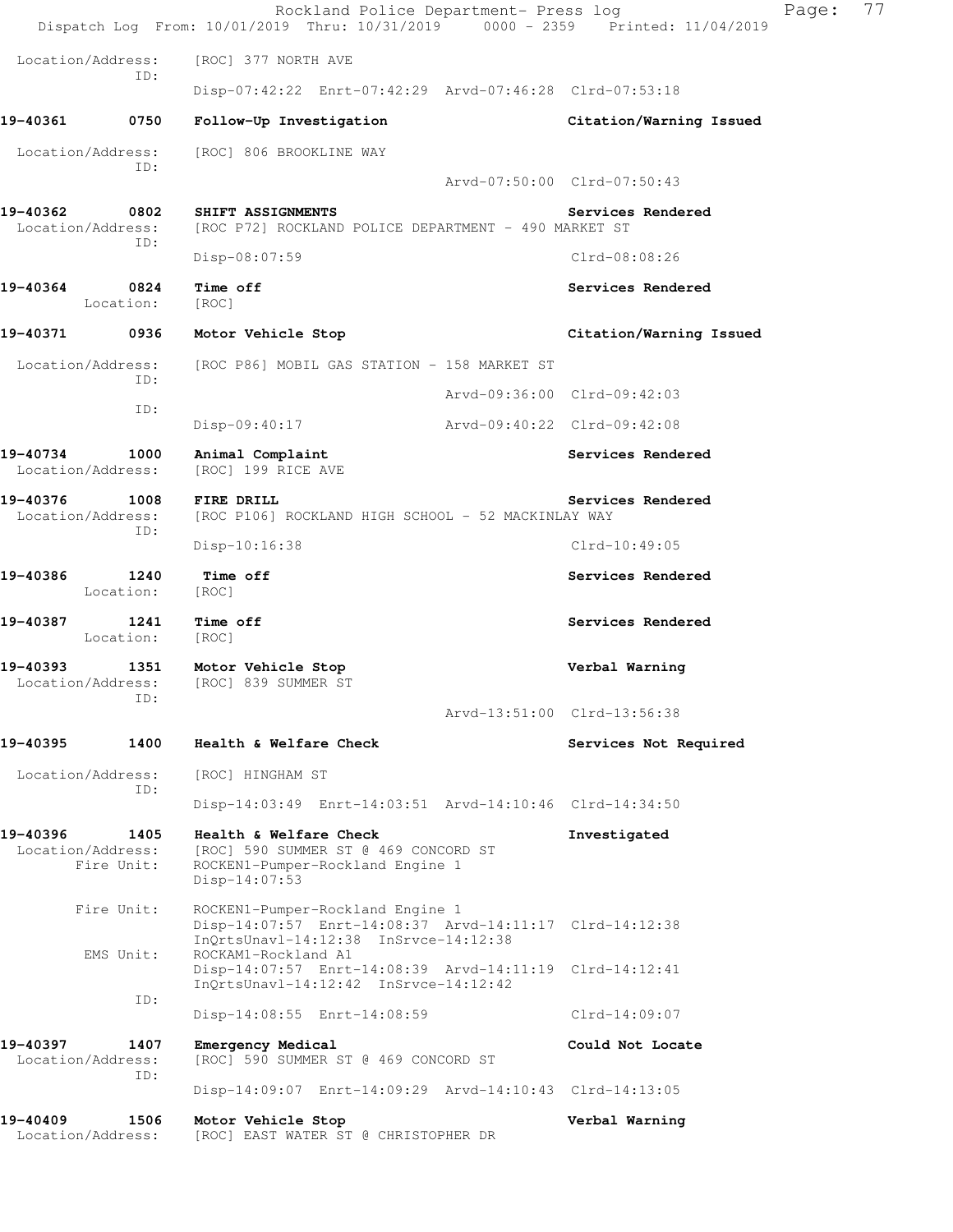Location/Address: [ROC] 377 NORTH AVE
ID:
Disp-07:42:22 Enrt-07:42:29 Arvd-07:46:28 Clrd-07:53:18

**19-40361 0750 Follow-Up Investigation Citation/Warning Issued**

Location/Address: [ROC] 806 BROOKLINE WAY
ID:
Arvd-07:50:00 Clrd-07:50:43

**19-40362 0802 SHIFT ASSIGNMENTS Services Rendered**
Location/Address: [ROC P72] ROCKLAND POLICE DEPARTMENT - 490 MARKET ST
ID:
Disp-08:07:59 Clrd-08:08:26

**19-40364 0824 Time off Services Rendered**
Location: [ROC]

**19-40371 0936 Motor Vehicle Stop Citation/Warning Issued**

Location/Address: [ROC P86] MOBIL GAS STATION - 158 MARKET ST
ID:
Arvd-09:36:00 Clrd-09:42:03
ID:
Disp-09:40:17 Arvd-09:40:22 Clrd-09:42:08

**19-40734 1000 Animal Complaint Services Rendered**
Location/Address: [ROC] 199 RICE AVE

**19-40376 1008 FIRE DRILL Services Rendered**
Location/Address: [ROC P106] ROCKLAND HIGH SCHOOL - 52 MACKINLAY WAY
ID:
Disp-10:16:38 Clrd-10:49:05

**19-40386 1240 Time off Services Rendered**
Location: [ROC]

**19-40387 1241 Time off Services Rendered**
Location: [ROC]

**19-40393 1351 Motor Vehicle Stop Verbal Warning**
Location/Address: [ROC] 839 SUMMER ST
ID:
Arvd-13:51:00 Clrd-13:56:38

**19-40395 1400 Health & Welfare Check Services Not Required**

Location/Address: [ROC] HINGHAM ST
ID:
Disp-14:03:49 Enrt-14:03:51 Arvd-14:10:46 Clrd-14:34:50

**19-40396 1405 Health & Welfare Check Investigated**
Location/Address: [ROC] 590 SUMMER ST @ 469 CONCORD ST
Fire Unit: ROCKEN1-Pumper-Rockland Engine 1
Disp-14:07:53

Fire Unit: ROCKEN1-Pumper-Rockland Engine 1
Disp-14:07:57 Enrt-14:08:37 Arvd-14:11:17 Clrd-14:12:38
InQrtsUnavl-14:12:38 InSrvce-14:12:38
EMS Unit: ROCKAM1-Rockland A1
Disp-14:07:57 Enrt-14:08:39 Arvd-14:11:19 Clrd-14:12:41
InQrtsUnavl-14:12:42 InSrvce-14:12:42
ID:
Disp-14:08:55 Enrt-14:08:59 Clrd-14:09:07

**19-40397 1407 Emergency Medical Could Not Locate**
Location/Address: [ROC] 590 SUMMER ST @ 469 CONCORD ST
ID:
Disp-14:09:07 Enrt-14:09:29 Arvd-14:10:43 Clrd-14:13:05

**19-40409 1506 Motor Vehicle Stop Verbal Warning**
Location/Address: [ROC] EAST WATER ST @ CHRISTOPHER DR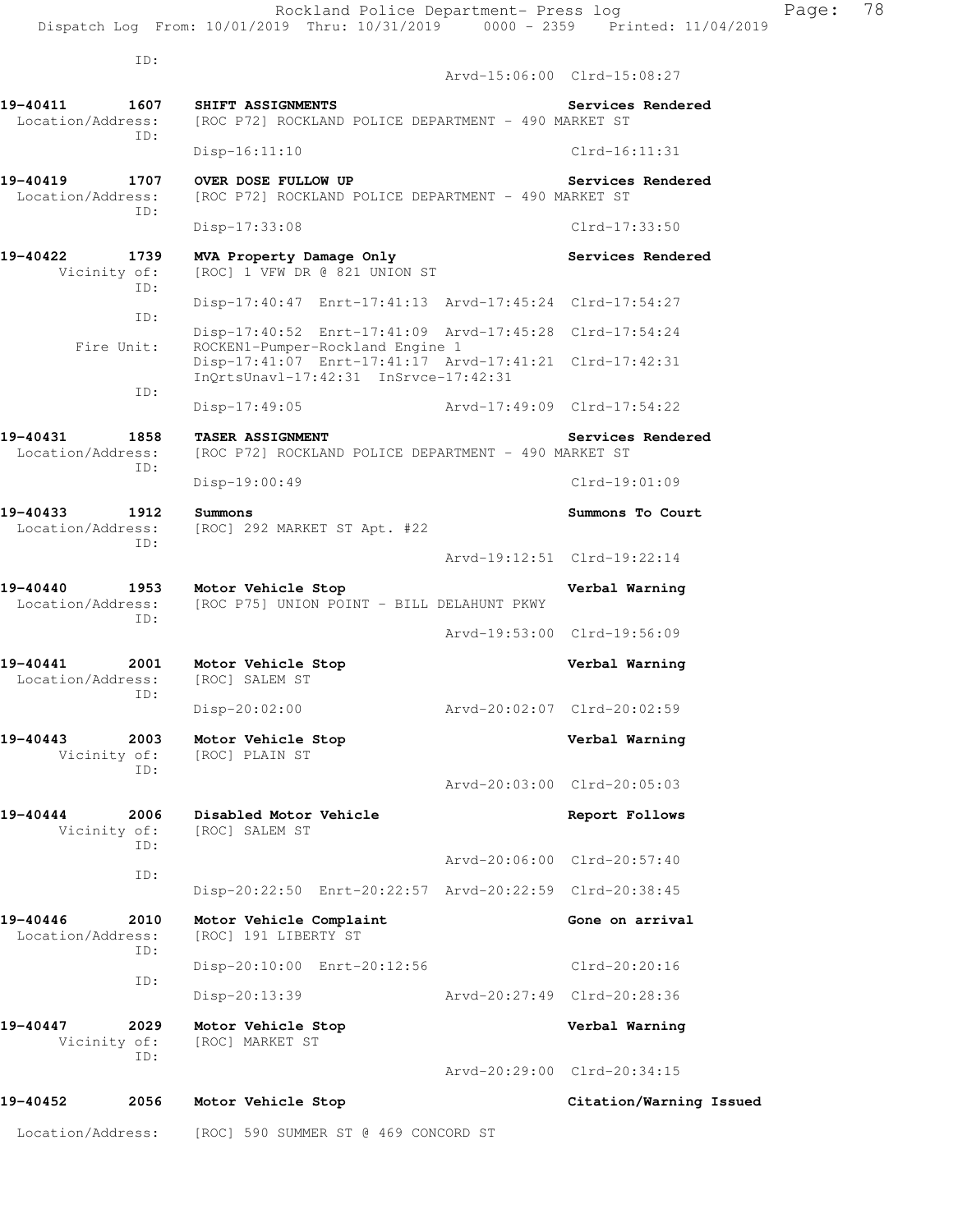ID:

Arvd-15:06:00 Clrd-15:08:27

**19-40411 1607 SHIFT ASSIGNMENTS** **Services Rendered**
Location/Address: [ROC P72] ROCKLAND POLICE DEPARTMENT - 490 MARKET ST
ID:
Disp-16:11:10 Clrd-16:11:31

**19-40419 1707 OVER DOSE FULLOW UP** **Services Rendered**
Location/Address: [ROC P72] ROCKLAND POLICE DEPARTMENT - 490 MARKET ST
ID:
Disp-17:33:08 Clrd-17:33:50

**19-40422 1739 MVA Property Damage Only** **Services Rendered**
Vicinity of: [ROC] 1 VFW DR @ 821 UNION ST
ID:
Disp-17:40:47 Enrt-17:41:13 Arvd-17:45:24 Clrd-17:54:27
ID:
Disp-17:40:52 Enrt-17:41:09 Arvd-17:45:28 Clrd-17:54:24
Fire Unit: ROCKEN1-Pumper-Rockland Engine 1
Disp-17:41:07 Enrt-17:41:17 Arvd-17:41:21 Clrd-17:42:31
InQrtsUnavl-17:42:31 InSrvce-17:42:31
ID:
Disp-17:49:05 Arvd-17:49:09 Clrd-17:54:22

**19-40431 1858 TASER ASSIGNMENT** **Services Rendered**
Location/Address: [ROC P72] ROCKLAND POLICE DEPARTMENT - 490 MARKET ST
ID:
Disp-19:00:49 Clrd-19:01:09

**19-40433 1912 Summons** **Summons To Court**
Location/Address: [ROC] 292 MARKET ST Apt. #22
ID:
Arvd-19:12:51 Clrd-19:22:14

**19-40440 1953 Motor Vehicle Stop** **Verbal Warning**
Location/Address: [ROC P75] UNION POINT - BILL DELAHUNT PKWY
ID:
Arvd-19:53:00 Clrd-19:56:09

**19-40441 2001 Motor Vehicle Stop** **Verbal Warning**
Location/Address: [ROC] SALEM ST
ID:
Disp-20:02:00 Arvd-20:02:07 Clrd-20:02:59

**19-40443 2003 Motor Vehicle Stop** **Verbal Warning**
Vicinity of: [ROC] PLAIN ST
ID:
Arvd-20:03:00 Clrd-20:05:03

**19-40444 2006 Disabled Motor Vehicle** **Report Follows**
Vicinity of: [ROC] SALEM ST
ID:
Arvd-20:06:00 Clrd-20:57:40
ID:
Disp-20:22:50 Enrt-20:22:57 Arvd-20:22:59 Clrd-20:38:45

**19-40446 2010 Motor Vehicle Complaint** **Gone on arrival**
Location/Address: [ROC] 191 LIBERTY ST
ID:
Disp-20:10:00 Enrt-20:12:56 Clrd-20:20:16
ID:
Disp-20:13:39 Arvd-20:27:49 Clrd-20:28:36

**19-40447 2029 Motor Vehicle Stop** **Verbal Warning**
Vicinity of: [ROC] MARKET ST
ID:
Arvd-20:29:00 Clrd-20:34:15

**19-40452 2056 Motor Vehicle Stop** **Citation/Warning Issued**
Location/Address: [ROC] 590 SUMMER ST @ 469 CONCORD ST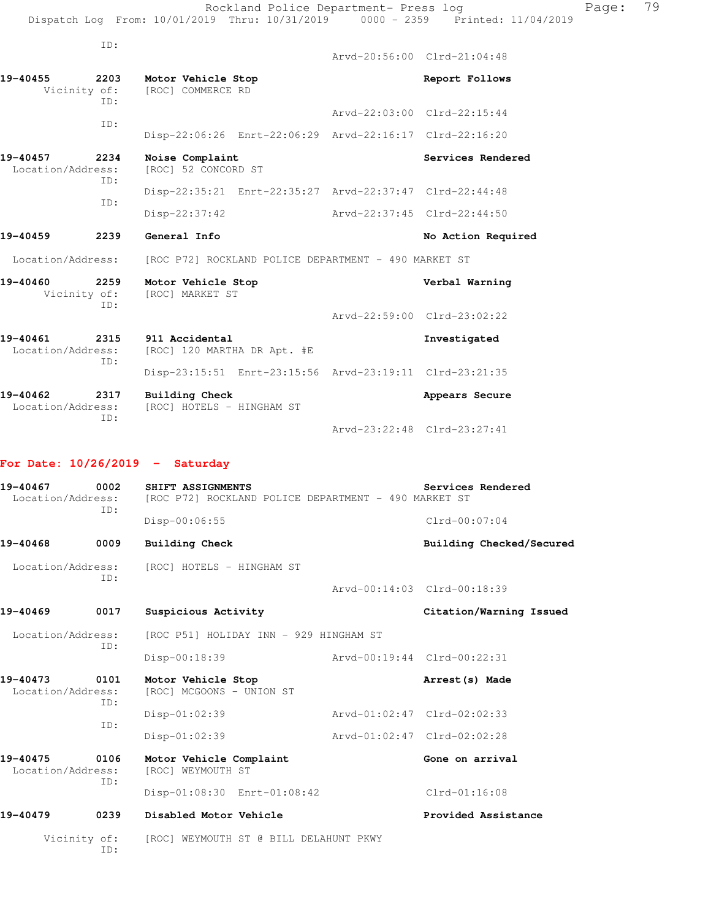ID:
Arvd-20:56:00 Clrd-21:04:48

**19-40455 2203 Motor Vehicle Stop** — **Report Follows**
Vicinity of: [ROC] COMMERCE RD
ID:
Arvd-22:03:00 Clrd-22:15:44
ID:
Disp-22:06:26 Enrt-22:06:29 Arvd-22:16:17 Clrd-22:16:20

**19-40457 2234 Noise Complaint** — **Services Rendered**
Location/Address: [ROC] 52 CONCORD ST
ID:
Disp-22:35:21 Enrt-22:35:27 Arvd-22:37:47 Clrd-22:44:48
ID:
Disp-22:37:42 Arvd-22:37:45 Clrd-22:44:50

**19-40459 2239 General Info** — **No Action Required**
Location/Address: [ROC P72] ROCKLAND POLICE DEPARTMENT - 490 MARKET ST

**19-40460 2259 Motor Vehicle Stop** — **Verbal Warning**
Vicinity of: [ROC] MARKET ST
ID:
Arvd-22:59:00 Clrd-23:02:22

**19-40461 2315 911 Accidental** — **Investigated**
Location/Address: [ROC] 120 MARTHA DR Apt. #E
ID:
Disp-23:15:51 Enrt-23:15:56 Arvd-23:19:11 Clrd-23:21:35

**19-40462 2317 Building Check** — **Appears Secure**
Location/Address: [ROC] HOTELS - HINGHAM ST
ID:
Arvd-23:22:48 Clrd-23:27:41

## For Date: 10/26/2019 - Saturday

**19-40467 0002 SHIFT ASSIGNMENTS** — **Services Rendered**
Location/Address: [ROC P72] ROCKLAND POLICE DEPARTMENT - 490 MARKET ST
ID:
Disp-00:06:55 Clrd-00:07:04

**19-40468 0009 Building Check** — **Building Checked/Secured**
Location/Address: [ROC] HOTELS - HINGHAM ST
ID:
Arvd-00:14:03 Clrd-00:18:39

**19-40469 0017 Suspicious Activity** — **Citation/Warning Issued**
Location/Address: [ROC P51] HOLIDAY INN - 929 HINGHAM ST
ID:
Disp-00:18:39 Arvd-00:19:44 Clrd-00:22:31

**19-40473 0101 Motor Vehicle Stop** — **Arrest(s) Made**
Location/Address: [ROC] MCGOONS - UNION ST
ID:
Disp-01:02:39 Arvd-01:02:47 Clrd-02:02:33
ID:
Disp-01:02:39 Arvd-01:02:47 Clrd-02:02:28

**19-40475 0106 Motor Vehicle Complaint** — **Gone on arrival**
Location/Address: [ROC] WEYMOUTH ST
ID:
Disp-01:08:30 Enrt-01:08:42 Clrd-01:16:08

**19-40479 0239 Disabled Motor Vehicle** — **Provided Assistance**
Vicinity of: [ROC] WEYMOUTH ST @ BILL DELAHUNT PKWY
ID: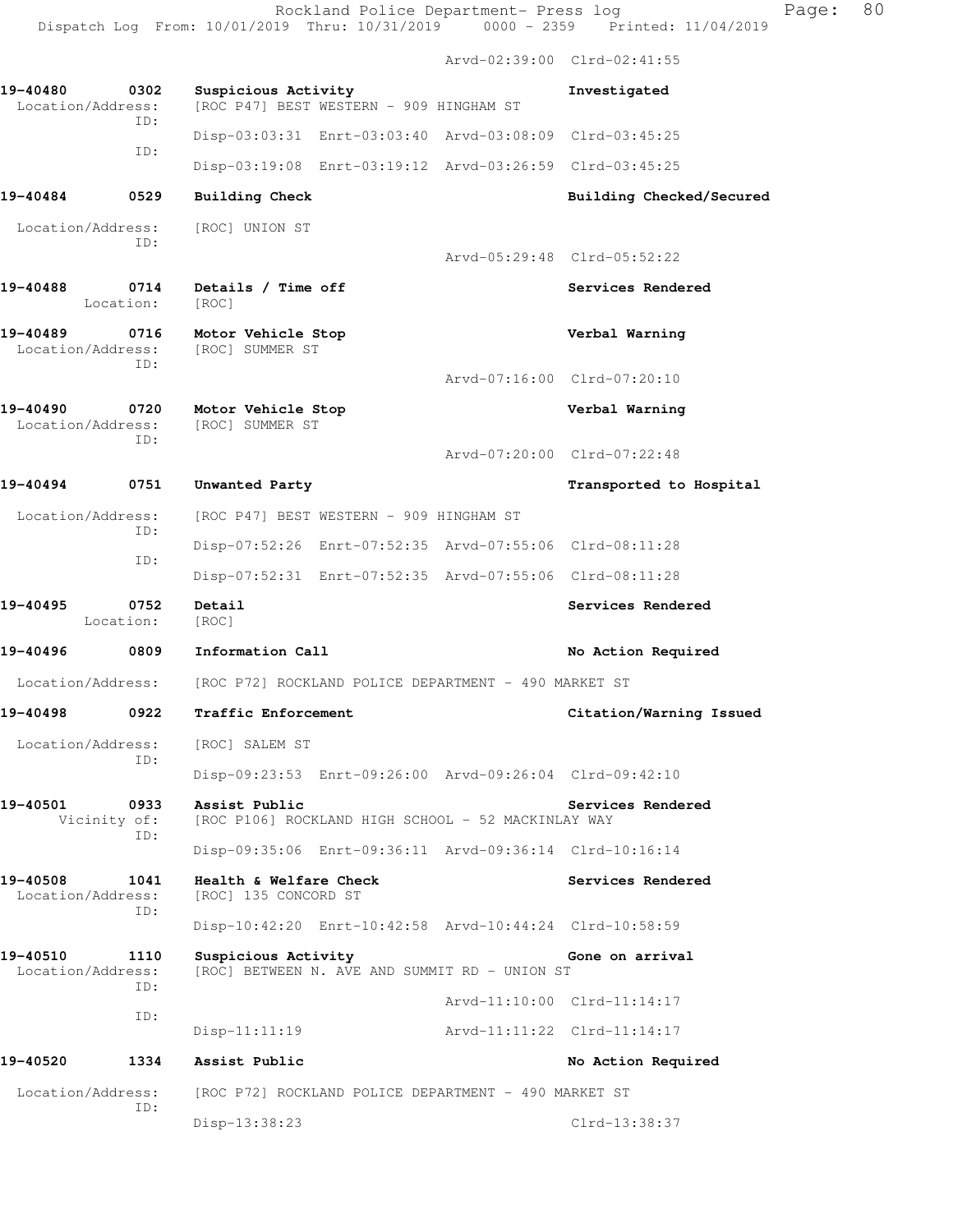Arvd-02:39:00 Clrd-02:41:55

**19-40480 0302 Suspicious Activity** — **Investigated**
Location/Address: [ROC P47] BEST WESTERN - 909 HINGHAM ST
ID: Disp-03:03:31 Enrt-03:03:40 Arvd-03:08:09 Clrd-03:45:25
ID: Disp-03:19:08 Enrt-03:19:12 Arvd-03:26:59 Clrd-03:45:25

**19-40484 0529 Building Check** — **Building Checked/Secured**
Location/Address: [ROC] UNION ST
ID: Arvd-05:29:48 Clrd-05:52:22

**19-40488 0714 Details / Time off** — **Services Rendered**
Location: [ROC]

**19-40489 0716 Motor Vehicle Stop** — **Verbal Warning**
Location/Address: [ROC] SUMMER ST
ID: Arvd-07:16:00 Clrd-07:20:10

**19-40490 0720 Motor Vehicle Stop** — **Verbal Warning**
Location/Address: [ROC] SUMMER ST
ID: Arvd-07:20:00 Clrd-07:22:48

**19-40494 0751 Unwanted Party** — **Transported to Hospital**
Location/Address: [ROC P47] BEST WESTERN - 909 HINGHAM ST
ID: Disp-07:52:26 Enrt-07:52:35 Arvd-07:55:06 Clrd-08:11:28
ID: Disp-07:52:31 Enrt-07:52:35 Arvd-07:55:06 Clrd-08:11:28

**19-40495 0752 Detail** — **Services Rendered**
Location: [ROC]

**19-40496 0809 Information Call** — **No Action Required**
Location/Address: [ROC P72] ROCKLAND POLICE DEPARTMENT - 490 MARKET ST

**19-40498 0922 Traffic Enforcement** — **Citation/Warning Issued**
Location/Address: [ROC] SALEM ST
ID: Disp-09:23:53 Enrt-09:26:00 Arvd-09:26:04 Clrd-09:42:10

**19-40501 0933 Assist Public** — **Services Rendered**
Vicinity of: [ROC P106] ROCKLAND HIGH SCHOOL - 52 MACKINLAY WAY
ID: Disp-09:35:06 Enrt-09:36:11 Arvd-09:36:14 Clrd-10:16:14

**19-40508 1041 Health & Welfare Check** — **Services Rendered**
Location/Address: [ROC] 135 CONCORD ST
ID: Disp-10:42:20 Enrt-10:42:58 Arvd-10:44:24 Clrd-10:58:59

**19-40510 1110 Suspicious Activity** — **Gone on arrival**
Location/Address: [ROC] BETWEEN N. AVE AND SUMMIT RD - UNION ST
ID: Arvd-11:10:00 Clrd-11:14:17
ID: Disp-11:11:19 Arvd-11:11:22 Clrd-11:14:17

**19-40520 1334 Assist Public** — **No Action Required**
Location/Address: [ROC P72] ROCKLAND POLICE DEPARTMENT - 490 MARKET ST
ID: Disp-13:38:23 Clrd-13:38:37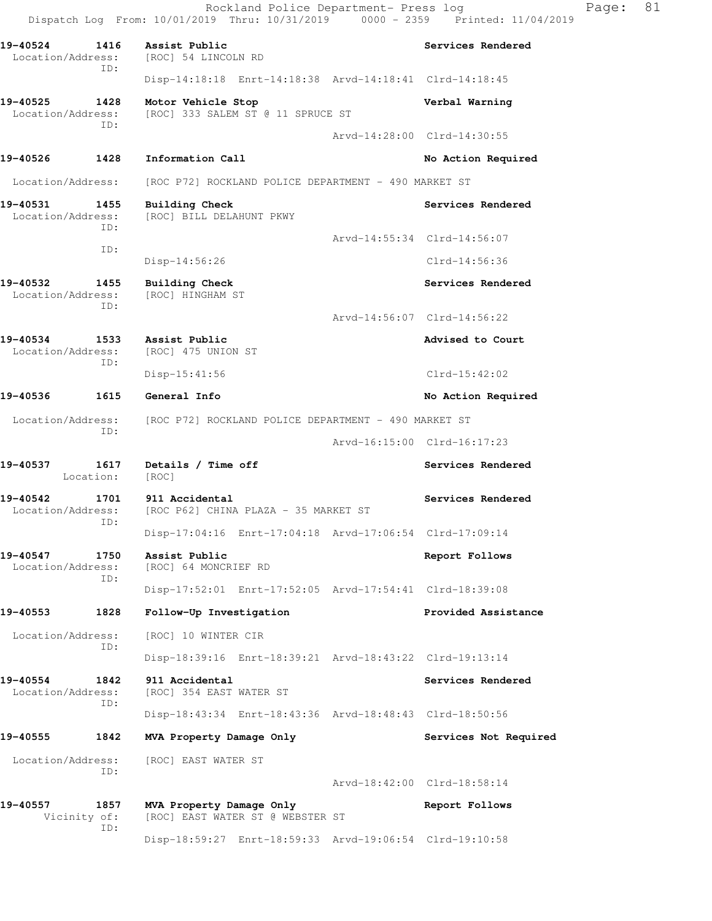```
19-40524    1416   Assist Public                                    Services Rendered
 Location/Address:   [ROC] 54 LINCOLN RD
              ID:
                     Disp-14:18:18  Enrt-14:18:38  Arvd-14:18:41  Clrd-14:18:45

19-40525    1428   Motor Vehicle Stop                               Verbal Warning
 Location/Address:   [ROC] 333 SALEM ST @ 11 SPRUCE ST
              ID:
                                                   Arvd-14:28:00  Clrd-14:30:55

19-40526    1428   Information Call                                 No Action Required

 Location/Address:   [ROC P72] ROCKLAND POLICE DEPARTMENT - 490 MARKET ST

19-40531    1455   Building Check                                   Services Rendered
 Location/Address:   [ROC] BILL DELAHUNT PKWY
              ID:
                                                   Arvd-14:55:34  Clrd-14:56:07
              ID:
                     Disp-14:56:26                                Clrd-14:56:36

19-40532    1455   Building Check                                   Services Rendered
 Location/Address:   [ROC] HINGHAM ST
              ID:
                                                   Arvd-14:56:07  Clrd-14:56:22

19-40534    1533   Assist Public                                    Advised to Court
 Location/Address:   [ROC] 475 UNION ST
              ID:
                     Disp-15:41:56                                Clrd-15:42:02

19-40536    1615   General Info                                     No Action Required

 Location/Address:   [ROC P72] ROCKLAND POLICE DEPARTMENT - 490 MARKET ST
              ID:
                                                   Arvd-16:15:00  Clrd-16:17:23

19-40537    1617   Details / Time off                               Services Rendered
        Location:   [ROC]

19-40542    1701   911 Accidental                                   Services Rendered
 Location/Address:   [ROC P62] CHINA PLAZA - 35 MARKET ST
              ID:
                     Disp-17:04:16  Enrt-17:04:18  Arvd-17:06:54  Clrd-17:09:14

19-40547    1750   Assist Public                                    Report Follows
 Location/Address:   [ROC] 64 MONCRIEF RD
              ID:
                     Disp-17:52:01  Enrt-17:52:05  Arvd-17:54:41  Clrd-18:39:08

19-40553    1828   Follow-Up Investigation                          Provided Assistance

 Location/Address:   [ROC] 10 WINTER CIR
              ID:
                     Disp-18:39:16  Enrt-18:39:21  Arvd-18:43:22  Clrd-19:13:14

19-40554    1842   911 Accidental                                   Services Rendered
 Location/Address:   [ROC] 354 EAST WATER ST
              ID:
                     Disp-18:43:34  Enrt-18:43:36  Arvd-18:48:43  Clrd-18:50:56

19-40555    1842   MVA Property Damage Only                         Services Not Required

 Location/Address:   [ROC] EAST WATER ST
              ID:
                                                   Arvd-18:42:00  Clrd-18:58:14

19-40557    1857   MVA Property Damage Only                         Report Follows
     Vicinity of:   [ROC] EAST WATER ST @ WEBSTER ST
              ID:
                     Disp-18:59:27  Enrt-18:59:33  Arvd-19:06:54  Clrd-19:10:58
```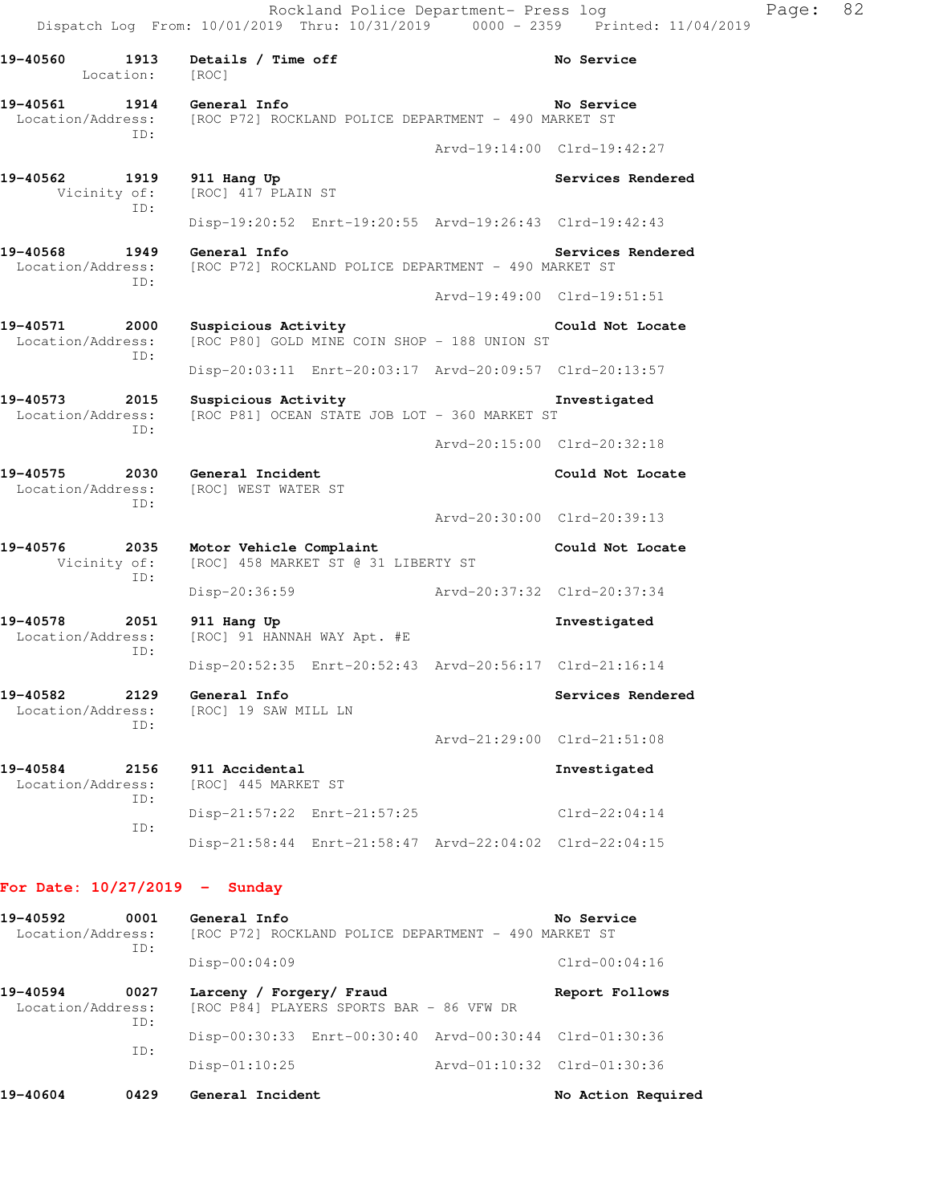Rockland Police Department- Press log
Dispatch Log From: 10/01/2019 Thru: 10/31/2019 0000 - 2359 Printed: 11/04/2019

**19-40560 1913 Details / Time off** — **No Service**
Location: [ROC]

**19-40561 1914 General Info** — **No Service**
Location/Address: [ROC P72] ROCKLAND POLICE DEPARTMENT - 490 MARKET ST
ID:
Arvd-19:14:00 Clrd-19:42:27

**19-40562 1919 911 Hang Up** — **Services Rendered**
Vicinity of: [ROC] 417 PLAIN ST
ID:
Disp-19:20:52 Enrt-19:20:55 Arvd-19:26:43 Clrd-19:42:43

**19-40568 1949 General Info** — **Services Rendered**
Location/Address: [ROC P72] ROCKLAND POLICE DEPARTMENT - 490 MARKET ST
ID:
Arvd-19:49:00 Clrd-19:51:51

**19-40571 2000 Suspicious Activity** — **Could Not Locate**
Location/Address: [ROC P80] GOLD MINE COIN SHOP - 188 UNION ST
ID:
Disp-20:03:11 Enrt-20:03:17 Arvd-20:09:57 Clrd-20:13:57

**19-40573 2015 Suspicious Activity** — **Investigated**
Location/Address: [ROC P81] OCEAN STATE JOB LOT - 360 MARKET ST
ID:
Arvd-20:15:00 Clrd-20:32:18

**19-40575 2030 General Incident** — **Could Not Locate**
Location/Address: [ROC] WEST WATER ST
ID:
Arvd-20:30:00 Clrd-20:39:13

**19-40576 2035 Motor Vehicle Complaint** — **Could Not Locate**
Vicinity of: [ROC] 458 MARKET ST @ 31 LIBERTY ST
ID:
Disp-20:36:59 Arvd-20:37:32 Clrd-20:37:34

**19-40578 2051 911 Hang Up** — **Investigated**
Location/Address: [ROC] 91 HANNAH WAY Apt. #E
ID:
Disp-20:52:35 Enrt-20:52:43 Arvd-20:56:17 Clrd-21:16:14

**19-40582 2129 General Info** — **Services Rendered**
Location/Address: [ROC] 19 SAW MILL LN
ID:
Arvd-21:29:00 Clrd-21:51:08

**19-40584 2156 911 Accidental** — **Investigated**
Location/Address: [ROC] 445 MARKET ST
ID:
Disp-21:57:22 Enrt-21:57:25 Clrd-22:04:14
ID:
Disp-21:58:44 Enrt-21:58:47 Arvd-22:04:02 Clrd-22:04:15

## For Date: 10/27/2019 - Sunday

**19-40592 0001 General Info** — **No Service**
Location/Address: [ROC P72] ROCKLAND POLICE DEPARTMENT - 490 MARKET ST
ID:
Disp-00:04:09 Clrd-00:04:16

**19-40594 0027 Larceny / Forgery/ Fraud** — **Report Follows**
Location/Address: [ROC P84] PLAYERS SPORTS BAR - 86 VFW DR
ID:
Disp-00:30:33 Enrt-00:30:40 Arvd-00:30:44 Clrd-01:30:36
ID:
Disp-01:10:25 Arvd-01:10:32 Clrd-01:30:36

**19-40604 0429 General Incident** — **No Action Required**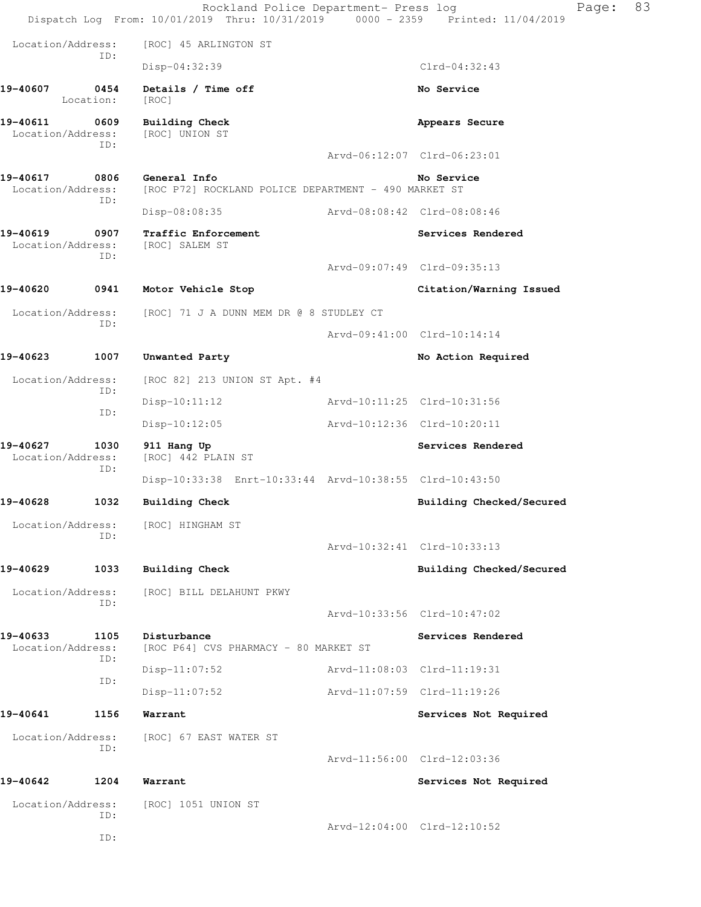Location/Address: [ROC] 45 ARLINGTON ST
ID:
Disp-04:32:39 Clrd-04:32:43

**19-40607 0454 Details / Time off** **No Service**
Location: [ROC]

**19-40611 0609 Building Check** **Appears Secure**
Location/Address: [ROC] UNION ST
ID:
Arvd-06:12:07 Clrd-06:23:01

**19-40617 0806 General Info** **No Service**
Location/Address: [ROC P72] ROCKLAND POLICE DEPARTMENT - 490 MARKET ST
ID:
Disp-08:08:35 Arvd-08:08:42 Clrd-08:08:46

**19-40619 0907 Traffic Enforcement** **Services Rendered**
Location/Address: [ROC] SALEM ST
ID:
Arvd-09:07:49 Clrd-09:35:13

**19-40620 0941 Motor Vehicle Stop** **Citation/Warning Issued**
Location/Address: [ROC] 71 J A DUNN MEM DR @ 8 STUDLEY CT
ID:
Arvd-09:41:00 Clrd-10:14:14

**19-40623 1007 Unwanted Party** **No Action Required**
Location/Address: [ROC 82] 213 UNION ST Apt. #4
ID:
Disp-10:11:12 Arvd-10:11:25 Clrd-10:31:56
ID:
Disp-10:12:05 Arvd-10:12:36 Clrd-10:20:11

**19-40627 1030 911 Hang Up** **Services Rendered**
Location/Address: [ROC] 442 PLAIN ST
ID:
Disp-10:33:38 Enrt-10:33:44 Arvd-10:38:55 Clrd-10:43:50

**19-40628 1032 Building Check** **Building Checked/Secured**
Location/Address: [ROC] HINGHAM ST
ID:
Arvd-10:32:41 Clrd-10:33:13

**19-40629 1033 Building Check** **Building Checked/Secured**
Location/Address: [ROC] BILL DELAHUNT PKWY
ID:
Arvd-10:33:56 Clrd-10:47:02

**19-40633 1105 Disturbance** **Services Rendered**
Location/Address: [ROC P64] CVS PHARMACY - 80 MARKET ST
ID:
Disp-11:07:52 Arvd-11:08:03 Clrd-11:19:31
ID:
Disp-11:07:52 Arvd-11:07:59 Clrd-11:19:26

**19-40641 1156 Warrant** **Services Not Required**
Location/Address: [ROC] 67 EAST WATER ST
ID:
Arvd-11:56:00 Clrd-12:03:36

**19-40642 1204 Warrant** **Services Not Required**
Location/Address: [ROC] 1051 UNION ST
ID:
Arvd-12:04:00 Clrd-12:10:52
ID: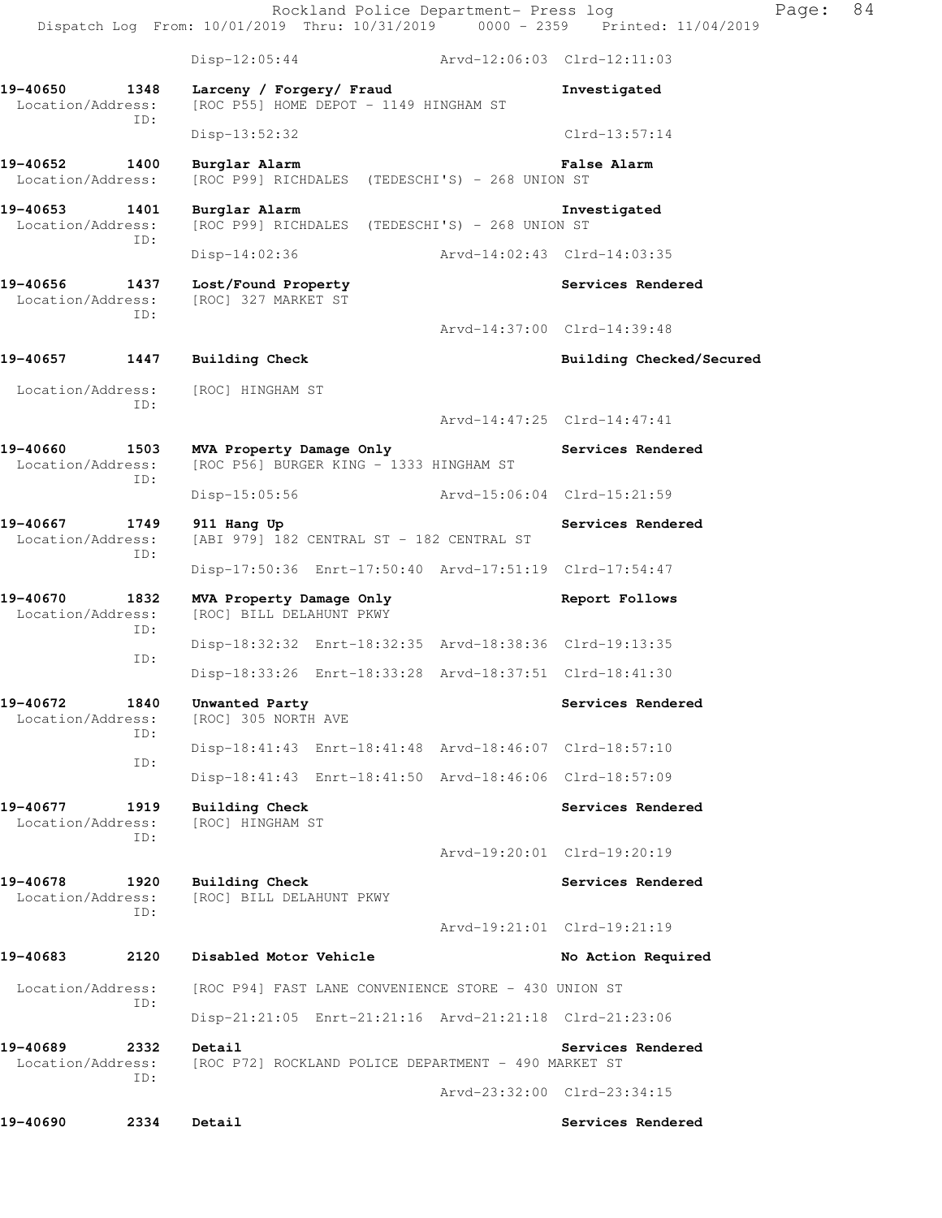Disp-12:05:44 Arvd-12:06:03 Clrd-12:11:03

**19-40650 1348 Larceny / Forgery/ Fraud** **Investigated**
Location/Address: [ROC P55] HOME DEPOT - 1149 HINGHAM ST
ID:
Disp-13:52:32 Clrd-13:57:14

**19-40652 1400 Burglar Alarm** **False Alarm**
Location/Address: [ROC P99] RICHDALES (TEDESCHI'S) - 268 UNION ST

**19-40653 1401 Burglar Alarm** **Investigated**
Location/Address: [ROC P99] RICHDALES (TEDESCHI'S) - 268 UNION ST
ID:
Disp-14:02:36 Arvd-14:02:43 Clrd-14:03:35

**19-40656 1437 Lost/Found Property** **Services Rendered**
Location/Address: [ROC] 327 MARKET ST
ID:
Arvd-14:37:00 Clrd-14:39:48

**19-40657 1447 Building Check** **Building Checked/Secured**
Location/Address: [ROC] HINGHAM ST
ID:
Arvd-14:47:25 Clrd-14:47:41

**19-40660 1503 MVA Property Damage Only** **Services Rendered**
Location/Address: [ROC P56] BURGER KING - 1333 HINGHAM ST
ID:
Disp-15:05:56 Arvd-15:06:04 Clrd-15:21:59

**19-40667 1749 911 Hang Up** **Services Rendered**
Location/Address: [ABI 979] 182 CENTRAL ST - 182 CENTRAL ST
ID:
Disp-17:50:36 Enrt-17:50:40 Arvd-17:51:19 Clrd-17:54:47

**19-40670 1832 MVA Property Damage Only** **Report Follows**
Location/Address: [ROC] BILL DELAHUNT PKWY
ID:
Disp-18:32:32 Enrt-18:32:35 Arvd-18:38:36 Clrd-19:13:35
ID:
Disp-18:33:26 Enrt-18:33:28 Arvd-18:37:51 Clrd-18:41:30

**19-40672 1840 Unwanted Party** **Services Rendered**
Location/Address: [ROC] 305 NORTH AVE
ID:
Disp-18:41:43 Enrt-18:41:48 Arvd-18:46:07 Clrd-18:57:10
ID:
Disp-18:41:43 Enrt-18:41:50 Arvd-18:46:06 Clrd-18:57:09

**19-40677 1919 Building Check** **Services Rendered**
Location/Address: [ROC] HINGHAM ST
ID:
Arvd-19:20:01 Clrd-19:20:19

**19-40678 1920 Building Check** **Services Rendered**
Location/Address: [ROC] BILL DELAHUNT PKWY
ID:
Arvd-19:21:01 Clrd-19:21:19

**19-40683 2120 Disabled Motor Vehicle** **No Action Required**
Location/Address: [ROC P94] FAST LANE CONVENIENCE STORE - 430 UNION ST
ID:
Disp-21:21:05 Enrt-21:21:16 Arvd-21:21:18 Clrd-21:23:06

**19-40689 2332 Detail** **Services Rendered**
Location/Address: [ROC P72] ROCKLAND POLICE DEPARTMENT - 490 MARKET ST
ID:
Arvd-23:32:00 Clrd-23:34:15

**19-40690 2334 Detail** **Services Rendered**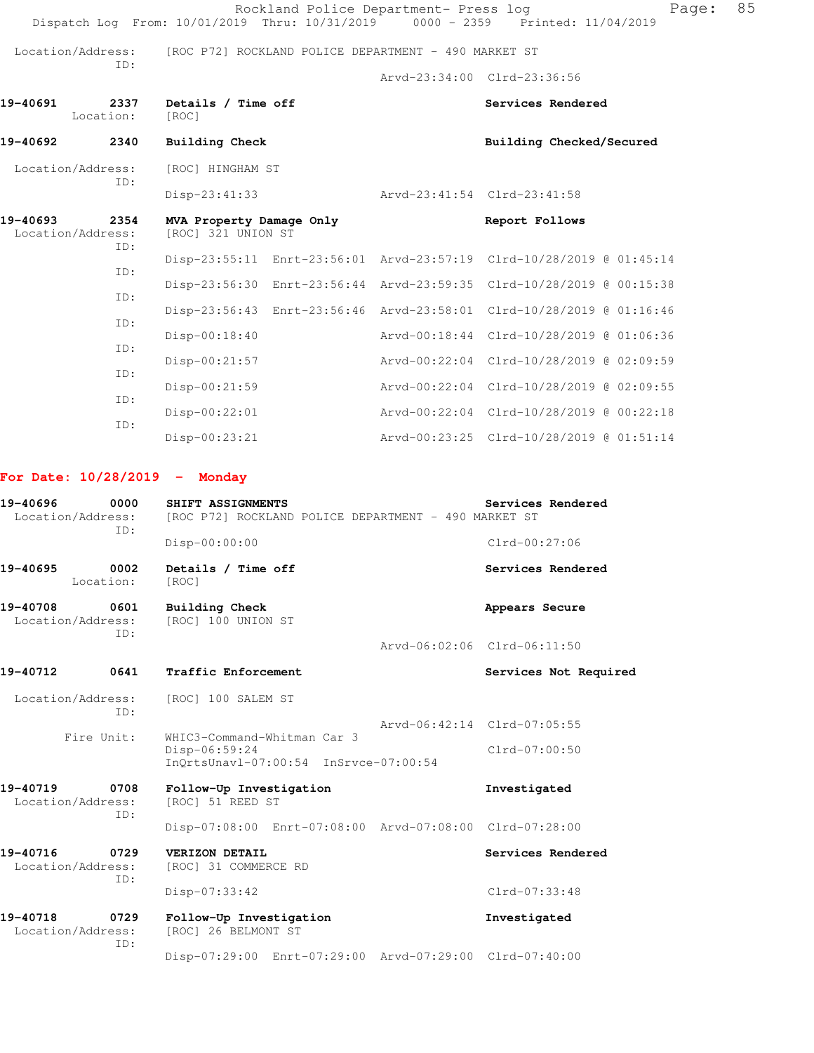Location/Address: [ROC P72] ROCKLAND POLICE DEPARTMENT - 490 MARKET ST
ID:
Arvd-23:34:00 Clrd-23:36:56

**19-40691 2337 Details / Time off** — **Services Rendered**
Location: [ROC]

**19-40692 2340 Building Check** — **Building Checked/Secured**
Location/Address: [ROC] HINGHAM ST
ID:
Disp-23:41:33 Arvd-23:41:54 Clrd-23:41:58

**19-40693 2354 MVA Property Damage Only** — **Report Follows**
Location/Address: [ROC] 321 UNION ST
ID:
Disp-23:55:11 Enrt-23:56:01 Arvd-23:57:19 Clrd-10/28/2019 @ 01:45:14
ID:
Disp-23:56:30 Enrt-23:56:44 Arvd-23:59:35 Clrd-10/28/2019 @ 00:15:38
ID:
Disp-23:56:43 Enrt-23:56:46 Arvd-23:58:01 Clrd-10/28/2019 @ 01:16:46
ID:
Disp-00:18:40 Arvd-00:18:44 Clrd-10/28/2019 @ 01:06:36
ID:
Disp-00:21:57 Arvd-00:22:04 Clrd-10/28/2019 @ 02:09:59
ID:
Disp-00:21:59 Arvd-00:22:04 Clrd-10/28/2019 @ 02:09:55
ID:
Disp-00:22:01 Arvd-00:22:04 Clrd-10/28/2019 @ 00:22:18
ID:
Disp-00:23:21 Arvd-00:23:25 Clrd-10/28/2019 @ 01:51:14

## For Date: 10/28/2019 - Monday

**19-40696 0000 SHIFT ASSIGNMENTS** — **Services Rendered**
Location/Address: [ROC P72] ROCKLAND POLICE DEPARTMENT - 490 MARKET ST
ID:
Disp-00:00:00 Clrd-00:27:06

**19-40695 0002 Details / Time off** — **Services Rendered**
Location: [ROC]

**19-40708 0601 Building Check** — **Appears Secure**
Location/Address: [ROC] 100 UNION ST
ID:
Arvd-06:02:06 Clrd-06:11:50

**19-40712 0641 Traffic Enforcement** — **Services Not Required**
Location/Address: [ROC] 100 SALEM ST
ID:
Arvd-06:42:14 Clrd-07:05:55
Fire Unit: WHIC3-Command-Whitman Car 3
Disp-06:59:24 Clrd-07:00:50
InQrtsUnavl-07:00:54 InSrvce-07:00:54

**19-40719 0708 Follow-Up Investigation** — **Investigated**
Location/Address: [ROC] 51 REED ST
ID:
Disp-07:08:00 Enrt-07:08:00 Arvd-07:08:00 Clrd-07:28:00

**19-40716 0729 VERIZON DETAIL** — **Services Rendered**
Location/Address: [ROC] 31 COMMERCE RD
ID:
Disp-07:33:42 Clrd-07:33:48

**19-40718 0729 Follow-Up Investigation** — **Investigated**
Location/Address: [ROC] 26 BELMONT ST
ID:
Disp-07:29:00 Enrt-07:29:00 Arvd-07:29:00 Clrd-07:40:00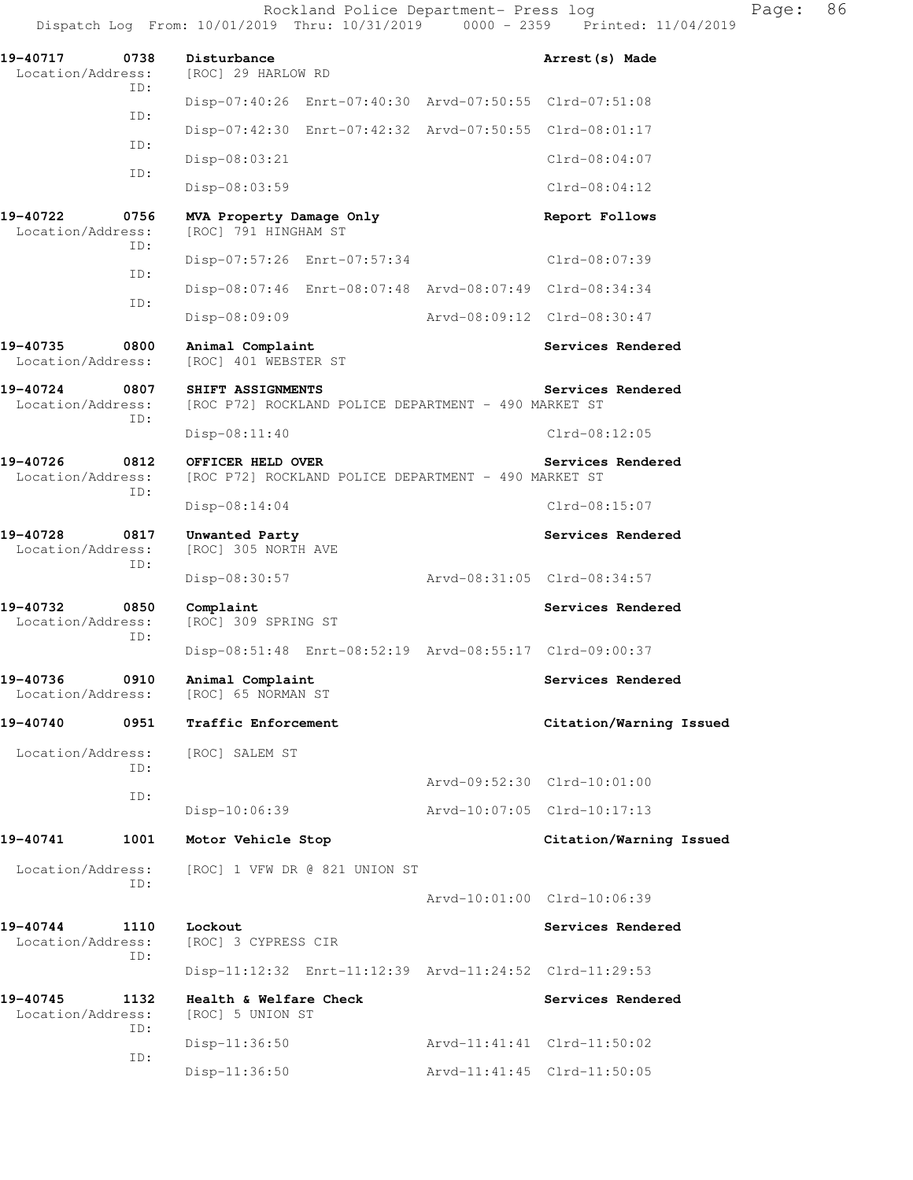19-40717 0738 Disturbance Arrest(s) Made
Location/Address: [ROC] 29 HARLOW RD
ID:
Disp-07:40:26 Enrt-07:40:30 Arvd-07:50:55 Clrd-07:51:08
ID:
Disp-07:42:30 Enrt-07:42:32 Arvd-07:50:55 Clrd-08:01:17
ID:
Disp-08:03:21 Clrd-08:04:07
ID:
Disp-08:03:59 Clrd-08:04:12

19-40722 0756 MVA Property Damage Only Report Follows
Location/Address: [ROC] 791 HINGHAM ST
ID:
Disp-07:57:26 Enrt-07:57:34 Clrd-08:07:39
ID:
Disp-08:07:46 Enrt-08:07:48 Arvd-08:07:49 Clrd-08:34:34
ID:
Disp-08:09:09 Arvd-08:09:12 Clrd-08:30:47

19-40735 0800 Animal Complaint Services Rendered
Location/Address: [ROC] 401 WEBSTER ST

19-40724 0807 SHIFT ASSIGNMENTS Services Rendered
Location/Address: [ROC P72] ROCKLAND POLICE DEPARTMENT - 490 MARKET ST
ID:
Disp-08:11:40 Clrd-08:12:05

19-40726 0812 OFFICER HELD OVER Services Rendered
Location/Address: [ROC P72] ROCKLAND POLICE DEPARTMENT - 490 MARKET ST
ID:
Disp-08:14:04 Clrd-08:15:07

19-40728 0817 Unwanted Party Services Rendered
Location/Address: [ROC] 305 NORTH AVE
ID:
Disp-08:30:57 Arvd-08:31:05 Clrd-08:34:57

19-40732 0850 Complaint Services Rendered
Location/Address: [ROC] 309 SPRING ST
ID:
Disp-08:51:48 Enrt-08:52:19 Arvd-08:55:17 Clrd-09:00:37

19-40736 0910 Animal Complaint Services Rendered
Location/Address: [ROC] 65 NORMAN ST

19-40740 0951 Traffic Enforcement Citation/Warning Issued

Location/Address: [ROC] SALEM ST
ID:
Arvd-09:52:30 Clrd-10:01:00
ID:
Disp-10:06:39 Arvd-10:07:05 Clrd-10:17:13

19-40741 1001 Motor Vehicle Stop Citation/Warning Issued

Location/Address: [ROC] 1 VFW DR @ 821 UNION ST
ID:
Arvd-10:01:00 Clrd-10:06:39

19-40744 1110 Lockout Services Rendered
Location/Address: [ROC] 3 CYPRESS CIR
ID:
Disp-11:12:32 Enrt-11:12:39 Arvd-11:24:52 Clrd-11:29:53

19-40745 1132 Health & Welfare Check Services Rendered
Location/Address: [ROC] 5 UNION ST
ID:
Disp-11:36:50 Arvd-11:41:41 Clrd-11:50:02
ID:
Disp-11:36:50 Arvd-11:41:45 Clrd-11:50:05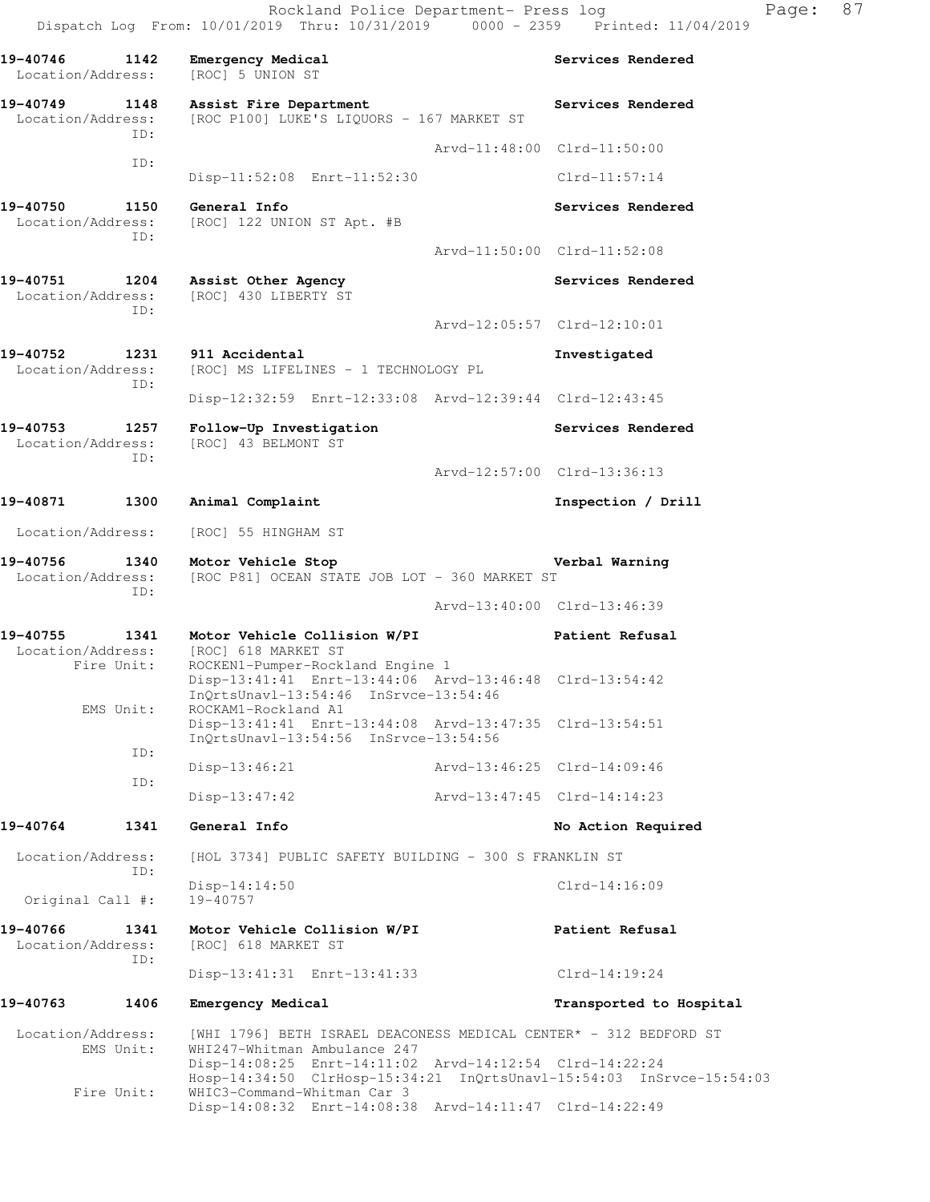Rockland Police Department- Press log
Dispatch Log From: 10/01/2019 Thru: 10/31/2019 0000 - 2359 Printed: 11/04/2019

**19-40746 1142 Emergency Medical** — **Services Rendered**
Location/Address: [ROC] 5 UNION ST

**19-40749 1148 Assist Fire Department** — **Services Rendered**
Location/Address: [ROC P100] LUKE'S LIQUORS - 167 MARKET ST
ID:
Arvd-11:48:00 Clrd-11:50:00
ID:
Disp-11:52:08 Enrt-11:52:30 Clrd-11:57:14

**19-40750 1150 General Info** — **Services Rendered**
Location/Address: [ROC] 122 UNION ST Apt. #B
ID:
Arvd-11:50:00 Clrd-11:52:08

**19-40751 1204 Assist Other Agency** — **Services Rendered**
Location/Address: [ROC] 430 LIBERTY ST
ID:
Arvd-12:05:57 Clrd-12:10:01

**19-40752 1231 911 Accidental** — **Investigated**
Location/Address: [ROC] MS LIFELINES - 1 TECHNOLOGY PL
ID:
Disp-12:32:59 Enrt-12:33:08 Arvd-12:39:44 Clrd-12:43:45

**19-40753 1257 Follow-Up Investigation** — **Services Rendered**
Location/Address: [ROC] 43 BELMONT ST
ID:
Arvd-12:57:00 Clrd-13:36:13

**19-40871 1300 Animal Complaint** — **Inspection / Drill**
Location/Address: [ROC] 55 HINGHAM ST

**19-40756 1340 Motor Vehicle Stop** — **Verbal Warning**
Location/Address: [ROC P81] OCEAN STATE JOB LOT - 360 MARKET ST
ID:
Arvd-13:40:00 Clrd-13:46:39

**19-40755 1341 Motor Vehicle Collision W/PI** — **Patient Refusal**
Location/Address: [ROC] 618 MARKET ST
Fire Unit: ROCKEN1-Pumper-Rockland Engine 1
Disp-13:41:41 Enrt-13:44:06 Arvd-13:46:48 Clrd-13:54:42
InQrtsUnavl-13:54:46 InSrvce-13:54:46
EMS Unit: ROCKAM1-Rockland A1
Disp-13:41:41 Enrt-13:44:08 Arvd-13:47:35 Clrd-13:54:51
InQrtsUnavl-13:54:56 InSrvce-13:54:56
ID:
Disp-13:46:21 Arvd-13:46:25 Clrd-14:09:46
ID:
Disp-13:47:42 Arvd-13:47:45 Clrd-14:14:23

**19-40764 1341 General Info** — **No Action Required**
Location/Address: [HOL 3734] PUBLIC SAFETY BUILDING - 300 S FRANKLIN ST
ID:
Disp-14:14:50 Clrd-14:16:09
Original Call #: 19-40757

**19-40766 1341 Motor Vehicle Collision W/PI** — **Patient Refusal**
Location/Address: [ROC] 618 MARKET ST
ID:
Disp-13:41:31 Enrt-13:41:33 Clrd-14:19:24

**19-40763 1406 Emergency Medical** — **Transported to Hospital**
Location/Address: [WHI 1796] BETH ISRAEL DEACONESS MEDICAL CENTER* - 312 BEDFORD ST
EMS Unit: WHI247-Whitman Ambulance 247
Disp-14:08:25 Enrt-14:11:02 Arvd-14:12:54 Clrd-14:22:24
Hosp-14:34:50 ClrHosp-15:34:21 InQrtsUnavl-15:54:03 InSrvce-15:54:03
Fire Unit: WHIC3-Command-Whitman Car 3
Disp-14:08:32 Enrt-14:08:38 Arvd-14:11:47 Clrd-14:22:49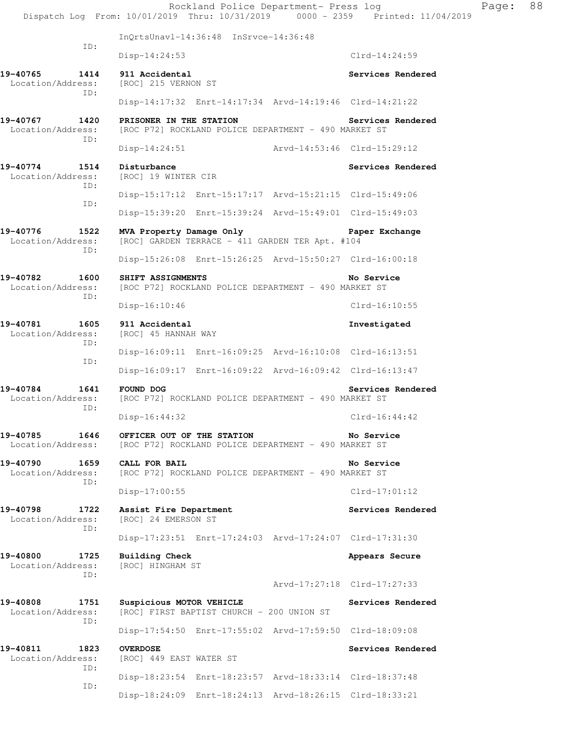InQrtsUnavl-14:36:48 InSrvce-14:36:48

ID:
Disp-14:24:53 Clrd-14:24:59

**19-40765 1414 911 Accidental** **Services Rendered**
Location/Address: [ROC] 215 VERNON ST
ID:
Disp-14:17:32 Enrt-14:17:34 Arvd-14:19:46 Clrd-14:21:22

**19-40767 1420 PRISONER IN THE STATION** **Services Rendered**
Location/Address: [ROC P72] ROCKLAND POLICE DEPARTMENT - 490 MARKET ST
ID:
Disp-14:24:51 Arvd-14:53:46 Clrd-15:29:12

**19-40774 1514 Disturbance** **Services Rendered**
Location/Address: [ROC] 19 WINTER CIR
ID:
Disp-15:17:12 Enrt-15:17:17 Arvd-15:21:15 Clrd-15:49:06
ID:
Disp-15:39:20 Enrt-15:39:24 Arvd-15:49:01 Clrd-15:49:03

**19-40776 1522 MVA Property Damage Only** **Paper Exchange**
Location/Address: [ROC] GARDEN TERRACE - 411 GARDEN TER Apt. #104
ID:
Disp-15:26:08 Enrt-15:26:25 Arvd-15:50:27 Clrd-16:00:18

**19-40782 1600 SHIFT ASSIGNMENTS** **No Service**
Location/Address: [ROC P72] ROCKLAND POLICE DEPARTMENT - 490 MARKET ST
ID:
Disp-16:10:46 Clrd-16:10:55

**19-40781 1605 911 Accidental** **Investigated**
Location/Address: [ROC] 45 HANNAH WAY
ID:
Disp-16:09:11 Enrt-16:09:25 Arvd-16:10:08 Clrd-16:13:51
ID:
Disp-16:09:17 Enrt-16:09:22 Arvd-16:09:42 Clrd-16:13:47

**19-40784 1641 FOUND DOG** **Services Rendered**
Location/Address: [ROC P72] ROCKLAND POLICE DEPARTMENT - 490 MARKET ST
ID:
Disp-16:44:32 Clrd-16:44:42

**19-40785 1646 OFFICER OUT OF THE STATION** **No Service**
Location/Address: [ROC P72] ROCKLAND POLICE DEPARTMENT - 490 MARKET ST

**19-40790 1659 CALL FOR BAIL** **No Service**
Location/Address: [ROC P72] ROCKLAND POLICE DEPARTMENT - 490 MARKET ST
ID:
Disp-17:00:55 Clrd-17:01:12

**19-40798 1722 Assist Fire Department** **Services Rendered**
Location/Address: [ROC] 24 EMERSON ST
ID:
Disp-17:23:51 Enrt-17:24:03 Arvd-17:24:07 Clrd-17:31:30

**19-40800 1725 Building Check** **Appears Secure**
Location/Address: [ROC] HINGHAM ST
ID:
Arvd-17:27:18 Clrd-17:27:33

**19-40808 1751 Suspicious MOTOR VEHICLE** **Services Rendered**
Location/Address: [ROC] FIRST BAPTIST CHURCH - 200 UNION ST
ID:
Disp-17:54:50 Enrt-17:55:02 Arvd-17:59:50 Clrd-18:09:08

**19-40811 1823 OVERDOSE** **Services Rendered**
Location/Address: [ROC] 449 EAST WATER ST
ID:
Disp-18:23:54 Enrt-18:23:57 Arvd-18:33:14 Clrd-18:37:48
ID:
Disp-18:24:09 Enrt-18:24:13 Arvd-18:26:15 Clrd-18:33:21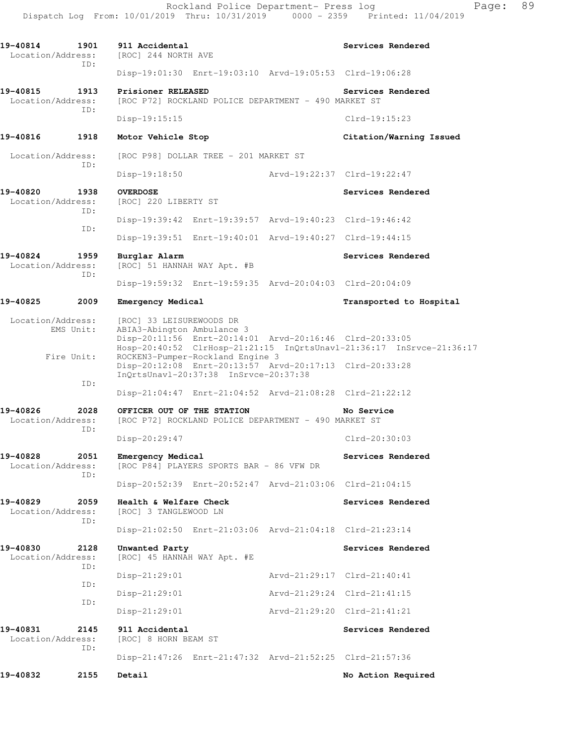**19-40814 1901 911 Accidental** — Services Rendered
Location/Address: [ROC] 244 NORTH AVE
ID:
Disp-19:01:30 Enrt-19:03:10 Arvd-19:05:53 Clrd-19:06:28

**19-40815 1913 Prisioner RELEASED** — Services Rendered
Location/Address: [ROC P72] ROCKLAND POLICE DEPARTMENT - 490 MARKET ST
ID:
Disp-19:15:15 Clrd-19:15:23

**19-40816 1918 Motor Vehicle Stop** — Citation/Warning Issued
Location/Address: [ROC P98] DOLLAR TREE - 201 MARKET ST
ID:
Disp-19:18:50 Arvd-19:22:37 Clrd-19:22:47

**19-40820 1938 OVERDOSE** — Services Rendered
Location/Address: [ROC] 220 LIBERTY ST
ID:
Disp-19:39:42 Enrt-19:39:57 Arvd-19:40:23 Clrd-19:46:42
ID:
Disp-19:39:51 Enrt-19:40:01 Arvd-19:40:27 Clrd-19:44:15

**19-40824 1959 Burglar Alarm** — Services Rendered
Location/Address: [ROC] 51 HANNAH WAY Apt. #B
ID:
Disp-19:59:32 Enrt-19:59:35 Arvd-20:04:03 Clrd-20:04:09

**19-40825 2009 Emergency Medical** — Transported to Hospital
Location/Address: [ROC] 33 LEISUREWOODS DR
EMS Unit: ABIA3-Abington Ambulance 3
Disp-20:11:56 Enrt-20:14:01 Arvd-20:16:46 Clrd-20:33:05
Hosp-20:40:52 ClrHosp-21:21:15 InQrtsUnavl-21:36:17 InSrvce-21:36:17
Fire Unit: ROCKEN3-Pumper-Rockland Engine 3
Disp-20:12:08 Enrt-20:13:57 Arvd-20:17:13 Clrd-20:33:28
InQrtsUnavl-20:37:38 InSrvce-20:37:38
ID:
Disp-21:04:47 Enrt-21:04:52 Arvd-21:08:28 Clrd-21:22:12

**19-40826 2028 OFFICER OUT OF THE STATION** — No Service
Location/Address: [ROC P72] ROCKLAND POLICE DEPARTMENT - 490 MARKET ST
ID:
Disp-20:29:47 Clrd-20:30:03

**19-40828 2051 Emergency Medical** — Services Rendered
Location/Address: [ROC P84] PLAYERS SPORTS BAR - 86 VFW DR
ID:
Disp-20:52:39 Enrt-20:52:47 Arvd-21:03:06 Clrd-21:04:15

**19-40829 2059 Health & Welfare Check** — Services Rendered
Location/Address: [ROC] 3 TANGLEWOOD LN
ID:
Disp-21:02:50 Enrt-21:03:06 Arvd-21:04:18 Clrd-21:23:14

**19-40830 2128 Unwanted Party** — Services Rendered
Location/Address: [ROC] 45 HANNAH WAY Apt. #E
ID:
Disp-21:29:01 Arvd-21:29:17 Clrd-21:40:41
ID:
Disp-21:29:01 Arvd-21:29:24 Clrd-21:41:15
ID:
Disp-21:29:01 Arvd-21:29:20 Clrd-21:41:21

**19-40831 2145 911 Accidental** — Services Rendered
Location/Address: [ROC] 8 HORN BEAM ST
ID:
Disp-21:47:26 Enrt-21:47:32 Arvd-21:52:25 Clrd-21:57:36

**19-40832 2155 Detail** — No Action Required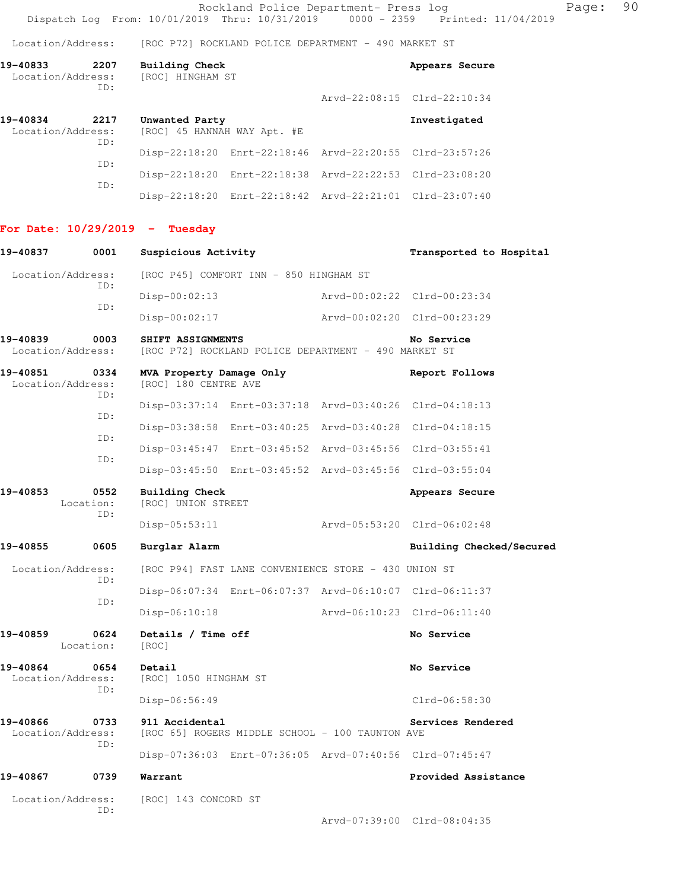Location/Address: [ROC P72] ROCKLAND POLICE DEPARTMENT - 490 MARKET ST

**19-40833 2207 Building Check** — Appears Secure
Location/Address: [ROC] HINGHAM ST
ID:
Arvd-22:08:15 Clrd-22:10:34

**19-40834 2217 Unwanted Party** — Investigated
Location/Address: [ROC] 45 HANNAH WAY Apt. #E
ID:
Disp-22:18:20 Enrt-22:18:46 Arvd-22:20:55 Clrd-23:57:26
ID:
Disp-22:18:20 Enrt-22:18:38 Arvd-22:22:53 Clrd-23:08:20
ID:
Disp-22:18:20 Enrt-22:18:42 Arvd-22:21:01 Clrd-23:07:40

## For Date: 10/29/2019 - Tuesday

**19-40837 0001 Suspicious Activity** — Transported to Hospital
Location/Address: [ROC P45] COMFORT INN - 850 HINGHAM ST
ID:
Disp-00:02:13 Arvd-00:02:22 Clrd-00:23:34
ID:
Disp-00:02:17 Arvd-00:02:20 Clrd-00:23:29

**19-40839 0003 SHIFT ASSIGNMENTS** — No Service
Location/Address: [ROC P72] ROCKLAND POLICE DEPARTMENT - 490 MARKET ST

**19-40851 0334 MVA Property Damage Only** — Report Follows
Location/Address: [ROC] 180 CENTRE AVE
ID:
Disp-03:37:14 Enrt-03:37:18 Arvd-03:40:26 Clrd-04:18:13
ID:
Disp-03:38:58 Enrt-03:40:25 Arvd-03:40:28 Clrd-04:18:15
ID:
Disp-03:45:47 Enrt-03:45:52 Arvd-03:45:56 Clrd-03:55:41
ID:
Disp-03:45:50 Enrt-03:45:52 Arvd-03:45:56 Clrd-03:55:04

**19-40853 0552 Building Check** — Appears Secure
Location: [ROC] UNION STREET
ID:
Disp-05:53:11 Arvd-05:53:20 Clrd-06:02:48

**19-40855 0605 Burglar Alarm** — Building Checked/Secured
Location/Address: [ROC P94] FAST LANE CONVENIENCE STORE - 430 UNION ST
ID:
Disp-06:07:34 Enrt-06:07:37 Arvd-06:10:07 Clrd-06:11:37
ID:
Disp-06:10:18 Arvd-06:10:23 Clrd-06:11:40

**19-40859 0624 Details / Time off** — No Service
Location: [ROC]

**19-40864 0654 Detail** — No Service
Location/Address: [ROC] 1050 HINGHAM ST
ID:
Disp-06:56:49 Clrd-06:58:30

**19-40866 0733 911 Accidental** — Services Rendered
Location/Address: [ROC 65] ROGERS MIDDLE SCHOOL - 100 TAUNTON AVE
ID:
Disp-07:36:03 Enrt-07:36:05 Arvd-07:40:56 Clrd-07:45:47

**19-40867 0739 Warrant** — Provided Assistance
Location/Address: [ROC] 143 CONCORD ST
ID:
Arvd-07:39:00 Clrd-08:04:35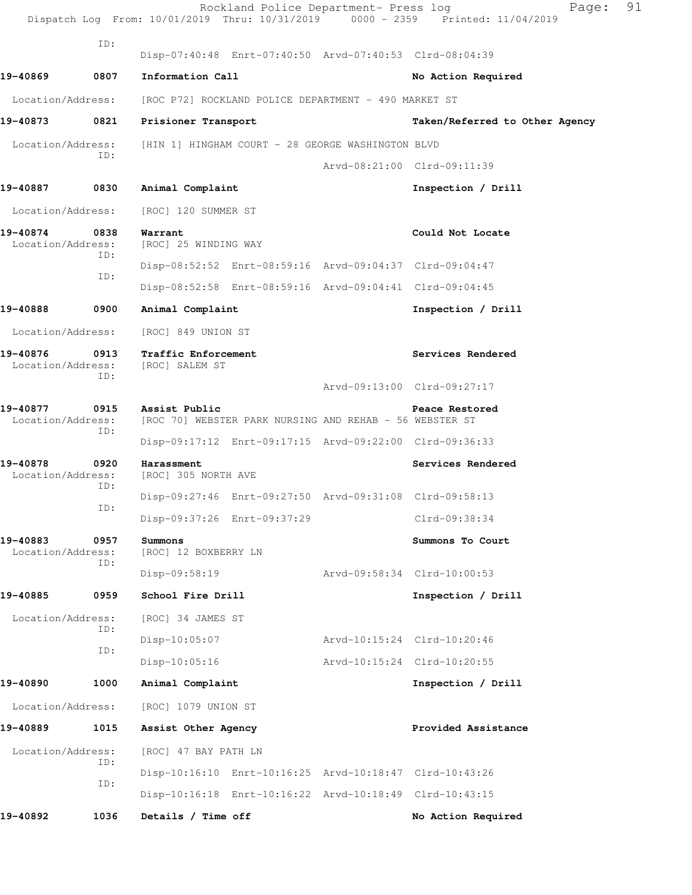ID:
Disp-07:40:48 Enrt-07:40:50 Arvd-07:40:53 Clrd-08:04:39

**19-40869 0807 Information Call** — **No Action Required**

Location/Address: [ROC P72] ROCKLAND POLICE DEPARTMENT - 490 MARKET ST

**19-40873 0821 Prisioner Transport** — **Taken/Referred to Other Agency**

Location/Address: [HIN 1] HINGHAM COURT - 28 GEORGE WASHINGTON BLVD
ID:
Arvd-08:21:00 Clrd-09:11:39

**19-40887 0830 Animal Complaint** — **Inspection / Drill**

Location/Address: [ROC] 120 SUMMER ST

**19-40874 0838 Warrant** — **Could Not Locate**

Location/Address: [ROC] 25 WINDING WAY
ID:
Disp-08:52:52 Enrt-08:59:16 Arvd-09:04:37 Clrd-09:04:47
ID:
Disp-08:52:58 Enrt-08:59:16 Arvd-09:04:41 Clrd-09:04:45

**19-40888 0900 Animal Complaint** — **Inspection / Drill**

Location/Address: [ROC] 849 UNION ST

**19-40876 0913 Traffic Enforcement** — **Services Rendered**

Location/Address: [ROC] SALEM ST
ID:
Arvd-09:13:00 Clrd-09:27:17

**19-40877 0915 Assist Public** — **Peace Restored**

Location/Address: [ROC 70] WEBSTER PARK NURSING AND REHAB - 56 WEBSTER ST
ID:
Disp-09:17:12 Enrt-09:17:15 Arvd-09:22:00 Clrd-09:36:33

**19-40878 0920 Harassment** — **Services Rendered**

Location/Address: [ROC] 305 NORTH AVE
ID:
Disp-09:27:46 Enrt-09:27:50 Arvd-09:31:08 Clrd-09:58:13
ID:
Disp-09:37:26 Enrt-09:37:29 Clrd-09:38:34

**19-40883 0957 Summons** — **Summons To Court**

Location/Address: [ROC] 12 BOXBERRY LN
ID:
Disp-09:58:19 Arvd-09:58:34 Clrd-10:00:53

**19-40885 0959 School Fire Drill** — **Inspection / Drill**

Location/Address: [ROC] 34 JAMES ST
ID:
Disp-10:05:07 Arvd-10:15:24 Clrd-10:20:46
ID:
Disp-10:05:16 Arvd-10:15:24 Clrd-10:20:55

**19-40890 1000 Animal Complaint** — **Inspection / Drill**

Location/Address: [ROC] 1079 UNION ST

**19-40889 1015 Assist Other Agency** — **Provided Assistance**

Location/Address: [ROC] 47 BAY PATH LN
ID:
Disp-10:16:10 Enrt-10:16:25 Arvd-10:18:47 Clrd-10:43:26
ID:
Disp-10:16:18 Enrt-10:16:22 Arvd-10:18:49 Clrd-10:43:15

**19-40892 1036 Details / Time off** — **No Action Required**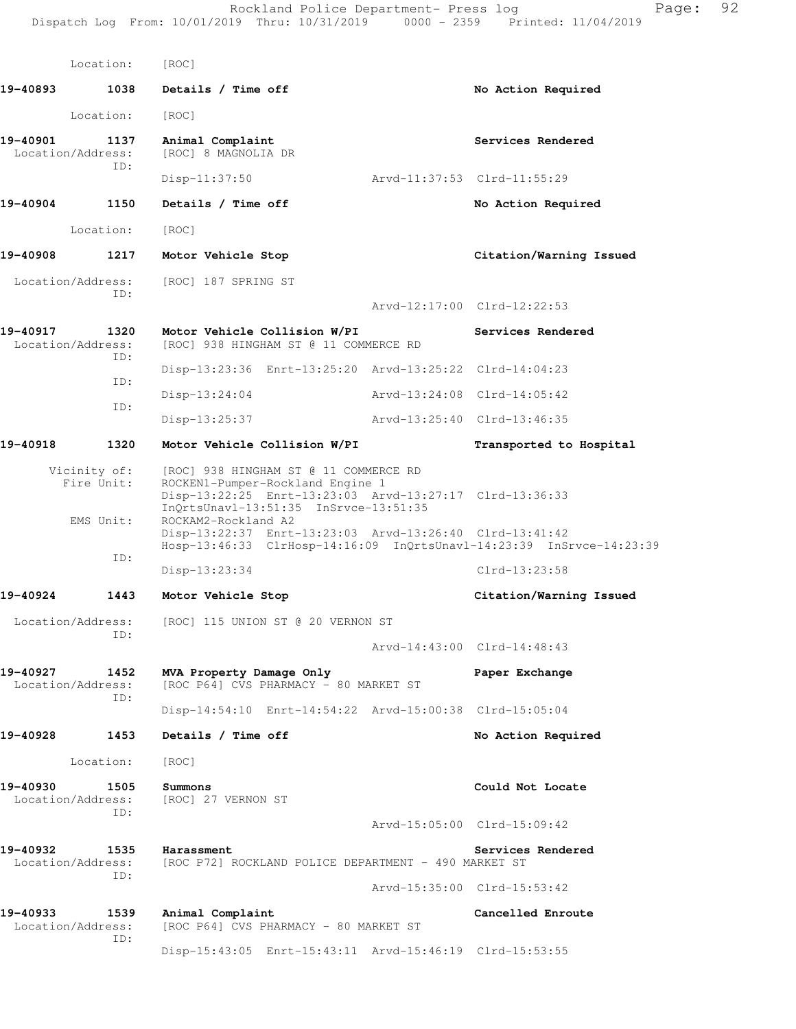```
        Location:    [ROC]

19-40893        1038    Details / Time off                              No Action Required

        Location:    [ROC]

19-40901        1137    Animal Complaint                                Services Rendered
  Location/Address:     [ROC] 8 MAGNOLIA DR
                 ID:
                        Disp-11:37:50             Arvd-11:37:53  Clrd-11:55:29

19-40904        1150    Details / Time off                              No Action Required

        Location:    [ROC]

19-40908        1217    Motor Vehicle Stop                              Citation/Warning Issued

  Location/Address:     [ROC] 187 SPRING ST
                 ID:
                                                  Arvd-12:17:00  Clrd-12:22:53

19-40917        1320    Motor Vehicle Collision W/PI                    Services Rendered
  Location/Address:     [ROC] 938 HINGHAM ST @ 11 COMMERCE RD
                 ID:
                        Disp-13:23:36  Enrt-13:25:20  Arvd-13:25:22  Clrd-14:04:23
                 ID:
                        Disp-13:24:04             Arvd-13:24:08  Clrd-14:05:42
                 ID:
                        Disp-13:25:37             Arvd-13:25:40  Clrd-13:46:35

19-40918        1320    Motor Vehicle Collision W/PI                    Transported to Hospital

       Vicinity of:     [ROC] 938 HINGHAM ST @ 11 COMMERCE RD
        Fire Unit:      ROCKEN1-Pumper-Rockland Engine 1
                        Disp-13:22:25  Enrt-13:23:03  Arvd-13:27:17  Clrd-13:36:33
                        InQrtsUnavl-13:51:35  InSrvce-13:51:35
         EMS Unit:      ROCKAM2-Rockland A2
                        Disp-13:22:37  Enrt-13:23:03  Arvd-13:26:40  Clrd-13:41:42
                        Hosp-13:46:33  ClrHosp-14:16:09  InQrtsUnavl-14:23:39  InSrvce-14:23:39
                 ID:
                        Disp-13:23:34                            Clrd-13:23:58

19-40924        1443    Motor Vehicle Stop                              Citation/Warning Issued

  Location/Address:     [ROC] 115 UNION ST @ 20 VERNON ST
                 ID:
                                                  Arvd-14:43:00  Clrd-14:48:43

19-40927        1452    MVA Property Damage Only                        Paper Exchange
  Location/Address:     [ROC P64] CVS PHARMACY - 80 MARKET ST
                 ID:
                        Disp-14:54:10  Enrt-14:54:22  Arvd-15:00:38  Clrd-15:05:04

19-40928        1453    Details / Time off                              No Action Required

        Location:    [ROC]

19-40930        1505    Summons                                         Could Not Locate
  Location/Address:     [ROC] 27 VERNON ST
                 ID:
                                                  Arvd-15:05:00  Clrd-15:09:42

19-40932        1535    Harassment                                      Services Rendered
  Location/Address:     [ROC P72] ROCKLAND POLICE DEPARTMENT - 490 MARKET ST
                 ID:
                                                  Arvd-15:35:00  Clrd-15:53:42

19-40933        1539    Animal Complaint                                Cancelled Enroute
  Location/Address:     [ROC P64] CVS PHARMACY - 80 MARKET ST
                 ID:
                        Disp-15:43:05  Enrt-15:43:11  Arvd-15:46:19  Clrd-15:53:55
```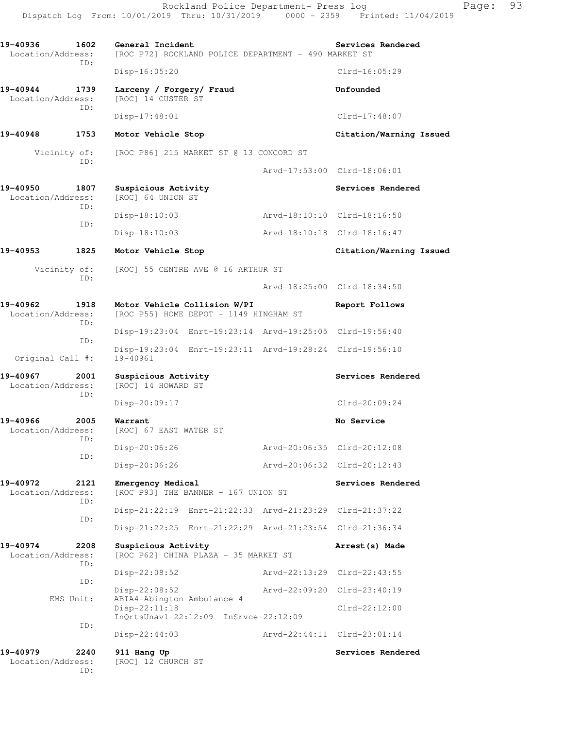Rockland Police Department- Press log
Dispatch Log From: 10/01/2019 Thru: 10/31/2019 0000 - 2359 Printed: 11/04/2019

```
19-40936      1602    General Incident                                    Services Rendered
 Location/Address:    [ROC P72] ROCKLAND POLICE DEPARTMENT - 490 MARKET ST
              ID:
                      Disp-16:05:20                                       Clrd-16:05:29

19-40944      1739    Larceny / Forgery/ Fraud                            Unfounded
 Location/Address:    [ROC] 14 CUSTER ST
              ID:
                      Disp-17:48:01                                       Clrd-17:48:07

19-40948      1753    Motor Vehicle Stop                                  Citation/Warning Issued

      Vicinity of:    [ROC P86] 215 MARKET ST @ 13 CONCORD ST
              ID:
                                                 Arvd-17:53:00  Clrd-18:06:01

19-40950      1807    Suspicious Activity                                 Services Rendered
 Location/Address:    [ROC] 64 UNION ST
              ID:
                      Disp-18:10:03              Arvd-18:10:10  Clrd-18:16:50
              ID:
                      Disp-18:10:03              Arvd-18:10:18  Clrd-18:16:47

19-40953      1825    Motor Vehicle Stop                                  Citation/Warning Issued

      Vicinity of:    [ROC] 55 CENTRE AVE @ 16 ARTHUR ST
              ID:
                                                 Arvd-18:25:00  Clrd-18:34:50

19-40962      1918    Motor Vehicle Collision W/PI                        Report Follows
 Location/Address:    [ROC P55] HOME DEPOT - 1149 HINGHAM ST
              ID:
                      Disp-19:23:04  Enrt-19:23:14  Arvd-19:25:05  Clrd-19:56:40
              ID:
                      Disp-19:23:04  Enrt-19:23:11  Arvd-19:28:24  Clrd-19:56:10
 Original Call #:     19-40961

19-40967      2001    Suspicious Activity                                 Services Rendered
 Location/Address:    [ROC] 14 HOWARD ST
              ID:
                      Disp-20:09:17                                       Clrd-20:09:24

19-40966      2005    Warrant                                             No Service
 Location/Address:    [ROC] 67 EAST WATER ST
              ID:
                      Disp-20:06:26              Arvd-20:06:35  Clrd-20:12:08
              ID:
                      Disp-20:06:26              Arvd-20:06:32  Clrd-20:12:43

19-40972      2121    Emergency Medical                                   Services Rendered
 Location/Address:    [ROC P93] THE BANNER - 167 UNION ST
              ID:
                      Disp-21:22:19  Enrt-21:22:33  Arvd-21:23:29  Clrd-21:37:22
              ID:
                      Disp-21:22:25  Enrt-21:22:29  Arvd-21:23:54  Clrd-21:36:34

19-40974      2208    Suspicious Activity                                 Arrest(s) Made
 Location/Address:    [ROC P62] CHINA PLAZA - 35 MARKET ST
              ID:
                      Disp-22:08:52              Arvd-22:13:29  Clrd-22:43:55
              ID:
                      Disp-22:08:52              Arvd-22:09:20  Clrd-23:40:19
        EMS Unit:     ABIA4-Abington Ambulance 4
                      Disp-22:11:18                             Clrd-22:12:00
                      InQrtsUnavl-22:12:09  InSrvce-22:12:09
              ID:
                      Disp-22:44:03              Arvd-22:44:11  Clrd-23:01:14

19-40979      2240    911 Hang Up                                         Services Rendered
 Location/Address:    [ROC] 12 CHURCH ST
              ID:
```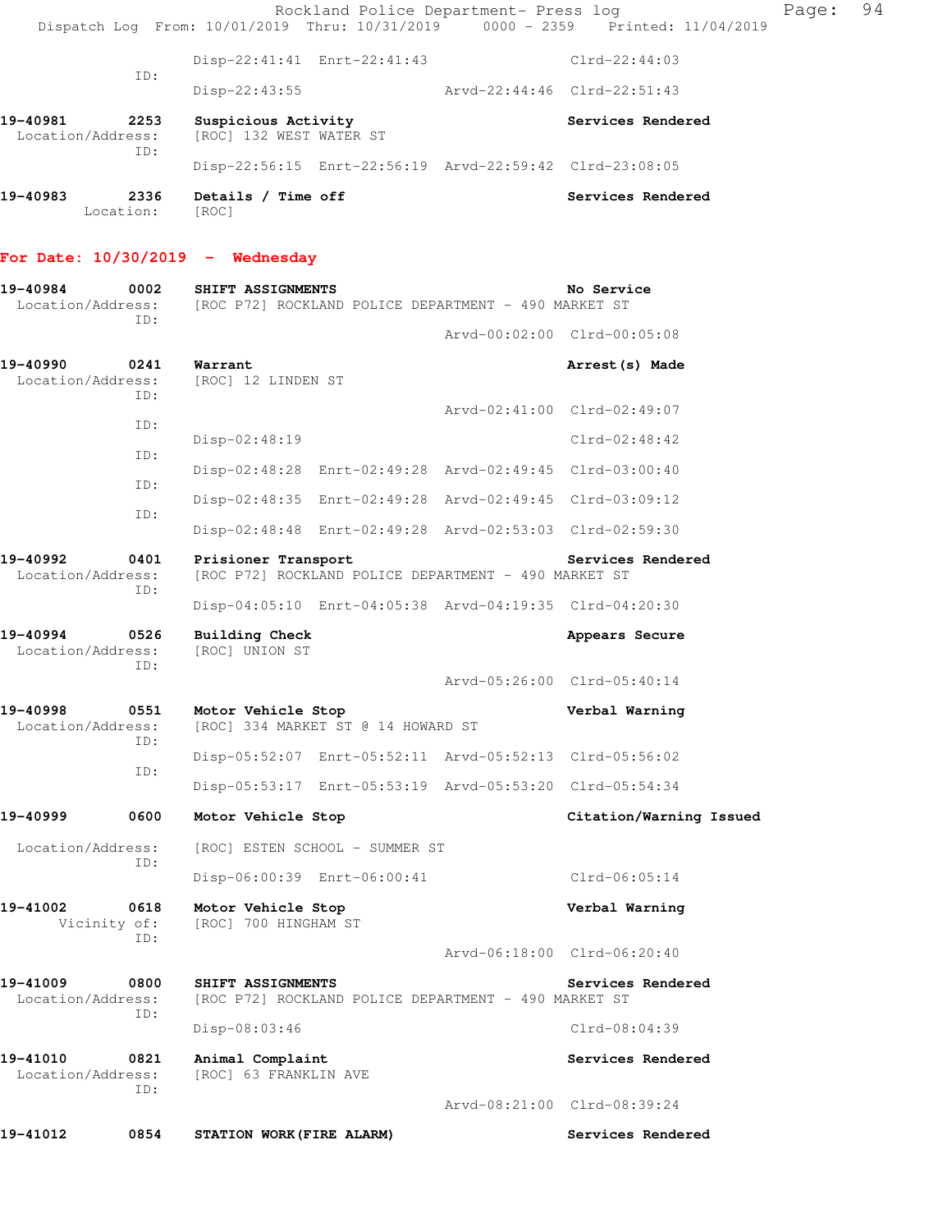Disp-22:41:41 Enrt-22:41:43 Clrd-22:44:03
ID:
Disp-22:43:55 Arvd-22:44:46 Clrd-22:51:43

**19-40981 2253 Suspicious Activity** **Services Rendered**
Location/Address: [ROC] 132 WEST WATER ST
ID:
Disp-22:56:15 Enrt-22:56:19 Arvd-22:59:42 Clrd-23:08:05

**19-40983 2336 Details / Time off** **Services Rendered**
Location: [ROC]

**For Date: 10/30/2019 - Wednesday**

**19-40984 0002 SHIFT ASSIGNMENTS** **No Service**
Location/Address: [ROC P72] ROCKLAND POLICE DEPARTMENT - 490 MARKET ST
ID:
Arvd-00:02:00 Clrd-00:05:08

**19-40990 0241 Warrant** **Arrest(s) Made**
Location/Address: [ROC] 12 LINDEN ST
ID:
Arvd-02:41:00 Clrd-02:49:07
ID:
Disp-02:48:19 Clrd-02:48:42
ID:
Disp-02:48:28 Enrt-02:49:28 Arvd-02:49:45 Clrd-03:00:40
ID:
Disp-02:48:35 Enrt-02:49:28 Arvd-02:49:45 Clrd-03:09:12
ID:
Disp-02:48:48 Enrt-02:49:28 Arvd-02:53:03 Clrd-02:59:30

**19-40992 0401 Prisioner Transport** **Services Rendered**
Location/Address: [ROC P72] ROCKLAND POLICE DEPARTMENT - 490 MARKET ST
ID:
Disp-04:05:10 Enrt-04:05:38 Arvd-04:19:35 Clrd-04:20:30

**19-40994 0526 Building Check** **Appears Secure**
Location/Address: [ROC] UNION ST
ID:
Arvd-05:26:00 Clrd-05:40:14

**19-40998 0551 Motor Vehicle Stop** **Verbal Warning**
Location/Address: [ROC] 334 MARKET ST @ 14 HOWARD ST
ID:
Disp-05:52:07 Enrt-05:52:11 Arvd-05:52:13 Clrd-05:56:02
ID:
Disp-05:53:17 Enrt-05:53:19 Arvd-05:53:20 Clrd-05:54:34

**19-40999 0600 Motor Vehicle Stop** **Citation/Warning Issued**
Location/Address: [ROC] ESTEN SCHOOL - SUMMER ST
ID:
Disp-06:00:39 Enrt-06:00:41 Clrd-06:05:14

**19-41002 0618 Motor Vehicle Stop** **Verbal Warning**
Vicinity of: [ROC] 700 HINGHAM ST
ID:
Arvd-06:18:00 Clrd-06:20:40

**19-41009 0800 SHIFT ASSIGNMENTS** **Services Rendered**
Location/Address: [ROC P72] ROCKLAND POLICE DEPARTMENT - 490 MARKET ST
ID:
Disp-08:03:46 Clrd-08:04:39

**19-41010 0821 Animal Complaint** **Services Rendered**
Location/Address: [ROC] 63 FRANKLIN AVE
ID:
Arvd-08:21:00 Clrd-08:39:24

**19-41012 0854 STATION WORK(FIRE ALARM)** **Services Rendered**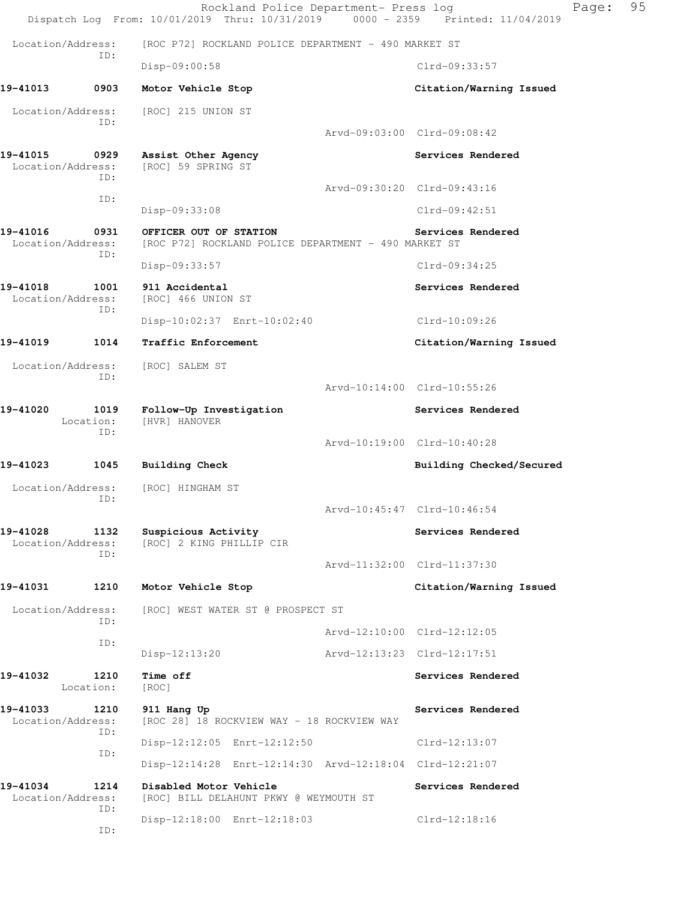Location/Address: [ROC P72] ROCKLAND POLICE DEPARTMENT - 490 MARKET ST
ID:
Disp-09:00:58 Clrd-09:33:57

**19-41013 0903 Motor Vehicle Stop** **Citation/Warning Issued**
Location/Address: [ROC] 215 UNION ST
ID:
Arvd-09:03:00 Clrd-09:08:42

**19-41015 0929 Assist Other Agency** **Services Rendered**
Location/Address: [ROC] 59 SPRING ST
ID:
Arvd-09:30:20 Clrd-09:43:16
ID:
Disp-09:33:08 Clrd-09:42:51

**19-41016 0931 OFFICER OUT OF STATION** **Services Rendered**
Location/Address: [ROC P72] ROCKLAND POLICE DEPARTMENT - 490 MARKET ST
ID:
Disp-09:33:57 Clrd-09:34:25

**19-41018 1001 911 Accidental** **Services Rendered**
Location/Address: [ROC] 466 UNION ST
ID:
Disp-10:02:37 Enrt-10:02:40 Clrd-10:09:26

**19-41019 1014 Traffic Enforcement** **Citation/Warning Issued**
Location/Address: [ROC] SALEM ST
ID:
Arvd-10:14:00 Clrd-10:55:26

**19-41020 1019 Follow-Up Investigation** **Services Rendered**
Location: [HVR] HANOVER
ID:
Arvd-10:19:00 Clrd-10:40:28

**19-41023 1045 Building Check** **Building Checked/Secured**
Location/Address: [ROC] HINGHAM ST
ID:
Arvd-10:45:47 Clrd-10:46:54

**19-41028 1132 Suspicious Activity** **Services Rendered**
Location/Address: [ROC] 2 KING PHILLIP CIR
ID:
Arvd-11:32:00 Clrd-11:37:30

**19-41031 1210 Motor Vehicle Stop** **Citation/Warning Issued**
Location/Address: [ROC] WEST WATER ST @ PROSPECT ST
ID:
Arvd-12:10:00 Clrd-12:12:05
ID:
Disp-12:13:20 Arvd-12:13:23 Clrd-12:17:51

**19-41032 1210 Time off** **Services Rendered**
Location: [ROC]

**19-41033 1210 911 Hang Up** **Services Rendered**
Location/Address: [ROC 28] 18 ROCKVIEW WAY - 18 ROCKVIEW WAY
ID:
Disp-12:12:05 Enrt-12:12:50 Clrd-12:13:07
ID:
Disp-12:14:28 Enrt-12:14:30 Arvd-12:18:04 Clrd-12:21:07

**19-41034 1214 Disabled Motor Vehicle** **Services Rendered**
Location/Address: [ROC] BILL DELAHUNT PKWY @ WEYMOUTH ST
ID:
Disp-12:18:00 Enrt-12:18:03 Clrd-12:18:16
ID: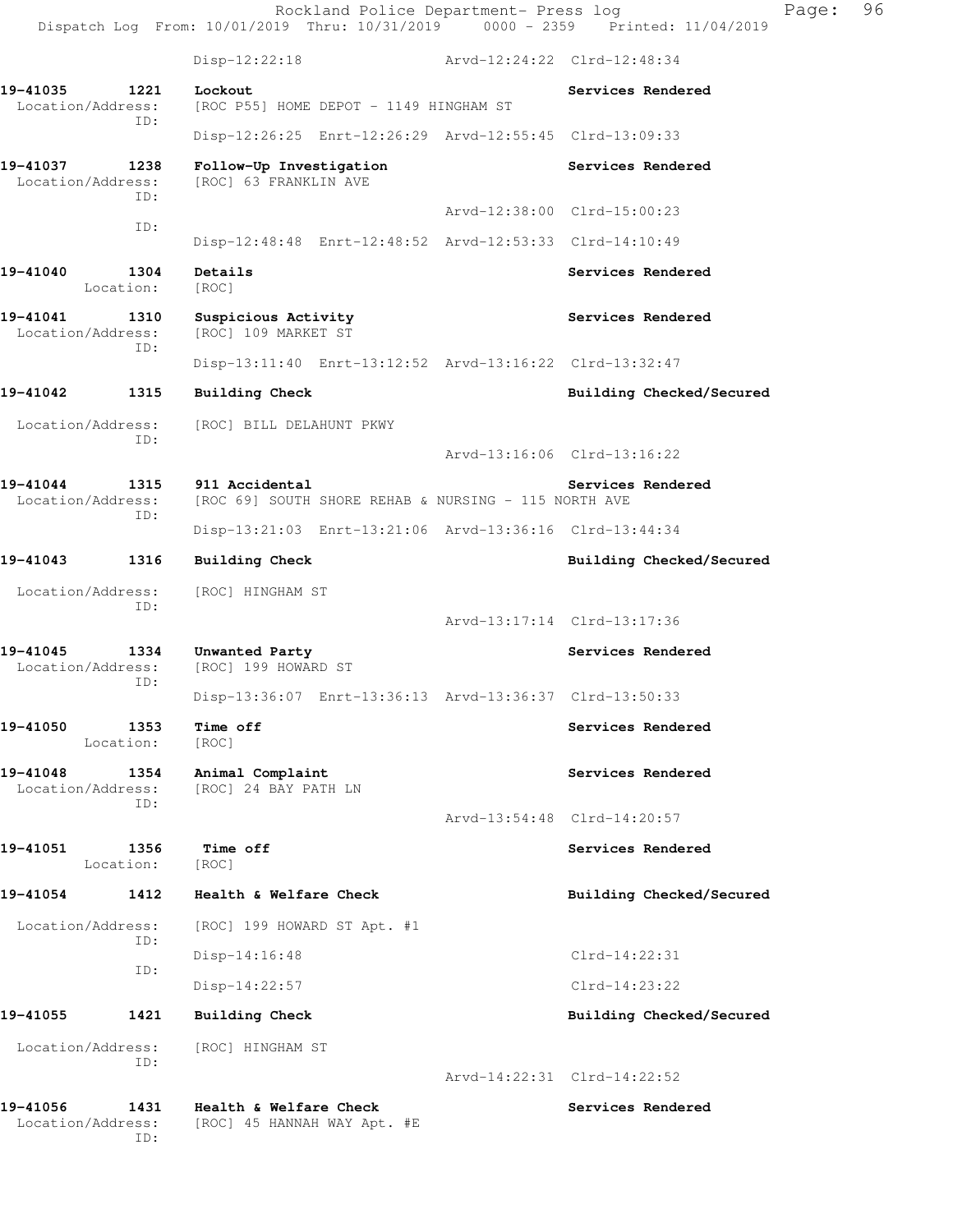Disp-12:22:18 Arvd-12:24:22 Clrd-12:48:34

**19-41035 1221 Lockout** Services Rendered
Location/Address: [ROC P55] HOME DEPOT - 1149 HINGHAM ST
ID:
Disp-12:26:25 Enrt-12:26:29 Arvd-12:55:45 Clrd-13:09:33

**19-41037 1238 Follow-Up Investigation** Services Rendered
Location/Address: [ROC] 63 FRANKLIN AVE
ID:
Arvd-12:38:00 Clrd-15:00:23
ID:
Disp-12:48:48 Enrt-12:48:52 Arvd-12:53:33 Clrd-14:10:49

**19-41040 1304 Details** Services Rendered
Location: [ROC]

**19-41041 1310 Suspicious Activity** Services Rendered
Location/Address: [ROC] 109 MARKET ST
ID:
Disp-13:11:40 Enrt-13:12:52 Arvd-13:16:22 Clrd-13:32:47

**19-41042 1315 Building Check** Building Checked/Secured
Location/Address: [ROC] BILL DELAHUNT PKWY
ID:
Arvd-13:16:06 Clrd-13:16:22

**19-41044 1315 911 Accidental** Services Rendered
Location/Address: [ROC 69] SOUTH SHORE REHAB & NURSING - 115 NORTH AVE
ID:
Disp-13:21:03 Enrt-13:21:06 Arvd-13:36:16 Clrd-13:44:34

**19-41043 1316 Building Check** Building Checked/Secured
Location/Address: [ROC] HINGHAM ST
ID:
Arvd-13:17:14 Clrd-13:17:36

**19-41045 1334 Unwanted Party** Services Rendered
Location/Address: [ROC] 199 HOWARD ST
ID:
Disp-13:36:07 Enrt-13:36:13 Arvd-13:36:37 Clrd-13:50:33

**19-41050 1353 Time off** Services Rendered
Location: [ROC]

**19-41048 1354 Animal Complaint** Services Rendered
Location/Address: [ROC] 24 BAY PATH LN
ID:
Arvd-13:54:48 Clrd-14:20:57

**19-41051 1356 Time off** Services Rendered
Location: [ROC]

**19-41054 1412 Health & Welfare Check** Building Checked/Secured
Location/Address: [ROC] 199 HOWARD ST Apt. #1
ID:
Disp-14:16:48 Clrd-14:22:31
ID:
Disp-14:22:57 Clrd-14:23:22

**19-41055 1421 Building Check** Building Checked/Secured
Location/Address: [ROC] HINGHAM ST
ID:
Arvd-14:22:31 Clrd-14:22:52

**19-41056 1431 Health & Welfare Check** Services Rendered
Location/Address: [ROC] 45 HANNAH WAY Apt. #E
ID: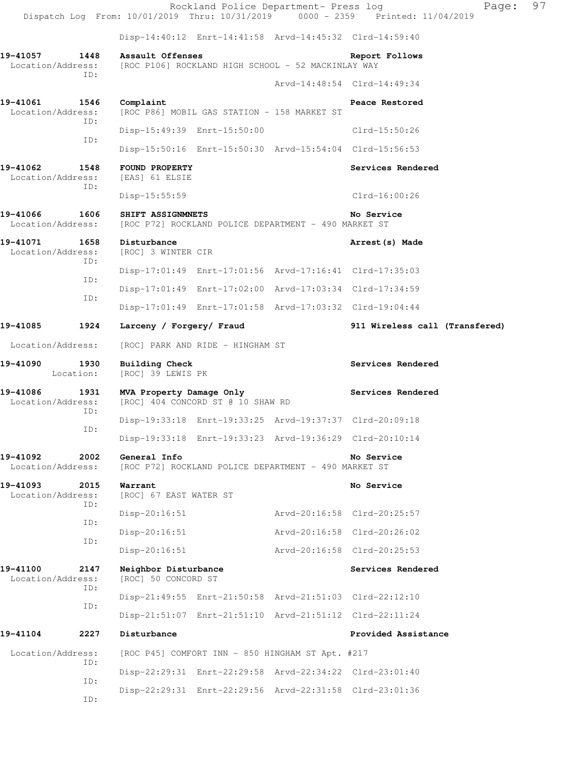Disp-14:40:12 Enrt-14:41:58 Arvd-14:45:32 Clrd-14:59:40

**19-41057 1448 Assault Offenses** — Report Follows
Location/Address: [ROC P106] ROCKLAND HIGH SCHOOL - 52 MACKINLAY WAY
ID:
Arvd-14:48:54 Clrd-14:49:34

**19-41061 1546 Complaint** — Peace Restored
Location/Address: [ROC P86] MOBIL GAS STATION - 158 MARKET ST
ID:
Disp-15:49:39 Enrt-15:50:00 Clrd-15:50:26
ID:
Disp-15:50:16 Enrt-15:50:30 Arvd-15:54:04 Clrd-15:56:53

**19-41062 1548 FOUND PROPERTY** — Services Rendered
Location/Address: [EAS] 61 ELSIE
ID:
Disp-15:55:59 Clrd-16:00:26

**19-41066 1606 SHIFT ASSIGNMNETS** — No Service
Location/Address: [ROC P72] ROCKLAND POLICE DEPARTMENT - 490 MARKET ST

**19-41071 1658 Disturbance** — Arrest(s) Made
Location/Address: [ROC] 3 WINTER CIR
ID:
Disp-17:01:49 Enrt-17:01:56 Arvd-17:16:41 Clrd-17:35:03
ID:
Disp-17:01:49 Enrt-17:02:00 Arvd-17:03:34 Clrd-17:34:59
ID:
Disp-17:01:49 Enrt-17:01:58 Arvd-17:03:32 Clrd-19:04:44

**19-41085 1924 Larceny / Forgery/ Fraud** — 911 Wireless call (Transfered)
Location/Address: [ROC] PARK AND RIDE - HINGHAM ST

**19-41090 1930 Building Check** — Services Rendered
Location: [ROC] 39 LEWIS PK

**19-41086 1931 MVA Property Damage Only** — Services Rendered
Location/Address: [ROC] 404 CONCORD ST @ 10 SHAW RD
ID:
Disp-19:33:18 Enrt-19:33:25 Arvd-19:37:37 Clrd-20:09:18
ID:
Disp-19:33:18 Enrt-19:33:23 Arvd-19:36:29 Clrd-20:10:14

**19-41092 2002 General Info** — No Service
Location/Address: [ROC P72] ROCKLAND POLICE DEPARTMENT - 490 MARKET ST

**19-41093 2015 Warrant** — No Service
Location/Address: [ROC] 67 EAST WATER ST
ID:
Disp-20:16:51 Arvd-20:16:58 Clrd-20:25:57
ID:
Disp-20:16:51 Arvd-20:16:58 Clrd-20:26:02
ID:
Disp-20:16:51 Arvd-20:16:58 Clrd-20:25:53

**19-41100 2147 Neighbor Disturbance** — Services Rendered
Location/Address: [ROC] 50 CONCORD ST
ID:
Disp-21:49:55 Enrt-21:50:58 Arvd-21:51:03 Clrd-22:12:10
ID:
Disp-21:51:07 Enrt-21:51:10 Arvd-21:51:12 Clrd-22:11:24

**19-41104 2227 Disturbance** — Provided Assistance
Location/Address: [ROC P45] COMFORT INN - 850 HINGHAM ST Apt. #217
ID:
Disp-22:29:31 Enrt-22:29:58 Arvd-22:34:22 Clrd-23:01:40
ID:
Disp-22:29:31 Enrt-22:29:56 Arvd-22:31:58 Clrd-23:01:36
ID: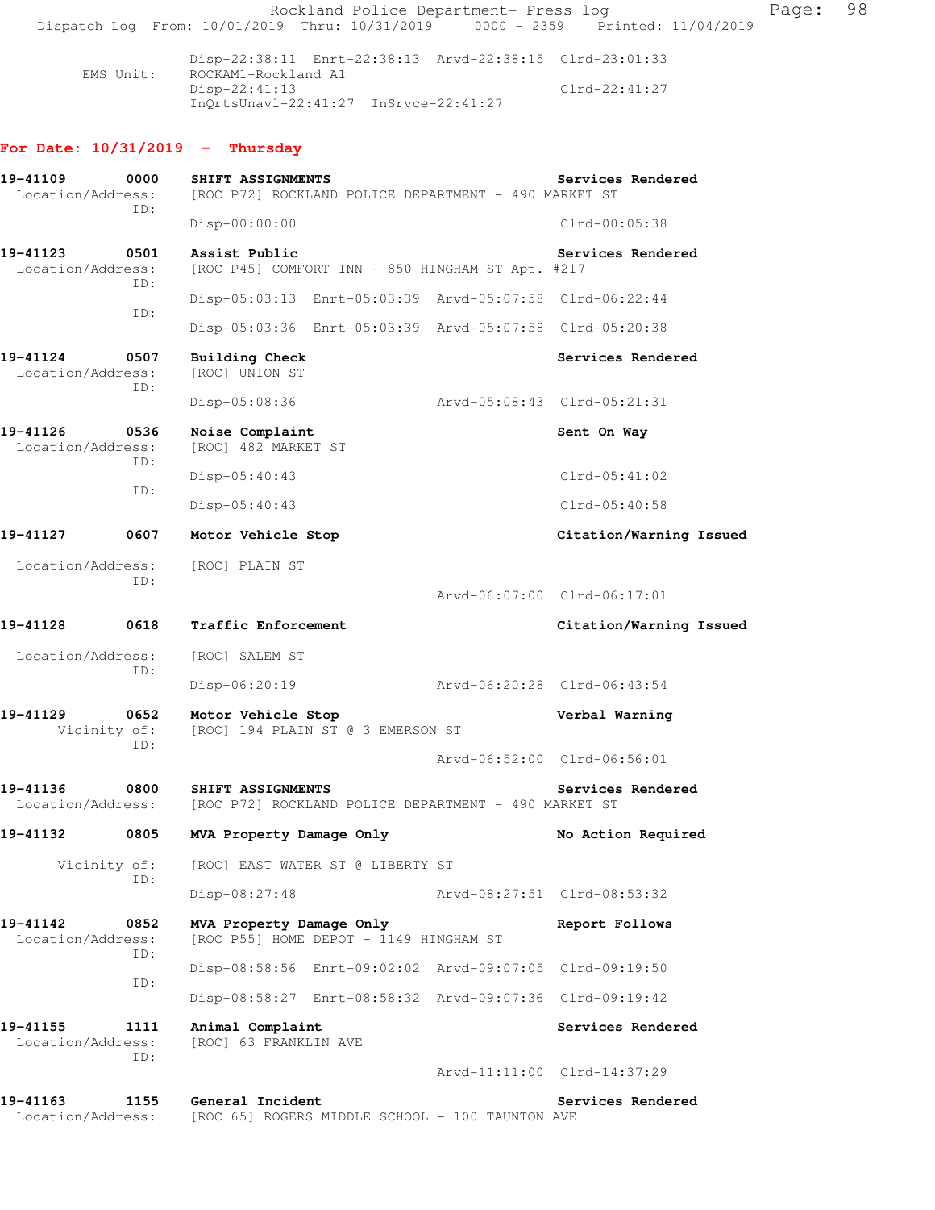```
        Disp-22:38:11  Enrt-22:38:13  Arvd-22:38:15  Clrd-23:01:33
EMS Unit:   ROCKAM1-Rockland A1
        Disp-22:41:13                                Clrd-22:41:27
        InQrtsUnavl-22:41:27  InSrvce-22:41:27
```

**For Date: 10/31/2019 - Thursday**

```
19-41109       0000    SHIFT ASSIGNMENTS                          Services Rendered
  Location/Address:    [ROC P72] ROCKLAND POLICE DEPARTMENT - 490 MARKET ST
               ID:
                       Disp-00:00:00                              Clrd-00:05:38

19-41123       0501    Assist Public                              Services Rendered
  Location/Address:    [ROC P45] COMFORT INN - 850 HINGHAM ST Apt. #217
               ID:
                       Disp-05:03:13  Enrt-05:03:39  Arvd-05:07:58  Clrd-06:22:44
               ID:
                       Disp-05:03:36  Enrt-05:03:39  Arvd-05:07:58  Clrd-05:20:38

19-41124       0507    Building Check                             Services Rendered
  Location/Address:    [ROC] UNION ST
               ID:
                       Disp-05:08:36                Arvd-05:08:43  Clrd-05:21:31

19-41126       0536    Noise Complaint                            Sent On Way
  Location/Address:    [ROC] 482 MARKET ST
               ID:
                       Disp-05:40:43                              Clrd-05:41:02
               ID:
                       Disp-05:40:43                              Clrd-05:40:58

19-41127       0607    Motor Vehicle Stop                         Citation/Warning Issued

  Location/Address:    [ROC] PLAIN ST
               ID:
                                                    Arvd-06:07:00  Clrd-06:17:01

19-41128       0618    Traffic Enforcement                        Citation/Warning Issued

  Location/Address:    [ROC] SALEM ST
               ID:
                       Disp-06:20:19                Arvd-06:20:28  Clrd-06:43:54

19-41129       0652    Motor Vehicle Stop                         Verbal Warning
       Vicinity of:    [ROC] 194 PLAIN ST @ 3 EMERSON ST
               ID:
                                                    Arvd-06:52:00  Clrd-06:56:01

19-41136       0800    SHIFT ASSIGNMENTS                          Services Rendered
  Location/Address:    [ROC P72] ROCKLAND POLICE DEPARTMENT - 490 MARKET ST

19-41132       0805    MVA Property Damage Only                   No Action Required

       Vicinity of:    [ROC] EAST WATER ST @ LIBERTY ST
               ID:
                       Disp-08:27:48                Arvd-08:27:51  Clrd-08:53:32

19-41142       0852    MVA Property Damage Only                   Report Follows
  Location/Address:    [ROC P55] HOME DEPOT - 1149 HINGHAM ST
               ID:
                       Disp-08:58:56  Enrt-09:02:02  Arvd-09:07:05  Clrd-09:19:50
               ID:
                       Disp-08:58:27  Enrt-08:58:32  Arvd-09:07:36  Clrd-09:19:42

19-41155       1111    Animal Complaint                           Services Rendered
  Location/Address:    [ROC] 63 FRANKLIN AVE
               ID:
                                                    Arvd-11:11:00  Clrd-14:37:29

19-41163       1155    General Incident                           Services Rendered
  Location/Address:    [ROC 65] ROGERS MIDDLE SCHOOL - 100 TAUNTON AVE
```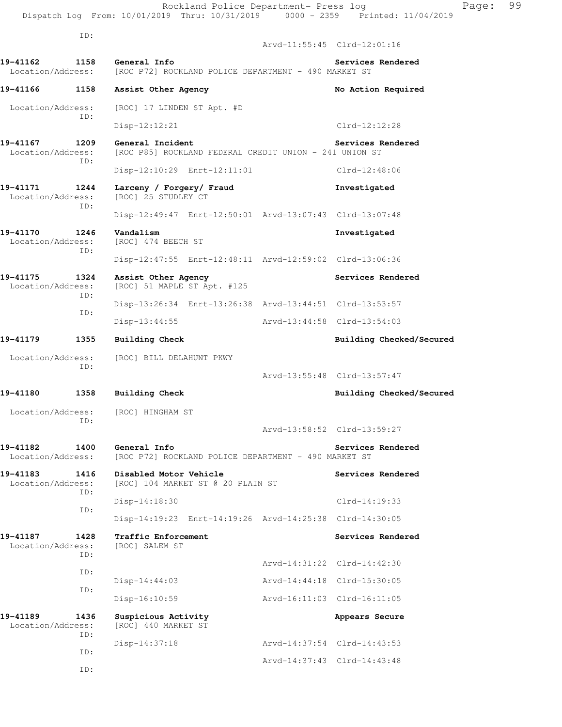ID:

Arvd-11:55:45 Clrd-12:01:16

**19-41162 1158 General Info** **Services Rendered**
Location/Address: [ROC P72] ROCKLAND POLICE DEPARTMENT - 490 MARKET ST

**19-41166 1158 Assist Other Agency** **No Action Required**

Location/Address: [ROC] 17 LINDEN ST Apt. #D
ID:
Disp-12:12:21 Clrd-12:12:28

**19-41167 1209 General Incident** **Services Rendered**
Location/Address: [ROC P85] ROCKLAND FEDERAL CREDIT UNION - 241 UNION ST
ID:
Disp-12:10:29 Enrt-12:11:01 Clrd-12:48:06

**19-41171 1244 Larceny / Forgery/ Fraud** **Investigated**
Location/Address: [ROC] 25 STUDLEY CT
ID:
Disp-12:49:47 Enrt-12:50:01 Arvd-13:07:43 Clrd-13:07:48

**19-41170 1246 Vandalism** **Investigated**
Location/Address: [ROC] 474 BEECH ST
ID:
Disp-12:47:55 Enrt-12:48:11 Arvd-12:59:02 Clrd-13:06:36

**19-41175 1324 Assist Other Agency** **Services Rendered**
Location/Address: [ROC] 51 MAPLE ST Apt. #125
ID:
Disp-13:26:34 Enrt-13:26:38 Arvd-13:44:51 Clrd-13:53:57
ID:
Disp-13:44:55 Arvd-13:44:58 Clrd-13:54:03

**19-41179 1355 Building Check** **Building Checked/Secured**

Location/Address: [ROC] BILL DELAHUNT PKWY
ID:
Arvd-13:55:48 Clrd-13:57:47

**19-41180 1358 Building Check** **Building Checked/Secured**

Location/Address: [ROC] HINGHAM ST
ID:
Arvd-13:58:52 Clrd-13:59:27

**19-41182 1400 General Info** **Services Rendered**
Location/Address: [ROC P72] ROCKLAND POLICE DEPARTMENT - 490 MARKET ST

**19-41183 1416 Disabled Motor Vehicle** **Services Rendered**
Location/Address: [ROC] 104 MARKET ST @ 20 PLAIN ST
ID:
Disp-14:18:30 Clrd-14:19:33
ID:
Disp-14:19:23 Enrt-14:19:26 Arvd-14:25:38 Clrd-14:30:05

**19-41187 1428 Traffic Enforcement** **Services Rendered**
Location/Address: [ROC] SALEM ST
ID:
Arvd-14:31:22 Clrd-14:42:30
ID:
Disp-14:44:03 Arvd-14:44:18 Clrd-15:30:05
ID:
Disp-16:10:59 Arvd-16:11:03 Clrd-16:11:05

**19-41189 1436 Suspicious Activity** **Appears Secure**
Location/Address: [ROC] 440 MARKET ST
ID:
Disp-14:37:18 Arvd-14:37:54 Clrd-14:43:53
ID:
Arvd-14:37:43 Clrd-14:43:48
ID: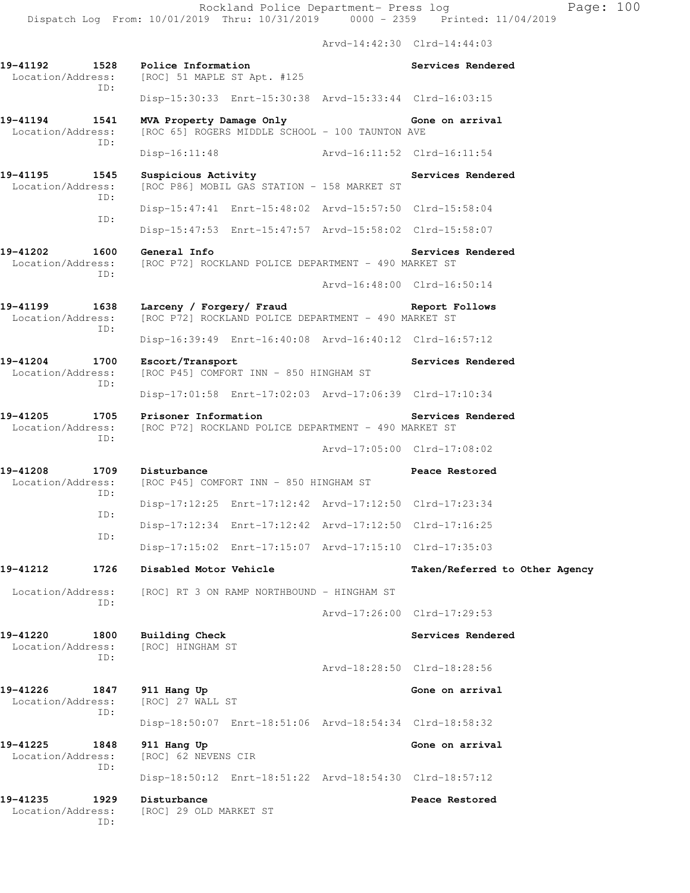Arvd-14:42:30 Clrd-14:44:03

**19-41192 1528 Police Information** — **Services Rendered**
Location/Address: [ROC] 51 MAPLE ST Apt. #125
ID:
Disp-15:30:33 Enrt-15:30:38 Arvd-15:33:44 Clrd-16:03:15

**19-41194 1541 MVA Property Damage Only** — **Gone on arrival**
Location/Address: [ROC 65] ROGERS MIDDLE SCHOOL - 100 TAUNTON AVE
ID:
Disp-16:11:48 Arvd-16:11:52 Clrd-16:11:54

**19-41195 1545 Suspicious Activity** — **Services Rendered**
Location/Address: [ROC P86] MOBIL GAS STATION - 158 MARKET ST
ID:
Disp-15:47:41 Enrt-15:48:02 Arvd-15:57:50 Clrd-15:58:04
ID:
Disp-15:47:53 Enrt-15:47:57 Arvd-15:58:02 Clrd-15:58:07

**19-41202 1600 General Info** — **Services Rendered**
Location/Address: [ROC P72] ROCKLAND POLICE DEPARTMENT - 490 MARKET ST
ID:
Arvd-16:48:00 Clrd-16:50:14

**19-41199 1638 Larceny / Forgery/ Fraud** — **Report Follows**
Location/Address: [ROC P72] ROCKLAND POLICE DEPARTMENT - 490 MARKET ST
ID:
Disp-16:39:49 Enrt-16:40:08 Arvd-16:40:12 Clrd-16:57:12

**19-41204 1700 Escort/Transport** — **Services Rendered**
Location/Address: [ROC P45] COMFORT INN - 850 HINGHAM ST
ID:
Disp-17:01:58 Enrt-17:02:03 Arvd-17:06:39 Clrd-17:10:34

**19-41205 1705 Prisoner Information** — **Services Rendered**
Location/Address: [ROC P72] ROCKLAND POLICE DEPARTMENT - 490 MARKET ST
ID:
Arvd-17:05:00 Clrd-17:08:02

**19-41208 1709 Disturbance** — **Peace Restored**
Location/Address: [ROC P45] COMFORT INN - 850 HINGHAM ST
ID:
Disp-17:12:25 Enrt-17:12:42 Arvd-17:12:50 Clrd-17:23:34
ID:
Disp-17:12:34 Enrt-17:12:42 Arvd-17:12:50 Clrd-17:16:25
ID:
Disp-17:15:02 Enrt-17:15:07 Arvd-17:15:10 Clrd-17:35:03

**19-41212 1726 Disabled Motor Vehicle** — **Taken/Referred to Other Agency**
Location/Address: [ROC] RT 3 ON RAMP NORTHBOUND - HINGHAM ST
ID:
Arvd-17:26:00 Clrd-17:29:53

**19-41220 1800 Building Check** — **Services Rendered**
Location/Address: [ROC] HINGHAM ST
ID:
Arvd-18:28:50 Clrd-18:28:56

**19-41226 1847 911 Hang Up** — **Gone on arrival**
Location/Address: [ROC] 27 WALL ST
ID:
Disp-18:50:07 Enrt-18:51:06 Arvd-18:54:34 Clrd-18:58:32

**19-41225 1848 911 Hang Up** — **Gone on arrival**
Location/Address: [ROC] 62 NEVENS CIR
ID:
Disp-18:50:12 Enrt-18:51:22 Arvd-18:54:30 Clrd-18:57:12

**19-41235 1929 Disturbance** — **Peace Restored**
Location/Address: [ROC] 29 OLD MARKET ST
ID: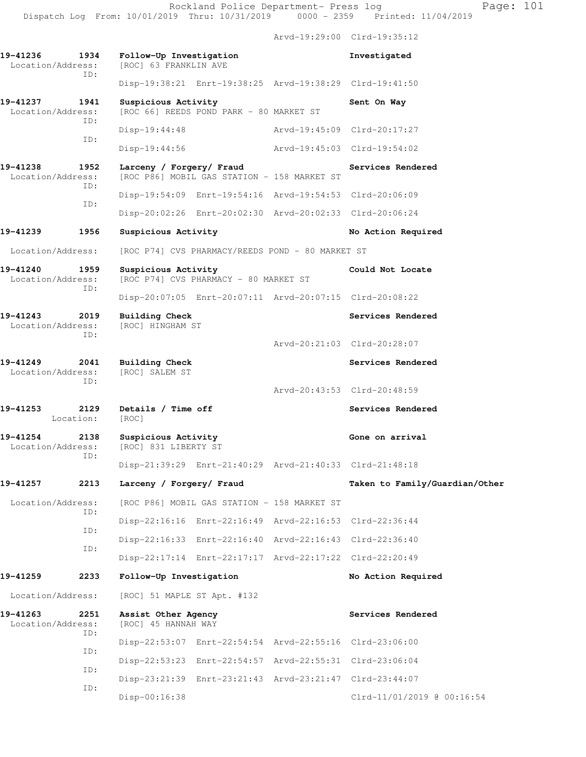Arvd-19:29:00 Clrd-19:35:12

**19-41236 1934 Follow-Up Investigation** — **Investigated**
Location/Address: [ROC] 63 FRANKLIN AVE
ID:
Disp-19:38:21 Enrt-19:38:25 Arvd-19:38:29 Clrd-19:41:50

**19-41237 1941 Suspicious Activity** — **Sent On Way**
Location/Address: [ROC 66] REEDS POND PARK - 80 MARKET ST
ID:
Disp-19:44:48 Arvd-19:45:09 Clrd-20:17:27
ID:
Disp-19:44:56 Arvd-19:45:03 Clrd-19:54:02

**19-41238 1952 Larceny / Forgery/ Fraud** — **Services Rendered**
Location/Address: [ROC P86] MOBIL GAS STATION - 158 MARKET ST
ID:
Disp-19:54:09 Enrt-19:54:16 Arvd-19:54:53 Clrd-20:06:09
ID:
Disp-20:02:26 Enrt-20:02:30 Arvd-20:02:33 Clrd-20:06:24

**19-41239 1956 Suspicious Activity** — **No Action Required**
Location/Address: [ROC P74] CVS PHARMACY/REEDS POND - 80 MARKET ST

**19-41240 1959 Suspicious Activity** — **Could Not Locate**
Location/Address: [ROC P74] CVS PHARMACY - 80 MARKET ST
ID:
Disp-20:07:05 Enrt-20:07:11 Arvd-20:07:15 Clrd-20:08:22

**19-41243 2019 Building Check** — **Services Rendered**
Location/Address: [ROC] HINGHAM ST
ID:
Arvd-20:21:03 Clrd-20:28:07

**19-41249 2041 Building Check** — **Services Rendered**
Location/Address: [ROC] SALEM ST
ID:
Arvd-20:43:53 Clrd-20:48:59

**19-41253 2129 Details / Time off** — **Services Rendered**
Location: [ROC]

**19-41254 2138 Suspicious Activity** — **Gone on arrival**
Location/Address: [ROC] 831 LIBERTY ST
ID:
Disp-21:39:29 Enrt-21:40:29 Arvd-21:40:33 Clrd-21:48:18

**19-41257 2213 Larceny / Forgery/ Fraud** — **Taken to Family/Guardian/Other**
Location/Address: [ROC P86] MOBIL GAS STATION - 158 MARKET ST
ID:
Disp-22:16:16 Enrt-22:16:49 Arvd-22:16:53 Clrd-22:36:44
ID:
Disp-22:16:33 Enrt-22:16:40 Arvd-22:16:43 Clrd-22:36:40
ID:
Disp-22:17:14 Enrt-22:17:17 Arvd-22:17:22 Clrd-22:20:49

**19-41259 2233 Follow-Up Investigation** — **No Action Required**
Location/Address: [ROC] 51 MAPLE ST Apt. #132

**19-41263 2251 Assist Other Agency** — **Services Rendered**
Location/Address: [ROC] 45 HANNAH WAY
ID:
Disp-22:53:07 Enrt-22:54:54 Arvd-22:55:16 Clrd-23:06:00
ID:
Disp-22:53:23 Enrt-22:54:57 Arvd-22:55:31 Clrd-23:06:04
ID:
Disp-23:21:39 Enrt-23:21:43 Arvd-23:21:47 Clrd-23:44:07
ID:
Disp-00:16:38 Clrd-11/01/2019 @ 00:16:54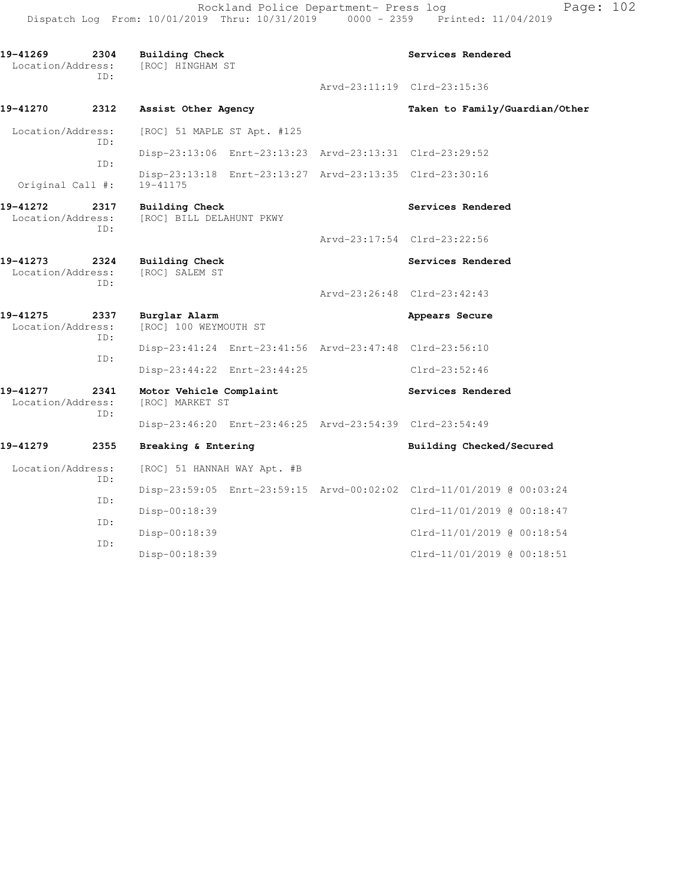**19-41269 2304 Building Check** — **Services Rendered**
Location/Address: [ROC] HINGHAM ST
ID:
Arvd-23:11:19 Clrd-23:15:36

**19-41270 2312 Assist Other Agency** — **Taken to Family/Guardian/Other**
Location/Address: [ROC] 51 MAPLE ST Apt. #125
ID:
Disp-23:13:06 Enrt-23:13:23 Arvd-23:13:31 Clrd-23:29:52
ID:
Disp-23:13:18 Enrt-23:13:27 Arvd-23:13:35 Clrd-23:30:16
Original Call #: 19-41175

**19-41272 2317 Building Check** — **Services Rendered**
Location/Address: [ROC] BILL DELAHUNT PKWY
ID:
Arvd-23:17:54 Clrd-23:22:56

**19-41273 2324 Building Check** — **Services Rendered**
Location/Address: [ROC] SALEM ST
ID:
Arvd-23:26:48 Clrd-23:42:43

**19-41275 2337 Burglar Alarm** — **Appears Secure**
Location/Address: [ROC] 100 WEYMOUTH ST
ID:
Disp-23:41:24 Enrt-23:41:56 Arvd-23:47:48 Clrd-23:56:10
ID:
Disp-23:44:22 Enrt-23:44:25 Clrd-23:52:46

**19-41277 2341 Motor Vehicle Complaint** — **Services Rendered**
Location/Address: [ROC] MARKET ST
ID:
Disp-23:46:20 Enrt-23:46:25 Arvd-23:54:39 Clrd-23:54:49

**19-41279 2355 Breaking & Entering** — **Building Checked/Secured**
Location/Address: [ROC] 51 HANNAH WAY Apt. #B
ID:
Disp-23:59:05 Enrt-23:59:15 Arvd-00:02:02 Clrd-11/01/2019 @ 00:03:24
ID:
Disp-00:18:39 Clrd-11/01/2019 @ 00:18:47
ID:
Disp-00:18:39 Clrd-11/01/2019 @ 00:18:54
ID:
Disp-00:18:39 Clrd-11/01/2019 @ 00:18:51